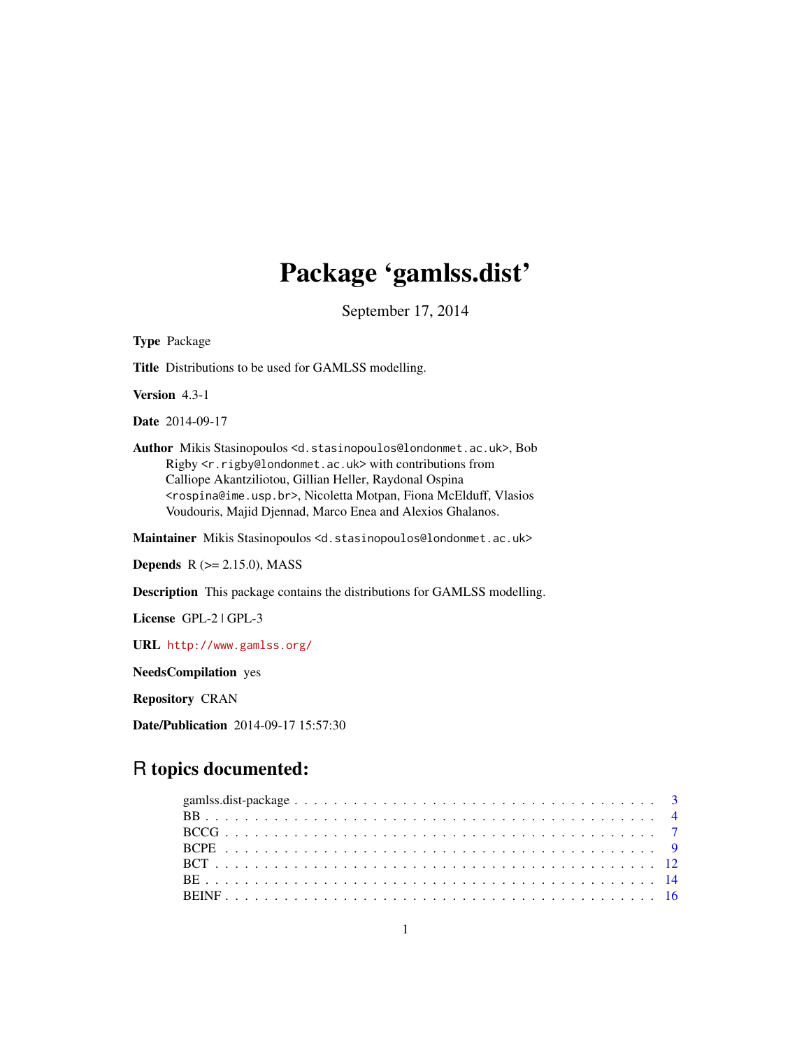# Package 'gamlss.dist'

September 17, 2014

**Type** Package

**Title** Distributions to be used for GAMLSS modelling.

**Version** 4.3-1

**Date** 2014-09-17

**Author** Mikis Stasinopoulos <d.stasinopoulos@londonmet.ac.uk>, Bob Rigby <r.rigby@londonmet.ac.uk> with contributions from Calliope Akantziliotou, Gillian Heller, Raydonal Ospina <rospina@ime.usp.br>, Nicoletta Motpan, Fiona McElduff, Vlasios Voudouris, Majid Djennad, Marco Enea and Alexios Ghalanos.

**Maintainer** Mikis Stasinopoulos <d.stasinopoulos@londonmet.ac.uk>

**Depends** R (>= 2.15.0), MASS

**Description** This package contains the distributions for GAMLSS modelling.

**License** GPL-2 | GPL-3

**URL** http://www.gamlss.org/

**NeedsCompilation** yes

**Repository** CRAN

**Date/Publication** 2014-09-17 15:57:30

## R topics documented:

- gamlss.dist-package . . . . . . . . . . 3
- BB . . . . . . . . . . 4
- BCCG . . . . . . . . . . 7
- BCPE . . . . . . . . . . 9
- BCT . . . . . . . . . . 12
- BE . . . . . . . . . . 14
- BEINF . . . . . . . . . . 16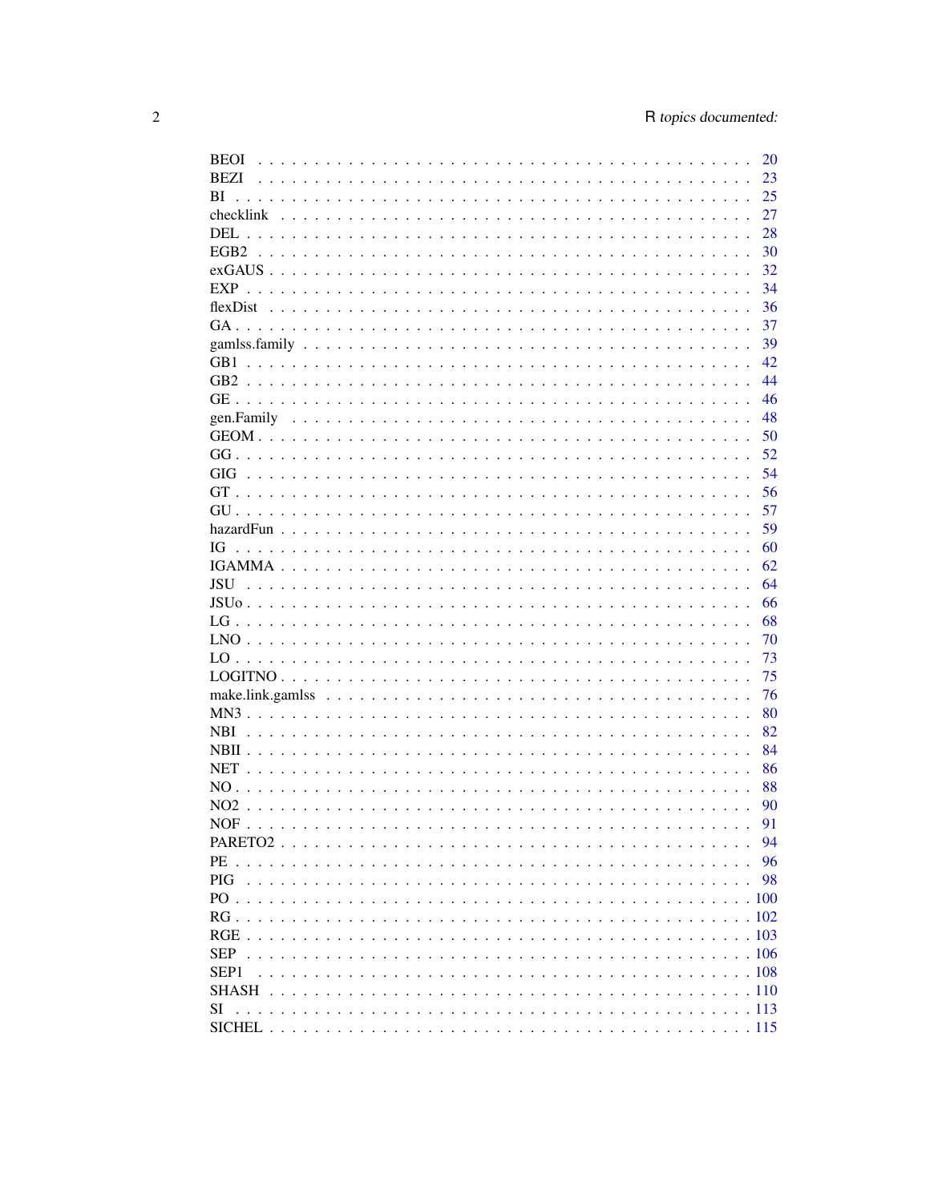BEOI . . . . . . . . . . . . . . . . . . . . . . . . . . . . . . . . . . . . . . . . . . 20
BEZI . . . . . . . . . . . . . . . . . . . . . . . . . . . . . . . . . . . . . . . . . . 23
BI . . . . . . . . . . . . . . . . . . . . . . . . . . . . . . . . . . . . . . . . . . . 25
checklink . . . . . . . . . . . . . . . . . . . . . . . . . . . . . . . . . . . . . . . 27
DEL . . . . . . . . . . . . . . . . . . . . . . . . . . . . . . . . . . . . . . . . . . 28
EGB2 . . . . . . . . . . . . . . . . . . . . . . . . . . . . . . . . . . . . . . . . . 30
exGAUS . . . . . . . . . . . . . . . . . . . . . . . . . . . . . . . . . . . . . . . . 32
EXP . . . . . . . . . . . . . . . . . . . . . . . . . . . . . . . . . . . . . . . . . . 34
flexDist . . . . . . . . . . . . . . . . . . . . . . . . . . . . . . . . . . . . . . . 36
GA . . . . . . . . . . . . . . . . . . . . . . . . . . . . . . . . . . . . . . . . . . . 37
gamlss.family . . . . . . . . . . . . . . . . . . . . . . . . . . . . . . . . . . . . 39
GB1 . . . . . . . . . . . . . . . . . . . . . . . . . . . . . . . . . . . . . . . . . . 42
GB2 . . . . . . . . . . . . . . . . . . . . . . . . . . . . . . . . . . . . . . . . . . 44
GE . . . . . . . . . . . . . . . . . . . . . . . . . . . . . . . . . . . . . . . . . . . 46
gen.Family . . . . . . . . . . . . . . . . . . . . . . . . . . . . . . . . . . . . . . 48
GEOM . . . . . . . . . . . . . . . . . . . . . . . . . . . . . . . . . . . . . . . . . 50
GG . . . . . . . . . . . . . . . . . . . . . . . . . . . . . . . . . . . . . . . . . . . 52
GIG . . . . . . . . . . . . . . . . . . . . . . . . . . . . . . . . . . . . . . . . . . 54
GT . . . . . . . . . . . . . . . . . . . . . . . . . . . . . . . . . . . . . . . . . . . 56
GU . . . . . . . . . . . . . . . . . . . . . . . . . . . . . . . . . . . . . . . . . . . 57
hazardFun . . . . . . . . . . . . . . . . . . . . . . . . . . . . . . . . . . . . . . . 59
IG . . . . . . . . . . . . . . . . . . . . . . . . . . . . . . . . . . . . . . . . . . . 60
IGAMMA . . . . . . . . . . . . . . . . . . . . . . . . . . . . . . . . . . . . . . . . 62
JSU . . . . . . . . . . . . . . . . . . . . . . . . . . . . . . . . . . . . . . . . . . 64
JSUo . . . . . . . . . . . . . . . . . . . . . . . . . . . . . . . . . . . . . . . . . . 66
LG . . . . . . . . . . . . . . . . . . . . . . . . . . . . . . . . . . . . . . . . . . . 68
LNO . . . . . . . . . . . . . . . . . . . . . . . . . . . . . . . . . . . . . . . . . . 70
LO . . . . . . . . . . . . . . . . . . . . . . . . . . . . . . . . . . . . . . . . . . . 73
LOGITNO . . . . . . . . . . . . . . . . . . . . . . . . . . . . . . . . . . . . . . . 75
make.link.gamlss . . . . . . . . . . . . . . . . . . . . . . . . . . . . . . . . . . 76
MN3 . . . . . . . . . . . . . . . . . . . . . . . . . . . . . . . . . . . . . . . . . . 80
NBI . . . . . . . . . . . . . . . . . . . . . . . . . . . . . . . . . . . . . . . . . . 82
NBII . . . . . . . . . . . . . . . . . . . . . . . . . . . . . . . . . . . . . . . . . . 84
NET . . . . . . . . . . . . . . . . . . . . . . . . . . . . . . . . . . . . . . . . . . 86
NO . . . . . . . . . . . . . . . . . . . . . . . . . . . . . . . . . . . . . . . . . . . 88
NO2 . . . . . . . . . . . . . . . . . . . . . . . . . . . . . . . . . . . . . . . . . . 90
NOF . . . . . . . . . . . . . . . . . . . . . . . . . . . . . . . . . . . . . . . . . . 91
PARETO2 . . . . . . . . . . . . . . . . . . . . . . . . . . . . . . . . . . . . . . . 94
PE . . . . . . . . . . . . . . . . . . . . . . . . . . . . . . . . . . . . . . . . . . . 96
PIG . . . . . . . . . . . . . . . . . . . . . . . . . . . . . . . . . . . . . . . . . . 98
PO . . . . . . . . . . . . . . . . . . . . . . . . . . . . . . . . . . . . . . . . . . . 100
RG . . . . . . . . . . . . . . . . . . . . . . . . . . . . . . . . . . . . . . . . . . . 102
RGE . . . . . . . . . . . . . . . . . . . . . . . . . . . . . . . . . . . . . . . . . . 103
SEP . . . . . . . . . . . . . . . . . . . . . . . . . . . . . . . . . . . . . . . . . . 106
SEP1 . . . . . . . . . . . . . . . . . . . . . . . . . . . . . . . . . . . . . . . . . . 108
SHASH . . . . . . . . . . . . . . . . . . . . . . . . . . . . . . . . . . . . . . . . . 110
SI . . . . . . . . . . . . . . . . . . . . . . . . . . . . . . . . . . . . . . . . . . . 113
SICHEL . . . . . . . . . . . . . . . . . . . . . . . . . . . . . . . . . . . . . . . . 115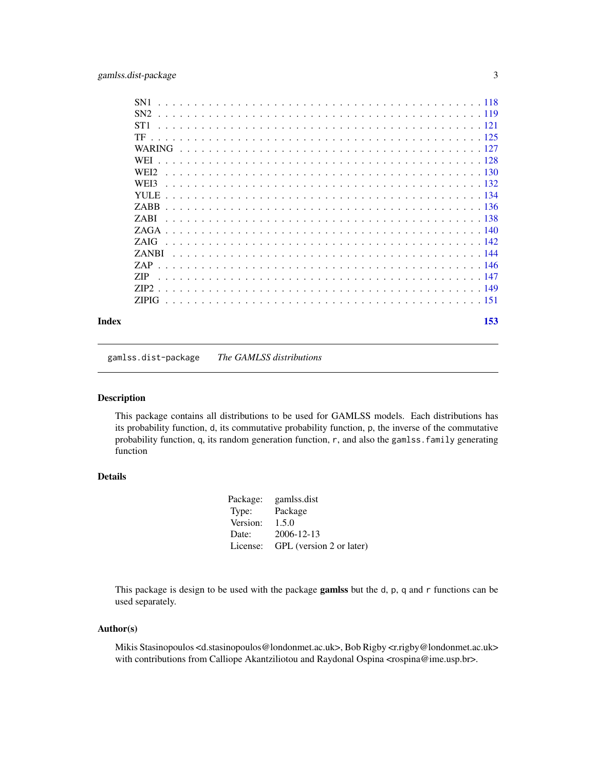SN1 . . . . . . . . . . . . . . . . . . . . . . . . . . . . . . . . . . . . . . . . . . 118
SN2 . . . . . . . . . . . . . . . . . . . . . . . . . . . . . . . . . . . . . . . . . . 119
ST1 . . . . . . . . . . . . . . . . . . . . . . . . . . . . . . . . . . . . . . . . . . 121
TF . . . . . . . . . . . . . . . . . . . . . . . . . . . . . . . . . . . . . . . . . . 125
WARING . . . . . . . . . . . . . . . . . . . . . . . . . . . . . . . . . . . . . . . . 127
WEI . . . . . . . . . . . . . . . . . . . . . . . . . . . . . . . . . . . . . . . . . . 128
WEI2 . . . . . . . . . . . . . . . . . . . . . . . . . . . . . . . . . . . . . . . . . 130
WEI3 . . . . . . . . . . . . . . . . . . . . . . . . . . . . . . . . . . . . . . . . . 132
YULE . . . . . . . . . . . . . . . . . . . . . . . . . . . . . . . . . . . . . . . . . 134
ZABB . . . . . . . . . . . . . . . . . . . . . . . . . . . . . . . . . . . . . . . . . 136
ZABI . . . . . . . . . . . . . . . . . . . . . . . . . . . . . . . . . . . . . . . . . 138
ZAGA . . . . . . . . . . . . . . . . . . . . . . . . . . . . . . . . . . . . . . . . . 140
ZAIG . . . . . . . . . . . . . . . . . . . . . . . . . . . . . . . . . . . . . . . . . 142
ZANBI . . . . . . . . . . . . . . . . . . . . . . . . . . . . . . . . . . . . . . . . 144
ZAP . . . . . . . . . . . . . . . . . . . . . . . . . . . . . . . . . . . . . . . . . . 146
ZIP . . . . . . . . . . . . . . . . . . . . . . . . . . . . . . . . . . . . . . . . . . 147
ZIP2 . . . . . . . . . . . . . . . . . . . . . . . . . . . . . . . . . . . . . . . . . 149
ZIPIG . . . . . . . . . . . . . . . . . . . . . . . . . . . . . . . . . . . . . . . . . 151

**Index** **153**

---

`gamlss.dist-package` *The GAMLSS distributions*

---

## Description

This package contains all distributions to be used for GAMLSS models. Each distributions has its probability function, `d`, its commutative probability function, `p`, the inverse of the commutative probability function, `q`, its random generation function, `r`, and also the `gamlss.family` generating function

## Details

| | |
|---|---|
| Package: | gamlss.dist |
| Type: | Package |
| Version: | 1.5.0 |
| Date: | 2006-12-13 |
| License: | GPL (version 2 or later) |

This package is design to be used with the package **gamlss** but the `d`, `p`, `q` and `r` functions can be used separately.

## Author(s)

Mikis Stasinopoulos <d.stasinopoulos@londonmet.ac.uk>, Bob Rigby <r.rigby@londonmet.ac.uk> with contributions from Calliope Akantziliotou and Raydonal Ospina <rospina@ime.usp.br>.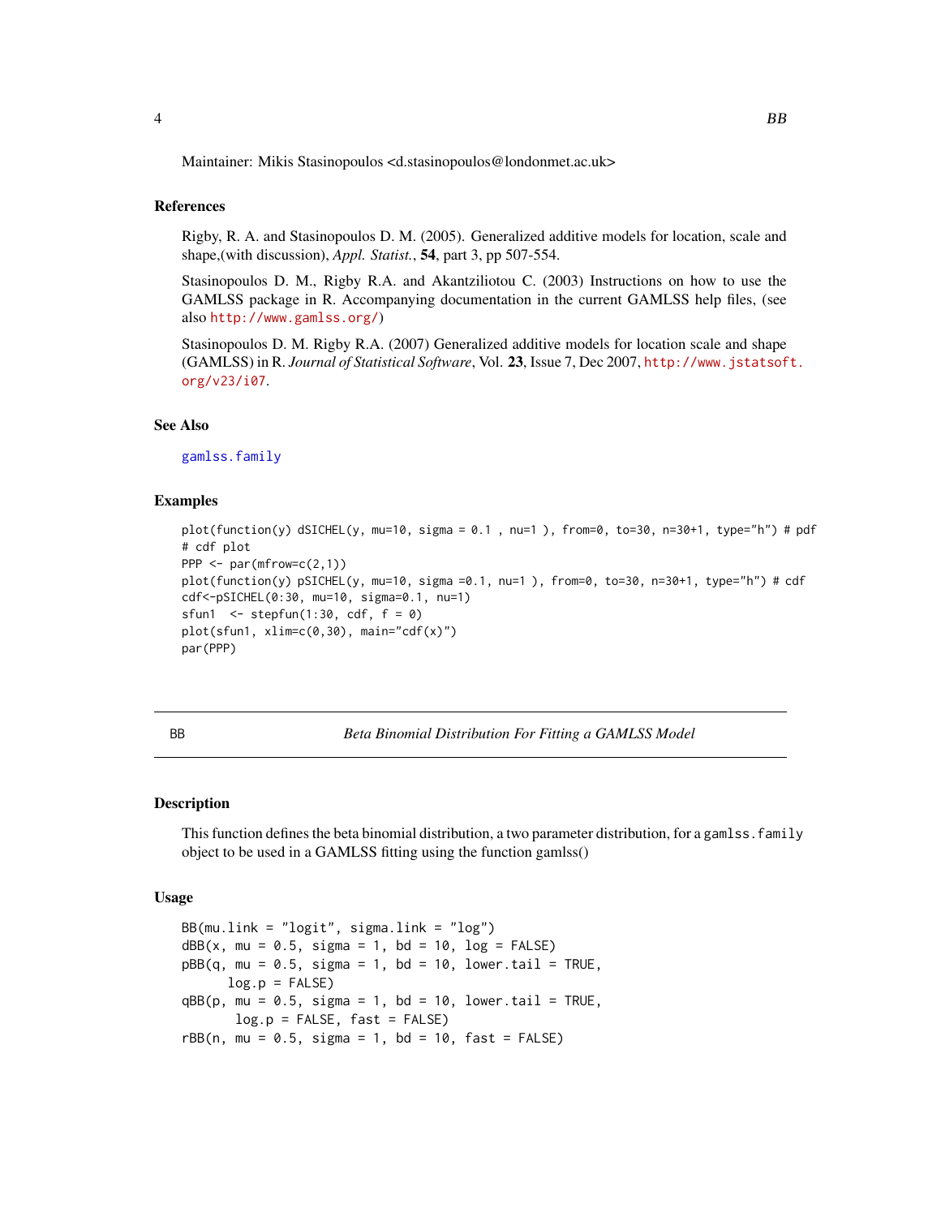Maintainer: Mikis Stasinopoulos <d.stasinopoulos@londonmet.ac.uk>

### References

Rigby, R. A. and Stasinopoulos D. M. (2005). Generalized additive models for location, scale and shape,(with discussion), *Appl. Statist.*, **54**, part 3, pp 507-554.

Stasinopoulos D. M., Rigby R.A. and Akantziliotou C. (2003) Instructions on how to use the GAMLSS package in R. Accompanying documentation in the current GAMLSS help files, (see also http://www.gamlss.org/)

Stasinopoulos D. M. Rigby R.A. (2007) Generalized additive models for location scale and shape (GAMLSS) in R. *Journal of Statistical Software*, Vol. **23**, Issue 7, Dec 2007, http://www.jstatsoft.org/v23/i07.

### See Also

gamlss.family

### Examples

```
plot(function(y) dSICHEL(y, mu=10, sigma = 0.1 , nu=1 ), from=0, to=30, n=30+1, type="h") # pdf
# cdf plot
PPP <- par(mfrow=c(2,1))
plot(function(y) pSICHEL(y, mu=10, sigma =0.1, nu=1 ), from=0, to=30, n=30+1, type="h") # cdf
cdf<-pSICHEL(0:30, mu=10, sigma=0.1, nu=1)
sfun1  <- stepfun(1:30, cdf, f = 0)
plot(sfun1, xlim=c(0,30), main="cdf(x)")
par(PPP)
```

---

## BB — *Beta Binomial Distribution For Fitting a GAMLSS Model*

---

### Description

This function defines the beta binomial distribution, a two parameter distribution, for a `gamlss.family` object to be used in a GAMLSS fitting using the function gamlss()

### Usage

```
BB(mu.link = "logit", sigma.link = "log")
dBB(x, mu = 0.5, sigma = 1, bd = 10, log = FALSE)
pBB(q, mu = 0.5, sigma = 1, bd = 10, lower.tail = TRUE,
      log.p = FALSE)
qBB(p, mu = 0.5, sigma = 1, bd = 10, lower.tail = TRUE,
       log.p = FALSE, fast = FALSE)
rBB(n, mu = 0.5, sigma = 1, bd = 10, fast = FALSE)
```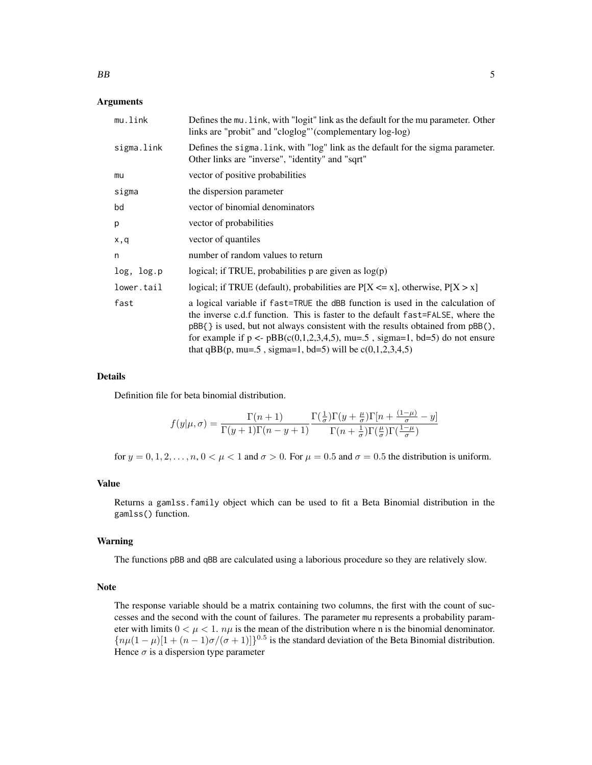## Arguments

| | |
|---|---|
| `mu.link` | Defines the `mu.link`, with "logit" link as the default for the mu parameter. Other links are "probit" and "cloglog"'(complementary log-log) |
| `sigma.link` | Defines the `sigma.link`, with "log" link as the default for the sigma parameter. Other links are "inverse", "identity" and "sqrt" |
| `mu` | vector of positive probabilities |
| `sigma` | the dispersion parameter |
| `bd` | vector of binomial denominators |
| `p` | vector of probabilities |
| `x,q` | vector of quantiles |
| `n` | number of random values to return |
| `log, log.p` | logical; if TRUE, probabilities p are given as log(p) |
| `lower.tail` | logical; if TRUE (default), probabilities are P[X <= x], otherwise, P[X > x] |
| `fast` | a logical variable if `fast=TRUE` the `dBB` function is used in the calculation of the inverse c.d.f function. This is faster to the default `fast=FALSE`, where the `pBB{}` is used, but not always consistent with the results obtained from `pBB()`, for example if p <- pBB(c(0,1,2,3,4,5), mu=.5 , sigma=1, bd=5) do not ensure that qBB(p, mu=.5 , sigma=1, bd=5) will be c(0,1,2,3,4,5) |

## Details

Definition file for beta binomial distribution.

$$f(y|\mu,\sigma) = \frac{\Gamma(n+1)}{\Gamma(y+1)\Gamma(n-y+1)} \frac{\Gamma(\frac{1}{\sigma})\Gamma(y+\frac{\mu}{\sigma})\Gamma[n+\frac{(1-\mu)}{\sigma}-y]}{\Gamma(n+\frac{1}{\sigma})\Gamma(\frac{\mu}{\sigma})\Gamma(\frac{1-\mu}{\sigma})}$$

for $y = 0, 1, 2, \ldots, n$, $0 < \mu < 1$ and $\sigma > 0$. For $\mu = 0.5$ and $\sigma = 0.5$ the distribution is uniform.

## Value

Returns a `gamlss.family` object which can be used to fit a Beta Binomial distribution in the `gamlss()` function.

## Warning

The functions `pBB` and `qBB` are calculated using a laborious procedure so they are relatively slow.

## Note

The response variable should be a matrix containing two columns, the first with the count of successes and the second with the count of failures. The parameter `mu` represents a probability parameter with limits $0 < \mu < 1$. $n\mu$ is the mean of the distribution where n is the binomial denominator. $\{n\mu(1-\mu)[1+(n-1)\sigma/(\sigma+1)]\}^{0.5}$ is the standard deviation of the Beta Binomial distribution. Hence $\sigma$ is a dispersion type parameter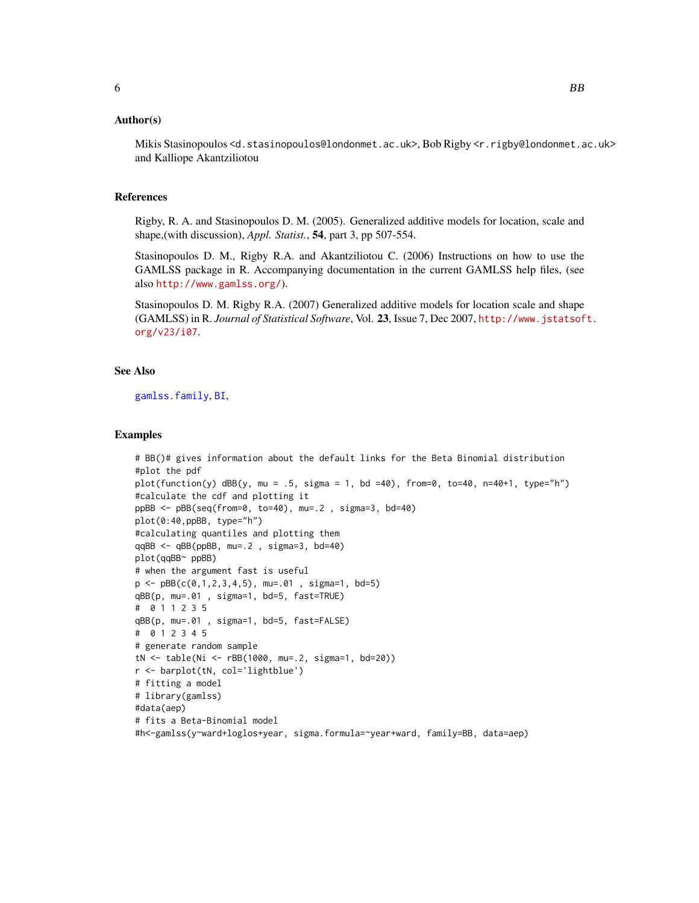## Author(s)

Mikis Stasinopoulos <d.stasinopoulos@londonmet.ac.uk>, Bob Rigby <r.rigby@londonmet.ac.uk> and Kalliope Akantziliotou

## References

Rigby, R. A. and Stasinopoulos D. M. (2005). Generalized additive models for location, scale and shape,(with discussion), *Appl. Statist.*, **54**, part 3, pp 507-554.

Stasinopoulos D. M., Rigby R.A. and Akantziliotou C. (2006) Instructions on how to use the GAMLSS package in R. Accompanying documentation in the current GAMLSS help files, (see also http://www.gamlss.org/).

Stasinopoulos D. M. Rigby R.A. (2007) Generalized additive models for location scale and shape (GAMLSS) in R. *Journal of Statistical Software*, Vol. **23**, Issue 7, Dec 2007, http://www.jstatsoft.org/v23/i07.

## See Also

gamlss.family, BI,

## Examples

```
# BB()# gives information about the default links for the Beta Binomial distribution
#plot the pdf
plot(function(y) dBB(y, mu = .5, sigma = 1, bd =40), from=0, to=40, n=40+1, type="h")
#calculate the cdf and plotting it
ppBB <- pBB(seq(from=0, to=40), mu=.2 , sigma=3, bd=40)
plot(0:40,ppBB, type="h")
#calculating quantiles and plotting them
qqBB <- qBB(ppBB, mu=.2 , sigma=3, bd=40)
plot(qqBB~ ppBB)
# when the argument fast is useful
p <- pBB(c(0,1,2,3,4,5), mu=.01 , sigma=1, bd=5)
qBB(p, mu=.01 , sigma=1, bd=5, fast=TRUE)
#  0 1 1 2 3 5
qBB(p, mu=.01 , sigma=1, bd=5, fast=FALSE)
#  0 1 2 3 4 5
# generate random sample
tN <- table(Ni <- rBB(1000, mu=.2, sigma=1, bd=20))
r <- barplot(tN, col='lightblue')
# fitting a model
# library(gamlss)
#data(aep)
# fits a Beta-Binomial model
#h<-gamlss(y~ward+loglos+year, sigma.formula=~year+ward, family=BB, data=aep)
```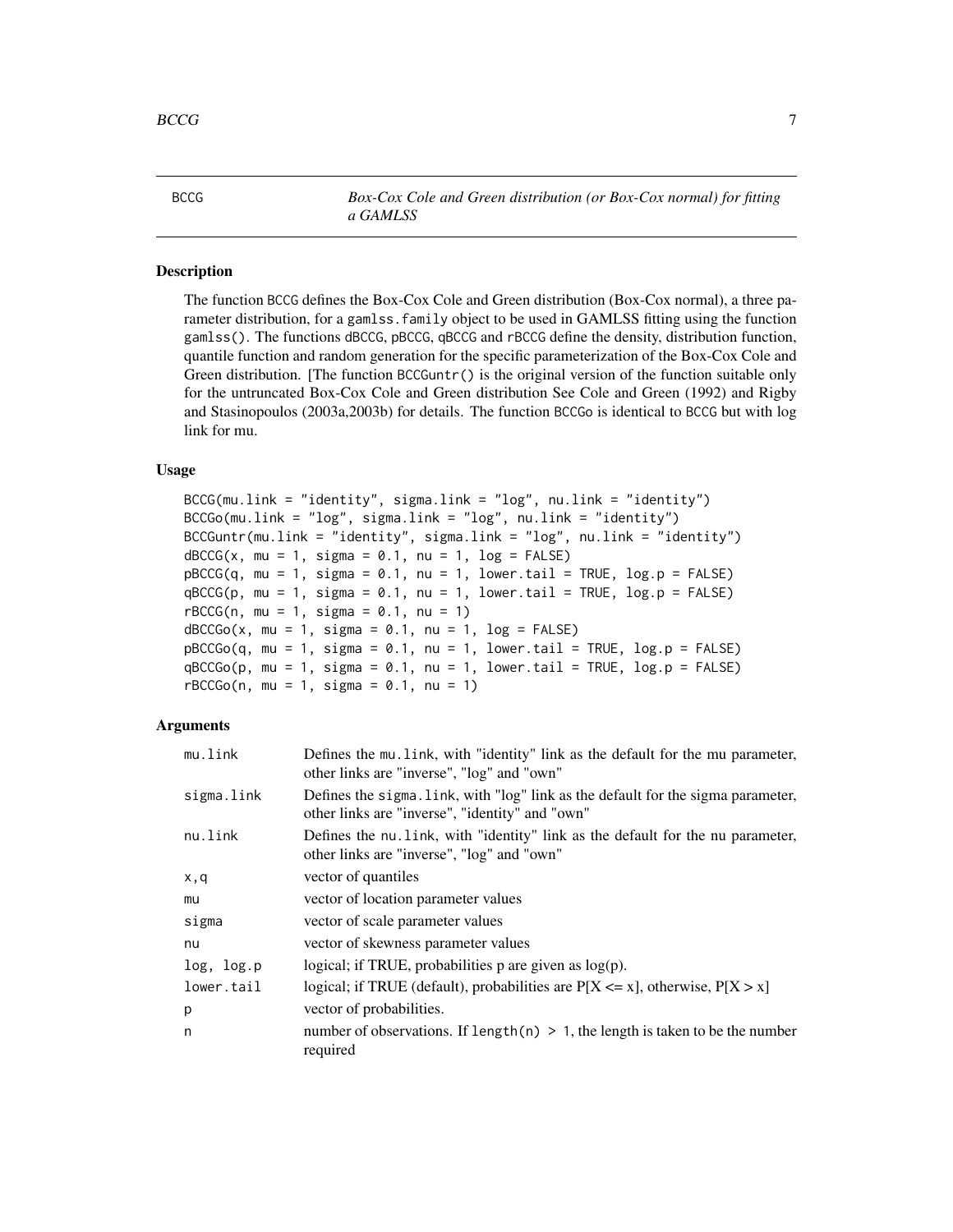BCCG — *Box-Cox Cole and Green distribution (or Box-Cox normal) for fitting a GAMLSS*

## Description

The function BCCG defines the Box-Cox Cole and Green distribution (Box-Cox normal), a three parameter distribution, for a gamlss.family object to be used in GAMLSS fitting using the function gamlss(). The functions dBCCG, pBCCG, qBCCG and rBCCG define the density, distribution function, quantile function and random generation for the specific parameterization of the Box-Cox Cole and Green distribution. [The function BCCGuntr() is the original version of the function suitable only for the untruncated Box-Cox Cole and Green distribution See Cole and Green (1992) and Rigby and Stasinopoulos (2003a,2003b) for details. The function BCCGo is identical to BCCG but with log link for mu.

## Usage

```
BCCG(mu.link = "identity", sigma.link = "log", nu.link = "identity")
BCCGo(mu.link = "log", sigma.link = "log", nu.link = "identity")
BCCGuntr(mu.link = "identity", sigma.link = "log", nu.link = "identity")
dBCCG(x, mu = 1, sigma = 0.1, nu = 1, log = FALSE)
pBCCG(q, mu = 1, sigma = 0.1, nu = 1, lower.tail = TRUE, log.p = FALSE)
qBCCG(p, mu = 1, sigma = 0.1, nu = 1, lower.tail = TRUE, log.p = FALSE)
rBCCG(n, mu = 1, sigma = 0.1, nu = 1)
dBCCGo(x, mu = 1, sigma = 0.1, nu = 1, log = FALSE)
pBCCGo(q, mu = 1, sigma = 0.1, nu = 1, lower.tail = TRUE, log.p = FALSE)
qBCCGo(p, mu = 1, sigma = 0.1, nu = 1, lower.tail = TRUE, log.p = FALSE)
rBCCGo(n, mu = 1, sigma = 0.1, nu = 1)
```

## Arguments

| | |
|---|---|
| mu.link | Defines the mu.link, with "identity" link as the default for the mu parameter, other links are "inverse", "log" and "own" |
| sigma.link | Defines the sigma.link, with "log" link as the default for the sigma parameter, other links are "inverse", "identity" and "own" |
| nu.link | Defines the nu.link, with "identity" link as the default for the nu parameter, other links are "inverse", "log" and "own" |
| x,q | vector of quantiles |
| mu | vector of location parameter values |
| sigma | vector of scale parameter values |
| nu | vector of skewness parameter values |
| log, log.p | logical; if TRUE, probabilities p are given as log(p). |
| lower.tail | logical; if TRUE (default), probabilities are P[X <= x], otherwise, P[X > x] |
| p | vector of probabilities. |
| n | number of observations. If length(n) > 1, the length is taken to be the number required |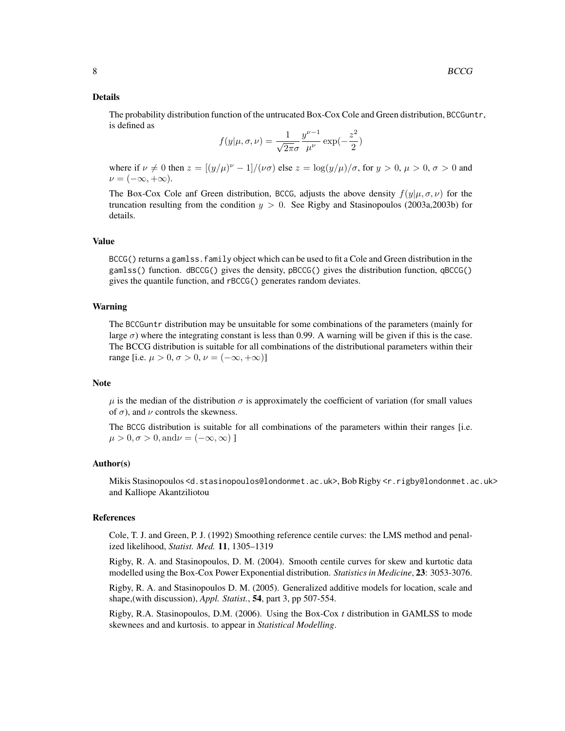## Details

The probability distribution function of the untrucated Box-Cox Cole and Green distribution, `BCCGuntr`, is defined as

$$f(y|\mu,\sigma,\nu) = \frac{1}{\sqrt{2\pi}\sigma}\frac{y^{\nu-1}}{\mu^{\nu}}\exp(-\frac{z^2}{2})$$

where if $\nu \neq 0$ then $z = [(y/\mu)^{\nu} - 1]/(\nu\sigma)$ else $z = \log(y/\mu)/\sigma$, for $y > 0$, $\mu > 0$, $\sigma > 0$ and $\nu = (-\infty, +\infty)$.

The Box-Cox Cole anf Green distribution, `BCCG`, adjusts the above density $f(y|\mu,\sigma,\nu)$ for the truncation resulting from the condition $y > 0$. See Rigby and Stasinopoulos (2003a,2003b) for details.

## Value

`BCCG()` returns a `gamlss.family` object which can be used to fit a Cole and Green distribution in the `gamlss()` function. `dBCCG()` gives the density, `pBCCG()` gives the distribution function, `qBCCG()` gives the quantile function, and `rBCCG()` generates random deviates.

## Warning

The `BCCGuntr` distribution may be unsuitable for some combinations of the parameters (mainly for large $\sigma$) where the integrating constant is less than 0.99. A warning will be given if this is the case. The BCCG distribution is suitable for all combinations of the distributional parameters within their range [i.e. $\mu > 0$, $\sigma > 0$, $\nu = (-\infty, +\infty)$]

## Note

$\mu$ is the median of the distribution $\sigma$ is approximately the coefficient of variation (for small values of $\sigma$), and $\nu$ controls the skewness.

The `BCCG` distribution is suitable for all combinations of the parameters within their ranges [i.e. $\mu > 0, \sigma > 0, \text{and} \nu = (-\infty, \infty)$ ]

## Author(s)

Mikis Stasinopoulos <d.stasinopoulos@londonmet.ac.uk>, Bob Rigby <r.rigby@londonmet.ac.uk> and Kalliope Akantziliotou

## References

Cole, T. J. and Green, P. J. (1992) Smoothing reference centile curves: the LMS method and penalized likelihood, *Statist. Med.* **11**, 1305–1319

Rigby, R. A. and Stasinopoulos, D. M. (2004). Smooth centile curves for skew and kurtotic data modelled using the Box-Cox Power Exponential distribution. *Statistics in Medicine*, **23**: 3053-3076.

Rigby, R. A. and Stasinopoulos D. M. (2005). Generalized additive models for location, scale and shape,(with discussion), *Appl. Statist.*, **54**, part 3, pp 507-554.

Rigby, R.A. Stasinopoulos, D.M. (2006). Using the Box-Cox *t* distribution in GAMLSS to mode skewnees and and kurtosis. to appear in *Statistical Modelling*.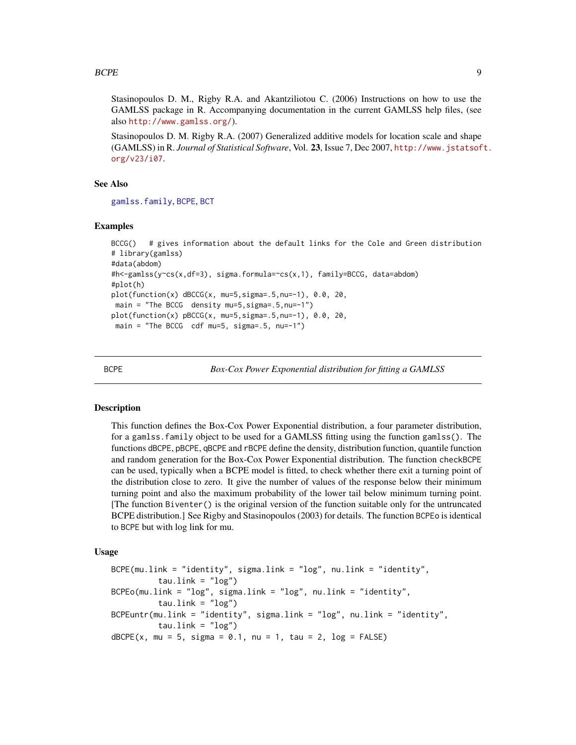Stasinopoulos D. M., Rigby R.A. and Akantziliotou C. (2006) Instructions on how to use the GAMLSS package in R. Accompanying documentation in the current GAMLSS help files, (see also http://www.gamlss.org/).

Stasinopoulos D. M. Rigby R.A. (2007) Generalized additive models for location scale and shape (GAMLSS) in R. *Journal of Statistical Software*, Vol. **23**, Issue 7, Dec 2007, http://www.jstatsoft.org/v23/i07.

### See Also

gamlss.family, BCPE, BCT

### Examples

```
BCCG()   # gives information about the default links for the Cole and Green distribution
# library(gamlss)
#data(abdom)
#h<-gamlss(y~cs(x,df=3), sigma.formula=~cs(x,1), family=BCCG, data=abdom)
#plot(h)
plot(function(x) dBCCG(x, mu=5,sigma=.5,nu=-1), 0.0, 20,
 main = "The BCCG  density mu=5,sigma=.5,nu=-1")
plot(function(x) pBCCG(x, mu=5,sigma=.5,nu=-1), 0.0, 20,
 main = "The BCCG  cdf mu=5, sigma=.5, nu=-1")
```

---

## BCPE — *Box-Cox Power Exponential distribution for fitting a GAMLSS*

### Description

This function defines the Box-Cox Power Exponential distribution, a four parameter distribution, for a gamlss.family object to be used for a GAMLSS fitting using the function gamlss(). The functions dBCPE, pBCPE, qBCPE and rBCPE define the density, distribution function, quantile function and random generation for the Box-Cox Power Exponential distribution. The function checkBCPE can be used, typically when a BCPE model is fitted, to check whether there exit a turning point of the distribution close to zero. It give the number of values of the response below their minimum turning point and also the maximum probability of the lower tail below minimum turning point. [The function Biventer() is the original version of the function suitable only for the untruncated BCPE distribution.] See Rigby and Stasinopoulos (2003) for details. The function BCPEo is identical to BCPE but with log link for mu.

### Usage

```
BCPE(mu.link = "identity", sigma.link = "log", nu.link = "identity",
          tau.link = "log")
BCPEo(mu.link = "log", sigma.link = "log", nu.link = "identity",
          tau.link = "log")
BCPEuntr(mu.link = "identity", sigma.link = "log", nu.link = "identity",
          tau.link = "log")
dBCPE(x, mu = 5, sigma = 0.1, nu = 1, tau = 2, log = FALSE)
```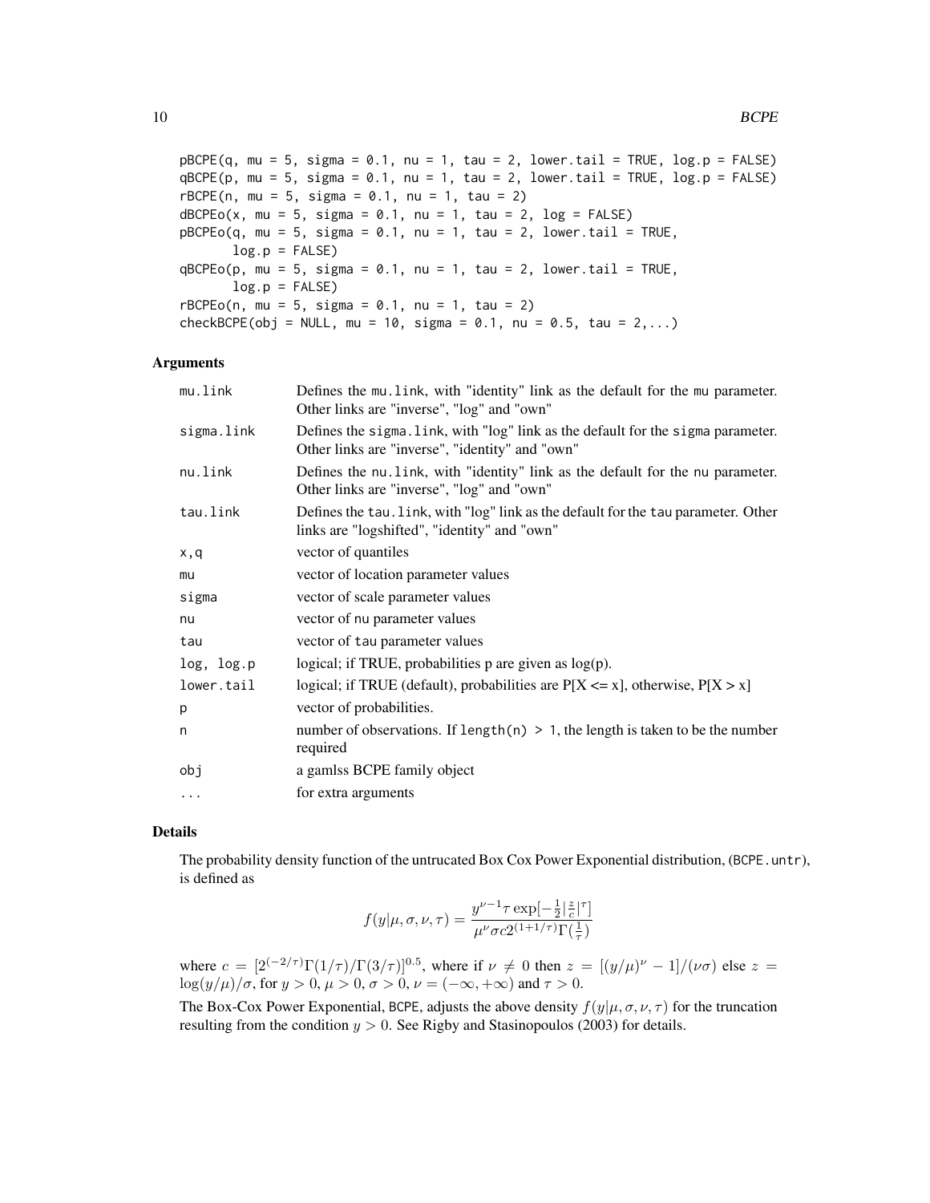```
pBCPE(q, mu = 5, sigma = 0.1, nu = 1, tau = 2, lower.tail = TRUE, log.p = FALSE)
qBCPE(p, mu = 5, sigma = 0.1, nu = 1, tau = 2, lower.tail = TRUE, log.p = FALSE)
rBCPE(n, mu = 5, sigma = 0.1, nu = 1, tau = 2)
dBCPEo(x, mu = 5, sigma = 0.1, nu = 1, tau = 2, log = FALSE)
pBCPEo(q, mu = 5, sigma = 0.1, nu = 1, tau = 2, lower.tail = TRUE,
       log.p = FALSE)
qBCPEo(p, mu = 5, sigma = 0.1, nu = 1, tau = 2, lower.tail = TRUE,
       log.p = FALSE)
rBCPEo(n, mu = 5, sigma = 0.1, nu = 1, tau = 2)
checkBCPE(obj = NULL, mu = 10, sigma = 0.1, nu = 0.5, tau = 2,...)
```

## Arguments

| | |
|---|---|
| mu.link | Defines the mu.link, with "identity" link as the default for the mu parameter. Other links are "inverse", "log" and "own" |
| sigma.link | Defines the sigma.link, with "log" link as the default for the sigma parameter. Other links are "inverse", "identity" and "own" |
| nu.link | Defines the nu.link, with "identity" link as the default for the nu parameter. Other links are "inverse", "log" and "own" |
| tau.link | Defines the tau.link, with "log" link as the default for the tau parameter. Other links are "logshifted", "identity" and "own" |
| x,q | vector of quantiles |
| mu | vector of location parameter values |
| sigma | vector of scale parameter values |
| nu | vector of nu parameter values |
| tau | vector of tau parameter values |
| log, log.p | logical; if TRUE, probabilities p are given as log(p). |
| lower.tail | logical; if TRUE (default), probabilities are P[X <= x], otherwise, P[X > x] |
| p | vector of probabilities. |
| n | number of observations. If length(n) > 1, the length is taken to be the number required |
| obj | a gamlss BCPE family object |
| ... | for extra arguments |

## Details

The probability density function of the untrucated Box Cox Power Exponential distribution, (BCPE.untr), is defined as

$$f(y|\mu,\sigma,\nu,\tau) = \frac{y^{\nu-1}\tau \exp[-\frac{1}{2}|\frac{z}{c}|^{\tau}]}{\mu^{\nu}\sigma c 2^{(1+1/\tau)}\Gamma(\frac{1}{\tau})}$$

where $c = [2^{(-2/\tau)}\Gamma(1/\tau)/\Gamma(3/\tau)]^{0.5}$, where if $\nu \neq 0$ then $z = [(y/\mu)^{\nu} - 1]/(\nu\sigma)$ else $z = \log(y/\mu)/\sigma$, for $y > 0$, $\mu > 0$, $\sigma > 0$, $\nu = (-\infty, +\infty)$ and $\tau > 0$.

The Box-Cox Power Exponential, BCPE, adjusts the above density $f(y|\mu,\sigma,\nu,\tau)$ for the truncation resulting from the condition $y > 0$. See Rigby and Stasinopoulos (2003) for details.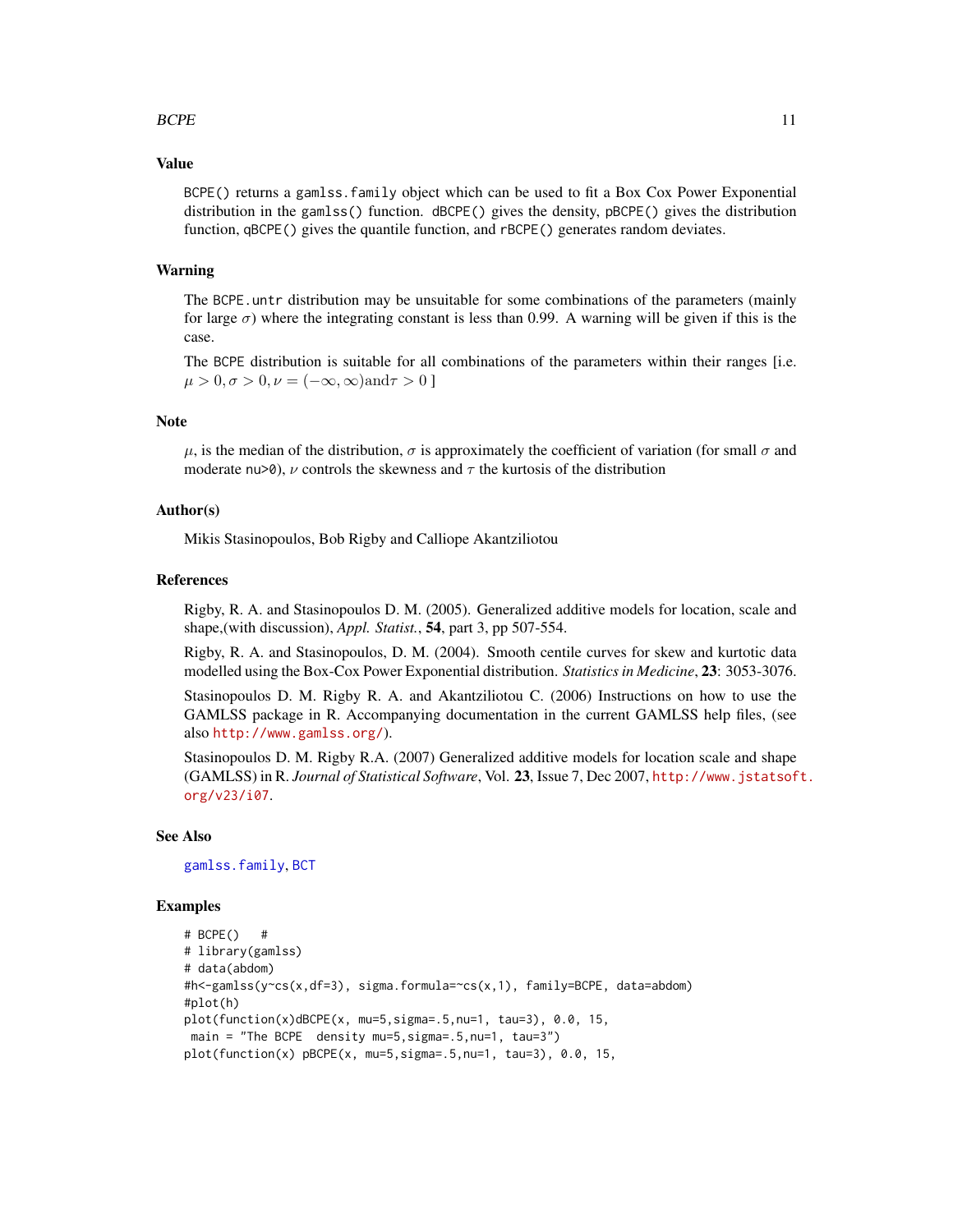## Value

`BCPE()` returns a `gamlss.family` object which can be used to fit a Box Cox Power Exponential distribution in the `gamlss()` function. `dBCPE()` gives the density, `pBCPE()` gives the distribution function, `qBCPE()` gives the quantile function, and `rBCPE()` generates random deviates.

## Warning

The `BCPE.untr` distribution may be unsuitable for some combinations of the parameters (mainly for large $\sigma$) where the integrating constant is less than 0.99. A warning will be given if this is the case.

The `BCPE` distribution is suitable for all combinations of the parameters within their ranges [i.e. $\mu > 0, \sigma > 0, \nu = (-\infty, \infty) \text{and} \tau > 0$ ]

## Note

$\mu$, is the median of the distribution, $\sigma$ is approximately the coefficient of variation (for small $\sigma$ and moderate `nu>0`), $\nu$ controls the skewness and $\tau$ the kurtosis of the distribution

## Author(s)

Mikis Stasinopoulos, Bob Rigby and Calliope Akantziliotou

## References

Rigby, R. A. and Stasinopoulos D. M. (2005). Generalized additive models for location, scale and shape,(with discussion), *Appl. Statist.*, **54**, part 3, pp 507-554.

Rigby, R. A. and Stasinopoulos, D. M. (2004). Smooth centile curves for skew and kurtotic data modelled using the Box-Cox Power Exponential distribution. *Statistics in Medicine*, **23**: 3053-3076.

Stasinopoulos D. M. Rigby R. A. and Akantziliotou C. (2006) Instructions on how to use the GAMLSS package in R. Accompanying documentation in the current GAMLSS help files, (see also http://www.gamlss.org/).

Stasinopoulos D. M. Rigby R.A. (2007) Generalized additive models for location scale and shape (GAMLSS) in R. *Journal of Statistical Software*, Vol. **23**, Issue 7, Dec 2007, http://www.jstatsoft.org/v23/i07.

## See Also

`gamlss.family`, `BCT`

## Examples

```
# BCPE()   #
# library(gamlss)
# data(abdom)
#h<-gamlss(y~cs(x,df=3), sigma.formula=~cs(x,1), family=BCPE, data=abdom)
#plot(h)
plot(function(x)dBCPE(x, mu=5,sigma=.5,nu=1, tau=3), 0.0, 15,
 main = "The BCPE  density mu=5,sigma=.5,nu=1, tau=3")
plot(function(x) pBCPE(x, mu=5,sigma=.5,nu=1, tau=3), 0.0, 15,
```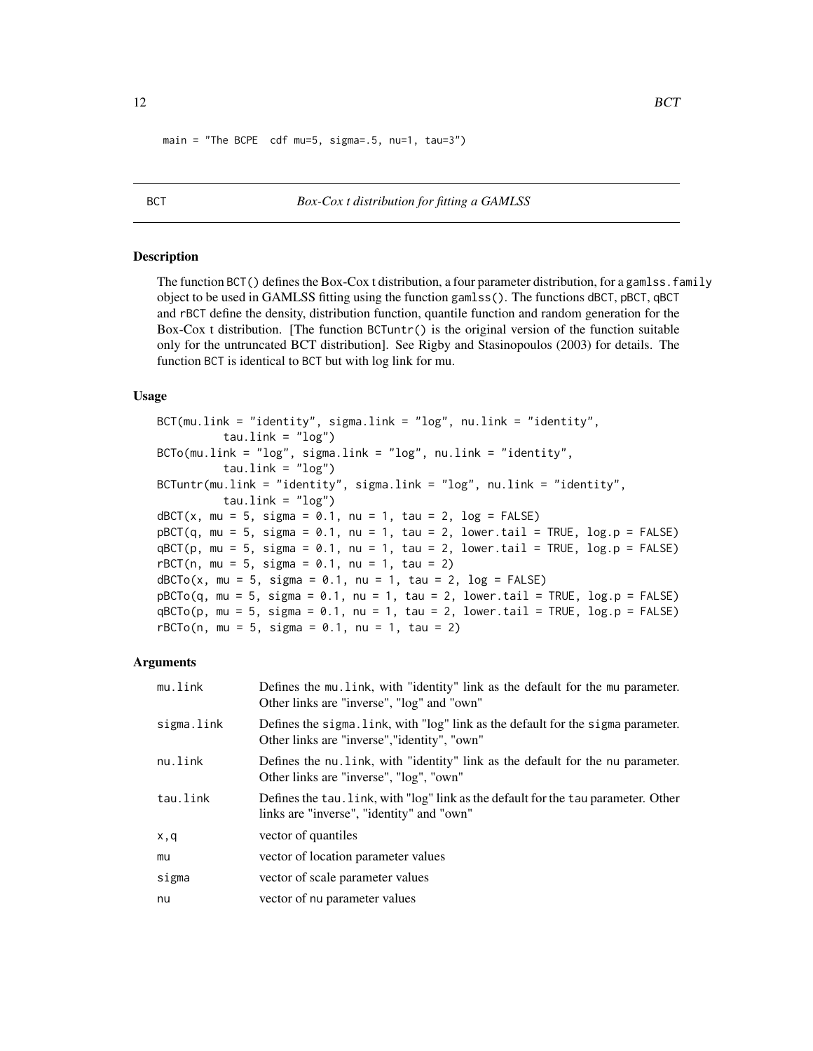```
main = "The BCPE  cdf mu=5, sigma=.5, nu=1, tau=3")
```

---

BCT — *Box-Cox t distribution for fitting a GAMLSS*

---

## Description

The function BCT() defines the Box-Cox t distribution, a four parameter distribution, for a gamlss.family object to be used in GAMLSS fitting using the function gamlss(). The functions dBCT, pBCT, qBCT and rBCT define the density, distribution function, quantile function and random generation for the Box-Cox t distribution. [The function BCTuntr() is the original version of the function suitable only for the untruncated BCT distribution]. See Rigby and Stasinopoulos (2003) for details. The function BCT is identical to BCT but with log link for mu.

## Usage

```
BCT(mu.link = "identity", sigma.link = "log", nu.link = "identity",
         tau.link = "log")
BCTo(mu.link = "log", sigma.link = "log", nu.link = "identity",
         tau.link = "log")
BCTuntr(mu.link = "identity", sigma.link = "log", nu.link = "identity",
         tau.link = "log")
dBCT(x, mu = 5, sigma = 0.1, nu = 1, tau = 2, log = FALSE)
pBCT(q, mu = 5, sigma = 0.1, nu = 1, tau = 2, lower.tail = TRUE, log.p = FALSE)
qBCT(p, mu = 5, sigma = 0.1, nu = 1, tau = 2, lower.tail = TRUE, log.p = FALSE)
rBCT(n, mu = 5, sigma = 0.1, nu = 1, tau = 2)
dBCTo(x, mu = 5, sigma = 0.1, nu = 1, tau = 2, log = FALSE)
pBCTo(q, mu = 5, sigma = 0.1, nu = 1, tau = 2, lower.tail = TRUE, log.p = FALSE)
qBCTo(p, mu = 5, sigma = 0.1, nu = 1, tau = 2, lower.tail = TRUE, log.p = FALSE)
rBCTo(n, mu = 5, sigma = 0.1, nu = 1, tau = 2)
```

## Arguments

| | |
|---|---|
| mu.link | Defines the mu.link, with "identity" link as the default for the mu parameter. Other links are "inverse", "log" and "own" |
| sigma.link | Defines the sigma.link, with "log" link as the default for the sigma parameter. Other links are "inverse","identity", "own" |
| nu.link | Defines the nu.link, with "identity" link as the default for the nu parameter. Other links are "inverse", "log", "own" |
| tau.link | Defines the tau.link, with "log" link as the default for the tau parameter. Other links are "inverse", "identity" and "own" |
| x,q | vector of quantiles |
| mu | vector of location parameter values |
| sigma | vector of scale parameter values |
| nu | vector of nu parameter values |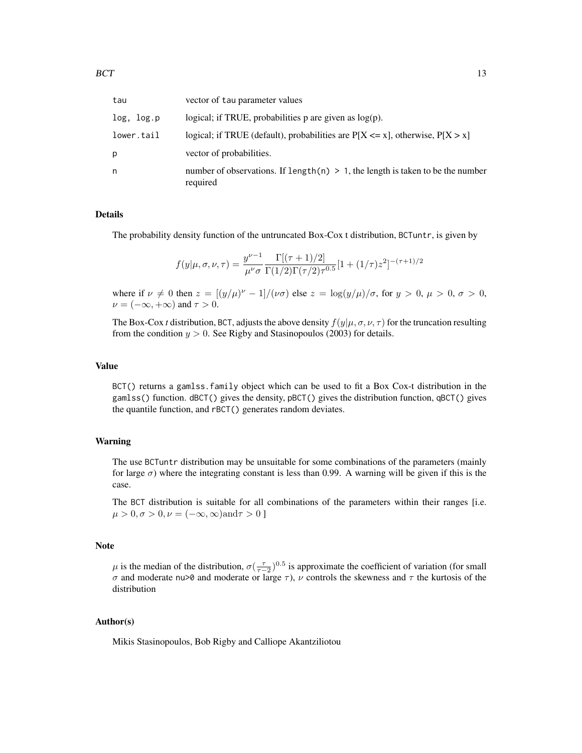| | |
|---|---|
| tau | vector of tau parameter values |
| log, log.p | logical; if TRUE, probabilities p are given as log(p). |
| lower.tail | logical; if TRUE (default), probabilities are P[X <= x], otherwise, P[X > x] |
| p | vector of probabilities. |
| n | number of observations. If `length(n) > 1`, the length is taken to be the number required |

## Details

The probability density function of the untruncated Box-Cox t distribution, `BCTuntr`, is given by

$$f(y|\mu,\sigma,\nu,\tau) = \frac{y^{\nu-1}}{\mu^{\nu}\sigma}\frac{\Gamma[(\tau+1)/2]}{\Gamma(1/2)\Gamma(\tau/2)\tau^{0.5}}[1+(1/\tau)z^2]^{-(\tau+1)/2}$$

where if $\nu \neq 0$ then $z = [(y/\mu)^{\nu} - 1]/(\nu\sigma)$ else $z = \log(y/\mu)/\sigma$, for $y > 0$, $\mu > 0$, $\sigma > 0$, $\nu = (-\infty, +\infty)$ and $\tau > 0$.

The Box-Cox *t* distribution, `BCT`, adjusts the above density $f(y|\mu,\sigma,\nu,\tau)$ for the truncation resulting from the condition $y > 0$. See Rigby and Stasinopoulos (2003) for details.

## Value

`BCT()` returns a `gamlss.family` object which can be used to fit a Box Cox-t distribution in the `gamlss()` function. `dBCT()` gives the density, `pBCT()` gives the distribution function, `qBCT()` gives the quantile function, and `rBCT()` generates random deviates.

## Warning

The use `BCTuntr` distribution may be unsuitable for some combinations of the parameters (mainly for large $\sigma$) where the integrating constant is less than 0.99. A warning will be given if this is the case.

The `BCT` distribution is suitable for all combinations of the parameters within their ranges [i.e. $\mu > 0, \sigma > 0, \nu = (-\infty, \infty) \text{and} \tau > 0$ ]

## Note

$\mu$ is the median of the distribution, $\sigma(\frac{\tau}{\tau-2})^{0.5}$ is approximate the coefficient of variation (for small $\sigma$ and moderate `nu>0` and moderate or large $\tau$), $\nu$ controls the skewness and $\tau$ the kurtosis of the distribution

## Author(s)

Mikis Stasinopoulos, Bob Rigby and Calliope Akantziliotou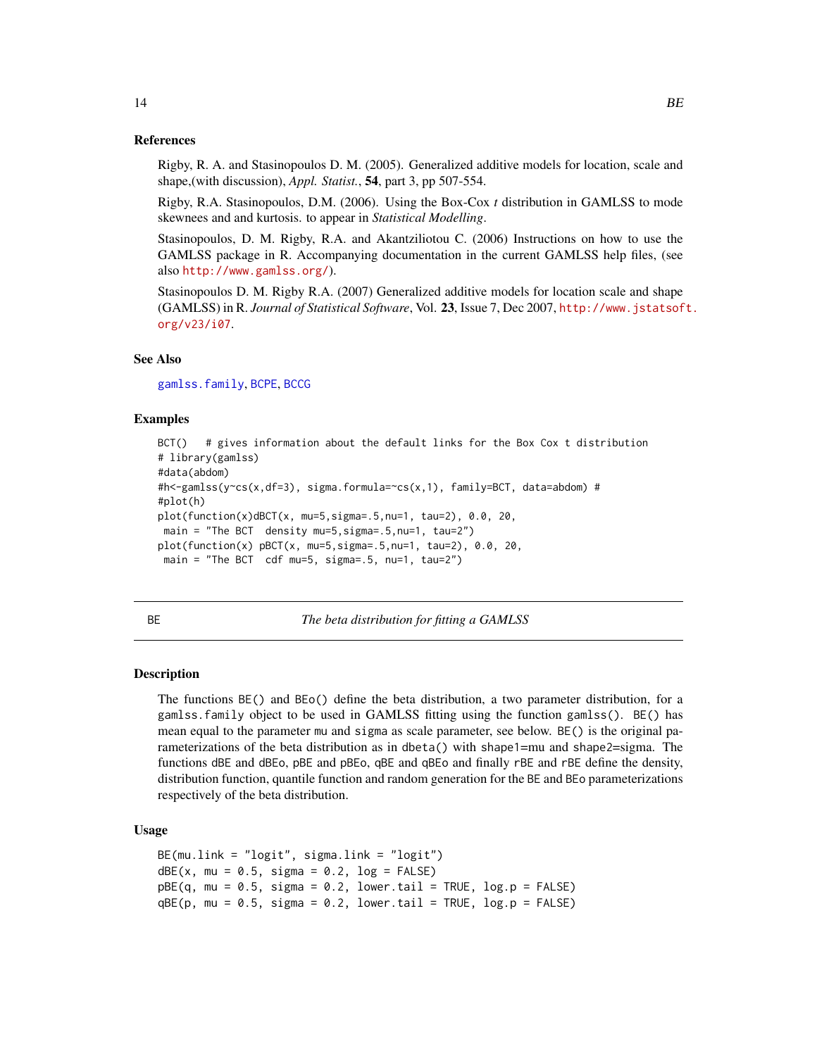### References

Rigby, R. A. and Stasinopoulos D. M. (2005). Generalized additive models for location, scale and shape,(with discussion), *Appl. Statist.*, **54**, part 3, pp 507-554.

Rigby, R.A. Stasinopoulos, D.M. (2006). Using the Box-Cox *t* distribution in GAMLSS to mode skewnees and and kurtosis. to appear in *Statistical Modelling*.

Stasinopoulos, D. M. Rigby, R.A. and Akantziliotou C. (2006) Instructions on how to use the GAMLSS package in R. Accompanying documentation in the current GAMLSS help files, (see also http://www.gamlss.org/).

Stasinopoulos D. M. Rigby R.A. (2007) Generalized additive models for location scale and shape (GAMLSS) in R. *Journal of Statistical Software*, Vol. **23**, Issue 7, Dec 2007, http://www.jstatsoft.org/v23/i07.

### See Also

gamlss.family, BCPE, BCCG

### Examples

```
BCT()   # gives information about the default links for the Box Cox t distribution
# library(gamlss)
#data(abdom)
#h<-gamlss(y~cs(x,df=3), sigma.formula=~cs(x,1), family=BCT, data=abdom) #
#plot(h)
plot(function(x)dBCT(x, mu=5,sigma=.5,nu=1, tau=2), 0.0, 20,
 main = "The BCT  density mu=5,sigma=.5,nu=1, tau=2")
plot(function(x) pBCT(x, mu=5,sigma=.5,nu=1, tau=2), 0.0, 20,
 main = "The BCT  cdf mu=5, sigma=.5, nu=1, tau=2")
```

---

## BE — *The beta distribution for fitting a GAMLSS*

### Description

The functions BE() and BEo() define the beta distribution, a two parameter distribution, for a gamlss.family object to be used in GAMLSS fitting using the function gamlss(). BE() has mean equal to the parameter mu and sigma as scale parameter, see below. BE() is the original parameterizations of the beta distribution as in dbeta() with shape1=mu and shape2=sigma. The functions dBE and dBEo, pBE and pBEo, qBE and qBEo and finally rBE and rBE define the density, distribution function, quantile function and random generation for the BE and BEo parameterizations respectively of the beta distribution.

### Usage

```
BE(mu.link = "logit", sigma.link = "logit")
dBE(x, mu = 0.5, sigma = 0.2, log = FALSE)
pBE(q, mu = 0.5, sigma = 0.2, lower.tail = TRUE, log.p = FALSE)
qBE(p, mu = 0.5, sigma = 0.2, lower.tail = TRUE, log.p = FALSE)
```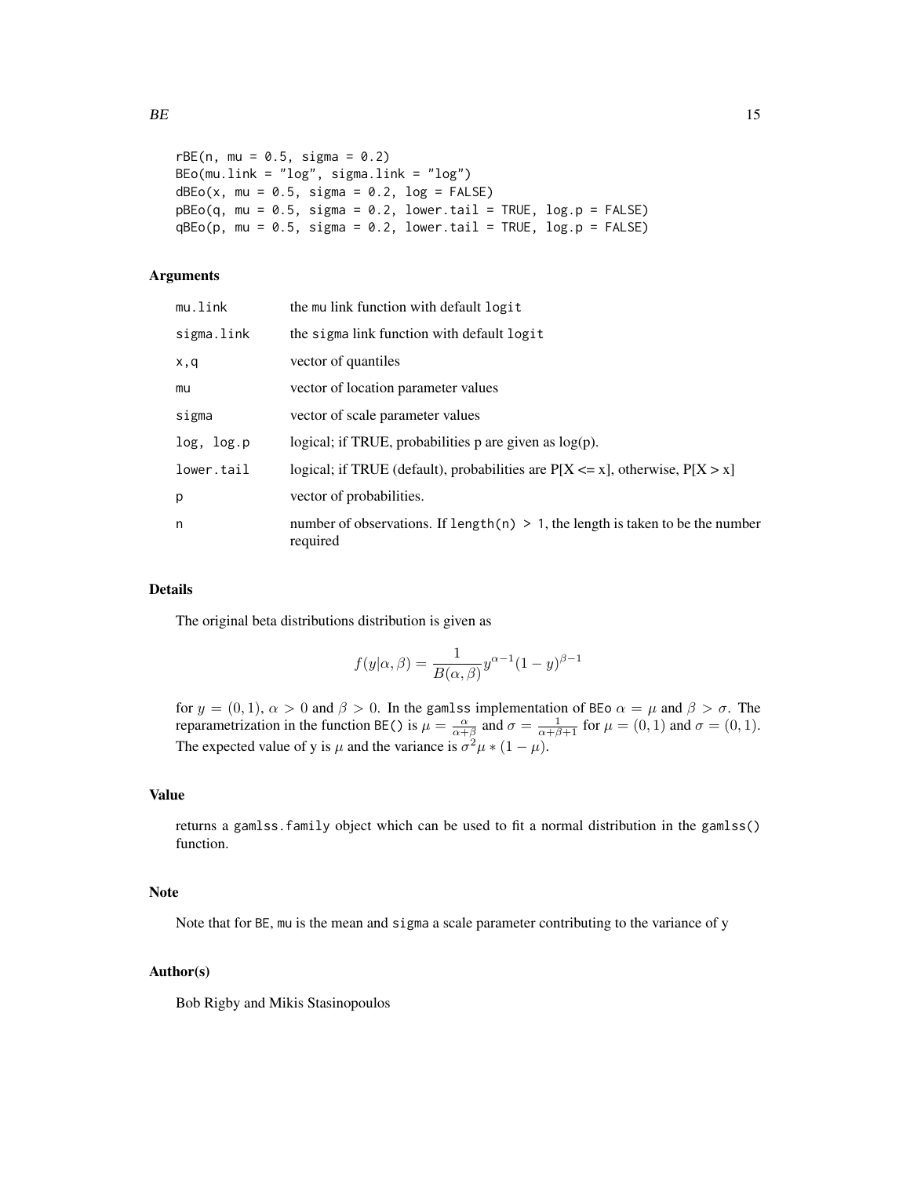```
rBE(n, mu = 0.5, sigma = 0.2)
BEo(mu.link = "log", sigma.link = "log")
dBEo(x, mu = 0.5, sigma = 0.2, log = FALSE)
pBEo(q, mu = 0.5, sigma = 0.2, lower.tail = TRUE, log.p = FALSE)
qBEo(p, mu = 0.5, sigma = 0.2, lower.tail = TRUE, log.p = FALSE)
```

### Arguments

| | |
|---|---|
| mu.link | the mu link function with default logit |
| sigma.link | the sigma link function with default logit |
| x,q | vector of quantiles |
| mu | vector of location parameter values |
| sigma | vector of scale parameter values |
| log, log.p | logical; if TRUE, probabilities p are given as log(p). |
| lower.tail | logical; if TRUE (default), probabilities are P[X <= x], otherwise, P[X > x] |
| p | vector of probabilities. |
| n | number of observations. If `length(n) > 1`, the length is taken to be the number required |

### Details

The original beta distributions distribution is given as

$$f(y|\alpha, \beta) = \frac{1}{B(\alpha, \beta)} y^{\alpha-1}(1-y)^{\beta-1}$$

for $y = (0, 1)$, $\alpha > 0$ and $\beta > 0$. In the gamlss implementation of BEo $\alpha = \mu$ and $\beta > \sigma$. The reparametrization in the function BE() is $\mu = \frac{\alpha}{\alpha+\beta}$ and $\sigma = \frac{1}{\alpha+\beta+1}$ for $\mu = (0, 1)$ and $\sigma = (0, 1)$. The expected value of y is $\mu$ and the variance is $\sigma^2 \mu * (1 - \mu)$.

### Value

returns a gamlss.family object which can be used to fit a normal distribution in the gamlss() function.

### Note

Note that for BE, mu is the mean and sigma a scale parameter contributing to the variance of y

### Author(s)

Bob Rigby and Mikis Stasinopoulos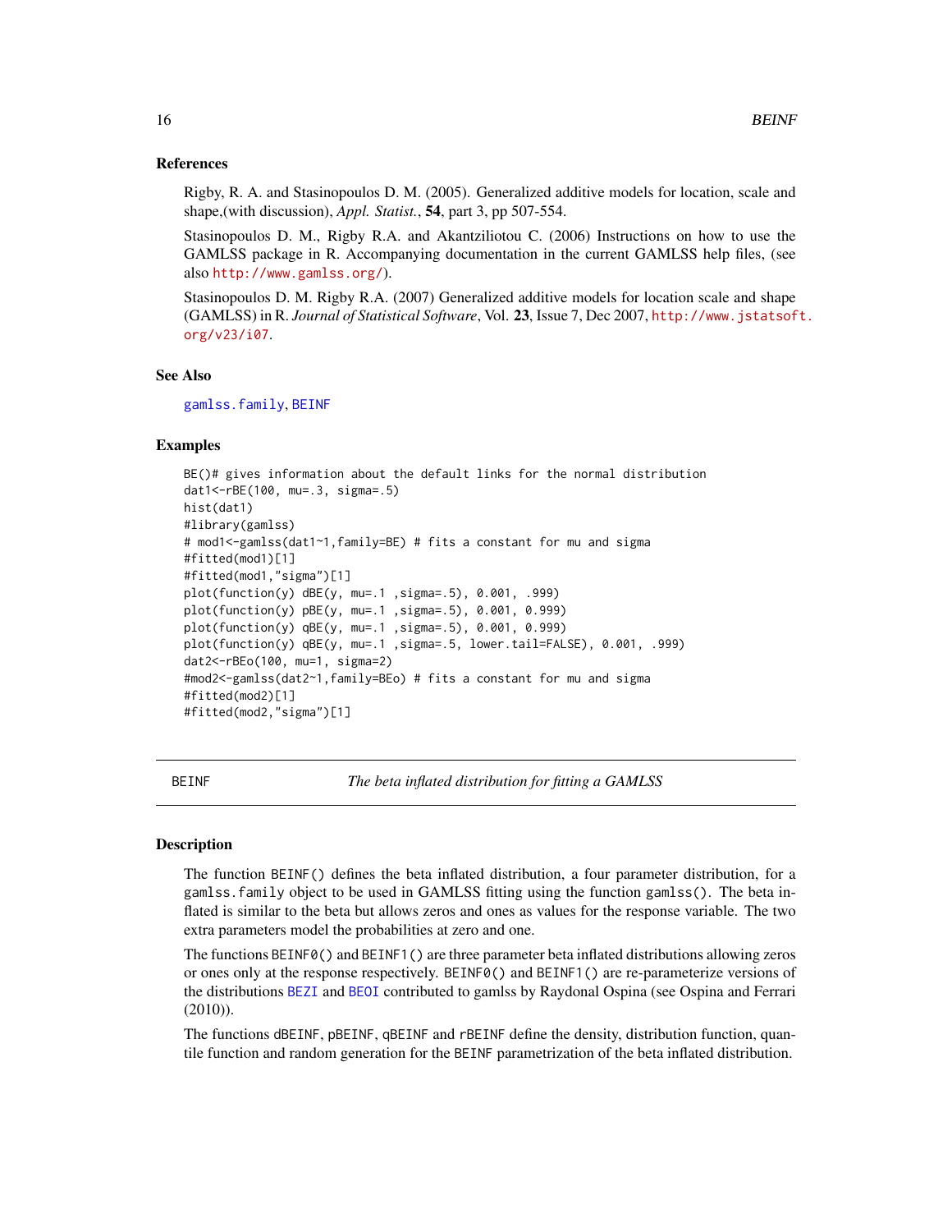### References

Rigby, R. A. and Stasinopoulos D. M. (2005). Generalized additive models for location, scale and shape,(with discussion), *Appl. Statist.*, **54**, part 3, pp 507-554.

Stasinopoulos D. M., Rigby R.A. and Akantziliotou C. (2006) Instructions on how to use the GAMLSS package in R. Accompanying documentation in the current GAMLSS help files, (see also http://www.gamlss.org/).

Stasinopoulos D. M. Rigby R.A. (2007) Generalized additive models for location scale and shape (GAMLSS) in R. *Journal of Statistical Software*, Vol. **23**, Issue 7, Dec 2007, http://www.jstatsoft.org/v23/i07.

### See Also

gamlss.family, BEINF

### Examples

```
BE()# gives information about the default links for the normal distribution
dat1<-rBE(100, mu=.3, sigma=.5)
hist(dat1)
#library(gamlss)
# mod1<-gamlss(dat1~1,family=BE) # fits a constant for mu and sigma
#fitted(mod1)[1]
#fitted(mod1,"sigma")[1]
plot(function(y) dBE(y, mu=.1 ,sigma=.5), 0.001, .999)
plot(function(y) pBE(y, mu=.1 ,sigma=.5), 0.001, 0.999)
plot(function(y) qBE(y, mu=.1 ,sigma=.5), 0.001, 0.999)
plot(function(y) qBE(y, mu=.1 ,sigma=.5, lower.tail=FALSE), 0.001, .999)
dat2<-rBEo(100, mu=1, sigma=2)
#mod2<-gamlss(dat2~1,family=BEo) # fits a constant for mu and sigma
#fitted(mod2)[1]
#fitted(mod2,"sigma")[1]
```

---

## BEINF — *The beta inflated distribution for fitting a GAMLSS*

### Description

The function `BEINF()` defines the beta inflated distribution, a four parameter distribution, for a `gamlss.family` object to be used in GAMLSS fitting using the function `gamlss()`. The beta inflated is similar to the beta but allows zeros and ones as values for the response variable. The two extra parameters model the probabilities at zero and one.

The functions `BEINF0()` and `BEINF1()` are three parameter beta inflated distributions allowing zeros or ones only at the response respectively. `BEINF0()` and `BEINF1()` are re-parameterize versions of the distributions BEZI and BEOI contributed to gamlss by Raydonal Ospina (see Ospina and Ferrari (2010)).

The functions `dBEINF`, `pBEINF`, `qBEINF` and `rBEINF` define the density, distribution function, quantile function and random generation for the `BEINF` parametrization of the beta inflated distribution.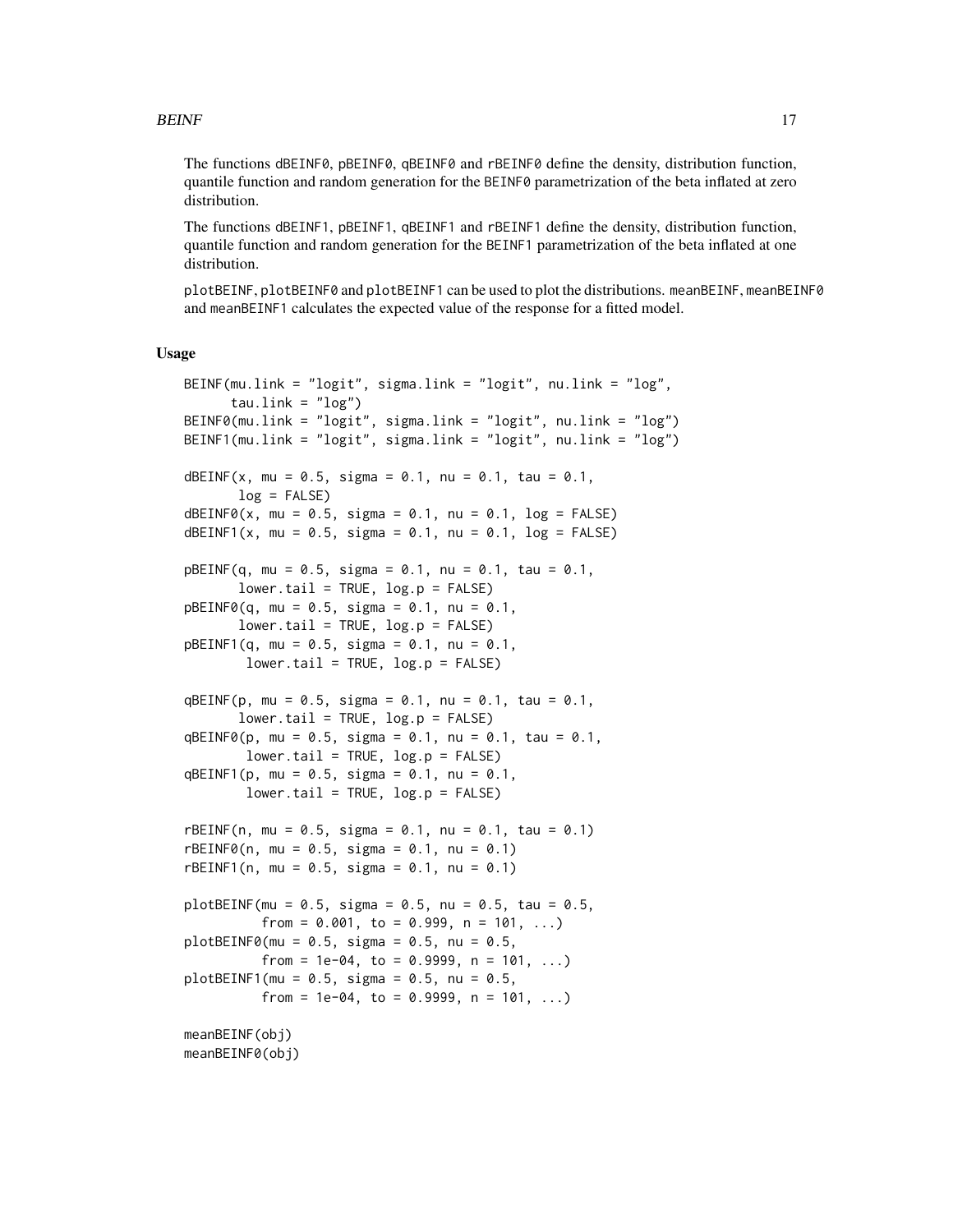The functions `dBEINF0`, `pBEINF0`, `qBEINF0` and `rBEINF0` define the density, distribution function, quantile function and random generation for the `BEINF0` parametrization of the beta inflated at zero distribution.

The functions `dBEINF1`, `pBEINF1`, `qBEINF1` and `rBEINF1` define the density, distribution function, quantile function and random generation for the `BEINF1` parametrization of the beta inflated at one distribution.

`plotBEINF`, `plotBEINF0` and `plotBEINF1` can be used to plot the distributions. `meanBEINF`, `meanBEINF0` and `meanBEINF1` calculates the expected value of the response for a fitted model.

### Usage

```
BEINF(mu.link = "logit", sigma.link = "logit", nu.link = "log",
      tau.link = "log")
BEINF0(mu.link = "logit", sigma.link = "logit", nu.link = "log")
BEINF1(mu.link = "logit", sigma.link = "logit", nu.link = "log")

dBEINF(x, mu = 0.5, sigma = 0.1, nu = 0.1, tau = 0.1,
       log = FALSE)
dBEINF0(x, mu = 0.5, sigma = 0.1, nu = 0.1, log = FALSE)
dBEINF1(x, mu = 0.5, sigma = 0.1, nu = 0.1, log = FALSE)

pBEINF(q, mu = 0.5, sigma = 0.1, nu = 0.1, tau = 0.1,
       lower.tail = TRUE, log.p = FALSE)
pBEINF0(q, mu = 0.5, sigma = 0.1, nu = 0.1,
       lower.tail = TRUE, log.p = FALSE)
pBEINF1(q, mu = 0.5, sigma = 0.1, nu = 0.1,
        lower.tail = TRUE, log.p = FALSE)

qBEINF(p, mu = 0.5, sigma = 0.1, nu = 0.1, tau = 0.1,
       lower.tail = TRUE, log.p = FALSE)
qBEINF0(p, mu = 0.5, sigma = 0.1, nu = 0.1, tau = 0.1,
        lower.tail = TRUE, log.p = FALSE)
qBEINF1(p, mu = 0.5, sigma = 0.1, nu = 0.1,
        lower.tail = TRUE, log.p = FALSE)

rBEINF(n, mu = 0.5, sigma = 0.1, nu = 0.1, tau = 0.1)
rBEINF0(n, mu = 0.5, sigma = 0.1, nu = 0.1)
rBEINF1(n, mu = 0.5, sigma = 0.1, nu = 0.1)

plotBEINF(mu = 0.5, sigma = 0.5, nu = 0.5, tau = 0.5,
          from = 0.001, to = 0.999, n = 101, ...)
plotBEINF0(mu = 0.5, sigma = 0.5, nu = 0.5,
          from = 1e-04, to = 0.9999, n = 101, ...)
plotBEINF1(mu = 0.5, sigma = 0.5, nu = 0.5,
          from = 1e-04, to = 0.9999, n = 101, ...)

meanBEINF(obj)
meanBEINF0(obj)
```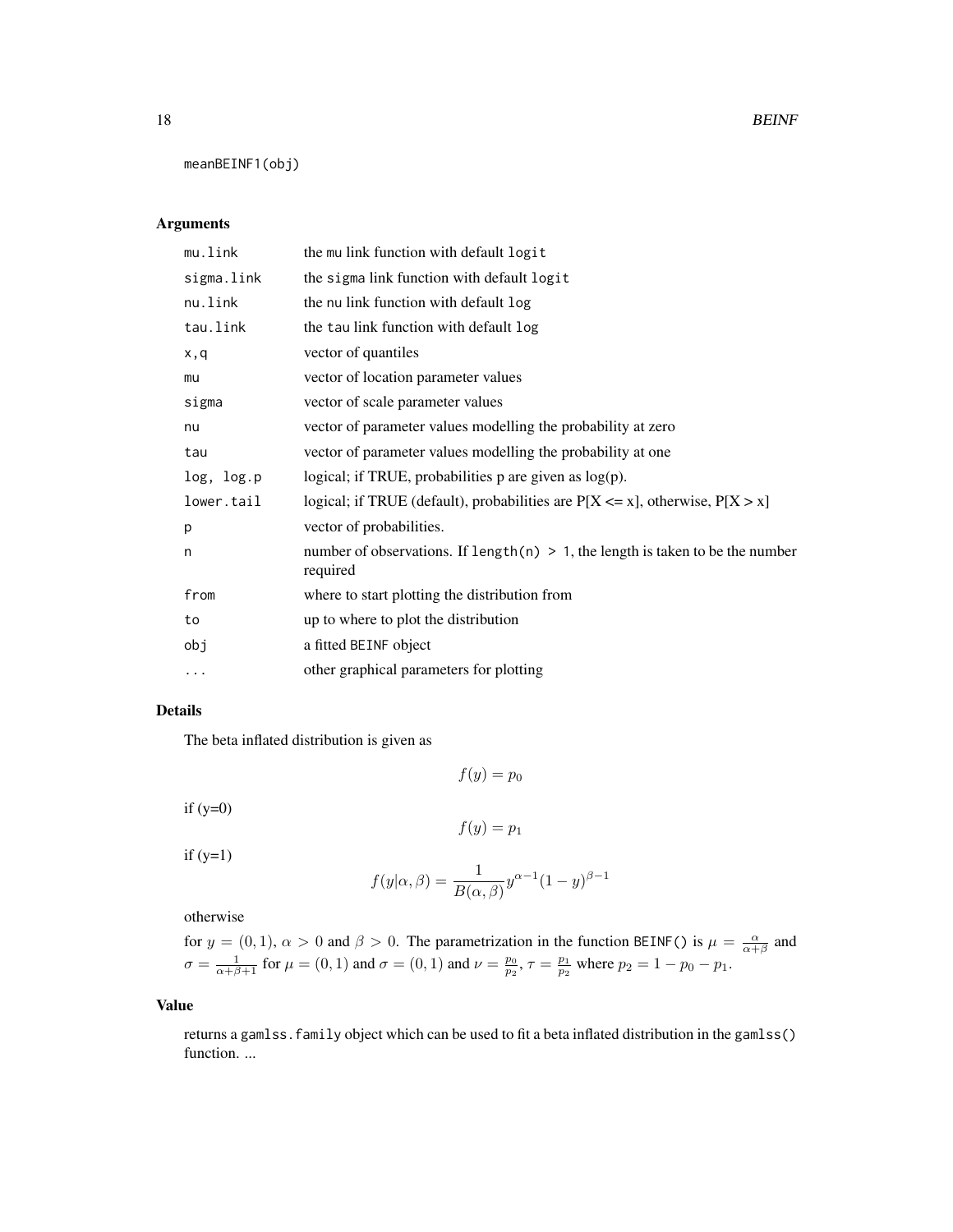```
meanBEINF1(obj)
```

## Arguments

| | |
|---|---|
| mu.link | the mu link function with default logit |
| sigma.link | the sigma link function with default logit |
| nu.link | the nu link function with default log |
| tau.link | the tau link function with default log |
| x,q | vector of quantiles |
| mu | vector of location parameter values |
| sigma | vector of scale parameter values |
| nu | vector of parameter values modelling the probability at zero |
| tau | vector of parameter values modelling the probability at one |
| log, log.p | logical; if TRUE, probabilities p are given as log(p). |
| lower.tail | logical; if TRUE (default), probabilities are P[X <= x], otherwise, P[X > x] |
| p | vector of probabilities. |
| n | number of observations. If length(n) > 1, the length is taken to be the number required |
| from | where to start plotting the distribution from |
| to | up to where to plot the distribution |
| obj | a fitted BEINF object |
| ... | other graphical parameters for plotting |

## Details

The beta inflated distribution is given as

$$f(y) = p_0$$

if (y=0)

$$f(y) = p_1$$

if (y=1)

$$f(y|\alpha, \beta) = \frac{1}{B(\alpha, \beta)} y^{\alpha-1} (1-y)^{\beta-1}$$

otherwise

for $y = (0, 1)$, $\alpha > 0$ and $\beta > 0$. The parametrization in the function BEINF() is $\mu = \frac{\alpha}{\alpha+\beta}$ and $\sigma = \frac{1}{\alpha+\beta+1}$ for $\mu = (0, 1)$ and $\sigma = (0, 1)$ and $\nu = \frac{p_0}{p_2}$, $\tau = \frac{p_1}{p_2}$ where $p_2 = 1 - p_0 - p_1$.

## Value

returns a gamlss.family object which can be used to fit a beta inflated distribution in the gamlss() function. ...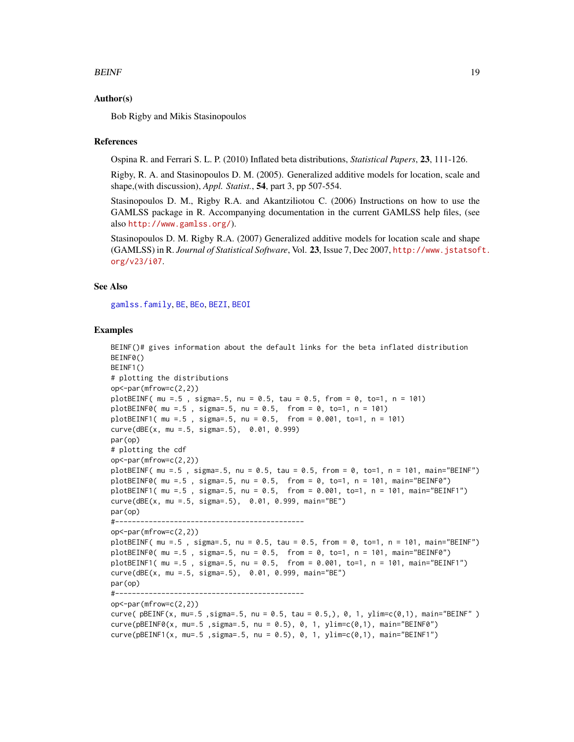## Author(s)

Bob Rigby and Mikis Stasinopoulos

## References

Ospina R. and Ferrari S. L. P. (2010) Inflated beta distributions, *Statistical Papers*, **23**, 111-126.

Rigby, R. A. and Stasinopoulos D. M. (2005). Generalized additive models for location, scale and shape,(with discussion), *Appl. Statist.*, **54**, part 3, pp 507-554.

Stasinopoulos D. M., Rigby R.A. and Akantziliotou C. (2006) Instructions on how to use the GAMLSS package in R. Accompanying documentation in the current GAMLSS help files, (see also http://www.gamlss.org/).

Stasinopoulos D. M. Rigby R.A. (2007) Generalized additive models for location scale and shape (GAMLSS) in R. *Journal of Statistical Software*, Vol. **23**, Issue 7, Dec 2007, http://www.jstatsoft.org/v23/i07.

## See Also

gamlss.family, BE, BEo, BEZI, BEOI

## Examples

```
BEINF()# gives information about the default links for the beta inflated distribution
BEINF0()
BEINF1()
# plotting the distributions
op<-par(mfrow=c(2,2))
plotBEINF( mu =.5 , sigma=.5, nu = 0.5, tau = 0.5, from = 0, to=1, n = 101)
plotBEINF0( mu =.5 , sigma=.5, nu = 0.5,  from = 0, to=1, n = 101)
plotBEINF1( mu =.5 , sigma=.5, nu = 0.5,  from = 0.001, to=1, n = 101)
curve(dBE(x, mu =.5, sigma=.5),  0.01, 0.999)
par(op)
# plotting the cdf
op<-par(mfrow=c(2,2))
plotBEINF( mu =.5 , sigma=.5, nu = 0.5, tau = 0.5, from = 0, to=1, n = 101, main="BEINF")
plotBEINF0( mu =.5 , sigma=.5, nu = 0.5,  from = 0, to=1, n = 101, main="BEINF0")
plotBEINF1( mu =.5 , sigma=.5, nu = 0.5,  from = 0.001, to=1, n = 101, main="BEINF1")
curve(dBE(x, mu =.5, sigma=.5),  0.01, 0.999, main="BE")
par(op)
#---------------------------------------------
op<-par(mfrow=c(2,2))
plotBEINF( mu =.5 , sigma=.5, nu = 0.5, tau = 0.5, from = 0, to=1, n = 101, main="BEINF")
plotBEINF0( mu =.5 , sigma=.5, nu = 0.5,  from = 0, to=1, n = 101, main="BEINF0")
plotBEINF1( mu =.5 , sigma=.5, nu = 0.5,  from = 0.001, to=1, n = 101, main="BEINF1")
curve(dBE(x, mu =.5, sigma=.5),  0.01, 0.999, main="BE")
par(op)
#---------------------------------------------
op<-par(mfrow=c(2,2))
curve( pBEINF(x, mu=.5 ,sigma=.5, nu = 0.5, tau = 0.5,), 0, 1, ylim=c(0,1), main="BEINF" )
curve(pBEINF0(x, mu=.5 ,sigma=.5, nu = 0.5), 0, 1, ylim=c(0,1), main="BEINF0")
curve(pBEINF1(x, mu=.5 ,sigma=.5, nu = 0.5), 0, 1, ylim=c(0,1), main="BEINF1")
```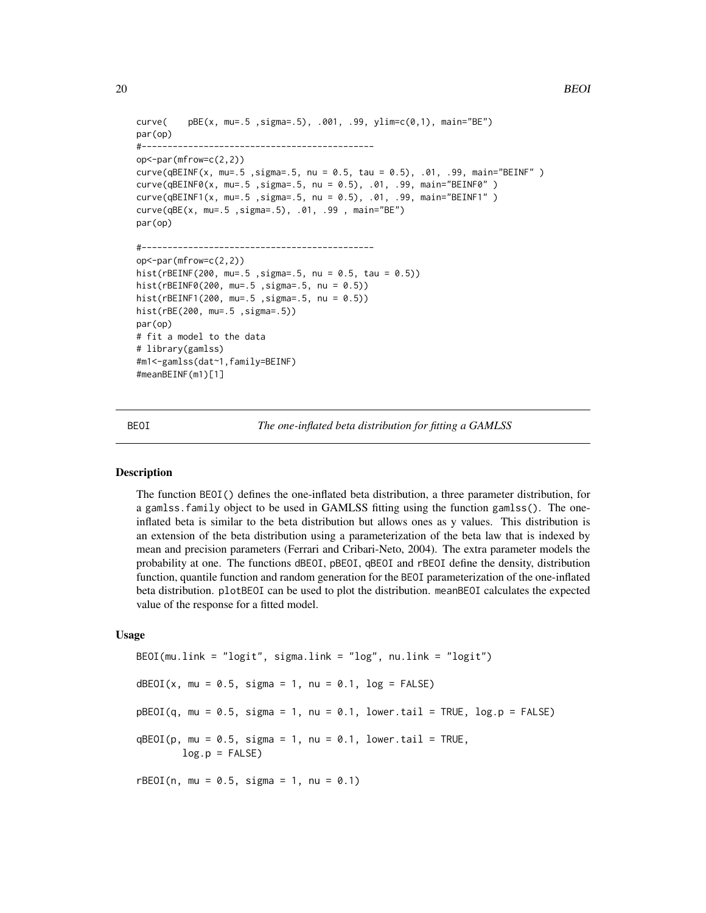```
curve(    pBE(x, mu=.5 ,sigma=.5), .001, .99, ylim=c(0,1), main="BE")
par(op)
#---------------------------------------------
op<-par(mfrow=c(2,2))
curve(qBEINF(x, mu=.5 ,sigma=.5, nu = 0.5, tau = 0.5), .01, .99, main="BEINF" )
curve(qBEINF0(x, mu=.5 ,sigma=.5, nu = 0.5), .01, .99, main="BEINF0" )
curve(qBEINF1(x, mu=.5 ,sigma=.5, nu = 0.5), .01, .99, main="BEINF1" )
curve(qBE(x, mu=.5 ,sigma=.5), .01, .99 , main="BE")
par(op)

#---------------------------------------------
op<-par(mfrow=c(2,2))
hist(rBEINF(200, mu=.5 ,sigma=.5, nu = 0.5, tau = 0.5))
hist(rBEINF0(200, mu=.5 ,sigma=.5, nu = 0.5))
hist(rBEINF1(200, mu=.5 ,sigma=.5, nu = 0.5))
hist(rBE(200, mu=.5 ,sigma=.5))
par(op)
# fit a model to the data
# library(gamlss)
#m1<-gamlss(dat~1,family=BEINF)
#meanBEINF(m1)[1]
```

## BEOI — *The one-inflated beta distribution for fitting a GAMLSS*

### Description

The function BEOI() defines the one-inflated beta distribution, a three parameter distribution, for a gamlss.family object to be used in GAMLSS fitting using the function gamlss(). The one-inflated beta is similar to the beta distribution but allows ones as y values. This distribution is an extension of the beta distribution using a parameterization of the beta law that is indexed by mean and precision parameters (Ferrari and Cribari-Neto, 2004). The extra parameter models the probability at one. The functions dBEOI, pBEOI, qBEOI and rBEOI define the density, distribution function, quantile function and random generation for the BEOI parameterization of the one-inflated beta distribution. plotBEOI can be used to plot the distribution. meanBEOI calculates the expected value of the response for a fitted model.

### Usage

```
BEOI(mu.link = "logit", sigma.link = "log", nu.link = "logit")

dBEOI(x, mu = 0.5, sigma = 1, nu = 0.1, log = FALSE)

pBEOI(q, mu = 0.5, sigma = 1, nu = 0.1, lower.tail = TRUE, log.p = FALSE)

qBEOI(p, mu = 0.5, sigma = 1, nu = 0.1, lower.tail = TRUE,
        log.p = FALSE)

rBEOI(n, mu = 0.5, sigma = 1, nu = 0.1)
```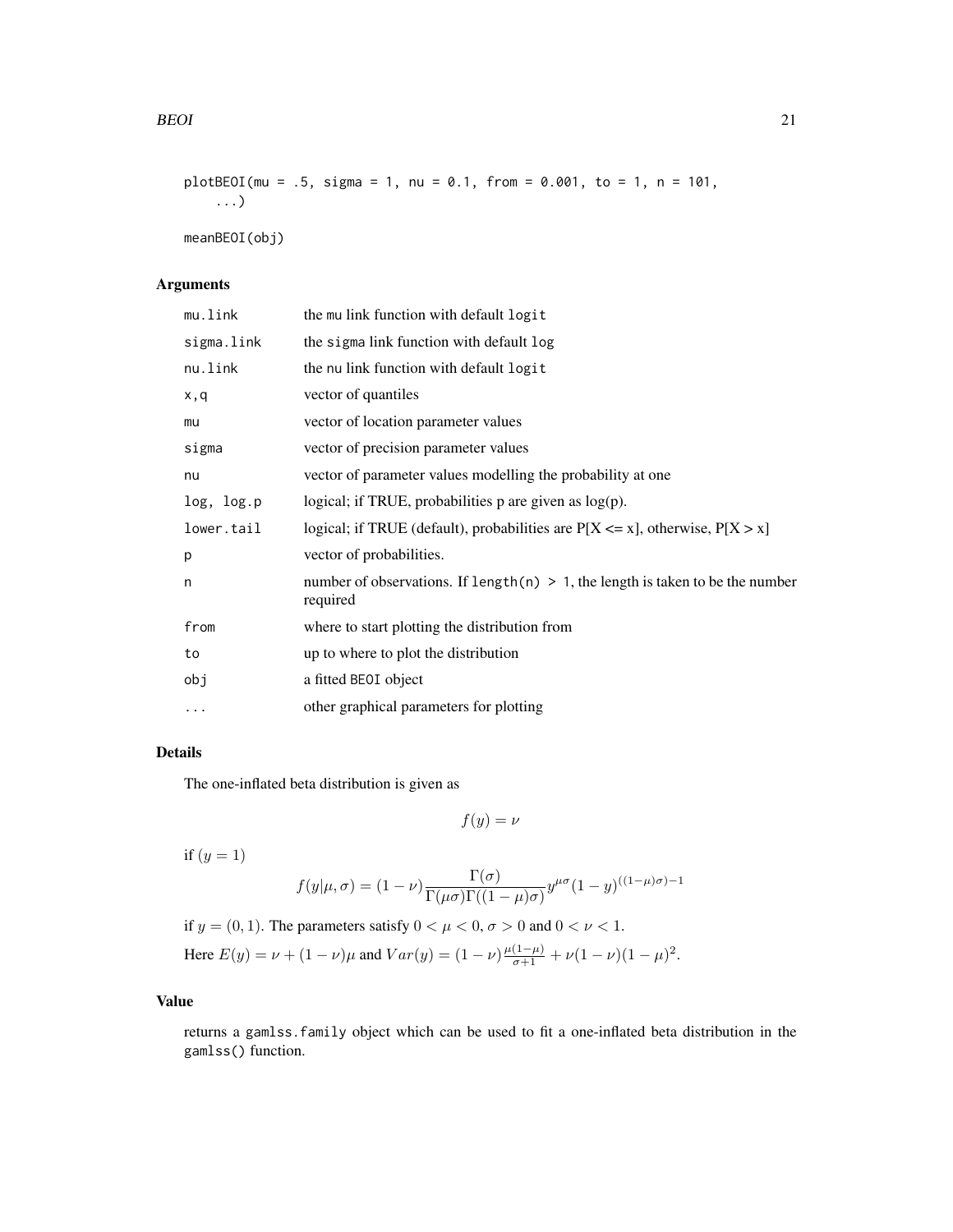```
plotBEOI(mu = .5, sigma = 1, nu = 0.1, from = 0.001, to = 1, n = 101,
    ...)

meanBEOI(obj)
```

## Arguments

| | |
|---|---|
| mu.link | the mu link function with default logit |
| sigma.link | the sigma link function with default log |
| nu.link | the nu link function with default logit |
| x,q | vector of quantiles |
| mu | vector of location parameter values |
| sigma | vector of precision parameter values |
| nu | vector of parameter values modelling the probability at one |
| log, log.p | logical; if TRUE, probabilities p are given as log(p). |
| lower.tail | logical; if TRUE (default), probabilities are P[X <= x], otherwise, P[X > x] |
| p | vector of probabilities. |
| n | number of observations. If length(n) > 1, the length is taken to be the number required |
| from | where to start plotting the distribution from |
| to | up to where to plot the distribution |
| obj | a fitted BEOI object |
| ... | other graphical parameters for plotting |

## Details

The one-inflated beta distribution is given as

$$f(y) = \nu$$

if $(y = 1)$

$$f(y|\mu, \sigma) = (1 - \nu)\frac{\Gamma(\sigma)}{\Gamma(\mu\sigma)\Gamma((1-\mu)\sigma)} y^{\mu\sigma}(1-y)^{((1-\mu)\sigma)-1}$$

if $y = (0, 1)$. The parameters satisfy $0 < \mu < 0$, $\sigma > 0$ and $0 < \nu < 1$.

Here $E(y) = \nu + (1 - \nu)\mu$ and $Var(y) = (1 - \nu)\frac{\mu(1-\mu)}{\sigma+1} + \nu(1 - \nu)(1 - \mu)^2$.

## Value

returns a gamlss.family object which can be used to fit a one-inflated beta distribution in the gamlss() function.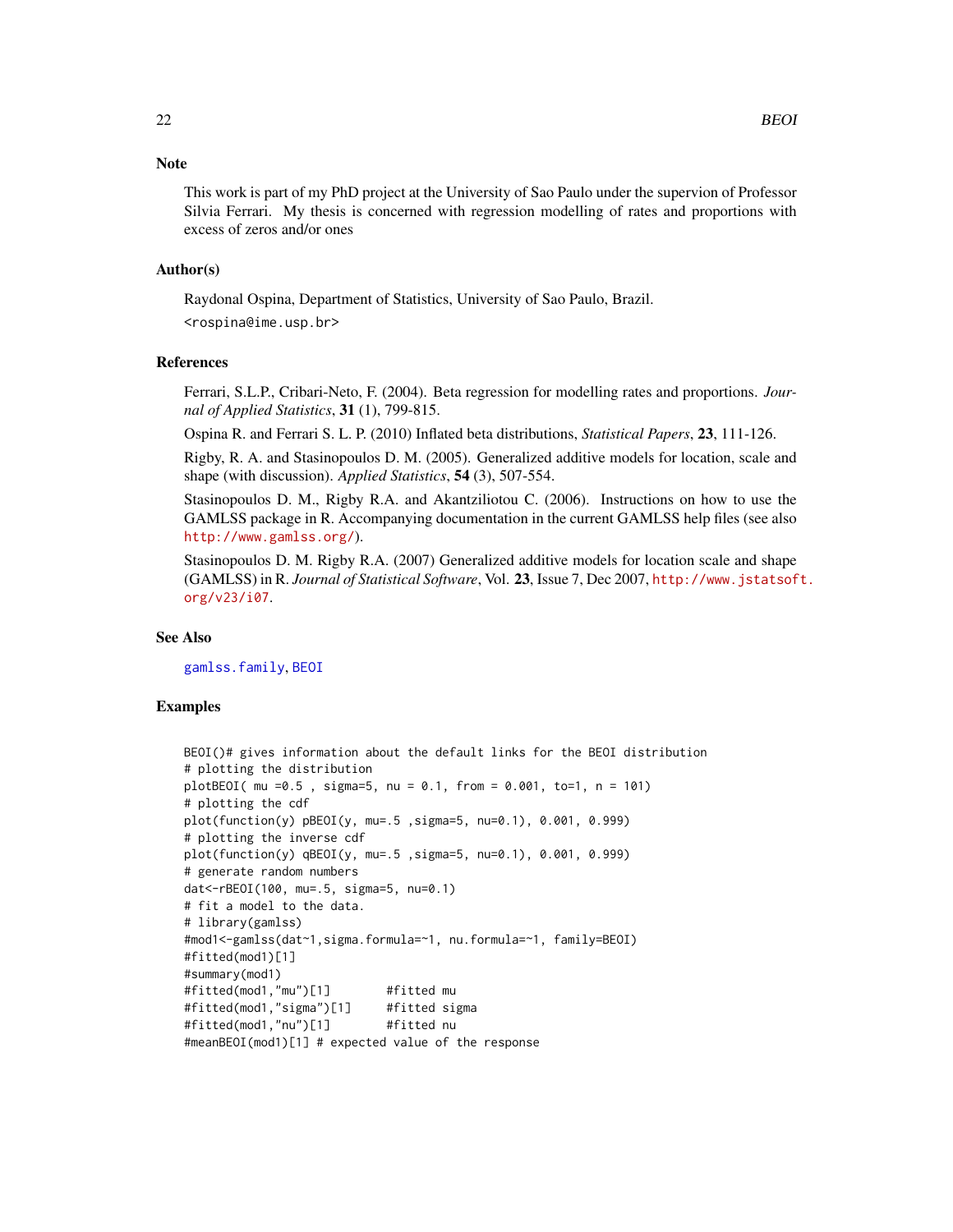## Note

This work is part of my PhD project at the University of Sao Paulo under the supervion of Professor Silvia Ferrari. My thesis is concerned with regression modelling of rates and proportions with excess of zeros and/or ones

## Author(s)

Raydonal Ospina, Department of Statistics, University of Sao Paulo, Brazil.

<rospina@ime.usp.br>

## References

Ferrari, S.L.P., Cribari-Neto, F. (2004). Beta regression for modelling rates and proportions. *Journal of Applied Statistics*, **31** (1), 799-815.

Ospina R. and Ferrari S. L. P. (2010) Inflated beta distributions, *Statistical Papers*, **23**, 111-126.

Rigby, R. A. and Stasinopoulos D. M. (2005). Generalized additive models for location, scale and shape (with discussion). *Applied Statistics*, **54** (3), 507-554.

Stasinopoulos D. M., Rigby R.A. and Akantziliotou C. (2006). Instructions on how to use the GAMLSS package in R. Accompanying documentation in the current GAMLSS help files (see also http://www.gamlss.org/).

Stasinopoulos D. M. Rigby R.A. (2007) Generalized additive models for location scale and shape (GAMLSS) in R. *Journal of Statistical Software*, Vol. **23**, Issue 7, Dec 2007, http://www.jstatsoft.org/v23/i07.

## See Also

gamlss.family, BEOI

## Examples

```
BEOI()# gives information about the default links for the BEOI distribution
# plotting the distribution
plotBEOI( mu =0.5 , sigma=5, nu = 0.1, from = 0.001, to=1, n = 101)
# plotting the cdf
plot(function(y) pBEOI(y, mu=.5 ,sigma=5, nu=0.1), 0.001, 0.999)
# plotting the inverse cdf
plot(function(y) qBEOI(y, mu=.5 ,sigma=5, nu=0.1), 0.001, 0.999)
# generate random numbers
dat<-rBEOI(100, mu=.5, sigma=5, nu=0.1)
# fit a model to the data.
# library(gamlss)
#mod1<-gamlss(dat~1,sigma.formula=~1, nu.formula=~1, family=BEOI)
#fitted(mod1)[1]
#summary(mod1)
#fitted(mod1,"mu")[1]        #fitted mu
#fitted(mod1,"sigma")[1]     #fitted sigma
#fitted(mod1,"nu")[1]        #fitted nu
#meanBEOI(mod1)[1] # expected value of the response
```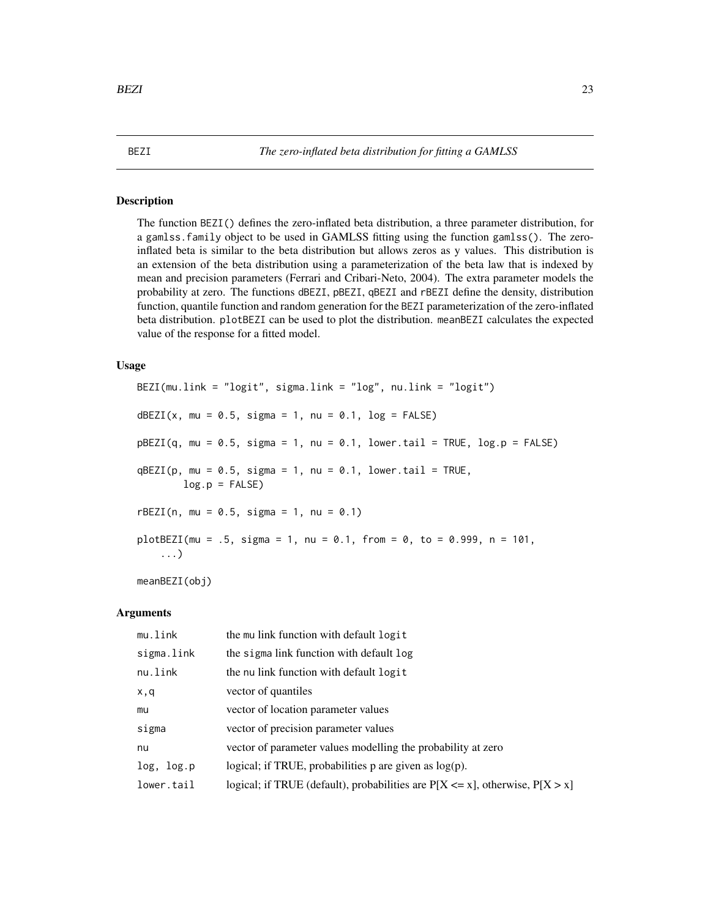BEZI *The zero-inflated beta distribution for fitting a GAMLSS*

## Description

The function BEZI() defines the zero-inflated beta distribution, a three parameter distribution, for a gamlss.family object to be used in GAMLSS fitting using the function gamlss(). The zero-inflated beta is similar to the beta distribution but allows zeros as y values. This distribution is an extension of the beta distribution using a parameterization of the beta law that is indexed by mean and precision parameters (Ferrari and Cribari-Neto, 2004). The extra parameter models the probability at zero. The functions dBEZI, pBEZI, qBEZI and rBEZI define the density, distribution function, quantile function and random generation for the BEZI parameterization of the zero-inflated beta distribution. plotBEZI can be used to plot the distribution. meanBEZI calculates the expected value of the response for a fitted model.

## Usage

```
BEZI(mu.link = "logit", sigma.link = "log", nu.link = "logit")

dBEZI(x, mu = 0.5, sigma = 1, nu = 0.1, log = FALSE)

pBEZI(q, mu = 0.5, sigma = 1, nu = 0.1, lower.tail = TRUE, log.p = FALSE)

qBEZI(p, mu = 0.5, sigma = 1, nu = 0.1, lower.tail = TRUE,
        log.p = FALSE)

rBEZI(n, mu = 0.5, sigma = 1, nu = 0.1)

plotBEZI(mu = .5, sigma = 1, nu = 0.1, from = 0, to = 0.999, n = 101,
    ...)

meanBEZI(obj)
```

## Arguments

| | |
|---|---|
| mu.link | the mu link function with default logit |
| sigma.link | the sigma link function with default log |
| nu.link | the nu link function with default logit |
| x,q | vector of quantiles |
| mu | vector of location parameter values |
| sigma | vector of precision parameter values |
| nu | vector of parameter values modelling the probability at zero |
| log, log.p | logical; if TRUE, probabilities p are given as log(p). |
| lower.tail | logical; if TRUE (default), probabilities are P[X <= x], otherwise, P[X > x] |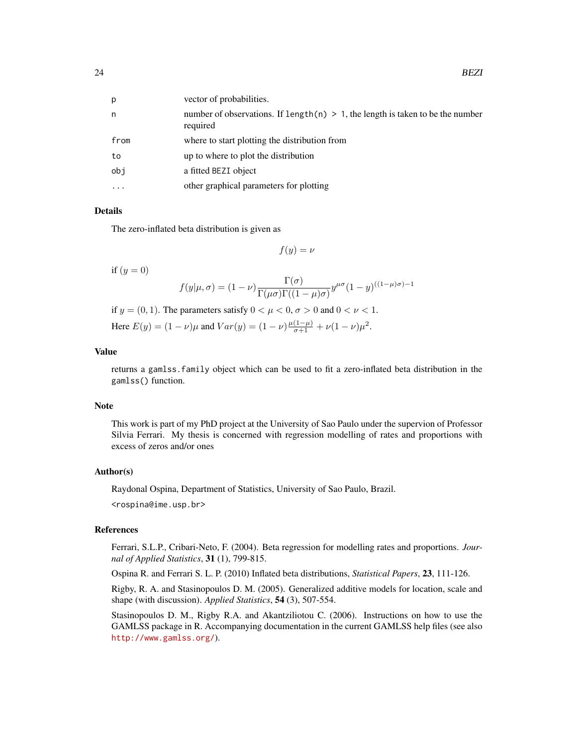| | |
|---|---|
| `p` | vector of probabilities. |
| `n` | number of observations. If `length(n) > 1`, the length is taken to be the number required |
| `from` | where to start plotting the distribution from |
| `to` | up to where to plot the distribution |
| `obj` | a fitted `BEZI` object |
| `...` | other graphical parameters for plotting |

## Details

The zero-inflated beta distribution is given as

$$f(y) = \nu$$

if $(y = 0)$

$$f(y|\mu, \sigma) = (1 - \nu)\frac{\Gamma(\sigma)}{\Gamma(\mu\sigma)\Gamma((1-\mu)\sigma)} y^{\mu\sigma}(1-y)^{((1-\mu)\sigma)-1}$$

if $y = (0, 1)$. The parameters satisfy $0 < \mu < 0$, $\sigma > 0$ and $0 < \nu < 1$.

Here $E(y) = (1 - \nu)\mu$ and $Var(y) = (1 - \nu)\frac{\mu(1-\mu)}{\sigma+1} + \nu(1 - \nu)\mu^2$.

## Value

returns a `gamlss.family` object which can be used to fit a zero-inflated beta distribution in the `gamlss()` function.

## Note

This work is part of my PhD project at the University of Sao Paulo under the supervion of Professor Silvia Ferrari. My thesis is concerned with regression modelling of rates and proportions with excess of zeros and/or ones

## Author(s)

Raydonal Ospina, Department of Statistics, University of Sao Paulo, Brazil.

<rospina@ime.usp.br>

## References

Ferrari, S.L.P., Cribari-Neto, F. (2004). Beta regression for modelling rates and proportions. *Journal of Applied Statistics*, **31** (1), 799-815.

Ospina R. and Ferrari S. L. P. (2010) Inflated beta distributions, *Statistical Papers*, **23**, 111-126.

Rigby, R. A. and Stasinopoulos D. M. (2005). Generalized additive models for location, scale and shape (with discussion). *Applied Statistics*, **54** (3), 507-554.

Stasinopoulos D. M., Rigby R.A. and Akantziliotou C. (2006). Instructions on how to use the GAMLSS package in R. Accompanying documentation in the current GAMLSS help files (see also http://www.gamlss.org/).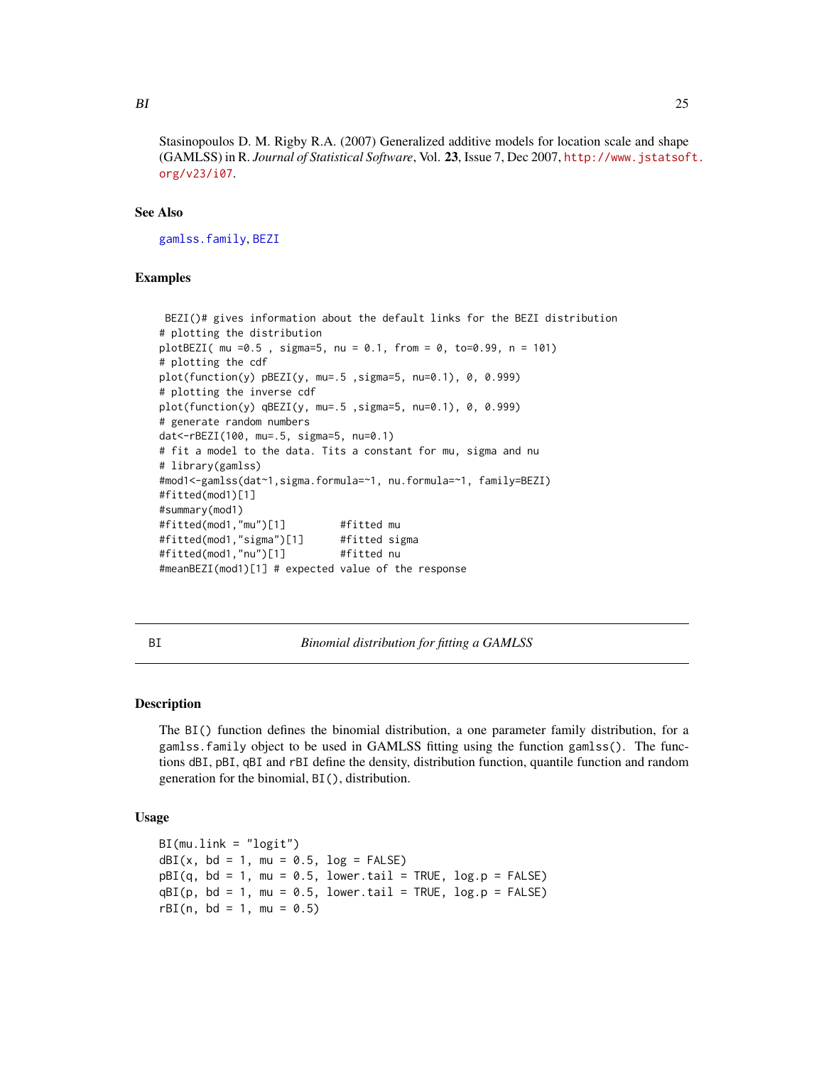Stasinopoulos D. M. Rigby R.A. (2007) Generalized additive models for location scale and shape (GAMLSS) in R. *Journal of Statistical Software*, Vol. **23**, Issue 7, Dec 2007, http://www.jstatsoft.org/v23/i07.

### See Also

gamlss.family, BEZI

### Examples

```
 BEZI()# gives information about the default links for the BEZI distribution
# plotting the distribution
plotBEZI( mu =0.5 , sigma=5, nu = 0.1, from = 0, to=0.99, n = 101)
# plotting the cdf
plot(function(y) pBEZI(y, mu=.5 ,sigma=5, nu=0.1), 0, 0.999)
# plotting the inverse cdf
plot(function(y) qBEZI(y, mu=.5 ,sigma=5, nu=0.1), 0, 0.999)
# generate random numbers
dat<-rBEZI(100, mu=.5, sigma=5, nu=0.1)
# fit a model to the data. Tits a constant for mu, sigma and nu
# library(gamlss)
#mod1<-gamlss(dat~1,sigma.formula=~1, nu.formula=~1, family=BEZI)
#fitted(mod1)[1]
#summary(mod1)
#fitted(mod1,"mu")[1]         #fitted mu
#fitted(mod1,"sigma")[1]      #fitted sigma
#fitted(mod1,"nu")[1]         #fitted nu
#meanBEZI(mod1)[1] # expected value of the response
```

---

## BI — *Binomial distribution for fitting a GAMLSS*

### Description

The BI() function defines the binomial distribution, a one parameter family distribution, for a gamlss.family object to be used in GAMLSS fitting using the function gamlss(). The functions dBI, pBI, qBI and rBI define the density, distribution function, quantile function and random generation for the binomial, BI(), distribution.

### Usage

```
BI(mu.link = "logit")
dBI(x, bd = 1, mu = 0.5, log = FALSE)
pBI(q, bd = 1, mu = 0.5, lower.tail = TRUE, log.p = FALSE)
qBI(p, bd = 1, mu = 0.5, lower.tail = TRUE, log.p = FALSE)
rBI(n, bd = 1, mu = 0.5)
```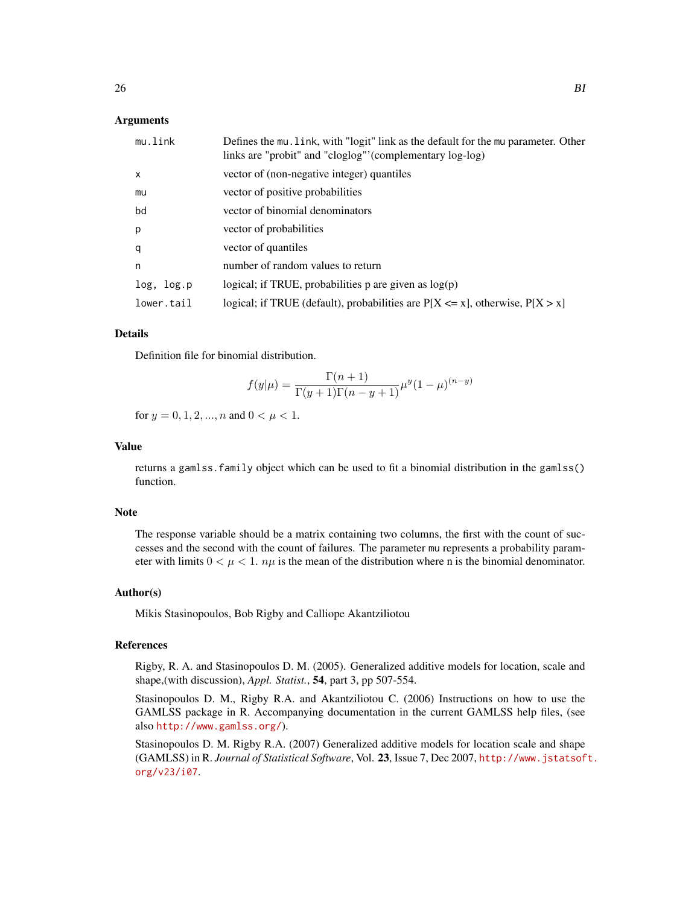## Arguments

| | |
|---|---|
| `mu.link` | Defines the `mu.link`, with "logit" link as the default for the `mu` parameter. Other links are "probit" and "cloglog"'(complementary log-log) |
| `x` | vector of (non-negative integer) quantiles |
| `mu` | vector of positive probabilities |
| `bd` | vector of binomial denominators |
| `p` | vector of probabilities |
| `q` | vector of quantiles |
| `n` | number of random values to return |
| `log, log.p` | logical; if TRUE, probabilities p are given as log(p) |
| `lower.tail` | logical; if TRUE (default), probabilities are P[X <= x], otherwise, P[X > x] |

## Details

Definition file for binomial distribution.

$$f(y|\mu) = \frac{\Gamma(n+1)}{\Gamma(y+1)\Gamma(n-y+1)}\mu^y(1-\mu)^{(n-y)}$$

for $y = 0, 1, 2, ..., n$ and $0 < \mu < 1$.

## Value

returns a `gamlss.family` object which can be used to fit a binomial distribution in the `gamlss()` function.

## Note

The response variable should be a matrix containing two columns, the first with the count of successes and the second with the count of failures. The parameter `mu` represents a probability parameter with limits $0 < \mu < 1$. $n\mu$ is the mean of the distribution where n is the binomial denominator.

## Author(s)

Mikis Stasinopoulos, Bob Rigby and Calliope Akantziliotou

## References

Rigby, R. A. and Stasinopoulos D. M. (2005). Generalized additive models for location, scale and shape,(with discussion), *Appl. Statist.*, **54**, part 3, pp 507-554.

Stasinopoulos D. M., Rigby R.A. and Akantziliotou C. (2006) Instructions on how to use the GAMLSS package in R. Accompanying documentation in the current GAMLSS help files, (see also http://www.gamlss.org/).

Stasinopoulos D. M. Rigby R.A. (2007) Generalized additive models for location scale and shape (GAMLSS) in R. *Journal of Statistical Software*, Vol. **23**, Issue 7, Dec 2007, http://www.jstatsoft.org/v23/i07.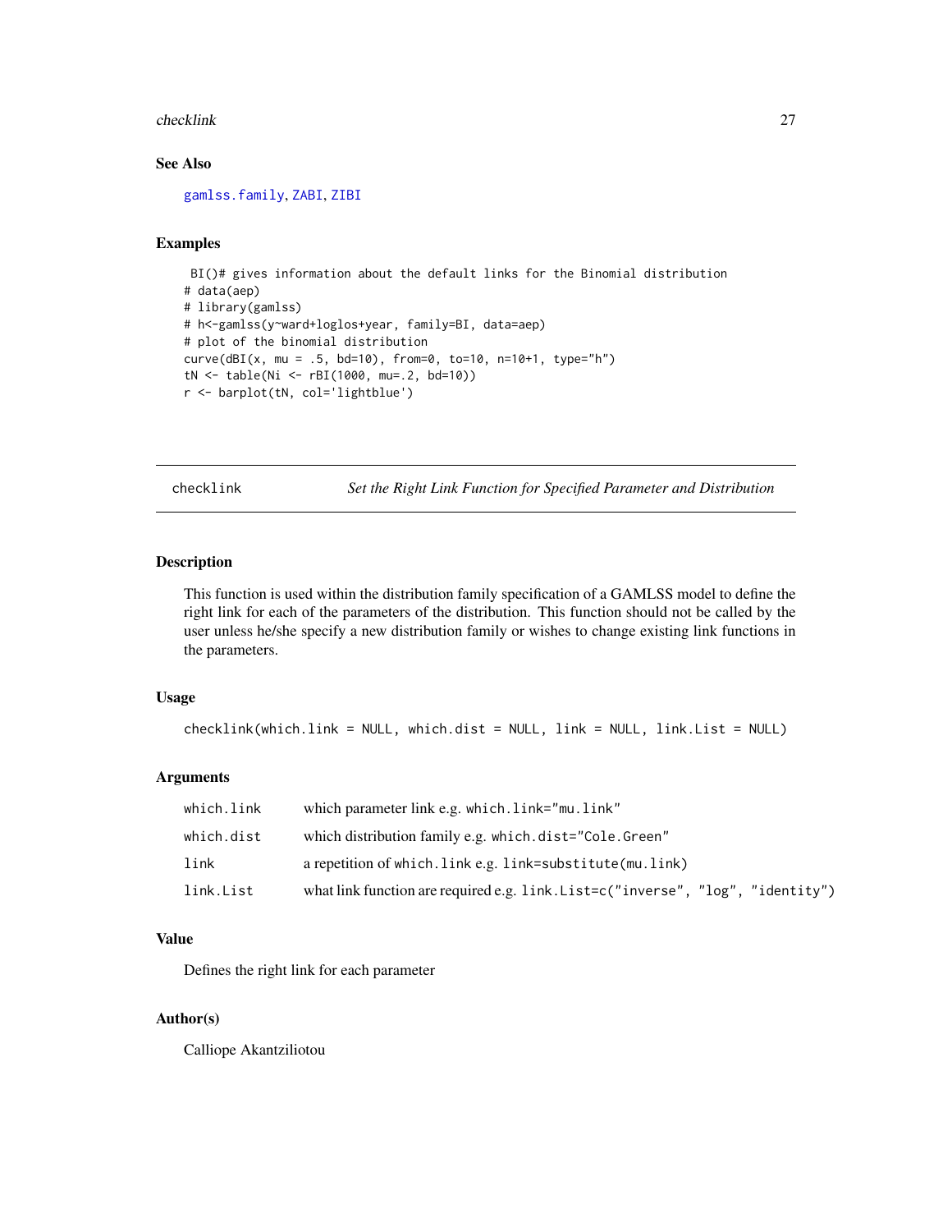### See Also

gamlss.family, ZABI, ZIBI

### Examples

```
 BI()# gives information about the default links for the Binomial distribution
# data(aep)
# library(gamlss)
# h<-gamlss(y~ward+loglos+year, family=BI, data=aep)
# plot of the binomial distribution
curve(dBI(x, mu = .5, bd=10), from=0, to=10, n=10+1, type="h")
tN <- table(Ni <- rBI(1000, mu=.2, bd=10))
r <- barplot(tN, col='lightblue')
```

---

## checklink — *Set the Right Link Function for Specified Parameter and Distribution*

---

### Description

This function is used within the distribution family specification of a GAMLSS model to define the right link for each of the parameters of the distribution. This function should not be called by the user unless he/she specify a new distribution family or wishes to change existing link functions in the parameters.

### Usage

```
checklink(which.link = NULL, which.dist = NULL, link = NULL, link.List = NULL)
```

### Arguments

| | |
|---|---|
| `which.link` | which parameter link e.g. `which.link="mu.link"` |
| `which.dist` | which distribution family e.g. `which.dist="Cole.Green"` |
| `link` | a repetition of `which.link` e.g. `link=substitute(mu.link)` |
| `link.List` | what link function are required e.g. `link.List=c("inverse", "log", "identity")` |

### Value

Defines the right link for each parameter

### Author(s)

Calliope Akantziliotou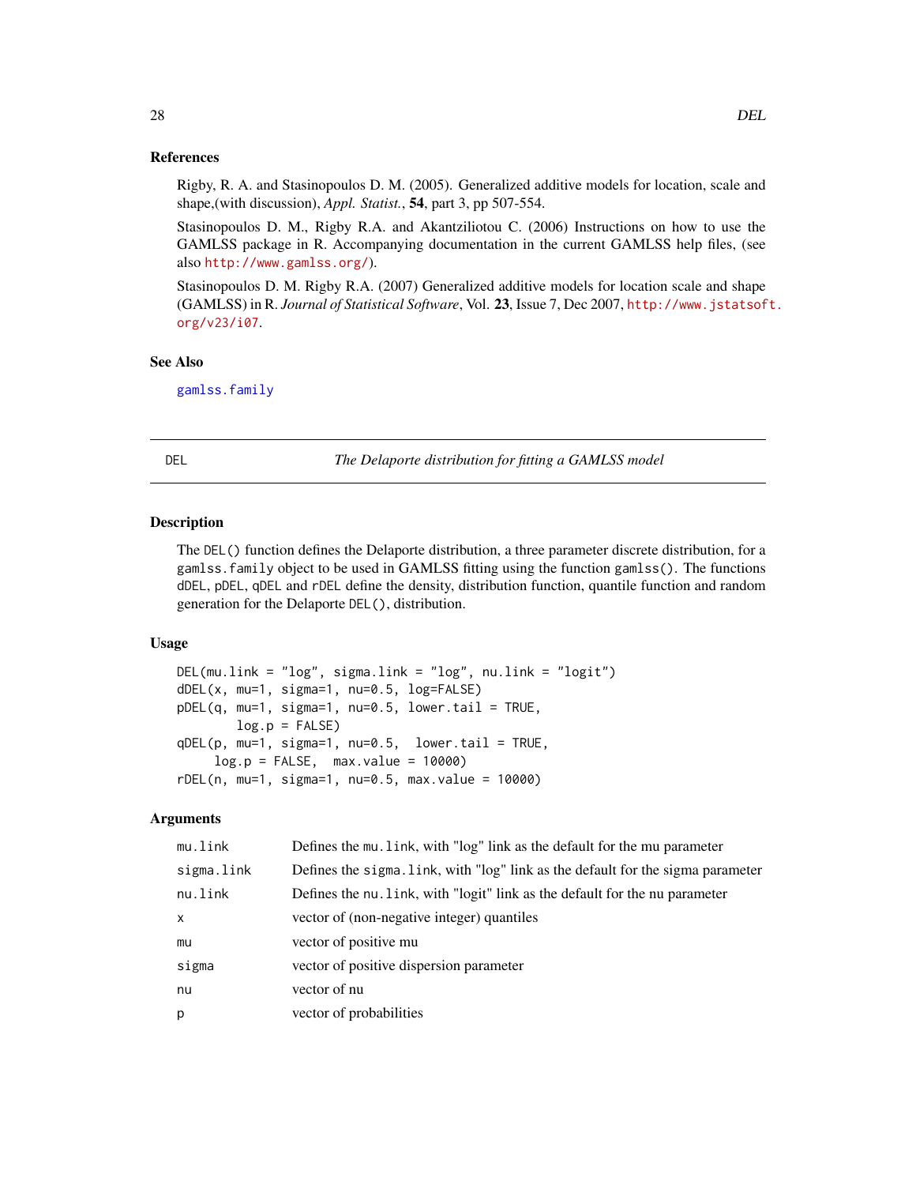### References

Rigby, R. A. and Stasinopoulos D. M. (2005). Generalized additive models for location, scale and shape,(with discussion), *Appl. Statist.*, **54**, part 3, pp 507-554.

Stasinopoulos D. M., Rigby R.A. and Akantziliotou C. (2006) Instructions on how to use the GAMLSS package in R. Accompanying documentation in the current GAMLSS help files, (see also http://www.gamlss.org/).

Stasinopoulos D. M. Rigby R.A. (2007) Generalized additive models for location scale and shape (GAMLSS) in R. *Journal of Statistical Software*, Vol. **23**, Issue 7, Dec 2007, http://www.jstatsoft.org/v23/i07.

### See Also

gamlss.family

---

## DEL — *The Delaporte distribution for fitting a GAMLSS model*

---

### Description

The `DEL()` function defines the Delaporte distribution, a three parameter discrete distribution, for a `gamlss.family` object to be used in GAMLSS fitting using the function `gamlss()`. The functions `dDEL`, `pDEL`, `qDEL` and `rDEL` define the density, distribution function, quantile function and random generation for the Delaporte `DEL()`, distribution.

### Usage

```
DEL(mu.link = "log", sigma.link = "log", nu.link = "logit")
dDEL(x, mu=1, sigma=1, nu=0.5, log=FALSE)
pDEL(q, mu=1, sigma=1, nu=0.5, lower.tail = TRUE,
        log.p = FALSE)
qDEL(p, mu=1, sigma=1, nu=0.5,  lower.tail = TRUE,
     log.p = FALSE,  max.value = 10000)
rDEL(n, mu=1, sigma=1, nu=0.5, max.value = 10000)
```

### Arguments

| | |
|---|---|
| `mu.link` | Defines the `mu.link`, with "log" link as the default for the mu parameter |
| `sigma.link` | Defines the `sigma.link`, with "log" link as the default for the sigma parameter |
| `nu.link` | Defines the `nu.link`, with "logit" link as the default for the nu parameter |
| `x` | vector of (non-negative integer) quantiles |
| `mu` | vector of positive mu |
| `sigma` | vector of positive dispersion parameter |
| `nu` | vector of nu |
| `p` | vector of probabilities |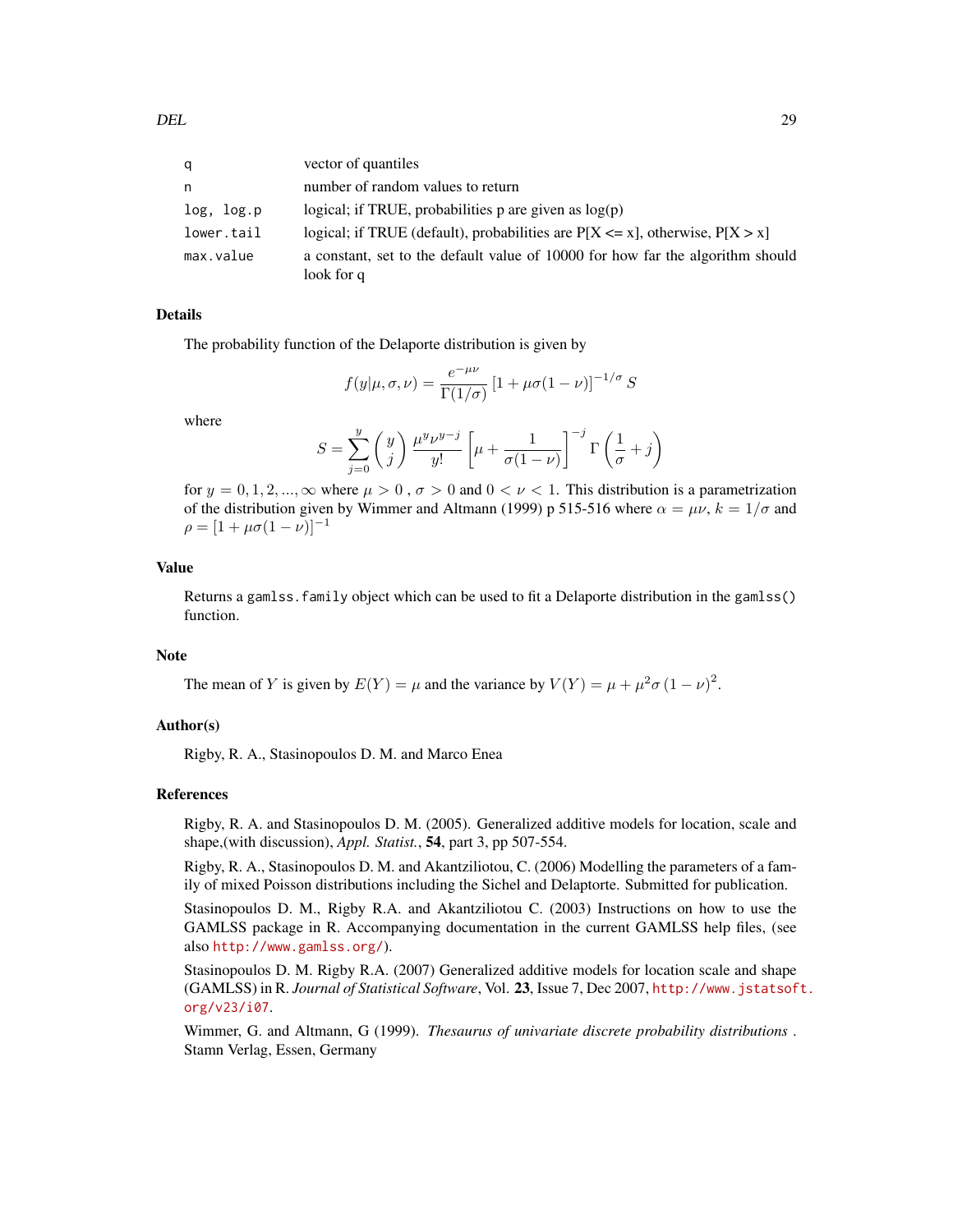| | |
|---|---|
| `q` | vector of quantiles |
| `n` | number of random values to return |
| `log, log.p` | logical; if TRUE, probabilities p are given as log(p) |
| `lower.tail` | logical; if TRUE (default), probabilities are P[X <= x], otherwise, P[X > x] |
| `max.value` | a constant, set to the default value of 10000 for how far the algorithm should look for q |

## Details

The probability function of the Delaporte distribution is given by

$$f(y|\mu, \sigma, \nu) = \frac{e^{-\mu\nu}}{\Gamma(1/\sigma)} \left[1 + \mu\sigma(1-\nu)\right]^{-1/\sigma} S$$

where

$$S = \sum_{j=0}^{y} \binom{y}{j} \frac{\mu^y \nu^{y-j}}{y!} \left[\mu + \frac{1}{\sigma(1-\nu)}\right]^{-j} \Gamma\left(\frac{1}{\sigma} + j\right)$$

for $y = 0, 1, 2, ..., \infty$ where $\mu > 0$ , $\sigma > 0$ and $0 < \nu < 1$. This distribution is a parametrization of the distribution given by Wimmer and Altmann (1999) p 515-516 where $\alpha = \mu\nu$, $k = 1/\sigma$ and $\rho = [1 + \mu\sigma(1-\nu)]^{-1}$

## Value

Returns a `gamlss.family` object which can be used to fit a Delaporte distribution in the `gamlss()` function.

## Note

The mean of $Y$ is given by $E(Y) = \mu$ and the variance by $V(Y) = \mu + \mu^2\sigma\left(1-\nu\right)^2$.

## Author(s)

Rigby, R. A., Stasinopoulos D. M. and Marco Enea

## References

Rigby, R. A. and Stasinopoulos D. M. (2005). Generalized additive models for location, scale and shape,(with discussion), *Appl. Statist.*, **54**, part 3, pp 507-554.

Rigby, R. A., Stasinopoulos D. M. and Akantziliotou, C. (2006) Modelling the parameters of a family of mixed Poisson distributions including the Sichel and Delaptorte. Submitted for publication.

Stasinopoulos D. M., Rigby R.A. and Akantziliotou C. (2003) Instructions on how to use the GAMLSS package in R. Accompanying documentation in the current GAMLSS help files, (see also http://www.gamlss.org/).

Stasinopoulos D. M. Rigby R.A. (2007) Generalized additive models for location scale and shape (GAMLSS) in R. *Journal of Statistical Software*, Vol. **23**, Issue 7, Dec 2007, http://www.jstatsoft.org/v23/i07.

Wimmer, G. and Altmann, G (1999). *Thesaurus of univariate discrete probability distributions* . Stamn Verlag, Essen, Germany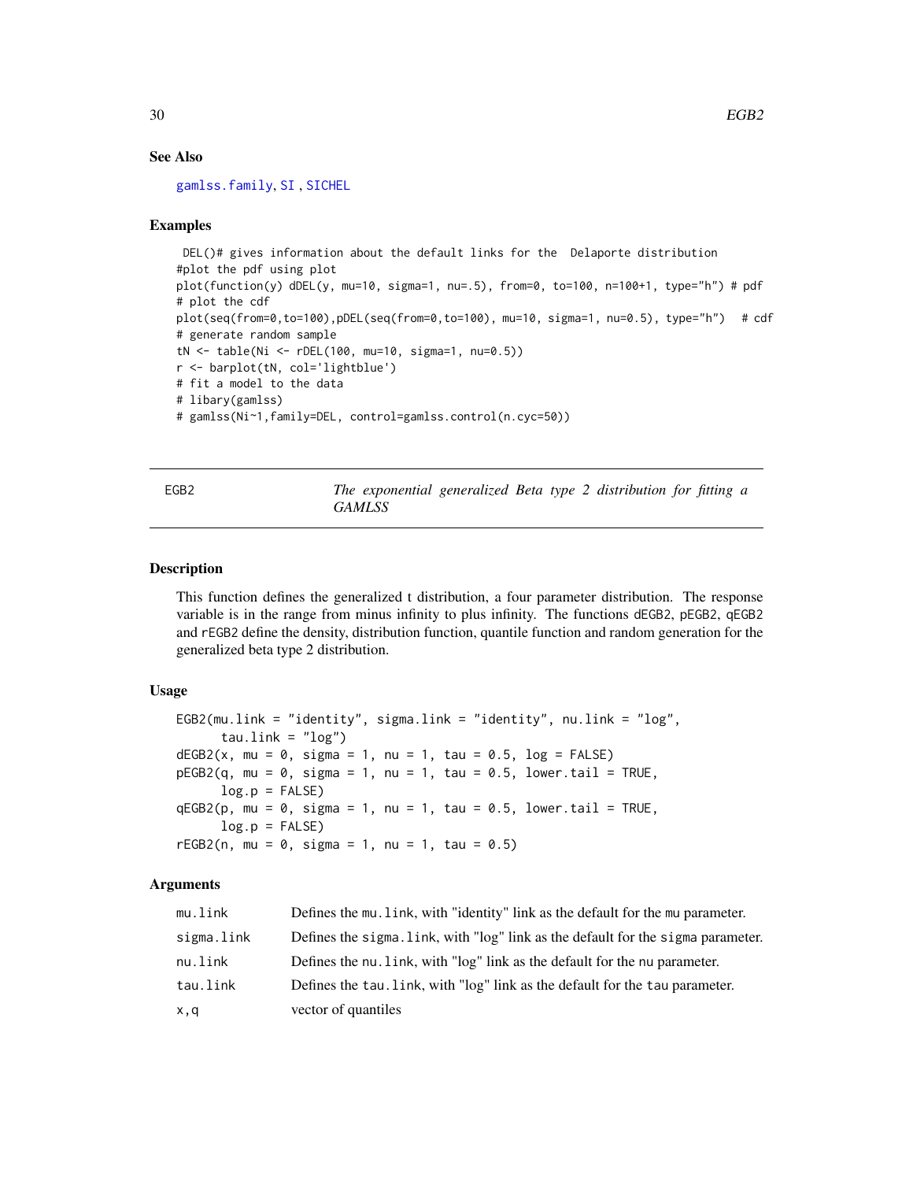### See Also

gamlss.family, SI , SICHEL

### Examples

```
 DEL()# gives information about the default links for the  Delaporte distribution
#plot the pdf using plot
plot(function(y) dDEL(y, mu=10, sigma=1, nu=.5), from=0, to=100, n=100+1, type="h") # pdf
# plot the cdf
plot(seq(from=0,to=100),pDEL(seq(from=0,to=100), mu=10, sigma=1, nu=0.5), type="h")   # cdf
# generate random sample
tN <- table(Ni <- rDEL(100, mu=10, sigma=1, nu=0.5))
r <- barplot(tN, col='lightblue')
# fit a model to the data
# libary(gamlss)
# gamlss(Ni~1,family=DEL, control=gamlss.control(n.cyc=50))
```

---

## EGB2 — *The exponential generalized Beta type 2 distribution for fitting a GAMLSS*

---

### Description

This function defines the generalized t distribution, a four parameter distribution. The response variable is in the range from minus infinity to plus infinity. The functions dEGB2, pEGB2, qEGB2 and rEGB2 define the density, distribution function, quantile function and random generation for the generalized beta type 2 distribution.

### Usage

```
EGB2(mu.link = "identity", sigma.link = "identity", nu.link = "log",
      tau.link = "log")
dEGB2(x, mu = 0, sigma = 1, nu = 1, tau = 0.5, log = FALSE)
pEGB2(q, mu = 0, sigma = 1, nu = 1, tau = 0.5, lower.tail = TRUE,
      log.p = FALSE)
qEGB2(p, mu = 0, sigma = 1, nu = 1, tau = 0.5, lower.tail = TRUE,
      log.p = FALSE)
rEGB2(n, mu = 0, sigma = 1, nu = 1, tau = 0.5)
```

### Arguments

| | |
|---|---|
| mu.link | Defines the mu.link, with "identity" link as the default for the mu parameter. |
| sigma.link | Defines the sigma.link, with "log" link as the default for the sigma parameter. |
| nu.link | Defines the nu.link, with "log" link as the default for the nu parameter. |
| tau.link | Defines the tau.link, with "log" link as the default for the tau parameter. |
| x,q | vector of quantiles |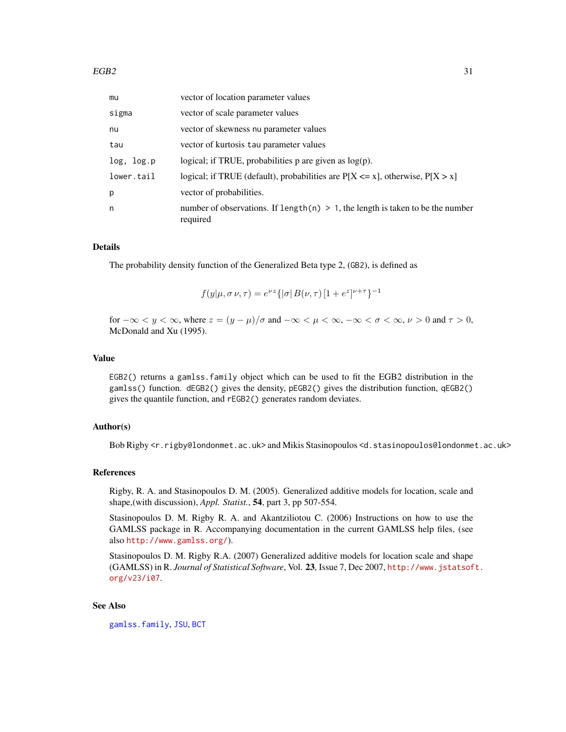| | |
|---|---|
| mu | vector of location parameter values |
| sigma | vector of scale parameter values |
| nu | vector of skewness nu parameter values |
| tau | vector of kurtosis tau parameter values |
| log, log.p | logical; if TRUE, probabilities p are given as log(p). |
| lower.tail | logical; if TRUE (default), probabilities are P[X <= x], otherwise, P[X > x] |
| p | vector of probabilities. |
| n | number of observations. If length(n) > 1, the length is taken to be the number required |

### Details

The probability density function of the Generalized Beta type 2, (GB2), is defined as

$$f(y|\mu, \sigma\, \nu, \tau) = e^{\nu z} \{|\sigma|\, B(\nu, \tau)\, [1 + e^{z}]^{\nu+\tau}\}^{-1}$$

for $-\infty < y < \infty$, where $z = (y - \mu)/\sigma$ and $-\infty < \mu < \infty$, $-\infty < \sigma < \infty$, $\nu > 0$ and $\tau > 0$, McDonald and Xu (1995).

### Value

EGB2() returns a gamlss.family object which can be used to fit the EGB2 distribution in the gamlss() function. dEGB2() gives the density, pEGB2() gives the distribution function, qEGB2() gives the quantile function, and rEGB2() generates random deviates.

### Author(s)

Bob Rigby <r.rigby@londonmet.ac.uk> and Mikis Stasinopoulos <d.stasinopoulos@londonmet.ac.uk>

### References

Rigby, R. A. and Stasinopoulos D. M. (2005). Generalized additive models for location, scale and shape,(with discussion), *Appl. Statist.*, **54**, part 3, pp 507-554.

Stasinopoulos D. M. Rigby R. A. and Akantziliotou C. (2006) Instructions on how to use the GAMLSS package in R. Accompanying documentation in the current GAMLSS help files, (see also http://www.gamlss.org/).

Stasinopoulos D. M. Rigby R.A. (2007) Generalized additive models for location scale and shape (GAMLSS) in R. *Journal of Statistical Software*, Vol. **23**, Issue 7, Dec 2007, http://www.jstatsoft.org/v23/i07.

### See Also

gamlss.family, JSU, BCT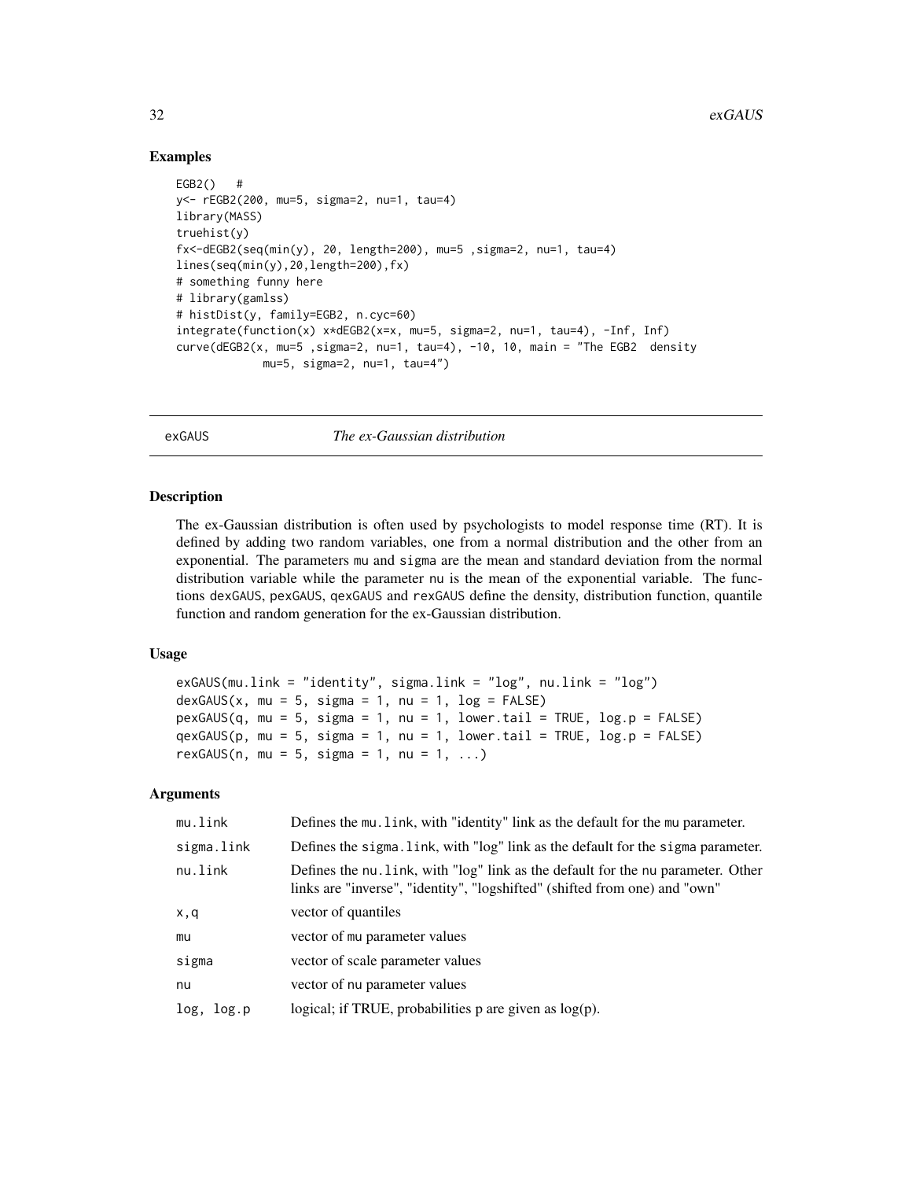## Examples

```
EGB2()   #
y<- rEGB2(200, mu=5, sigma=2, nu=1, tau=4)
library(MASS)
truehist(y)
fx<-dEGB2(seq(min(y), 20, length=200), mu=5 ,sigma=2, nu=1, tau=4)
lines(seq(min(y),20,length=200),fx)
# something funny here
# library(gamlss)
# histDist(y, family=EGB2, n.cyc=60)
integrate(function(x) x*dEGB2(x=x, mu=5, sigma=2, nu=1, tau=4), -Inf, Inf)
curve(dEGB2(x, mu=5 ,sigma=2, nu=1, tau=4), -10, 10, main = "The EGB2  density
             mu=5, sigma=2, nu=1, tau=4")
```

---

# exGAUS *The ex-Gaussian distribution*

---

## Description

The ex-Gaussian distribution is often used by psychologists to model response time (RT). It is defined by adding two random variables, one from a normal distribution and the other from an exponential. The parameters mu and sigma are the mean and standard deviation from the normal distribution variable while the parameter nu is the mean of the exponential variable. The functions dexGAUS, pexGAUS, qexGAUS and rexGAUS define the density, distribution function, quantile function and random generation for the ex-Gaussian distribution.

## Usage

```
exGAUS(mu.link = "identity", sigma.link = "log", nu.link = "log")
dexGAUS(x, mu = 5, sigma = 1, nu = 1, log = FALSE)
pexGAUS(q, mu = 5, sigma = 1, nu = 1, lower.tail = TRUE, log.p = FALSE)
qexGAUS(p, mu = 5, sigma = 1, nu = 1, lower.tail = TRUE, log.p = FALSE)
rexGAUS(n, mu = 5, sigma = 1, nu = 1, ...)
```

## Arguments

| | |
|---|---|
| mu.link | Defines the mu.link, with "identity" link as the default for the mu parameter. |
| sigma.link | Defines the sigma.link, with "log" link as the default for the sigma parameter. |
| nu.link | Defines the nu.link, with "log" link as the default for the nu parameter. Other links are "inverse", "identity", "logshifted" (shifted from one) and "own" |
| x,q | vector of quantiles |
| mu | vector of mu parameter values |
| sigma | vector of scale parameter values |
| nu | vector of nu parameter values |
| log, log.p | logical; if TRUE, probabilities p are given as log(p). |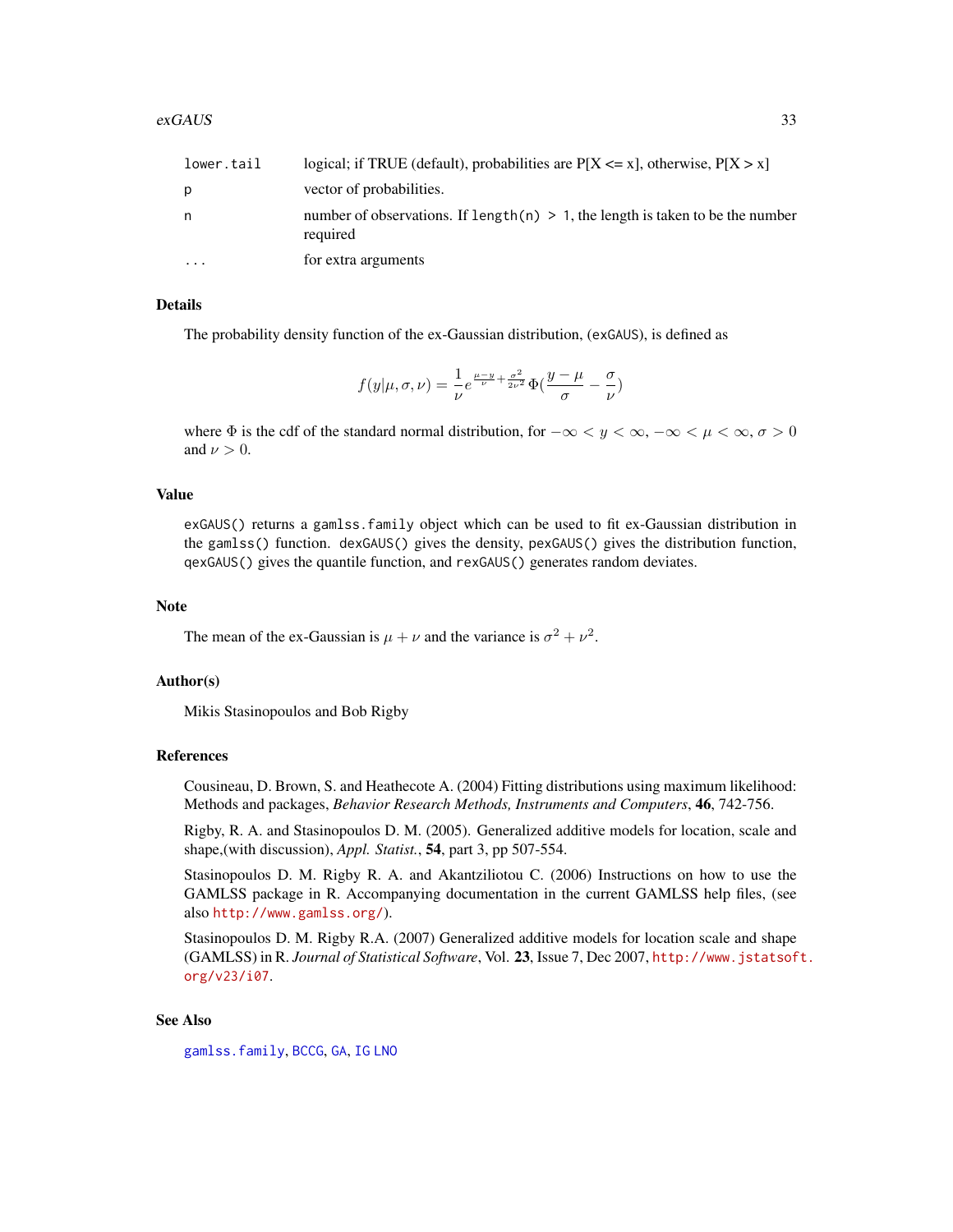| | |
|---|---|
| lower.tail | logical; if TRUE (default), probabilities are P[X <= x], otherwise, P[X > x] |
| p | vector of probabilities. |
| n | number of observations. If `length(n) > 1`, the length is taken to be the number required |
| ... | for extra arguments |

## Details

The probability density function of the ex-Gaussian distribution, (exGAUS), is defined as

$$f(y|\mu, \sigma, \nu) = \frac{1}{\nu} e^{\frac{\mu - y}{\nu} + \frac{\sigma^2}{2\nu^2}} \Phi(\frac{y - \mu}{\sigma} - \frac{\sigma}{\nu})$$

where $\Phi$ is the cdf of the standard normal distribution, for $-\infty < y < \infty$, $-\infty < \mu < \infty$, $\sigma > 0$ and $\nu > 0$.

## Value

`exGAUS()` returns a `gamlss.family` object which can be used to fit ex-Gaussian distribution in the `gamlss()` function. `dexGAUS()` gives the density, `pexGAUS()` gives the distribution function, `qexGAUS()` gives the quantile function, and `rexGAUS()` generates random deviates.

## Note

The mean of the ex-Gaussian is $\mu + \nu$ and the variance is $\sigma^2 + \nu^2$.

## Author(s)

Mikis Stasinopoulos and Bob Rigby

## References

Cousineau, D. Brown, S. and Heathecote A. (2004) Fitting distributions using maximum likelihood: Methods and packages, *Behavior Research Methods, Instruments and Computers*, **46**, 742-756.

Rigby, R. A. and Stasinopoulos D. M. (2005). Generalized additive models for location, scale and shape,(with discussion), *Appl. Statist.*, **54**, part 3, pp 507-554.

Stasinopoulos D. M. Rigby R. A. and Akantziliotou C. (2006) Instructions on how to use the GAMLSS package in R. Accompanying documentation in the current GAMLSS help files, (see also http://www.gamlss.org/).

Stasinopoulos D. M. Rigby R.A. (2007) Generalized additive models for location scale and shape (GAMLSS) in R. *Journal of Statistical Software*, Vol. **23**, Issue 7, Dec 2007, http://www.jstatsoft.org/v23/i07.

## See Also

gamlss.family, BCCG, GA, IG LNO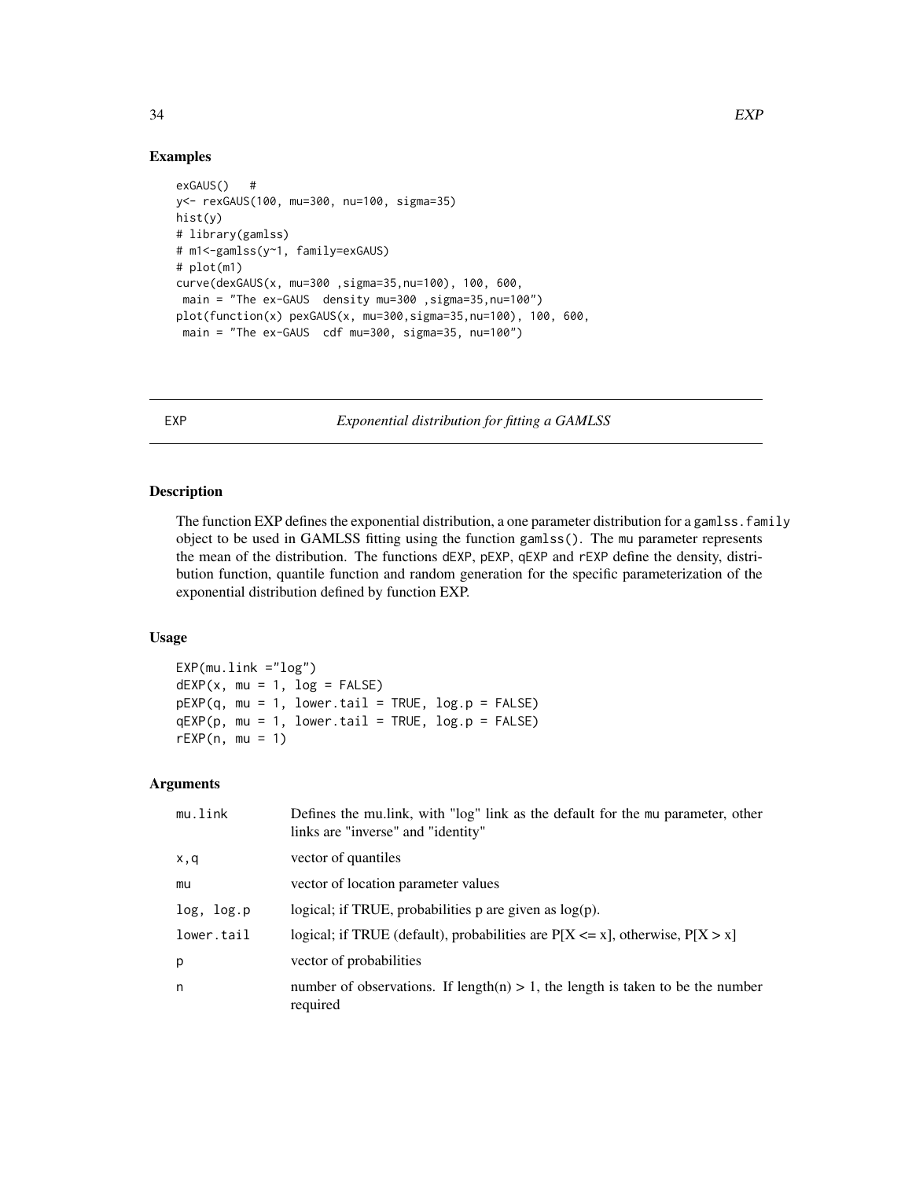### Examples

```
exGAUS()   #
y<- rexGAUS(100, mu=300, nu=100, sigma=35)
hist(y)
# library(gamlss)
# m1<-gamlss(y~1, family=exGAUS)
# plot(m1)
curve(dexGAUS(x, mu=300 ,sigma=35,nu=100), 100, 600,
 main = "The ex-GAUS  density mu=300 ,sigma=35,nu=100")
plot(function(x) pexGAUS(x, mu=300,sigma=35,nu=100), 100, 600,
 main = "The ex-GAUS  cdf mu=300, sigma=35, nu=100")
```

---

## EXP — *Exponential distribution for fitting a GAMLSS*

### Description

The function EXP defines the exponential distribution, a one parameter distribution for a `gamlss.family` object to be used in GAMLSS fitting using the function `gamlss()`. The `mu` parameter represents the mean of the distribution. The functions `dEXP`, `pEXP`, `qEXP` and `rEXP` define the density, distribution function, quantile function and random generation for the specific parameterization of the exponential distribution defined by function EXP.

### Usage

```
EXP(mu.link ="log")
dEXP(x, mu = 1, log = FALSE)
pEXP(q, mu = 1, lower.tail = TRUE, log.p = FALSE)
qEXP(p, mu = 1, lower.tail = TRUE, log.p = FALSE)
rEXP(n, mu = 1)
```

### Arguments

| | |
|---|---|
| `mu.link` | Defines the mu.link, with "log" link as the default for the mu parameter, other links are "inverse" and "identity" |
| `x,q` | vector of quantiles |
| `mu` | vector of location parameter values |
| `log, log.p` | logical; if TRUE, probabilities p are given as log(p). |
| `lower.tail` | logical; if TRUE (default), probabilities are P[X <= x], otherwise, P[X > x] |
| `p` | vector of probabilities |
| `n` | number of observations. If length(n) > 1, the length is taken to be the number required |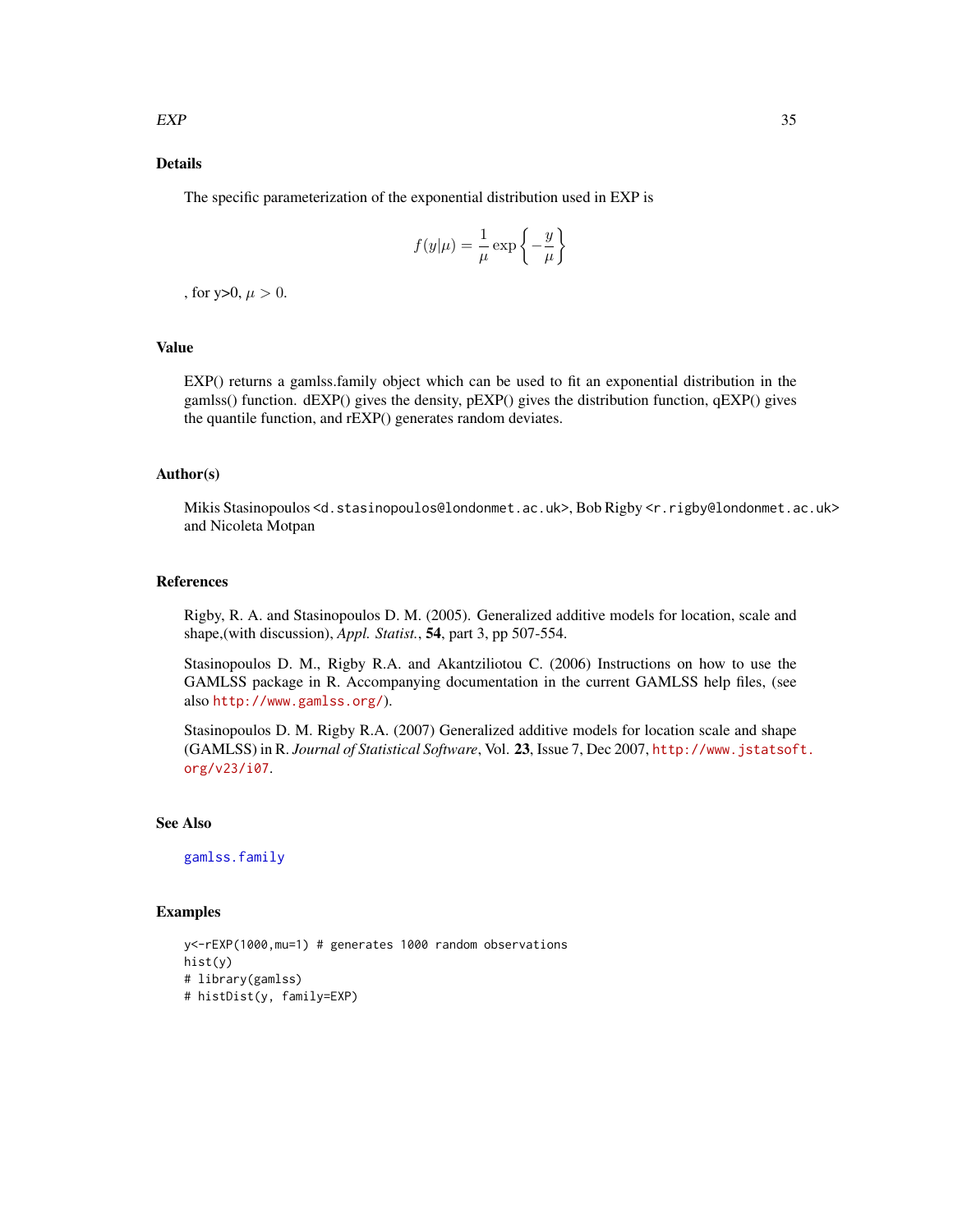## Details

The specific parameterization of the exponential distribution used in EXP is

$$f(y|\mu) = \frac{1}{\mu} \exp\left\{-\frac{y}{\mu}\right\}$$

, for y>0, $\mu > 0$.

## Value

EXP() returns a gamlss.family object which can be used to fit an exponential distribution in the gamlss() function. dEXP() gives the density, pEXP() gives the distribution function, qEXP() gives the quantile function, and rEXP() generates random deviates.

## Author(s)

Mikis Stasinopoulos <d.stasinopoulos@londonmet.ac.uk>, Bob Rigby <r.rigby@londonmet.ac.uk> and Nicoleta Motpan

## References

Rigby, R. A. and Stasinopoulos D. M. (2005). Generalized additive models for location, scale and shape,(with discussion), *Appl. Statist.*, **54**, part 3, pp 507-554.

Stasinopoulos D. M., Rigby R.A. and Akantziliotou C. (2006) Instructions on how to use the GAMLSS package in R. Accompanying documentation in the current GAMLSS help files, (see also http://www.gamlss.org/).

Stasinopoulos D. M. Rigby R.A. (2007) Generalized additive models for location scale and shape (GAMLSS) in R. *Journal of Statistical Software*, Vol. **23**, Issue 7, Dec 2007, http://www.jstatsoft.org/v23/i07.

## See Also

gamlss.family

## Examples

```
y<-rEXP(1000,mu=1) # generates 1000 random observations
hist(y)
# library(gamlss)
# histDist(y, family=EXP)
```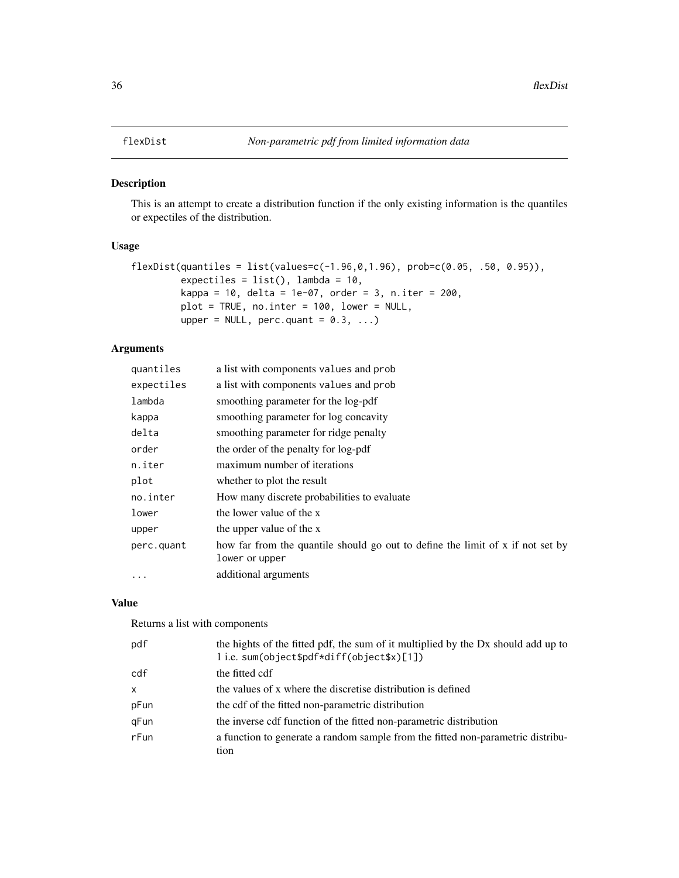# flexDist *Non-parametric pdf from limited information data*

## Description

This is an attempt to create a distribution function if the only existing information is the quantiles or expectiles of the distribution.

## Usage

```
flexDist(quantiles = list(values=c(-1.96,0,1.96), prob=c(0.05, .50, 0.95)),
         expectiles = list(), lambda = 10,
         kappa = 10, delta = 1e-07, order = 3, n.iter = 200,
         plot = TRUE, no.inter = 100, lower = NULL,
         upper = NULL, perc.quant = 0.3, ...)
```

## Arguments

| | |
|---|---|
| `quantiles` | a list with components `values` and `prob` |
| `expectiles` | a list with components `values` and `prob` |
| `lambda` | smoothing parameter for the log-pdf |
| `kappa` | smoothing parameter for log concavity |
| `delta` | smoothing parameter for ridge penalty |
| `order` | the order of the penalty for log-pdf |
| `n.iter` | maximum number of iterations |
| `plot` | whether to plot the result |
| `no.inter` | How many discrete probabilities to evaluate |
| `lower` | the lower value of the x |
| `upper` | the upper value of the x |
| `perc.quant` | how far from the quantile should go out to define the limit of x if not set by `lower` or `upper` |
| `...` | additional arguments |

## Value

Returns a list with components

| | |
|---|---|
| `pdf` | the hights of the fitted pdf, the sum of it multiplied by the Dx should add up to 1 i.e. `sum(object$pdf*diff(object$x)[1])` |
| `cdf` | the fitted cdf |
| `x` | the values of x where the discretise distribution is defined |
| `pFun` | the cdf of the fitted non-parametric distribution |
| `qFun` | the inverse cdf function of the fitted non-parametric distribution |
| `rFun` | a function to generate a random sample from the fitted non-parametric distribution |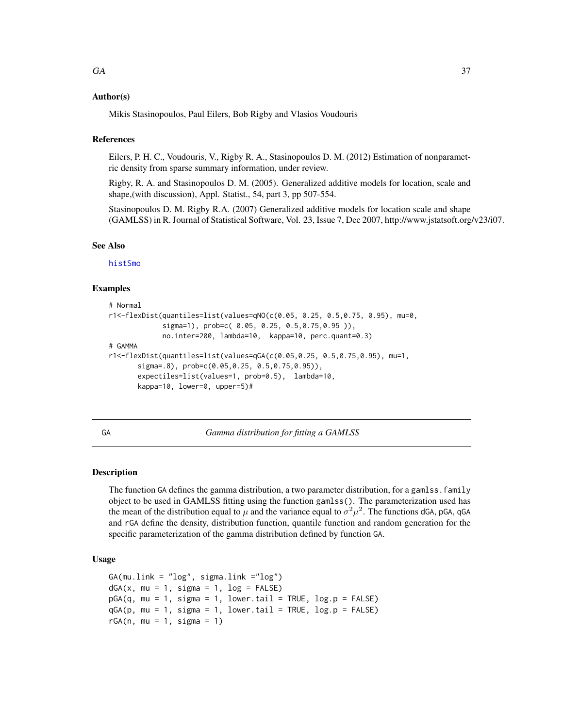### Author(s)

Mikis Stasinopoulos, Paul Eilers, Bob Rigby and Vlasios Voudouris

### References

Eilers, P. H. C., Voudouris, V., Rigby R. A., Stasinopoulos D. M. (2012) Estimation of nonparametric density from sparse summary information, under review.

Rigby, R. A. and Stasinopoulos D. M. (2005). Generalized additive models for location, scale and shape,(with discussion), Appl. Statist., 54, part 3, pp 507-554.

Stasinopoulos D. M. Rigby R.A. (2007) Generalized additive models for location scale and shape (GAMLSS) in R. Journal of Statistical Software, Vol. 23, Issue 7, Dec 2007, http://www.jstatsoft.org/v23/i07.

### See Also

histSmo

### Examples

```
# Normal
r1<-flexDist(quantiles=list(values=qNO(c(0.05, 0.25, 0.5,0.75, 0.95), mu=0,
             sigma=1), prob=c( 0.05, 0.25, 0.5,0.75,0.95 )),
             no.inter=200, lambda=10,  kappa=10, perc.quant=0.3)
# GAMMA
r1<-flexDist(quantiles=list(values=qGA(c(0.05,0.25, 0.5,0.75,0.95), mu=1,
       sigma=.8), prob=c(0.05,0.25, 0.5,0.75,0.95)),
       expectiles=list(values=1, prob=0.5),  lambda=10,
       kappa=10, lower=0, upper=5)#
```

## GA — *Gamma distribution for fitting a GAMLSS*

### Description

The function GA defines the gamma distribution, a two parameter distribution, for a `gamlss.family` object to be used in GAMLSS fitting using the function `gamlss()`. The parameterization used has the mean of the distribution equal to $\mu$ and the variance equal to $\sigma^2\mu^2$. The functions dGA, pGA, qGA and rGA define the density, distribution function, quantile function and random generation for the specific parameterization of the gamma distribution defined by function GA.

### Usage

```
GA(mu.link = "log", sigma.link ="log")
dGA(x, mu = 1, sigma = 1, log = FALSE)
pGA(q, mu = 1, sigma = 1, lower.tail = TRUE, log.p = FALSE)
qGA(p, mu = 1, sigma = 1, lower.tail = TRUE, log.p = FALSE)
rGA(n, mu = 1, sigma = 1)
```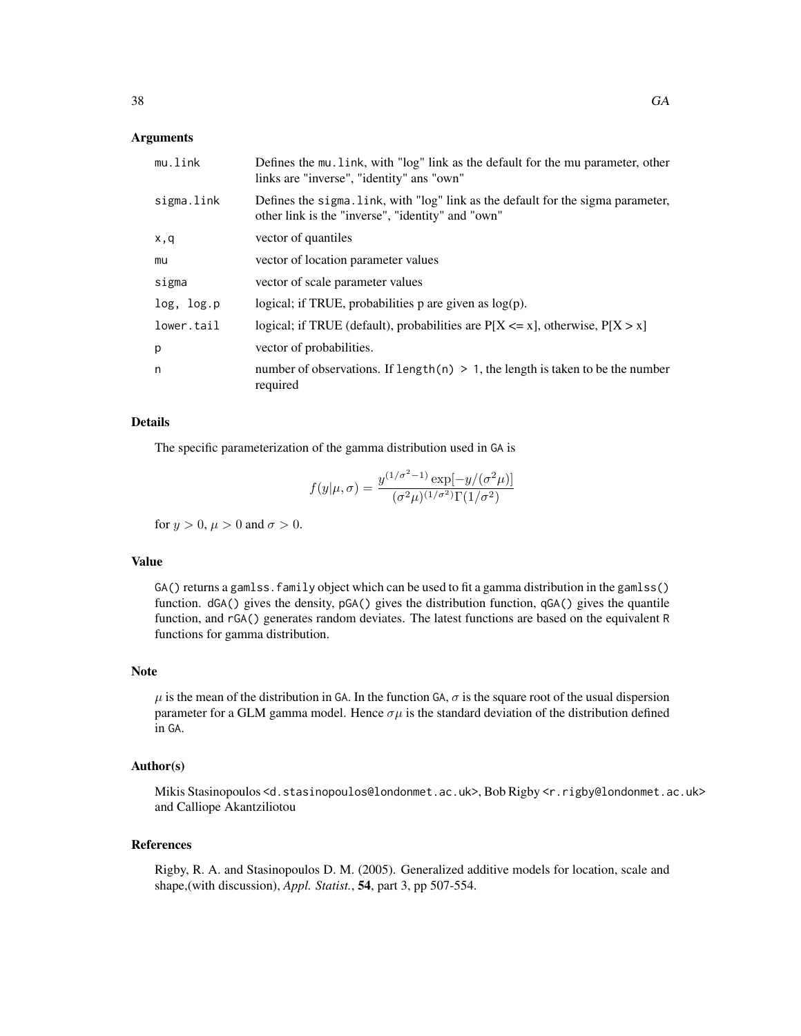## Arguments

| | |
|---|---|
| mu.link | Defines the mu.link, with "log" link as the default for the mu parameter, other links are "inverse", "identity" ans "own" |
| sigma.link | Defines the sigma.link, with "log" link as the default for the sigma parameter, other link is the "inverse", "identity" and "own" |
| x,q | vector of quantiles |
| mu | vector of location parameter values |
| sigma | vector of scale parameter values |
| log, log.p | logical; if TRUE, probabilities p are given as log(p). |
| lower.tail | logical; if TRUE (default), probabilities are P[X <= x], otherwise, P[X > x] |
| p | vector of probabilities. |
| n | number of observations. If `length(n) > 1`, the length is taken to be the number required |

## Details

The specific parameterization of the gamma distribution used in GA is

$$f(y|\mu, \sigma) = \frac{y^{(1/\sigma^2-1)} \exp[-y/(\sigma^2 \mu)]}{(\sigma^2 \mu)^{(1/\sigma^2)} \Gamma(1/\sigma^2)}$$

for $y > 0$, $\mu > 0$ and $\sigma > 0$.

## Value

`GA()` returns a `gamlss.family` object which can be used to fit a gamma distribution in the `gamlss()` function. `dGA()` gives the density, `pGA()` gives the distribution function, `qGA()` gives the quantile function, and `rGA()` generates random deviates. The latest functions are based on the equivalent R functions for gamma distribution.

## Note

$\mu$ is the mean of the distribution in GA. In the function GA, $\sigma$ is the square root of the usual dispersion parameter for a GLM gamma model. Hence $\sigma\mu$ is the standard deviation of the distribution defined in GA.

## Author(s)

Mikis Stasinopoulos <d.stasinopoulos@londonmet.ac.uk>, Bob Rigby <r.rigby@londonmet.ac.uk> and Calliope Akantziliotou

## References

Rigby, R. A. and Stasinopoulos D. M. (2005). Generalized additive models for location, scale and shape,(with discussion), *Appl. Statist.*, **54**, part 3, pp 507-554.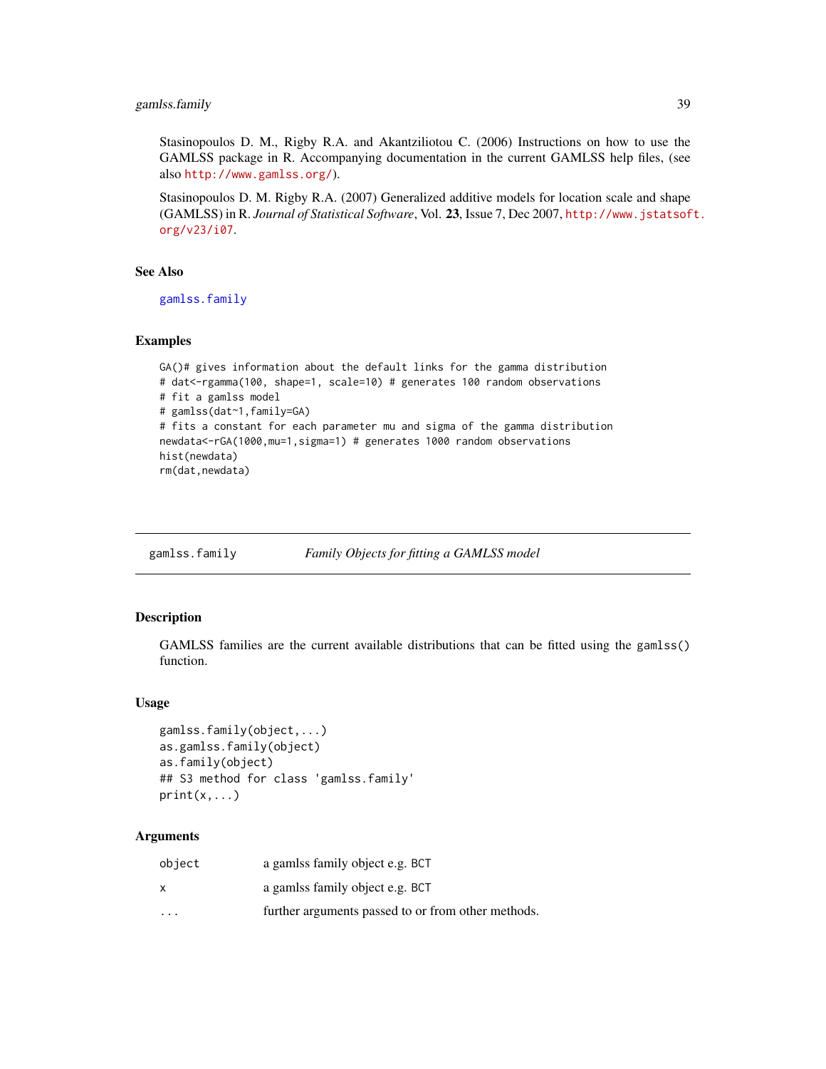Stasinopoulos D. M., Rigby R.A. and Akantziliotou C. (2006) Instructions on how to use the GAMLSS package in R. Accompanying documentation in the current GAMLSS help files, (see also http://www.gamlss.org/).

Stasinopoulos D. M. Rigby R.A. (2007) Generalized additive models for location scale and shape (GAMLSS) in R. *Journal of Statistical Software*, Vol. **23**, Issue 7, Dec 2007, http://www.jstatsoft.org/v23/i07.

### See Also

gamlss.family

### Examples

```
GA()# gives information about the default links for the gamma distribution
# dat<-rgamma(100, shape=1, scale=10) # generates 100 random observations
# fit a gamlss model
# gamlss(dat~1,family=GA)
# fits a constant for each parameter mu and sigma of the gamma distribution
newdata<-rGA(1000,mu=1,sigma=1) # generates 1000 random observations
hist(newdata)
rm(dat,newdata)
```

---

## gamlss.family — *Family Objects for fitting a GAMLSS model*

### Description

GAMLSS families are the current available distributions that can be fitted using the `gamlss()` function.

### Usage

```
gamlss.family(object,...)
as.gamlss.family(object)
as.family(object)
## S3 method for class 'gamlss.family'
print(x,...)
```

### Arguments

| | |
|---|---|
| `object` | a gamlss family object e.g. BCT |
| `x` | a gamlss family object e.g. BCT |
| `...` | further arguments passed to or from other methods. |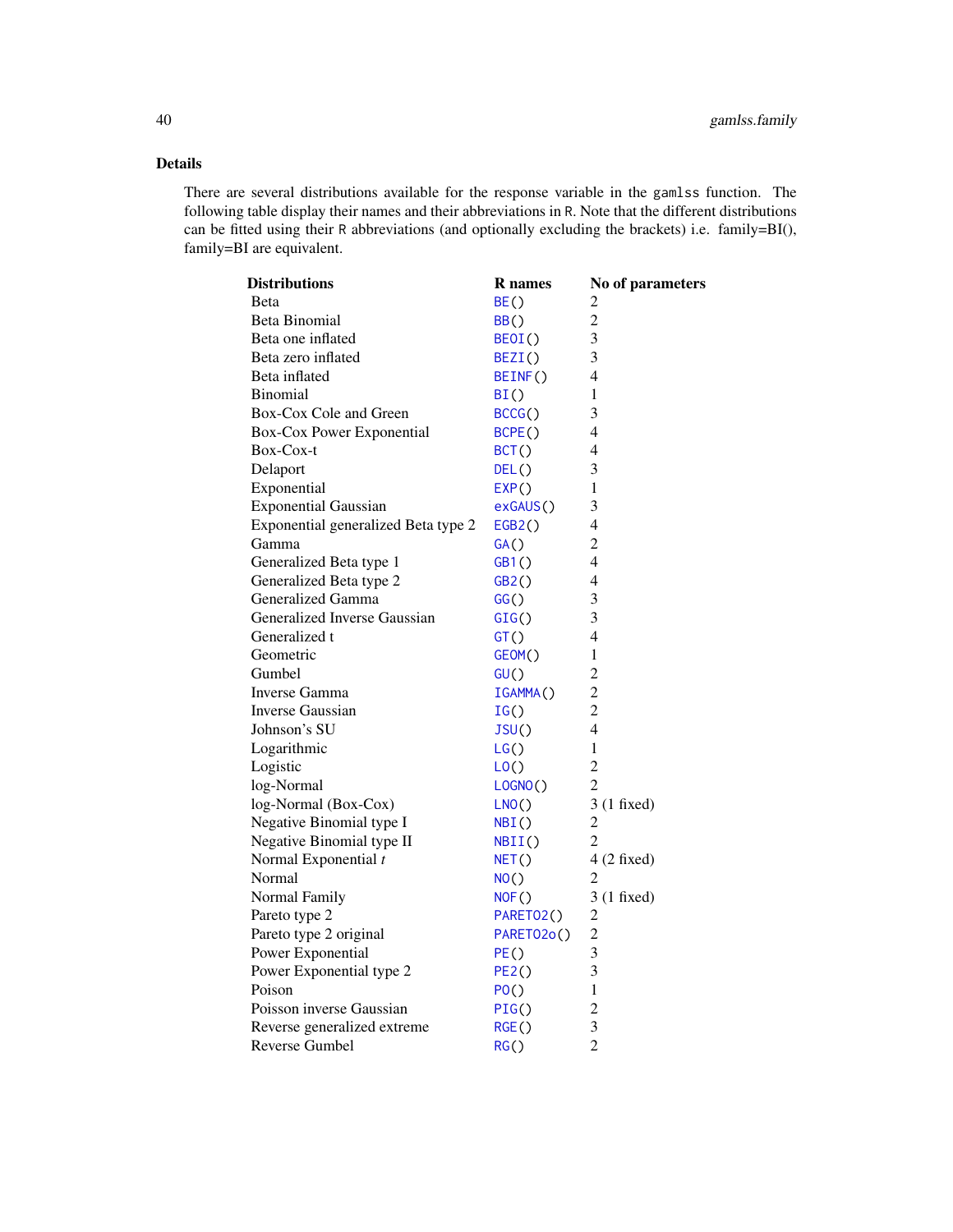## Details

There are several distributions available for the response variable in the `gamlss` function. The following table display their names and their abbreviations in R. Note that the different distributions can be fitted using their R abbreviations (and optionally excluding the brackets) i.e. family=BI(), family=BI are equivalent.

| Distributions | R names | No of parameters |
|---|---|---|
| Beta | `BE()` | 2 |
| Beta Binomial | `BB()` | 2 |
| Beta one inflated | `BEOI()` | 3 |
| Beta zero inflated | `BEZI()` | 3 |
| Beta inflated | `BEINF()` | 4 |
| Binomial | `BI()` | 1 |
| Box-Cox Cole and Green | `BCCG()` | 3 |
| Box-Cox Power Exponential | `BCPE()` | 4 |
| Box-Cox-t | `BCT()` | 4 |
| Delaport | `DEL()` | 3 |
| Exponential | `EXP()` | 1 |
| Exponential Gaussian | `exGAUS()` | 3 |
| Exponential generalized Beta type 2 | `EGB2()` | 4 |
| Gamma | `GA()` | 2 |
| Generalized Beta type 1 | `GB1()` | 4 |
| Generalized Beta type 2 | `GB2()` | 4 |
| Generalized Gamma | `GG()` | 3 |
| Generalized Inverse Gaussian | `GIG()` | 3 |
| Generalized t | `GT()` | 4 |
| Geometric | `GEOM()` | 1 |
| Gumbel | `GU()` | 2 |
| Inverse Gamma | `IGAMMA()` | 2 |
| Inverse Gaussian | `IG()` | 2 |
| Johnson's SU | `JSU()` | 4 |
| Logarithmic | `LG()` | 1 |
| Logistic | `LO()` | 2 |
| log-Normal | `LOGNO()` | 2 |
| log-Normal (Box-Cox) | `LNO()` | 3 (1 fixed) |
| Negative Binomial type I | `NBI()` | 2 |
| Negative Binomial type II | `NBII()` | 2 |
| Normal Exponential *t* | `NET()` | 4 (2 fixed) |
| Normal | `NO()` | 2 |
| Normal Family | `NOF()` | 3 (1 fixed) |
| Pareto type 2 | `PARETO2()` | 2 |
| Pareto type 2 original | `PARETO2o()` | 2 |
| Power Exponential | `PE()` | 3 |
| Power Exponential type 2 | `PE2()` | 3 |
| Poison | `PO()` | 1 |
| Poisson inverse Gaussian | `PIG()` | 2 |
| Reverse generalized extreme | `RGE()` | 3 |
| Reverse Gumbel | `RG()` | 2 |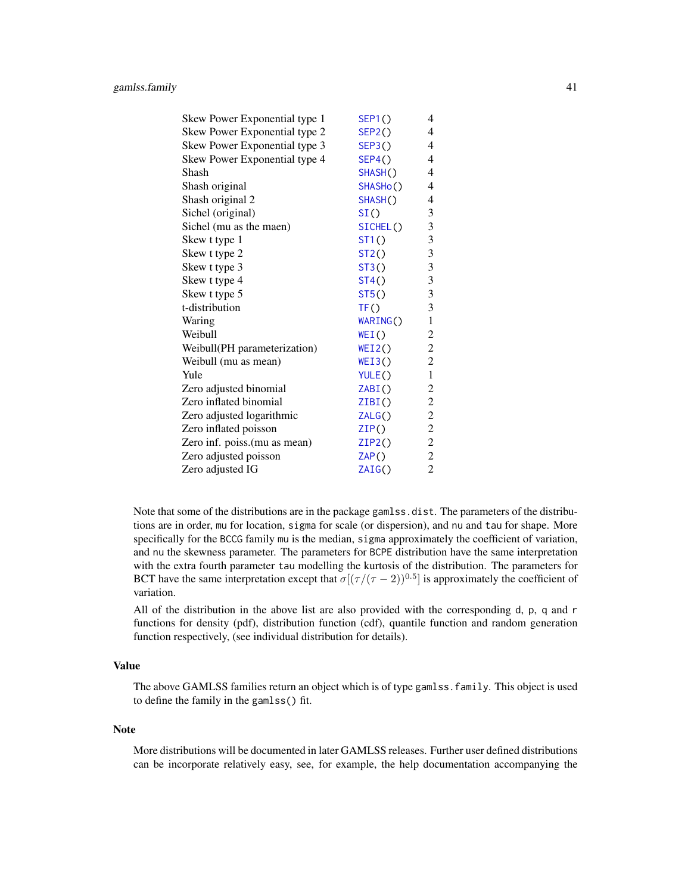| | | |
|---|---|---|
| Skew Power Exponential type 1 | `SEP1()` | 4 |
| Skew Power Exponential type 2 | `SEP2()` | 4 |
| Skew Power Exponential type 3 | `SEP3()` | 4 |
| Skew Power Exponential type 4 | `SEP4()` | 4 |
| Shash | `SHASH()` | 4 |
| Shash original | `SHASHo()` | 4 |
| Shash original 2 | `SHASH()` | 4 |
| Sichel (original) | `SI()` | 3 |
| Sichel (mu as the maen) | `SICHEL()` | 3 |
| Skew t type 1 | `ST1()` | 3 |
| Skew t type 2 | `ST2()` | 3 |
| Skew t type 3 | `ST3()` | 3 |
| Skew t type 4 | `ST4()` | 3 |
| Skew t type 5 | `ST5()` | 3 |
| t-distribution | `TF()` | 3 |
| Waring | `WARING()` | 1 |
| Weibull | `WEI()` | 2 |
| Weibull(PH parameterization) | `WEI2()` | 2 |
| Weibull (mu as mean) | `WEI3()` | 2 |
| Yule | `YULE()` | 1 |
| Zero adjusted binomial | `ZABI()` | 2 |
| Zero inflated binomial | `ZIBI()` | 2 |
| Zero adjusted logarithmic | `ZALG()` | 2 |
| Zero inflated poisson | `ZIP()` | 2 |
| Zero inf. poiss.(mu as mean) | `ZIP2()` | 2 |
| Zero adjusted poisson | `ZAP()` | 2 |
| Zero adjusted IG | `ZAIG()` | 2 |

Note that some of the distributions are in the package `gamlss.dist`. The parameters of the distributions are in order, `mu` for location, `sigma` for scale (or dispersion), and `nu` and `tau` for shape. More specifically for the `BCCG` family `mu` is the median, `sigma` approximately the coefficient of variation, and `nu` the skewness parameter. The parameters for `BCPE` distribution have the same interpretation with the extra fourth parameter `tau` modelling the kurtosis of the distribution. The parameters for BCT have the same interpretation except that $\sigma[(\tau/(\tau-2))^{0.5}]$ is approximately the coefficient of variation.

All of the distribution in the above list are also provided with the corresponding `d`, `p`, `q` and `r` functions for density (pdf), distribution function (cdf), quantile function and random generation function respectively, (see individual distribution for details).

## Value

The above GAMLSS families return an object which is of type `gamlss.family`. This object is used to define the family in the `gamlss()` fit.

## Note

More distributions will be documented in later GAMLSS releases. Further user defined distributions can be incorporate relatively easy, see, for example, the help documentation accompanying the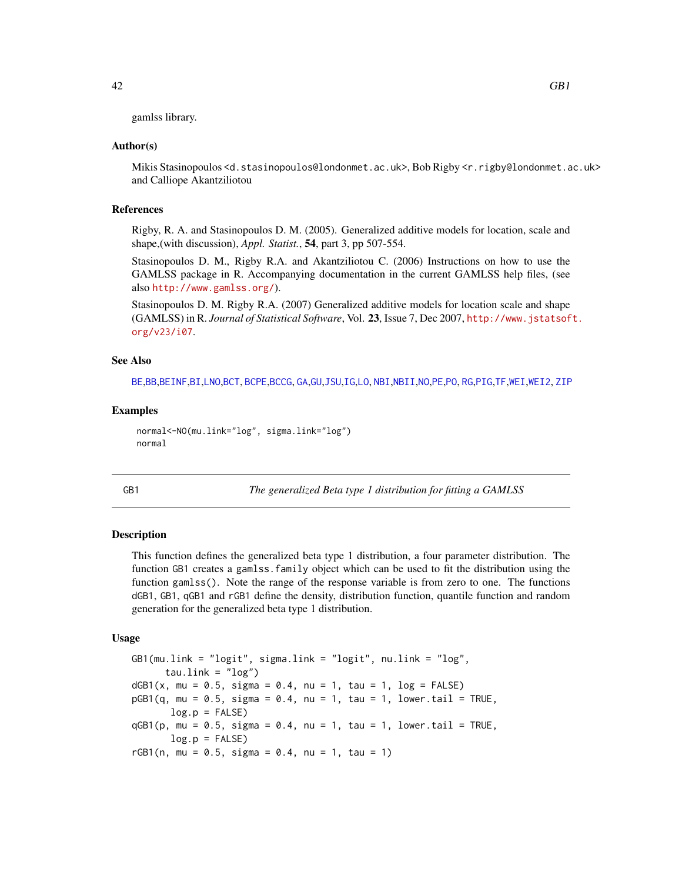gamlss library.

### Author(s)

Mikis Stasinopoulos <d.stasinopoulos@londonmet.ac.uk>, Bob Rigby <r.rigby@londonmet.ac.uk> and Calliope Akantziliotou

### References

Rigby, R. A. and Stasinopoulos D. M. (2005). Generalized additive models for location, scale and shape,(with discussion), *Appl. Statist.*, **54**, part 3, pp 507-554.

Stasinopoulos D. M., Rigby R.A. and Akantziliotou C. (2006) Instructions on how to use the GAMLSS package in R. Accompanying documentation in the current GAMLSS help files, (see also http://www.gamlss.org/).

Stasinopoulos D. M. Rigby R.A. (2007) Generalized additive models for location scale and shape (GAMLSS) in R. *Journal of Statistical Software*, Vol. **23**, Issue 7, Dec 2007, http://www.jstatsoft.org/v23/i07.

### See Also

BE,BB,BEINF,BI,LNO,BCT, BCPE,BCCG, GA,GU,JSU,IG,LO, NBI,NBII,NO,PE,PO, RG,PIG,TF,WEI,WEI2, ZIP

### Examples

```
normal<-NO(mu.link="log", sigma.link="log")
normal
```

---

## GB1 — *The generalized Beta type 1 distribution for fitting a GAMLSS*

### Description

This function defines the generalized beta type 1 distribution, a four parameter distribution. The function GB1 creates a gamlss.family object which can be used to fit the distribution using the function gamlss(). Note the range of the response variable is from zero to one. The functions dGB1, GB1, qGB1 and rGB1 define the density, distribution function, quantile function and random generation for the generalized beta type 1 distribution.

### Usage

```
GB1(mu.link = "logit", sigma.link = "logit", nu.link = "log",
      tau.link = "log")
dGB1(x, mu = 0.5, sigma = 0.4, nu = 1, tau = 1, log = FALSE)
pGB1(q, mu = 0.5, sigma = 0.4, nu = 1, tau = 1, lower.tail = TRUE,
       log.p = FALSE)
qGB1(p, mu = 0.5, sigma = 0.4, nu = 1, tau = 1, lower.tail = TRUE,
       log.p = FALSE)
rGB1(n, mu = 0.5, sigma = 0.4, nu = 1, tau = 1)
```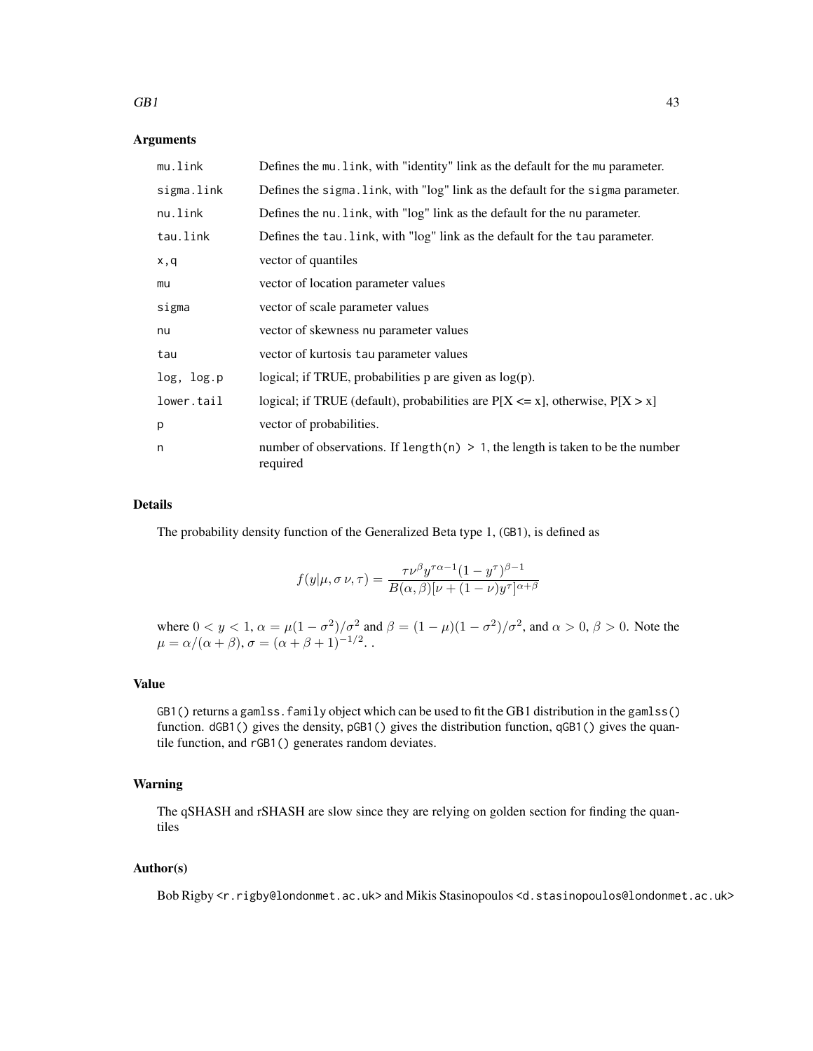## Arguments

| | |
|---|---|
| `mu.link` | Defines the `mu.link`, with "identity" link as the default for the `mu` parameter. |
| `sigma.link` | Defines the `sigma.link`, with "log" link as the default for the `sigma` parameter. |
| `nu.link` | Defines the `nu.link`, with "log" link as the default for the `nu` parameter. |
| `tau.link` | Defines the `tau.link`, with "log" link as the default for the `tau` parameter. |
| `x,q` | vector of quantiles |
| `mu` | vector of location parameter values |
| `sigma` | vector of scale parameter values |
| `nu` | vector of skewness `nu` parameter values |
| `tau` | vector of kurtosis `tau` parameter values |
| `log, log.p` | logical; if TRUE, probabilities p are given as log(p). |
| `lower.tail` | logical; if TRUE (default), probabilities are P[X <= x], otherwise, P[X > x] |
| `p` | vector of probabilities. |
| `n` | number of observations. If `length(n) > 1`, the length is taken to be the number required |

## Details

The probability density function of the Generalized Beta type 1, (`GB1`), is defined as

$$f(y|\mu, \sigma\, \nu, \tau) = \frac{\tau \nu^{\beta} y^{\tau\alpha-1}(1-y^{\tau})^{\beta-1}}{B(\alpha,\beta)[\nu + (1-\nu)y^{\tau}]^{\alpha+\beta}}$$

where $0 < y < 1$, $\alpha = \mu(1-\sigma^2)/\sigma^2$ and $\beta = (1-\mu)(1-\sigma^2)/\sigma^2$, and $\alpha > 0$, $\beta > 0$. Note the $\mu = \alpha/(\alpha+\beta)$, $\sigma = (\alpha+\beta+1)^{-1/2}$. .

## Value

`GB1()` returns a `gamlss.family` object which can be used to fit the GB1 distribution in the `gamlss()` function. `dGB1()` gives the density, `pGB1()` gives the distribution function, `qGB1()` gives the quantile function, and `rGB1()` generates random deviates.

## Warning

The qSHASH and rSHASH are slow since they are relying on golden section for finding the quantiles

## Author(s)

Bob Rigby <`r.rigby@londonmet.ac.uk`> and Mikis Stasinopoulos <`d.stasinopoulos@londonmet.ac.uk`>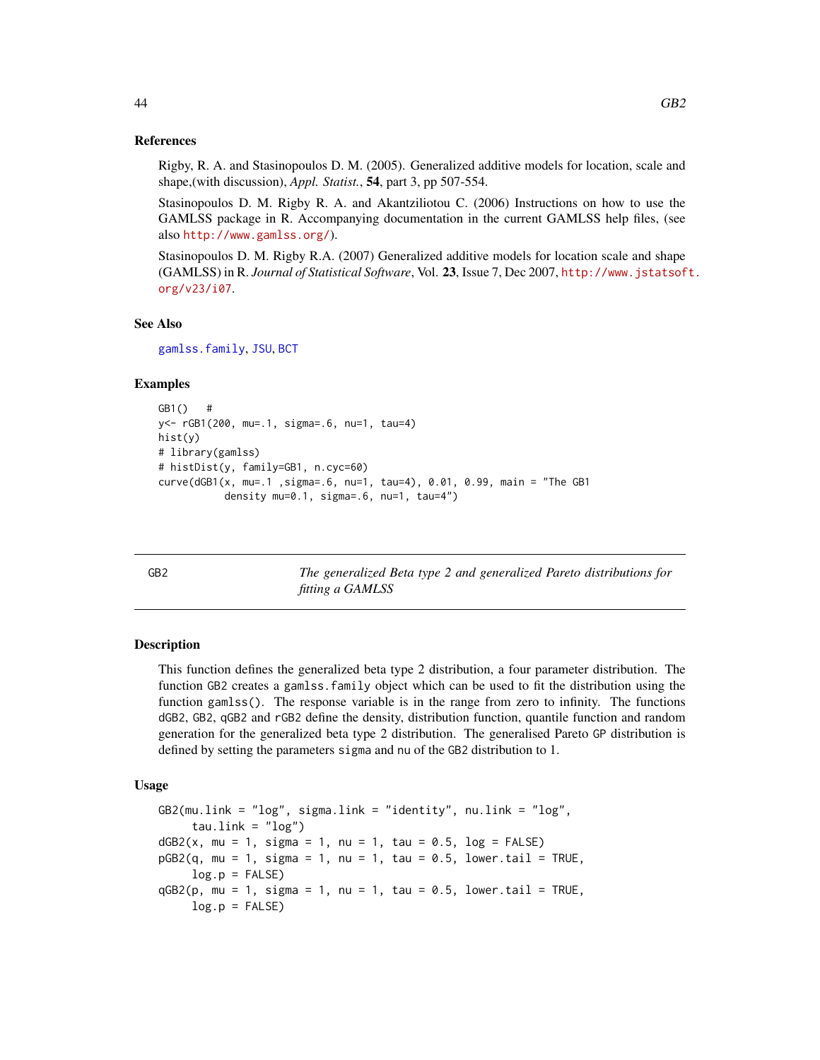### References

Rigby, R. A. and Stasinopoulos D. M. (2005). Generalized additive models for location, scale and shape,(with discussion), *Appl. Statist.*, **54**, part 3, pp 507-554.

Stasinopoulos D. M. Rigby R. A. and Akantziliotou C. (2006) Instructions on how to use the GAMLSS package in R. Accompanying documentation in the current GAMLSS help files, (see also http://www.gamlss.org/).

Stasinopoulos D. M. Rigby R.A. (2007) Generalized additive models for location scale and shape (GAMLSS) in R. *Journal of Statistical Software*, Vol. **23**, Issue 7, Dec 2007, http://www.jstatsoft.org/v23/i07.

### See Also

gamlss.family, JSU, BCT

### Examples

```
GB1()   #
y<- rGB1(200, mu=.1, sigma=.6, nu=1, tau=4)
hist(y)
# library(gamlss)
# histDist(y, family=GB1, n.cyc=60)
curve(dGB1(x, mu=.1 ,sigma=.6, nu=1, tau=4), 0.01, 0.99, main = "The GB1
           density mu=0.1, sigma=.6, nu=1, tau=4")
```

---

## GB2 — *The generalized Beta type 2 and generalized Pareto distributions for fitting a GAMLSS*

### Description

This function defines the generalized beta type 2 distribution, a four parameter distribution. The function GB2 creates a gamlss.family object which can be used to fit the distribution using the function gamlss(). The response variable is in the range from zero to infinity. The functions dGB2, GB2, qGB2 and rGB2 define the density, distribution function, quantile function and random generation for the generalized beta type 2 distribution. The generalised Pareto GP distribution is defined by setting the parameters sigma and nu of the GB2 distribution to 1.

### Usage

```
GB2(mu.link = "log", sigma.link = "identity", nu.link = "log",
     tau.link = "log")
dGB2(x, mu = 1, sigma = 1, nu = 1, tau = 0.5, log = FALSE)
pGB2(q, mu = 1, sigma = 1, nu = 1, tau = 0.5, lower.tail = TRUE,
     log.p = FALSE)
qGB2(p, mu = 1, sigma = 1, nu = 1, tau = 0.5, lower.tail = TRUE,
     log.p = FALSE)
```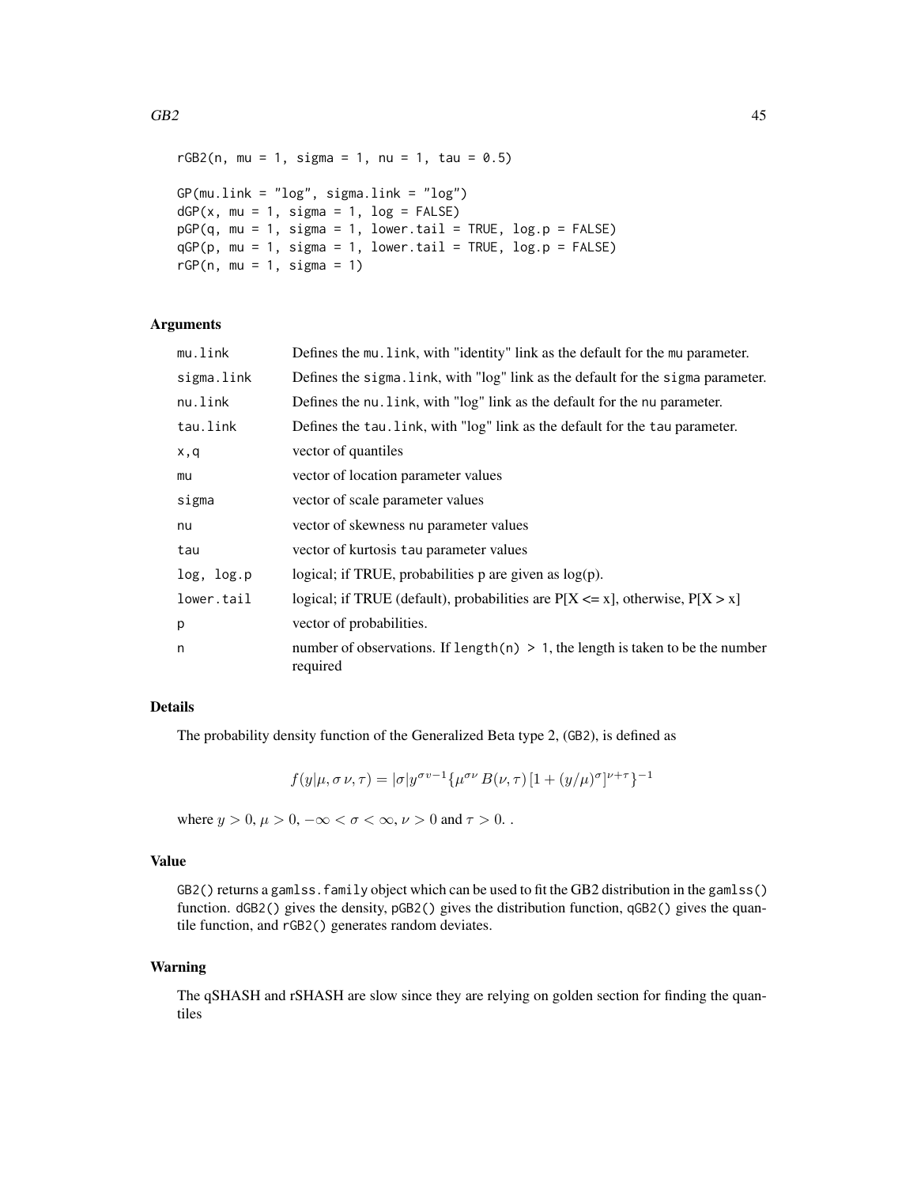```
rGB2(n, mu = 1, sigma = 1, nu = 1, tau = 0.5)

GP(mu.link = "log", sigma.link = "log")
dGP(x, mu = 1, sigma = 1, log = FALSE)
pGP(q, mu = 1, sigma = 1, lower.tail = TRUE, log.p = FALSE)
qGP(p, mu = 1, sigma = 1, lower.tail = TRUE, log.p = FALSE)
rGP(n, mu = 1, sigma = 1)
```

### Arguments

| | |
|---|---|
| `mu.link` | Defines the `mu.link`, with "identity" link as the default for the `mu` parameter. |
| `sigma.link` | Defines the `sigma.link`, with "log" link as the default for the `sigma` parameter. |
| `nu.link` | Defines the `nu.link`, with "log" link as the default for the `nu` parameter. |
| `tau.link` | Defines the `tau.link`, with "log" link as the default for the `tau` parameter. |
| `x,q` | vector of quantiles |
| `mu` | vector of location parameter values |
| `sigma` | vector of scale parameter values |
| `nu` | vector of skewness `nu` parameter values |
| `tau` | vector of kurtosis `tau` parameter values |
| `log, log.p` | logical; if TRUE, probabilities p are given as log(p). |
| `lower.tail` | logical; if TRUE (default), probabilities are P[X <= x], otherwise, P[X > x] |
| `p` | vector of probabilities. |
| `n` | number of observations. If `length(n) > 1`, the length is taken to be the number required |

### Details

The probability density function of the Generalized Beta type 2, (`GB2`), is defined as

$$f(y|\mu, \sigma\,\nu, \tau) = |\sigma| y^{\sigma v - 1} \{\mu^{\sigma\nu}\, B(\nu, \tau)\, [1 + (y/\mu)^{\sigma}]^{\nu+\tau}\}^{-1}$$

where $y > 0$, $\mu > 0$, $-\infty < \sigma < \infty$, $\nu > 0$ and $\tau > 0$. .

### Value

`GB2()` returns a `gamlss.family` object which can be used to fit the GB2 distribution in the `gamlss()` function. `dGB2()` gives the density, `pGB2()` gives the distribution function, `qGB2()` gives the quantile function, and `rGB2()` generates random deviates.

### Warning

The qSHASH and rSHASH are slow since they are relying on golden section for finding the quantiles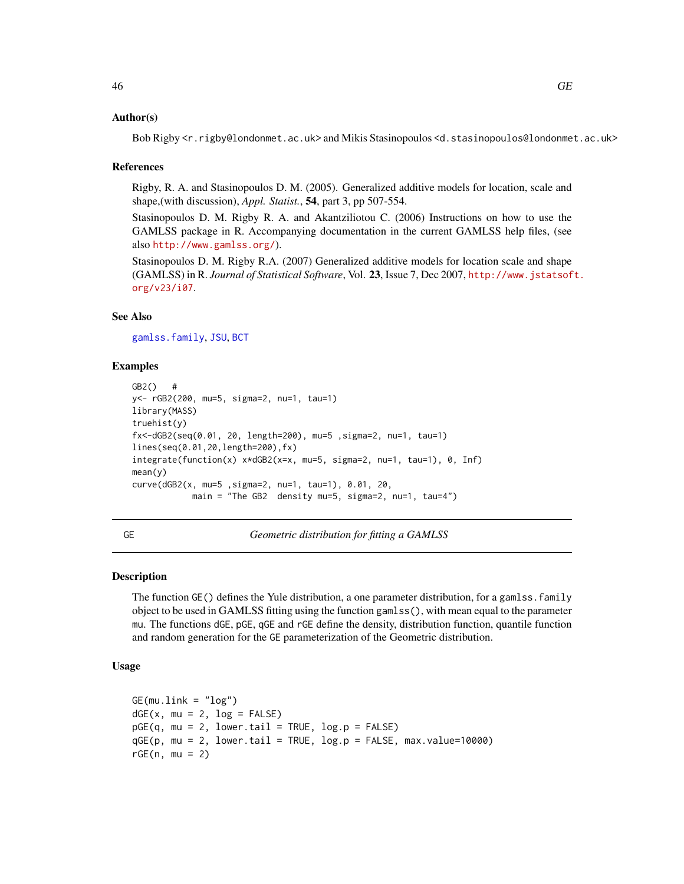### Author(s)

Bob Rigby <r.rigby@londonmet.ac.uk> and Mikis Stasinopoulos <d.stasinopoulos@londonmet.ac.uk>

### References

Rigby, R. A. and Stasinopoulos D. M. (2005). Generalized additive models for location, scale and shape,(with discussion), *Appl. Statist.*, **54**, part 3, pp 507-554.

Stasinopoulos D. M. Rigby R. A. and Akantziliotou C. (2006) Instructions on how to use the GAMLSS package in R. Accompanying documentation in the current GAMLSS help files, (see also http://www.gamlss.org/).

Stasinopoulos D. M. Rigby R.A. (2007) Generalized additive models for location scale and shape (GAMLSS) in R. *Journal of Statistical Software*, Vol. **23**, Issue 7, Dec 2007, http://www.jstatsoft.org/v23/i07.

### See Also

gamlss.family, JSU, BCT

### Examples

```
GB2()   #
y<- rGB2(200, mu=5, sigma=2, nu=1, tau=1)
library(MASS)
truehist(y)
fx<-dGB2(seq(0.01, 20, length=200), mu=5 ,sigma=2, nu=1, tau=1)
lines(seq(0.01,20,length=200),fx)
integrate(function(x) x*dGB2(x=x, mu=5, sigma=2, nu=1, tau=1), 0, Inf)
mean(y)
curve(dGB2(x, mu=5 ,sigma=2, nu=1, tau=1), 0.01, 20,
            main = "The GB2  density mu=5, sigma=2, nu=1, tau=4")
```

---

## GE — *Geometric distribution for fitting a GAMLSS*

### Description

The function GE() defines the Yule distribution, a one parameter distribution, for a gamlss.family object to be used in GAMLSS fitting using the function gamlss(), with mean equal to the parameter mu. The functions dGE, pGE, qGE and rGE define the density, distribution function, quantile function and random generation for the GE parameterization of the Geometric distribution.

### Usage

```
GE(mu.link = "log")
dGE(x, mu = 2, log = FALSE)
pGE(q, mu = 2, lower.tail = TRUE, log.p = FALSE)
qGE(p, mu = 2, lower.tail = TRUE, log.p = FALSE, max.value=10000)
rGE(n, mu = 2)
```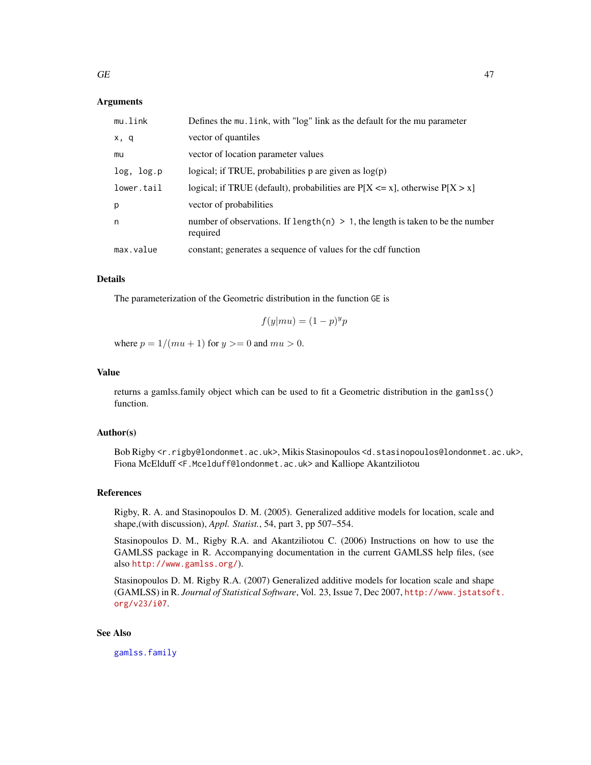### Arguments

| | |
|---|---|
| `mu.link` | Defines the `mu.link`, with "log" link as the default for the mu parameter |
| `x, q` | vector of quantiles |
| `mu` | vector of location parameter values |
| `log, log.p` | logical; if TRUE, probabilities p are given as log(p) |
| `lower.tail` | logical; if TRUE (default), probabilities are P[X <= x], otherwise P[X > x] |
| `p` | vector of probabilities |
| `n` | number of observations. If `length(n) > 1`, the length is taken to be the number required |
| `max.value` | constant; generates a sequence of values for the cdf function |

### Details

The parameterization of the Geometric distribution in the function `GE` is

$$f(y|mu) = (1-p)^y p$$

where $p = 1/(mu + 1)$ for $y >= 0$ and $mu > 0$.

### Value

returns a gamlss.family object which can be used to fit a Geometric distribution in the `gamlss()` function.

### Author(s)

Bob Rigby <`r.rigby@londonmet.ac.uk`>, Mikis Stasinopoulos <`d.stasinopoulos@londonmet.ac.uk`>, Fiona McElduff <`F.Mcelduff@londonmet.ac.uk`> and Kalliope Akantziliotou

### References

Rigby, R. A. and Stasinopoulos D. M. (2005). Generalized additive models for location, scale and shape,(with discussion), *Appl. Statist.*, 54, part 3, pp 507–554.

Stasinopoulos D. M., Rigby R.A. and Akantziliotou C. (2006) Instructions on how to use the GAMLSS package in R. Accompanying documentation in the current GAMLSS help files, (see also http://www.gamlss.org/).

Stasinopoulos D. M. Rigby R.A. (2007) Generalized additive models for location scale and shape (GAMLSS) in R. *Journal of Statistical Software*, Vol. 23, Issue 7, Dec 2007, http://www.jstatsoft.org/v23/i07.

### See Also

`gamlss.family`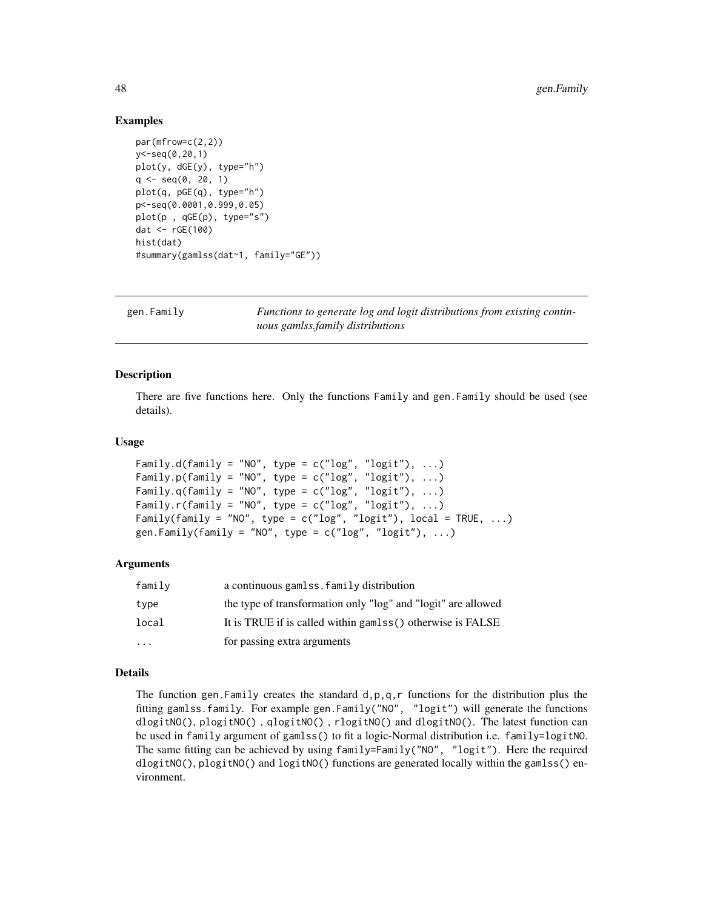### Examples

```
par(mfrow=c(2,2))
y<-seq(0,20,1)
plot(y, dGE(y), type="h")
q <- seq(0, 20, 1)
plot(q, pGE(q), type="h")
p<-seq(0.0001,0.999,0.05)
plot(p , qGE(p), type="s")
dat <- rGE(100)
hist(dat)
#summary(gamlss(dat~1, family="GE"))
```

---

## gen.Family — *Functions to generate log and logit distributions from existing continuous gamlss.family distributions*

### Description

There are five functions here. Only the functions `Family` and `gen.Family` should be used (see details).

### Usage

```
Family.d(family = "NO", type = c("log", "logit"), ...)
Family.p(family = "NO", type = c("log", "logit"), ...)
Family.q(family = "NO", type = c("log", "logit"), ...)
Family.r(family = "NO", type = c("log", "logit"), ...)
Family(family = "NO", type = c("log", "logit"), local = TRUE, ...)
gen.Family(family = "NO", type = c("log", "logit"), ...)
```

### Arguments

| | |
|---|---|
| `family` | a continuous `gamlss.family` distribution |
| `type` | the type of transformation only "log" and "logit" are allowed |
| `local` | It is TRUE if is called within `gamlss()` otherwise is FALSE |
| `...` | for passing extra arguments |

### Details

The function `gen.Family` creates the standard `d,p,q,r` functions for the distribution plus the fitting `gamlss.family`. For example `gen.Family("NO", "logit")` will generate the functions `dlogitNO()`, `plogitNO()` , `qlogitNO()` , `rlogitNO()` and `dlogitNO()`. The latest function can be used in `family` argument of `gamlss()` to fit a logic-Normal distribution i.e. `family=logitNO`. The same fitting can be achieved by using `family=Family("NO", "logit")`. Here the required `dlogitNO()`, `plogitNO()` and `logitNO()` functions are generated locally within the `gamlss()` environment.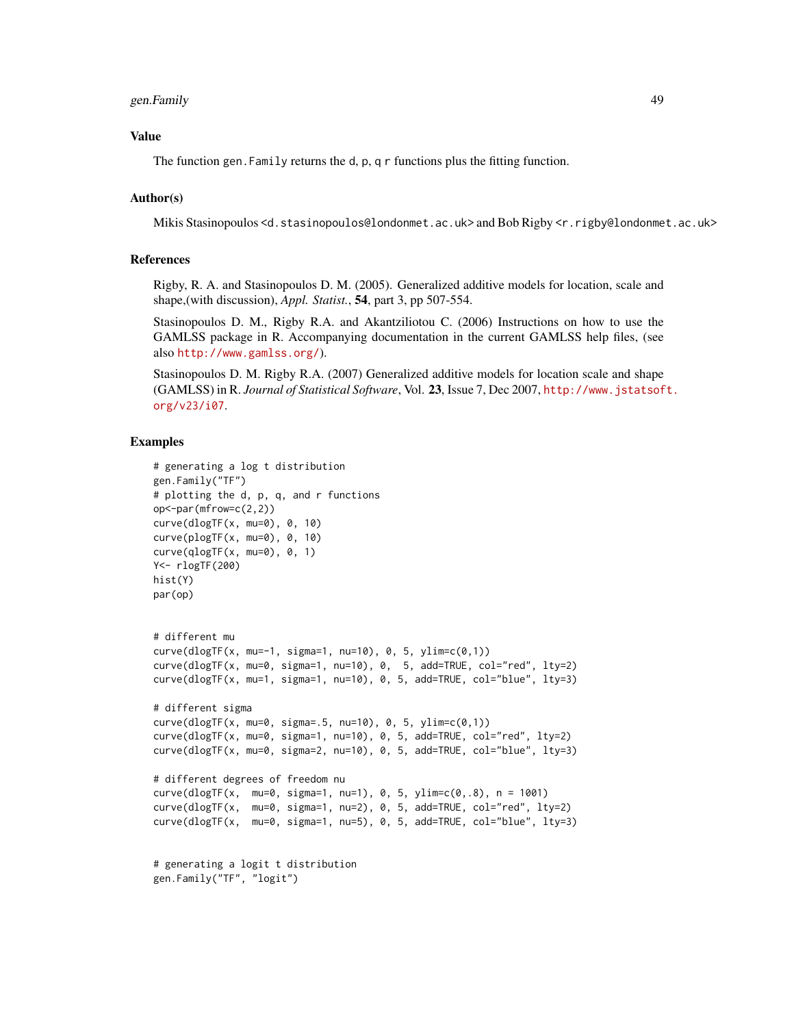## Value

The function `gen.Family` returns the d, p, q r functions plus the fitting function.

## Author(s)

Mikis Stasinopoulos <d.stasinopoulos@londonmet.ac.uk> and Bob Rigby <r.rigby@londonmet.ac.uk>

## References

Rigby, R. A. and Stasinopoulos D. M. (2005). Generalized additive models for location, scale and shape,(with discussion), *Appl. Statist.*, **54**, part 3, pp 507-554.

Stasinopoulos D. M., Rigby R.A. and Akantziliotou C. (2006) Instructions on how to use the GAMLSS package in R. Accompanying documentation in the current GAMLSS help files, (see also http://www.gamlss.org/).

Stasinopoulos D. M. Rigby R.A. (2007) Generalized additive models for location scale and shape (GAMLSS) in R. *Journal of Statistical Software*, Vol. **23**, Issue 7, Dec 2007, http://www.jstatsoft.org/v23/i07.

## Examples

```
# generating a log t distribution
gen.Family("TF")
# plotting the d, p, q, and r functions
op<-par(mfrow=c(2,2))
curve(dlogTF(x, mu=0), 0, 10)
curve(plogTF(x, mu=0), 0, 10)
curve(qlogTF(x, mu=0), 0, 1)
Y<- rlogTF(200)
hist(Y)
par(op)


# different mu
curve(dlogTF(x, mu=-1, sigma=1, nu=10), 0, 5, ylim=c(0,1))
curve(dlogTF(x, mu=0, sigma=1, nu=10), 0,  5, add=TRUE, col="red", lty=2)
curve(dlogTF(x, mu=1, sigma=1, nu=10), 0, 5, add=TRUE, col="blue", lty=3)

# different sigma
curve(dlogTF(x, mu=0, sigma=.5, nu=10), 0, 5, ylim=c(0,1))
curve(dlogTF(x, mu=0, sigma=1, nu=10), 0, 5, add=TRUE, col="red", lty=2)
curve(dlogTF(x, mu=0, sigma=2, nu=10), 0, 5, add=TRUE, col="blue", lty=3)

# different degrees of freedom nu
curve(dlogTF(x,  mu=0, sigma=1, nu=1), 0, 5, ylim=c(0,.8), n = 1001)
curve(dlogTF(x,  mu=0, sigma=1, nu=2), 0, 5, add=TRUE, col="red", lty=2)
curve(dlogTF(x,  mu=0, sigma=1, nu=5), 0, 5, add=TRUE, col="blue", lty=3)


# generating a logit t distribution
gen.Family("TF", "logit")
```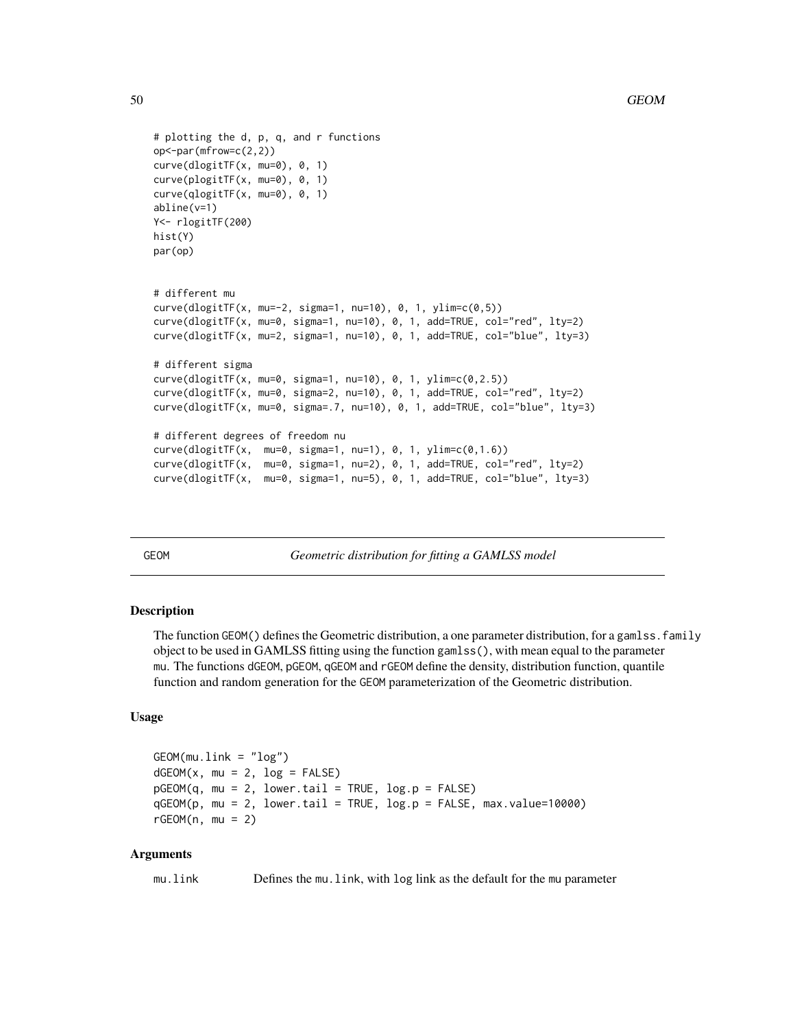```
# plotting the d, p, q, and r functions
op<-par(mfrow=c(2,2))
curve(dlogitTF(x, mu=0), 0, 1)
curve(plogitTF(x, mu=0), 0, 1)
curve(qlogitTF(x, mu=0), 0, 1)
abline(v=1)
Y<- rlogitTF(200)
hist(Y)
par(op)


# different mu
curve(dlogitTF(x, mu=-2, sigma=1, nu=10), 0, 1, ylim=c(0,5))
curve(dlogitTF(x, mu=0, sigma=1, nu=10), 0, 1, add=TRUE, col="red", lty=2)
curve(dlogitTF(x, mu=2, sigma=1, nu=10), 0, 1, add=TRUE, col="blue", lty=3)

# different sigma
curve(dlogitTF(x, mu=0, sigma=1, nu=10), 0, 1, ylim=c(0,2.5))
curve(dlogitTF(x, mu=0, sigma=2, nu=10), 0, 1, add=TRUE, col="red", lty=2)
curve(dlogitTF(x, mu=0, sigma=.7, nu=10), 0, 1, add=TRUE, col="blue", lty=3)

# different degrees of freedom nu
curve(dlogitTF(x,  mu=0, sigma=1, nu=1), 0, 1, ylim=c(0,1.6))
curve(dlogitTF(x,  mu=0, sigma=1, nu=2), 0, 1, add=TRUE, col="red", lty=2)
curve(dlogitTF(x,  mu=0, sigma=1, nu=5), 0, 1, add=TRUE, col="blue", lty=3)
```

---

## GEOM — *Geometric distribution for fitting a GAMLSS model*

---

### Description

The function GEOM() defines the Geometric distribution, a one parameter distribution, for a gamlss.family object to be used in GAMLSS fitting using the function gamlss(), with mean equal to the parameter mu. The functions dGEOM, pGEOM, qGEOM and rGEOM define the density, distribution function, quantile function and random generation for the GEOM parameterization of the Geometric distribution.

### Usage

```
GEOM(mu.link = "log")
dGEOM(x, mu = 2, log = FALSE)
pGEOM(q, mu = 2, lower.tail = TRUE, log.p = FALSE)
qGEOM(p, mu = 2, lower.tail = TRUE, log.p = FALSE, max.value=10000)
rGEOM(n, mu = 2)
```

### Arguments

mu.link    Defines the mu.link, with log link as the default for the mu parameter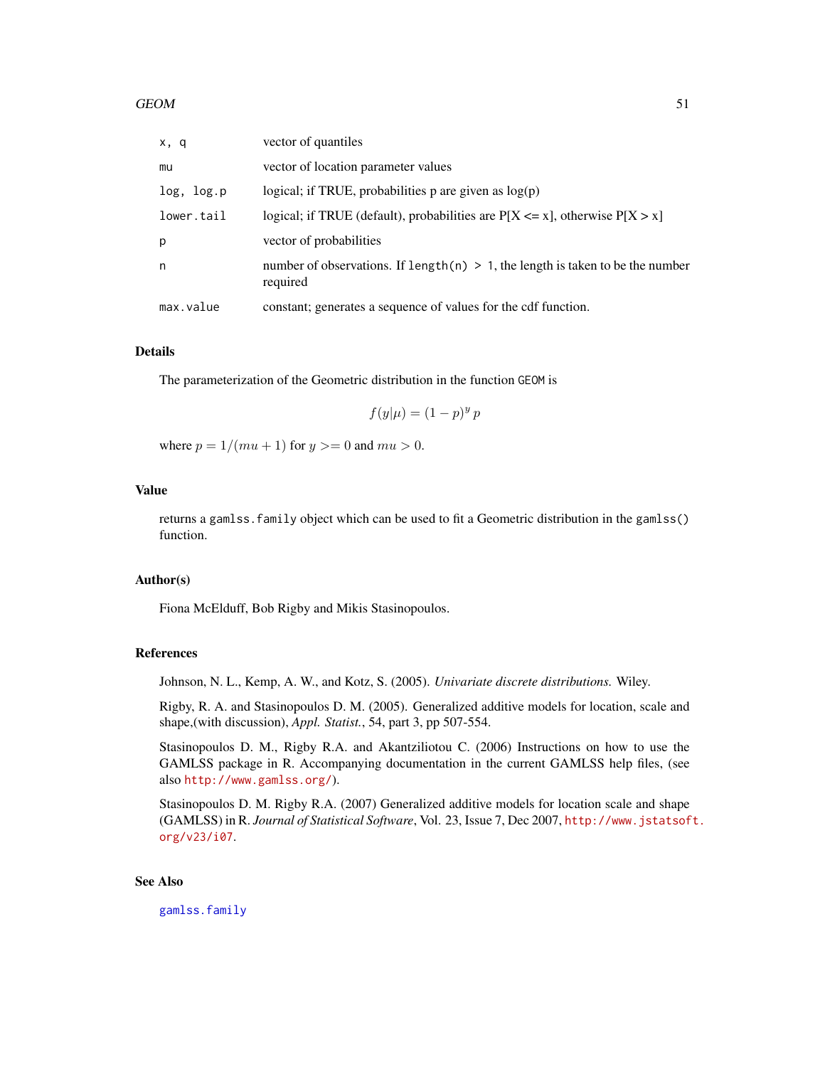| | |
|---|---|
| x, q | vector of quantiles |
| mu | vector of location parameter values |
| log, log.p | logical; if TRUE, probabilities p are given as log(p) |
| lower.tail | logical; if TRUE (default), probabilities are P[X <= x], otherwise P[X > x] |
| p | vector of probabilities |
| n | number of observations. If `length(n) > 1`, the length is taken to be the number required |
| max.value | constant; generates a sequence of values for the cdf function. |

## Details

The parameterization of the Geometric distribution in the function `GEOM` is

$$f(y|\mu) = (1-p)^y \, p$$

where $p = 1/(mu + 1)$ for $y >= 0$ and $mu > 0$.

## Value

returns a `gamlss.family` object which can be used to fit a Geometric distribution in the `gamlss()` function.

## Author(s)

Fiona McElduff, Bob Rigby and Mikis Stasinopoulos.

## References

Johnson, N. L., Kemp, A. W., and Kotz, S. (2005). *Univariate discrete distributions.* Wiley.

Rigby, R. A. and Stasinopoulos D. M. (2005). Generalized additive models for location, scale and shape,(with discussion), *Appl. Statist.*, 54, part 3, pp 507-554.

Stasinopoulos D. M., Rigby R.A. and Akantziliotou C. (2006) Instructions on how to use the GAMLSS package in R. Accompanying documentation in the current GAMLSS help files, (see also http://www.gamlss.org/).

Stasinopoulos D. M. Rigby R.A. (2007) Generalized additive models for location scale and shape (GAMLSS) in R. *Journal of Statistical Software*, Vol. 23, Issue 7, Dec 2007, http://www.jstatsoft.org/v23/i07.

## See Also

`gamlss.family`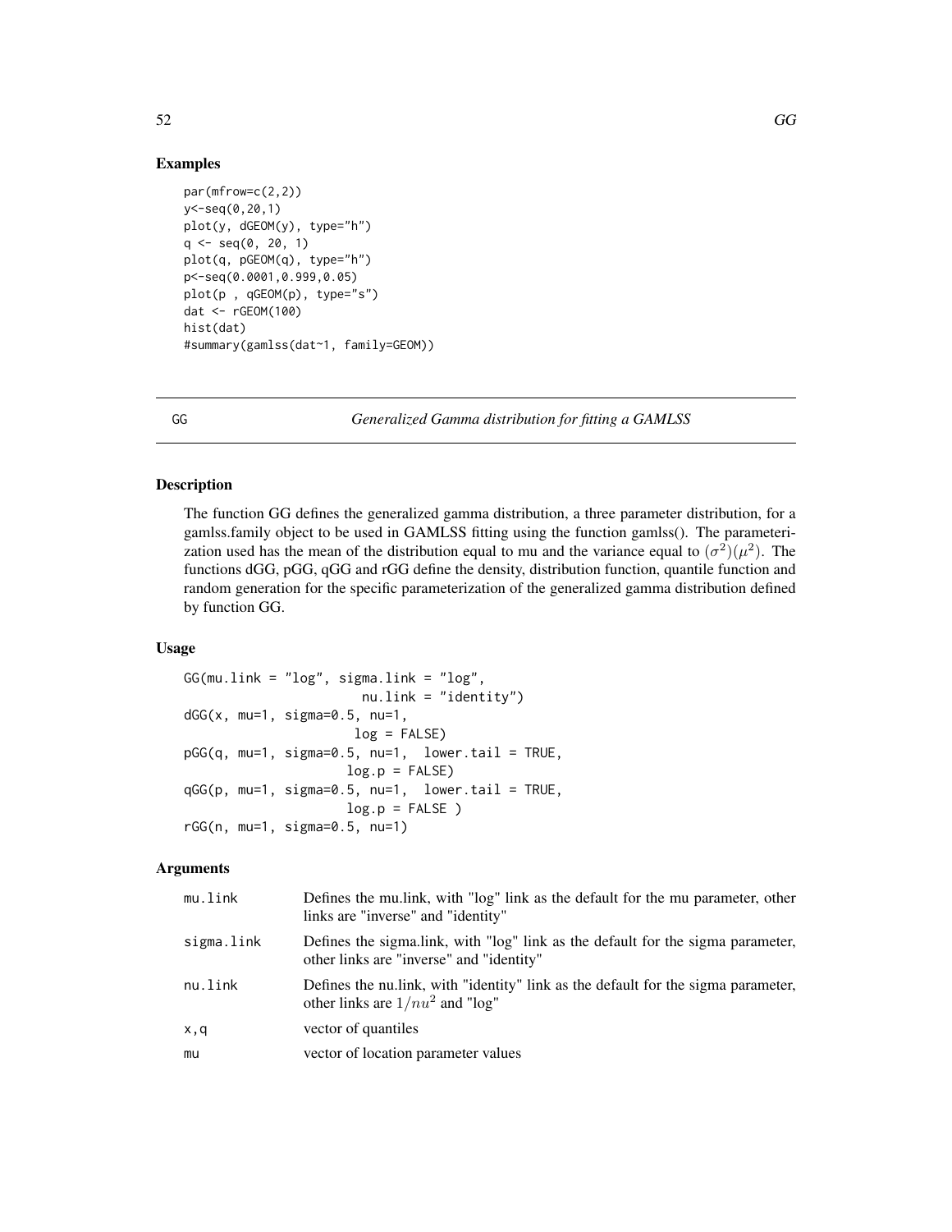## Examples

```
par(mfrow=c(2,2))
y<-seq(0,20,1)
plot(y, dGEOM(y), type="h")
q <- seq(0, 20, 1)
plot(q, pGEOM(q), type="h")
p<-seq(0.0001,0.999,0.05)
plot(p , qGEOM(p), type="s")
dat <- rGEOM(100)
hist(dat)
#summary(gamlss(dat~1, family=GEOM))
```

---

GG *Generalized Gamma distribution for fitting a GAMLSS*

---

## Description

The function GG defines the generalized gamma distribution, a three parameter distribution, for a gamlss.family object to be used in GAMLSS fitting using the function gamlss(). The parameterization used has the mean of the distribution equal to mu and the variance equal to $(\sigma^2)(\mu^2)$. The functions dGG, pGG, qGG and rGG define the density, distribution function, quantile function and random generation for the specific parameterization of the generalized gamma distribution defined by function GG.

## Usage

```
GG(mu.link = "log", sigma.link = "log",
                    nu.link = "identity")
dGG(x, mu=1, sigma=0.5, nu=1,
                    log = FALSE)
pGG(q, mu=1, sigma=0.5, nu=1,  lower.tail = TRUE,
                   log.p = FALSE)
qGG(p, mu=1, sigma=0.5, nu=1,  lower.tail = TRUE,
                   log.p = FALSE )
rGG(n, mu=1, sigma=0.5, nu=1)
```

## Arguments

| | |
|---|---|
| mu.link | Defines the mu.link, with "log" link as the default for the mu parameter, other links are "inverse" and "identity" |
| sigma.link | Defines the sigma.link, with "log" link as the default for the sigma parameter, other links are "inverse" and "identity" |
| nu.link | Defines the nu.link, with "identity" link as the default for the sigma parameter, other links are $1/nu^2$ and "log" |
| x,q | vector of quantiles |
| mu | vector of location parameter values |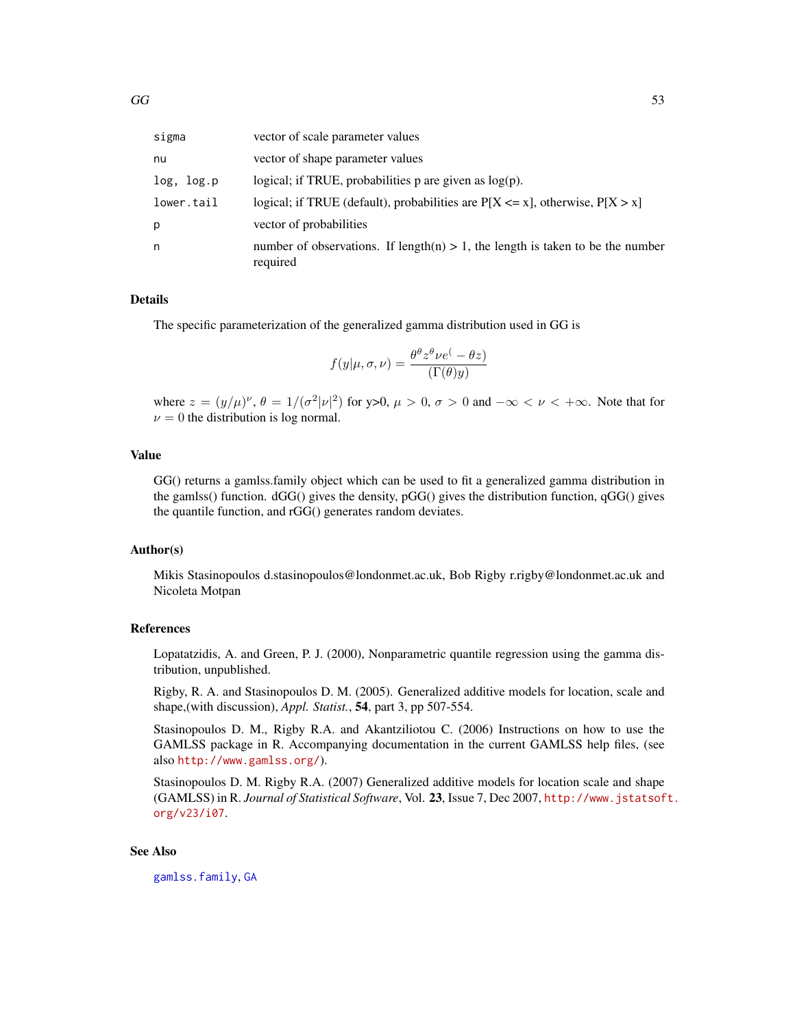| | |
|---|---|
| sigma | vector of scale parameter values |
| nu | vector of shape parameter values |
| log, log.p | logical; if TRUE, probabilities p are given as log(p). |
| lower.tail | logical; if TRUE (default), probabilities are P[X <= x], otherwise, P[X > x] |
| p | vector of probabilities |
| n | number of observations. If length(n) > 1, the length is taken to be the number required |

## Details

The specific parameterization of the generalized gamma distribution used in GG is

$$f(y|\mu, \sigma, \nu) = \frac{\theta^\theta z^\theta \nu e^(-\theta z)}{(\Gamma(\theta) y)}$$

where $z = (y/\mu)^\nu$, $\theta = 1/(\sigma^2 |\nu|^2)$ for y>0, $\mu > 0$, $\sigma > 0$ and $-\infty < \nu < +\infty$. Note that for $\nu = 0$ the distribution is log normal.

## Value

GG() returns a gamlss.family object which can be used to fit a generalized gamma distribution in the gamlss() function. dGG() gives the density, pGG() gives the distribution function, qGG() gives the quantile function, and rGG() generates random deviates.

## Author(s)

Mikis Stasinopoulos d.stasinopoulos@londonmet.ac.uk, Bob Rigby r.rigby@londonmet.ac.uk and Nicoleta Motpan

## References

Lopatatzidis, A. and Green, P. J. (2000), Nonparametric quantile regression using the gamma distribution, unpublished.

Rigby, R. A. and Stasinopoulos D. M. (2005). Generalized additive models for location, scale and shape,(with discussion), *Appl. Statist.*, **54**, part 3, pp 507-554.

Stasinopoulos D. M., Rigby R.A. and Akantziliotou C. (2006) Instructions on how to use the GAMLSS package in R. Accompanying documentation in the current GAMLSS help files, (see also http://www.gamlss.org/).

Stasinopoulos D. M. Rigby R.A. (2007) Generalized additive models for location scale and shape (GAMLSS) in R. *Journal of Statistical Software*, Vol. **23**, Issue 7, Dec 2007, http://www.jstatsoft.org/v23/i07.

## See Also

gamlss.family, GA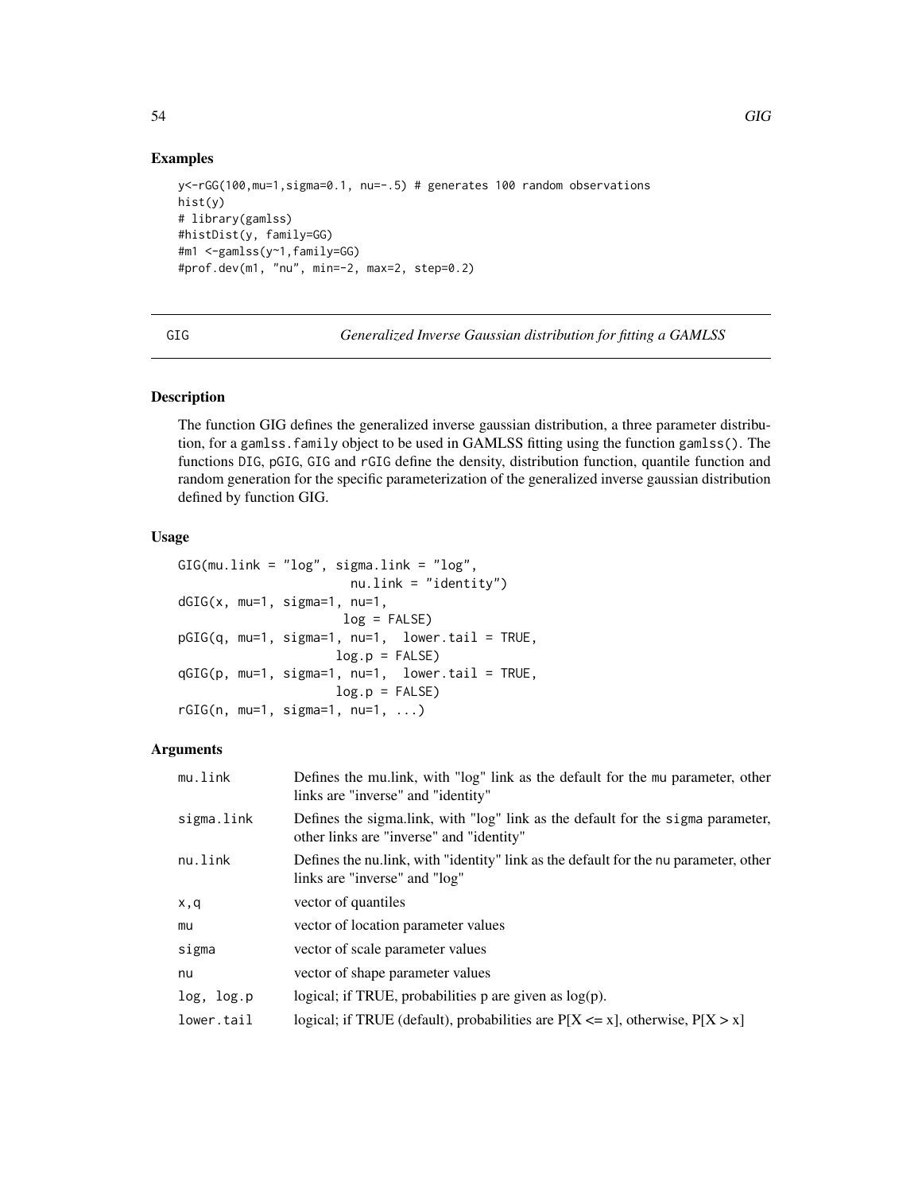## Examples

```
y<-rGG(100,mu=1,sigma=0.1, nu=-.5) # generates 100 random observations
hist(y)
# library(gamlss)
#histDist(y, family=GG)
#m1 <-gamlss(y~1,family=GG)
#prof.dev(m1, "nu", min=-2, max=2, step=0.2)
```

---

GIG *Generalized Inverse Gaussian distribution for fitting a GAMLSS*

---

## Description

The function GIG defines the generalized inverse gaussian distribution, a three parameter distribution, for a `gamlss.family` object to be used in GAMLSS fitting using the function `gamlss()`. The functions `DIG`, `pGIG`, `GIG` and `rGIG` define the density, distribution function, quantile function and random generation for the specific parameterization of the generalized inverse gaussian distribution defined by function GIG.

## Usage

```
GIG(mu.link = "log", sigma.link = "log",
                        nu.link = "identity")
dGIG(x, mu=1, sigma=1, nu=1,
                     log = FALSE)
pGIG(q, mu=1, sigma=1, nu=1,  lower.tail = TRUE,
                    log.p = FALSE)
qGIG(p, mu=1, sigma=1, nu=1,  lower.tail = TRUE,
                    log.p = FALSE)
rGIG(n, mu=1, sigma=1, nu=1, ...)
```

## Arguments

| | |
|---|---|
| `mu.link` | Defines the mu.link, with "log" link as the default for the `mu` parameter, other links are "inverse" and "identity" |
| `sigma.link` | Defines the sigma.link, with "log" link as the default for the `sigma` parameter, other links are "inverse" and "identity" |
| `nu.link` | Defines the nu.link, with "identity" link as the default for the `nu` parameter, other links are "inverse" and "log" |
| `x,q` | vector of quantiles |
| `mu` | vector of location parameter values |
| `sigma` | vector of scale parameter values |
| `nu` | vector of shape parameter values |
| `log, log.p` | logical; if TRUE, probabilities p are given as log(p). |
| `lower.tail` | logical; if TRUE (default), probabilities are P[X <= x], otherwise, P[X > x] |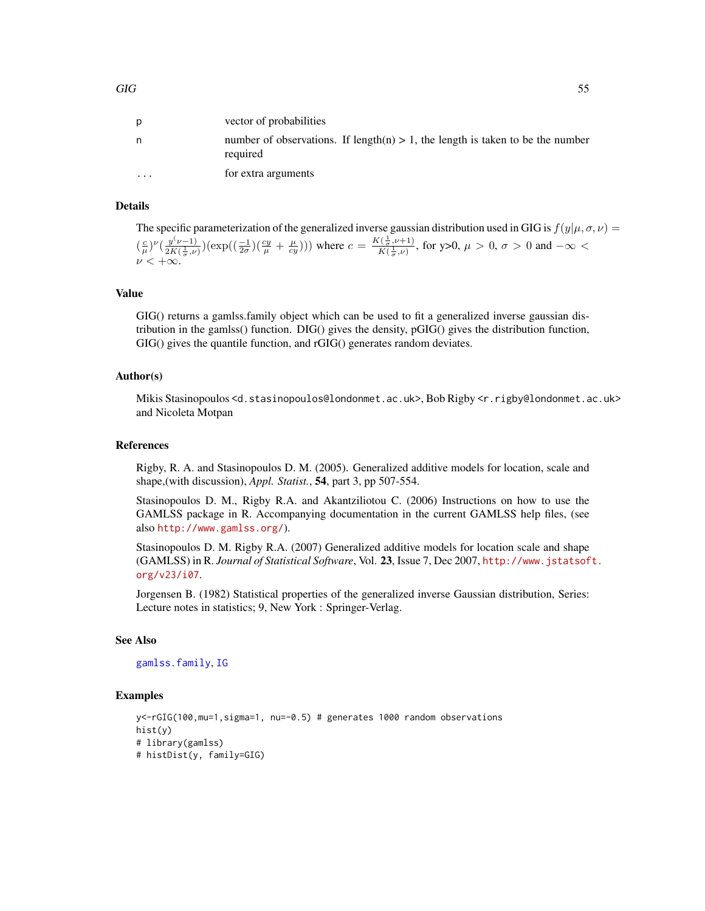| | |
|---|---|
| p | vector of probabilities |
| n | number of observations. If length(n) > 1, the length is taken to be the number required |
| ... | for extra arguments |

## Details

The specific parameterization of the generalized inverse gaussian distribution used in GIG is $f(y|\mu, \sigma, \nu) = (\frac{c}{\mu})^{\nu}(\frac{y^{(\nu-1)}}{2K(\frac{1}{\sigma}, \nu)})(\exp((\frac{-1}{2\sigma})(\frac{cy}{\mu} + \frac{\mu}{cy})))$ where $c = \frac{K(\frac{1}{\sigma}, \nu+1)}{K(\frac{1}{\sigma}, \nu)}$, for y>0, $\mu > 0$, $\sigma > 0$ and $-\infty < \nu < +\infty$.

## Value

GIG() returns a gamlss.family object which can be used to fit a generalized inverse gaussian distribution in the gamlss() function. DIG() gives the density, pGIG() gives the distribution function, GIG() gives the quantile function, and rGIG() generates random deviates.

## Author(s)

Mikis Stasinopoulos <d.stasinopoulos@londonmet.ac.uk>, Bob Rigby <r.rigby@londonmet.ac.uk> and Nicoleta Motpan

## References

Rigby, R. A. and Stasinopoulos D. M. (2005). Generalized additive models for location, scale and shape,(with discussion), *Appl. Statist.*, **54**, part 3, pp 507-554.

Stasinopoulos D. M., Rigby R.A. and Akantziliotou C. (2006) Instructions on how to use the GAMLSS package in R. Accompanying documentation in the current GAMLSS help files, (see also http://www.gamlss.org/).

Stasinopoulos D. M. Rigby R.A. (2007) Generalized additive models for location scale and shape (GAMLSS) in R. *Journal of Statistical Software*, Vol. **23**, Issue 7, Dec 2007, http://www.jstatsoft.org/v23/i07.

Jorgensen B. (1982) Statistical properties of the generalized inverse Gaussian distribution, Series: Lecture notes in statistics; 9, New York : Springer-Verlag.

## See Also

gamlss.family, IG

## Examples

```
y<-rGIG(100,mu=1,sigma=1, nu=-0.5) # generates 1000 random observations
hist(y)
# library(gamlss)
# histDist(y, family=GIG)
```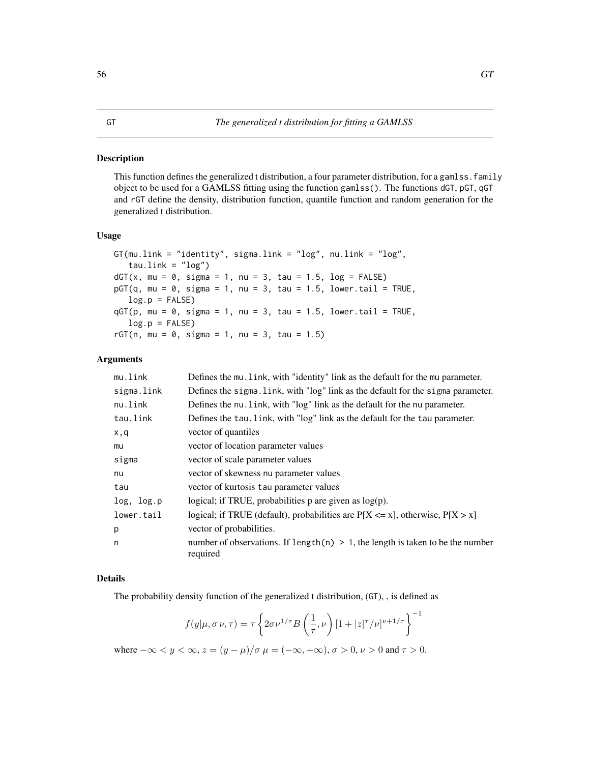# GT — The generalized t distribution for fitting a GAMLSS

## Description

This function defines the generalized t distribution, a four parameter distribution, for a gamlss.family object to be used for a GAMLSS fitting using the function gamlss(). The functions dGT, pGT, qGT and rGT define the density, distribution function, quantile function and random generation for the generalized t distribution.

## Usage

```
GT(mu.link = "identity", sigma.link = "log", nu.link = "log",
   tau.link = "log")
dGT(x, mu = 0, sigma = 1, nu = 3, tau = 1.5, log = FALSE)
pGT(q, mu = 0, sigma = 1, nu = 3, tau = 1.5, lower.tail = TRUE,
   log.p = FALSE)
qGT(p, mu = 0, sigma = 1, nu = 3, tau = 1.5, lower.tail = TRUE,
   log.p = FALSE)
rGT(n, mu = 0, sigma = 1, nu = 3, tau = 1.5)
```

## Arguments

| | |
|---|---|
| mu.link | Defines the mu.link, with "identity" link as the default for the mu parameter. |
| sigma.link | Defines the sigma.link, with "log" link as the default for the sigma parameter. |
| nu.link | Defines the nu.link, with "log" link as the default for the nu parameter. |
| tau.link | Defines the tau.link, with "log" link as the default for the tau parameter. |
| x,q | vector of quantiles |
| mu | vector of location parameter values |
| sigma | vector of scale parameter values |
| nu | vector of skewness nu parameter values |
| tau | vector of kurtosis tau parameter values |
| log, log.p | logical; if TRUE, probabilities p are given as log(p). |
| lower.tail | logical; if TRUE (default), probabilities are P[X <= x], otherwise, P[X > x] |
| p | vector of probabilities. |
| n | number of observations. If length(n) > 1, the length is taken to be the number required |

## Details

The probability density function of the generalized t distribution, (GT), , is defined as

$$f(y|\mu, \sigma\, \nu, \tau) = \tau \left\{ 2\sigma\nu^{1/\tau} B\left(\frac{1}{\tau}, \nu\right) [1 + |z|^{\tau}/\nu]^{\nu+1/\tau} \right\}^{-1}$$

where $-\infty < y < \infty$, $z = (y - \mu)/\sigma$ $\mu = (-\infty, +\infty)$, $\sigma > 0$, $\nu > 0$ and $\tau > 0$.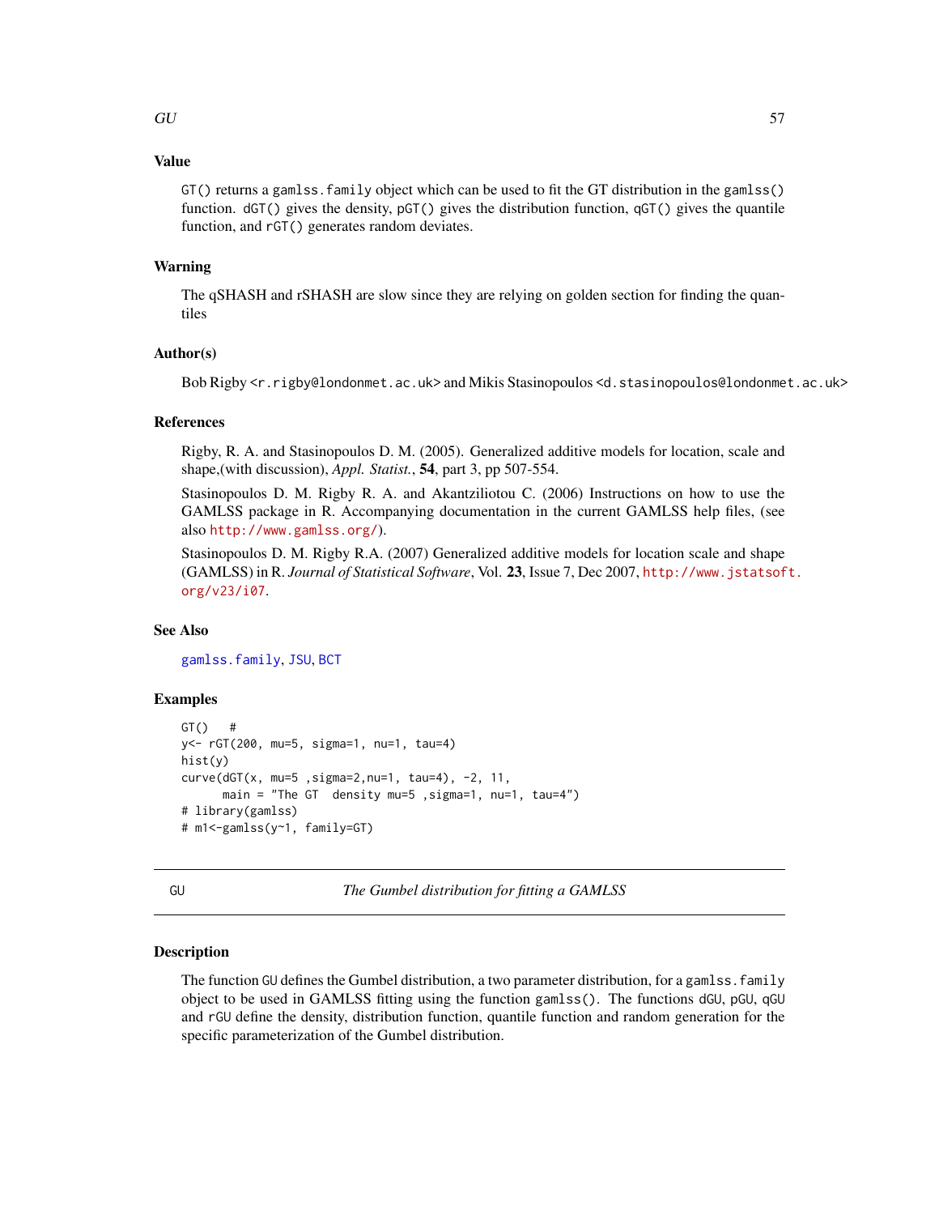## Value

`GT()` returns a `gamlss.family` object which can be used to fit the GT distribution in the `gamlss()` function. `dGT()` gives the density, `pGT()` gives the distribution function, `qGT()` gives the quantile function, and `rGT()` generates random deviates.

## Warning

The qSHASH and rSHASH are slow since they are relying on golden section for finding the quantiles

## Author(s)

Bob Rigby <r.rigby@londonmet.ac.uk> and Mikis Stasinopoulos <d.stasinopoulos@londonmet.ac.uk>

## References

Rigby, R. A. and Stasinopoulos D. M. (2005). Generalized additive models for location, scale and shape,(with discussion), *Appl. Statist.*, **54**, part 3, pp 507-554.

Stasinopoulos D. M. Rigby R. A. and Akantziliotou C. (2006) Instructions on how to use the GAMLSS package in R. Accompanying documentation in the current GAMLSS help files, (see also http://www.gamlss.org/).

Stasinopoulos D. M. Rigby R.A. (2007) Generalized additive models for location scale and shape (GAMLSS) in R. *Journal of Statistical Software*, Vol. **23**, Issue 7, Dec 2007, http://www.jstatsoft.org/v23/i07.

## See Also

gamlss.family, JSU, BCT

## Examples

```
GT()   #
y<- rGT(200, mu=5, sigma=1, nu=1, tau=4)
hist(y)
curve(dGT(x, mu=5 ,sigma=2,nu=1, tau=4), -2, 11,
      main = "The GT  density mu=5 ,sigma=1, nu=1, tau=4")
# library(gamlss)
# m1<-gamlss(y~1, family=GT)
```

---

# GU — *The Gumbel distribution for fitting a GAMLSS*

## Description

The function `GU` defines the Gumbel distribution, a two parameter distribution, for a `gamlss.family` object to be used in GAMLSS fitting using the function `gamlss()`. The functions `dGU`, `pGU`, `qGU` and `rGU` define the density, distribution function, quantile function and random generation for the specific parameterization of the Gumbel distribution.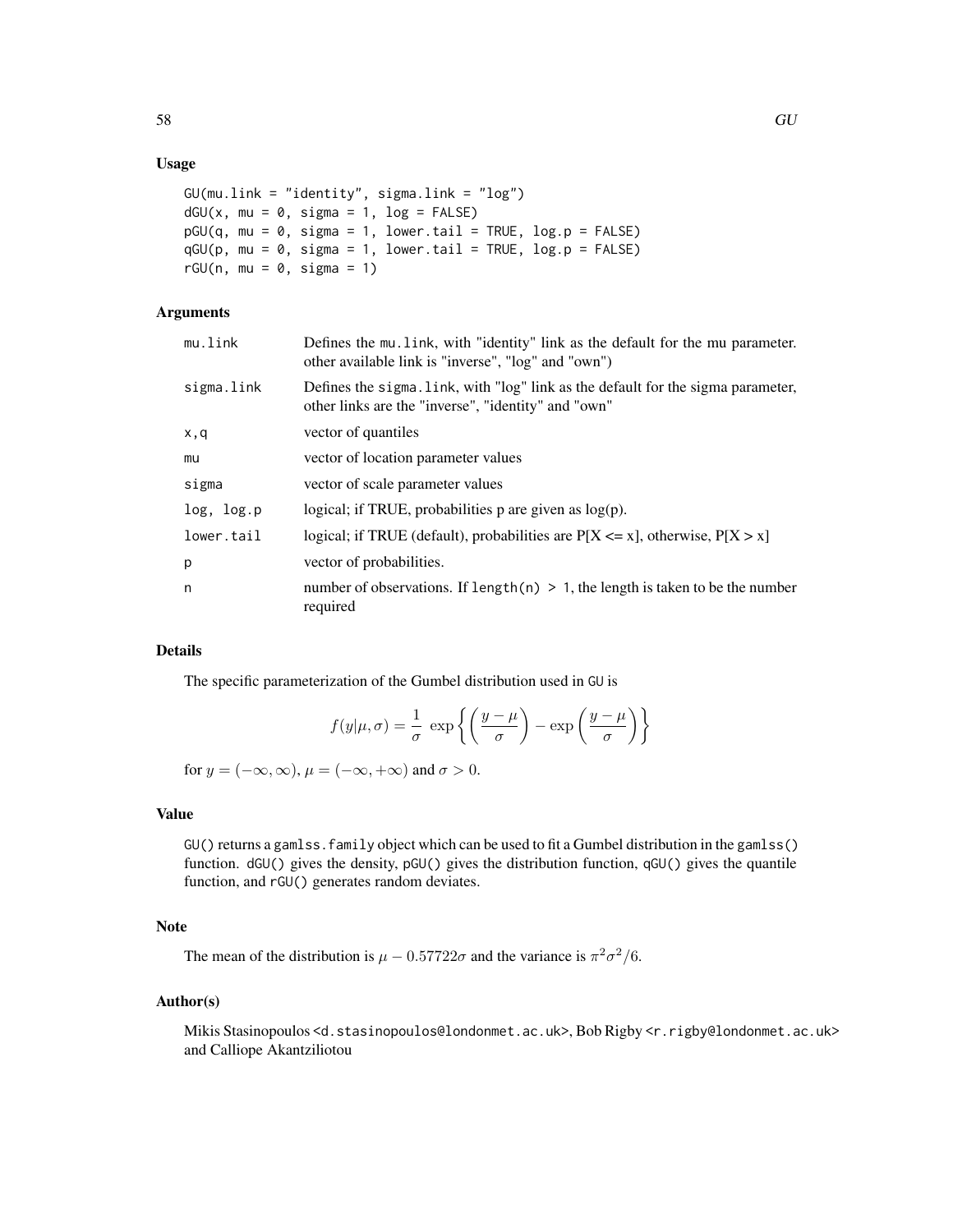## Usage

```
GU(mu.link = "identity", sigma.link = "log")
dGU(x, mu = 0, sigma = 1, log = FALSE)
pGU(q, mu = 0, sigma = 1, lower.tail = TRUE, log.p = FALSE)
qGU(p, mu = 0, sigma = 1, lower.tail = TRUE, log.p = FALSE)
rGU(n, mu = 0, sigma = 1)
```

## Arguments

| | |
|---|---|
| mu.link | Defines the mu.link, with "identity" link as the default for the mu parameter. other available link is "inverse", "log" and "own") |
| sigma.link | Defines the sigma.link, with "log" link as the default for the sigma parameter, other links are the "inverse", "identity" and "own" |
| x,q | vector of quantiles |
| mu | vector of location parameter values |
| sigma | vector of scale parameter values |
| log, log.p | logical; if TRUE, probabilities p are given as log(p). |
| lower.tail | logical; if TRUE (default), probabilities are P[X <= x], otherwise, P[X > x] |
| p | vector of probabilities. |
| n | number of observations. If length(n) > 1, the length is taken to be the number required |

## Details

The specific parameterization of the Gumbel distribution used in GU is

$$f(y|\mu, \sigma) = \frac{1}{\sigma} \ \exp\left\{ \left( \frac{y-\mu}{\sigma} \right) - \exp\left( \frac{y-\mu}{\sigma} \right) \right\}$$

for $y = (-\infty, \infty)$, $\mu = (-\infty, +\infty)$ and $\sigma > 0$.

## Value

GU() returns a gamlss.family object which can be used to fit a Gumbel distribution in the gamlss() function. dGU() gives the density, pGU() gives the distribution function, qGU() gives the quantile function, and rGU() generates random deviates.

## Note

The mean of the distribution is $\mu - 0.57722\sigma$ and the variance is $\pi^2\sigma^2/6$.

## Author(s)

Mikis Stasinopoulos <d.stasinopoulos@londonmet.ac.uk>, Bob Rigby <r.rigby@londonmet.ac.uk> and Calliope Akantziliotou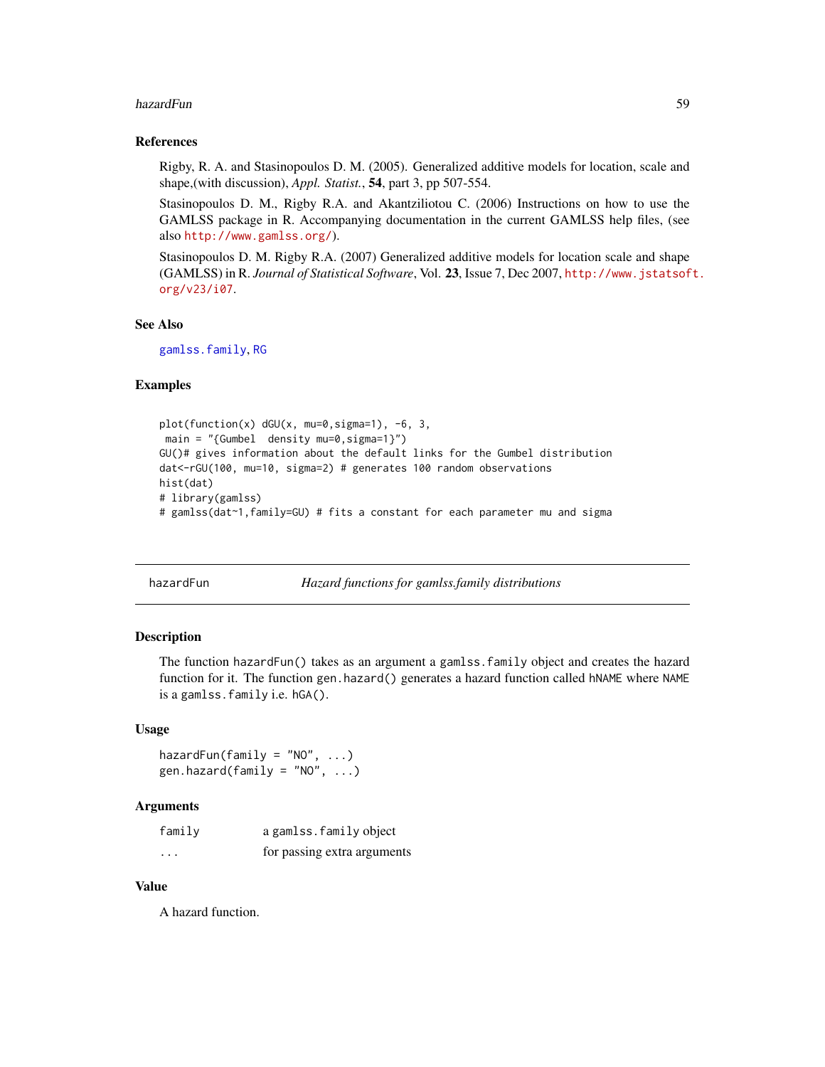## References

Rigby, R. A. and Stasinopoulos D. M. (2005). Generalized additive models for location, scale and shape,(with discussion), *Appl. Statist.*, **54**, part 3, pp 507-554.

Stasinopoulos D. M., Rigby R.A. and Akantziliotou C. (2006) Instructions on how to use the GAMLSS package in R. Accompanying documentation in the current GAMLSS help files, (see also http://www.gamlss.org/).

Stasinopoulos D. M. Rigby R.A. (2007) Generalized additive models for location scale and shape (GAMLSS) in R. *Journal of Statistical Software*, Vol. **23**, Issue 7, Dec 2007, http://www.jstatsoft.org/v23/i07.

## See Also

gamlss.family, RG

## Examples

```
plot(function(x) dGU(x, mu=0,sigma=1), -6, 3,
 main = "{Gumbel  density mu=0,sigma=1}")
GU()# gives information about the default links for the Gumbel distribution
dat<-rGU(100, mu=10, sigma=2) # generates 100 random observations
hist(dat)
# library(gamlss)
# gamlss(dat~1,family=GU) # fits a constant for each parameter mu and sigma
```

---

# hazardFun — *Hazard functions for gamlss.family distributions*

## Description

The function `hazardFun()` takes as an argument a `gamlss.family` object and creates the hazard function for it. The function `gen.hazard()` generates a hazard function called `hNAME` where `NAME` is a `gamlss.family` i.e. `hGA()`.

## Usage

```
hazardFun(family = "NO", ...)
gen.hazard(family = "NO", ...)
```

## Arguments

| | |
|---|---|
| family | a `gamlss.family` object |
| ... | for passing extra arguments |

## Value

A hazard function.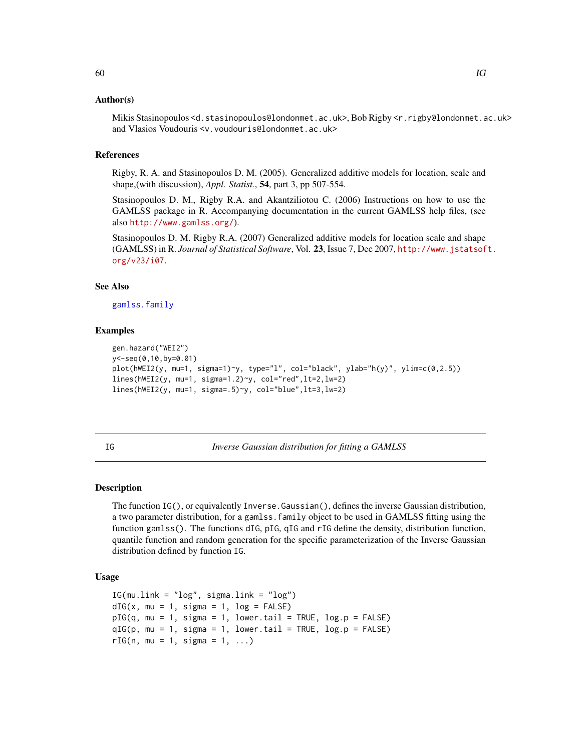## Author(s)

Mikis Stasinopoulos <d.stasinopoulos@londonmet.ac.uk>, Bob Rigby <r.rigby@londonmet.ac.uk> and Vlasios Voudouris <v.voudouris@londonmet.ac.uk>

## References

Rigby, R. A. and Stasinopoulos D. M. (2005). Generalized additive models for location, scale and shape,(with discussion), *Appl. Statist.*, **54**, part 3, pp 507-554.

Stasinopoulos D. M., Rigby R.A. and Akantziliotou C. (2006) Instructions on how to use the GAMLSS package in R. Accompanying documentation in the current GAMLSS help files, (see also http://www.gamlss.org/).

Stasinopoulos D. M. Rigby R.A. (2007) Generalized additive models for location scale and shape (GAMLSS) in R. *Journal of Statistical Software*, Vol. **23**, Issue 7, Dec 2007, http://www.jstatsoft.org/v23/i07.

## See Also

gamlss.family

## Examples

```
gen.hazard("WEI2")
y<-seq(0,10,by=0.01)
plot(hWEI2(y, mu=1, sigma=1)~y, type="l", col="black", ylab="h(y)", ylim=c(0,2.5))
lines(hWEI2(y, mu=1, sigma=1.2)~y, col="red",lt=2,lw=2)
lines(hWEI2(y, mu=1, sigma=.5)~y, col="blue",lt=3,lw=2)
```

---

# IG — *Inverse Gaussian distribution for fitting a GAMLSS*

## Description

The function IG(), or equivalently Inverse.Gaussian(), defines the inverse Gaussian distribution, a two parameter distribution, for a gamlss.family object to be used in GAMLSS fitting using the function gamlss(). The functions dIG, pIG, qIG and rIG define the density, distribution function, quantile function and random generation for the specific parameterization of the Inverse Gaussian distribution defined by function IG.

## Usage

```
IG(mu.link = "log", sigma.link = "log")
dIG(x, mu = 1, sigma = 1, log = FALSE)
pIG(q, mu = 1, sigma = 1, lower.tail = TRUE, log.p = FALSE)
qIG(p, mu = 1, sigma = 1, lower.tail = TRUE, log.p = FALSE)
rIG(n, mu = 1, sigma = 1, ...)
```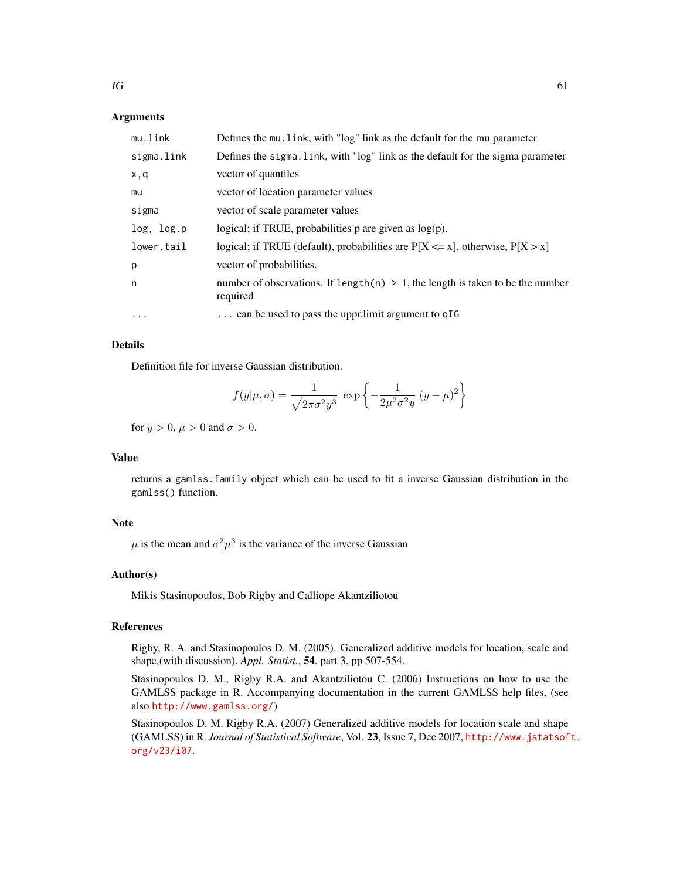## Arguments

| | |
|---|---|
| `mu.link` | Defines the `mu.link`, with "log" link as the default for the mu parameter |
| `sigma.link` | Defines the `sigma.link`, with "log" link as the default for the sigma parameter |
| `x,q` | vector of quantiles |
| `mu` | vector of location parameter values |
| `sigma` | vector of scale parameter values |
| `log, log.p` | logical; if TRUE, probabilities p are given as log(p). |
| `lower.tail` | logical; if TRUE (default), probabilities are P[X <= x], otherwise, P[X > x] |
| `p` | vector of probabilities. |
| `n` | number of observations. If `length(n) > 1`, the length is taken to be the number required |
| `...` | ... can be used to pass the uppr.limit argument to `qIG` |

## Details

Definition file for inverse Gaussian distribution.

$$f(y|\mu,\sigma) = \frac{1}{\sqrt{2\pi\sigma^2 y^3}} \exp\left\{-\frac{1}{2\mu^2\sigma^2 y}(y-\mu)^2\right\}$$

for $y > 0$, $\mu > 0$ and $\sigma > 0$.

## Value

returns a `gamlss.family` object which can be used to fit a inverse Gaussian distribution in the `gamlss()` function.

## Note

$\mu$ is the mean and $\sigma^2\mu^3$ is the variance of the inverse Gaussian

## Author(s)

Mikis Stasinopoulos, Bob Rigby and Calliope Akantziliotou

## References

Rigby, R. A. and Stasinopoulos D. M. (2005). Generalized additive models for location, scale and shape,(with discussion), *Appl. Statist.*, **54**, part 3, pp 507-554.

Stasinopoulos D. M., Rigby R.A. and Akantziliotou C. (2006) Instructions on how to use the GAMLSS package in R. Accompanying documentation in the current GAMLSS help files, (see also http://www.gamlss.org/)

Stasinopoulos D. M. Rigby R.A. (2007) Generalized additive models for location scale and shape (GAMLSS) in R. *Journal of Statistical Software*, Vol. **23**, Issue 7, Dec 2007, http://www.jstatsoft.org/v23/i07.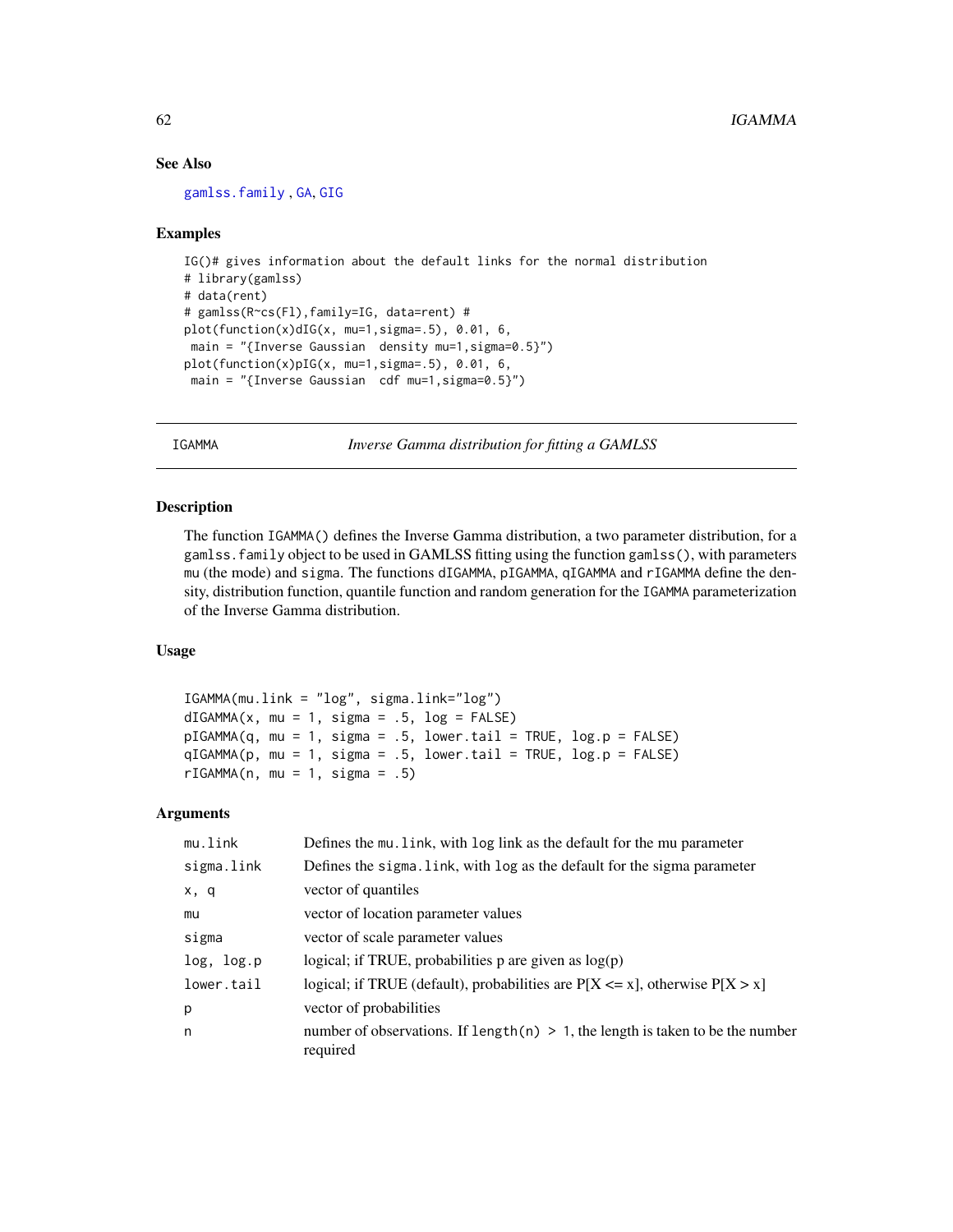## See Also

gamlss.family , GA, GIG

## Examples

```
IG()# gives information about the default links for the normal distribution
# library(gamlss)
# data(rent)
# gamlss(R~cs(Fl),family=IG, data=rent) #
plot(function(x)dIG(x, mu=1,sigma=.5), 0.01, 6,
 main = "{Inverse Gaussian  density mu=1,sigma=0.5}")
plot(function(x)pIG(x, mu=1,sigma=.5), 0.01, 6,
 main = "{Inverse Gaussian  cdf mu=1,sigma=0.5}")
```

---

# IGAMMA — *Inverse Gamma distribution for fitting a GAMLSS*

## Description

The function `IGAMMA()` defines the Inverse Gamma distribution, a two parameter distribution, for a `gamlss.family` object to be used in GAMLSS fitting using the function `gamlss()`, with parameters `mu` (the mode) and `sigma`. The functions `dIGAMMA`, `pIGAMMA`, `qIGAMMA` and `rIGAMMA` define the density, distribution function, quantile function and random generation for the `IGAMMA` parameterization of the Inverse Gamma distribution.

## Usage

```
IGAMMA(mu.link = "log", sigma.link="log")
dIGAMMA(x, mu = 1, sigma = .5, log = FALSE)
pIGAMMA(q, mu = 1, sigma = .5, lower.tail = TRUE, log.p = FALSE)
qIGAMMA(p, mu = 1, sigma = .5, lower.tail = TRUE, log.p = FALSE)
rIGAMMA(n, mu = 1, sigma = .5)
```

## Arguments

| | |
|---|---|
| `mu.link` | Defines the `mu.link`, with `log` link as the default for the mu parameter |
| `sigma.link` | Defines the `sigma.link`, with `log` as the default for the sigma parameter |
| `x, q` | vector of quantiles |
| `mu` | vector of location parameter values |
| `sigma` | vector of scale parameter values |
| `log, log.p` | logical; if TRUE, probabilities p are given as log(p) |
| `lower.tail` | logical; if TRUE (default), probabilities are P[X <= x], otherwise P[X > x] |
| `p` | vector of probabilities |
| `n` | number of observations. If `length(n) > 1`, the length is taken to be the number required |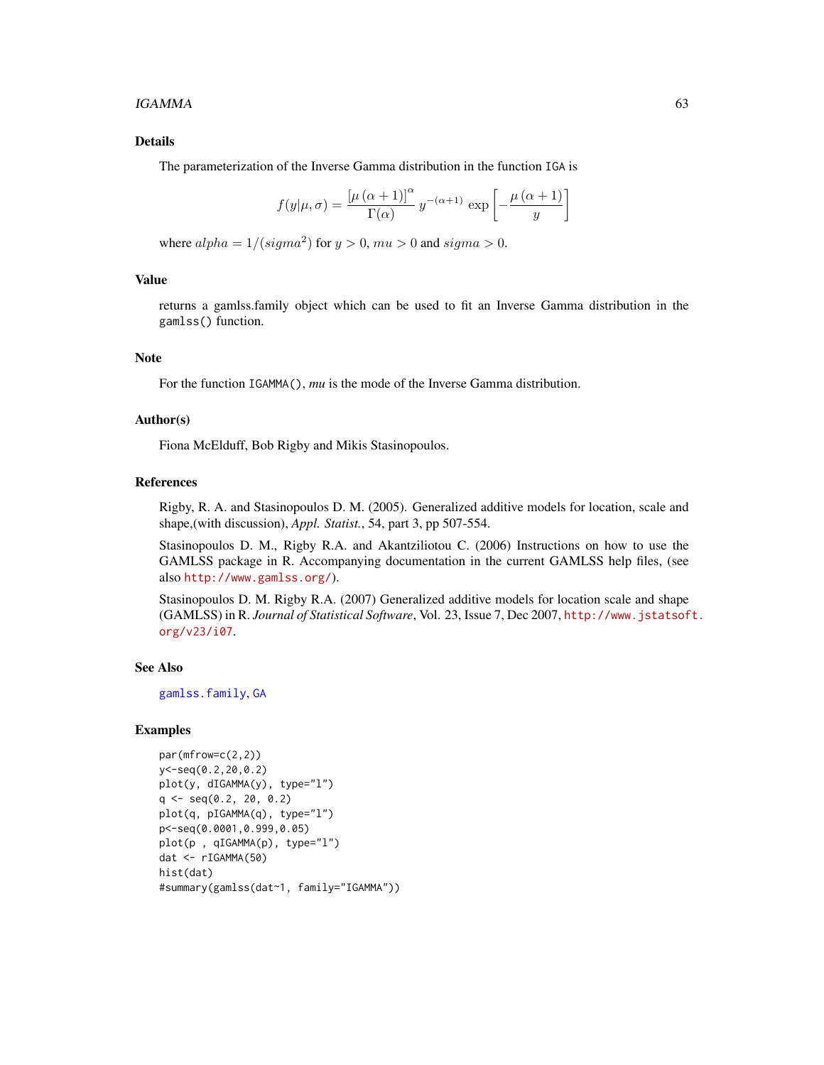## Details

The parameterization of the Inverse Gamma distribution in the function `IGA` is

$$f(y|\mu,\sigma) = \frac{[\mu(\alpha+1)]^{\alpha}}{\Gamma(\alpha)} y^{-(\alpha+1)} \exp\left[-\frac{\mu(\alpha+1)}{y}\right]$$

where $alpha = 1/(sigma^2)$ for $y > 0$, $mu > 0$ and $sigma > 0$.

## Value

returns a gamlss.family object which can be used to fit an Inverse Gamma distribution in the `gamlss()` function.

## Note

For the function `IGAMMA()`, *mu* is the mode of the Inverse Gamma distribution.

## Author(s)

Fiona McElduff, Bob Rigby and Mikis Stasinopoulos.

## References

Rigby, R. A. and Stasinopoulos D. M. (2005). Generalized additive models for location, scale and shape,(with discussion), *Appl. Statist.*, 54, part 3, pp 507-554.

Stasinopoulos D. M., Rigby R.A. and Akantziliotou C. (2006) Instructions on how to use the GAMLSS package in R. Accompanying documentation in the current GAMLSS help files, (see also http://www.gamlss.org/).

Stasinopoulos D. M. Rigby R.A. (2007) Generalized additive models for location scale and shape (GAMLSS) in R. *Journal of Statistical Software*, Vol. 23, Issue 7, Dec 2007, http://www.jstatsoft.org/v23/i07.

## See Also

gamlss.family, GA

## Examples

```
par(mfrow=c(2,2))
y<-seq(0.2,20,0.2)
plot(y, dIGAMMA(y), type="l")
q <- seq(0.2, 20, 0.2)
plot(q, pIGAMMA(q), type="l")
p<-seq(0.0001,0.999,0.05)
plot(p , qIGAMMA(p), type="l")
dat <- rIGAMMA(50)
hist(dat)
#summary(gamlss(dat~1, family="IGAMMA"))
```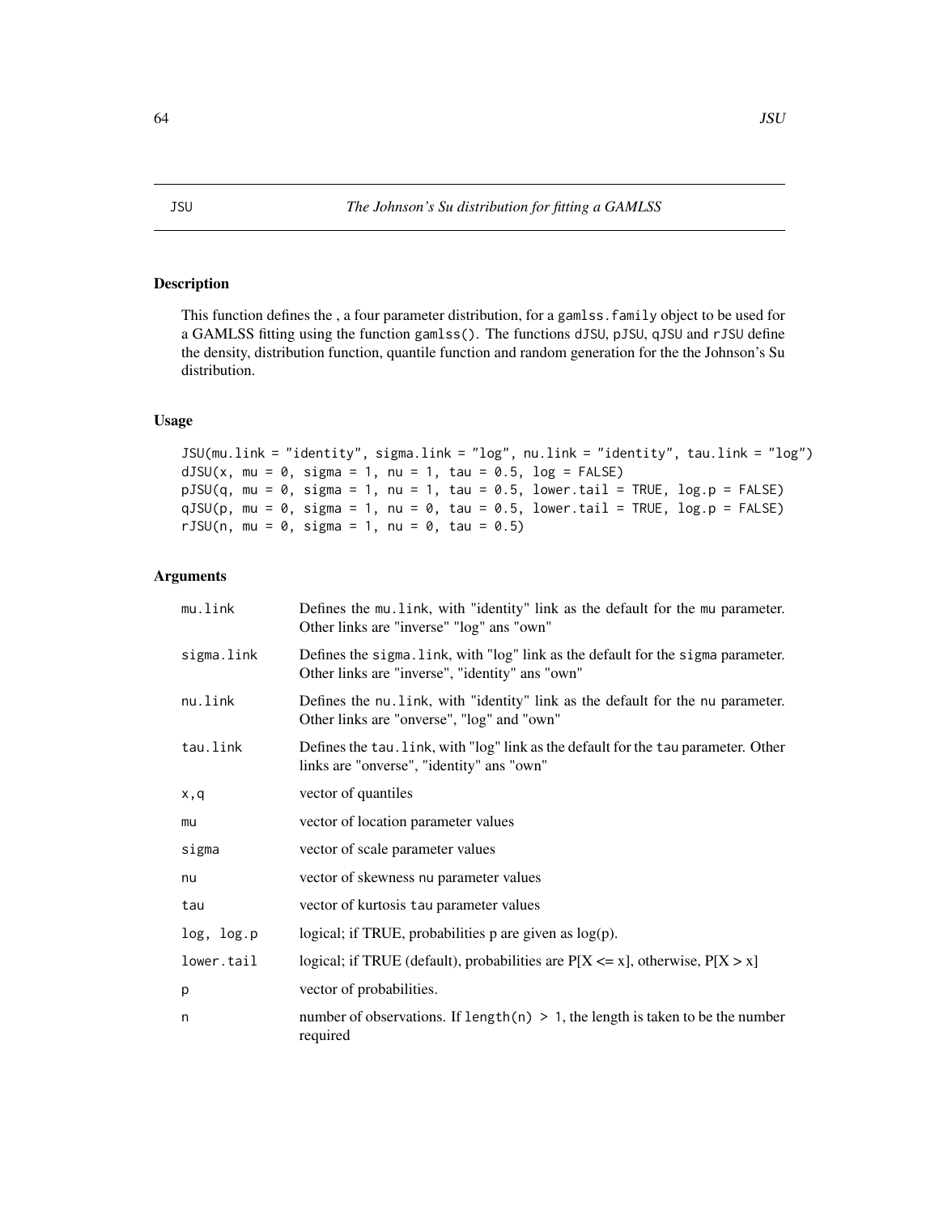# JSU — The Johnson's Su distribution for fitting a GAMLSS

## Description

This function defines the , a four parameter distribution, for a `gamlss.family` object to be used for a GAMLSS fitting using the function `gamlss()`. The functions `dJSU`, `pJSU`, `qJSU` and `rJSU` define the density, distribution function, quantile function and random generation for the the Johnson's Su distribution.

## Usage

```
JSU(mu.link = "identity", sigma.link = "log", nu.link = "identity", tau.link = "log")
dJSU(x, mu = 0, sigma = 1, nu = 1, tau = 0.5, log = FALSE)
pJSU(q, mu = 0, sigma = 1, nu = 1, tau = 0.5, lower.tail = TRUE, log.p = FALSE)
qJSU(p, mu = 0, sigma = 1, nu = 0, tau = 0.5, lower.tail = TRUE, log.p = FALSE)
rJSU(n, mu = 0, sigma = 1, nu = 0, tau = 0.5)
```

## Arguments

| | |
|---|---|
| `mu.link` | Defines the `mu.link`, with "identity" link as the default for the `mu` parameter. Other links are "inverse" "log" ans "own" |
| `sigma.link` | Defines the `sigma.link`, with "log" link as the default for the `sigma` parameter. Other links are "inverse", "identity" ans "own" |
| `nu.link` | Defines the `nu.link`, with "identity" link as the default for the `nu` parameter. Other links are "onverse", "log" and "own" |
| `tau.link` | Defines the `tau.link`, with "log" link as the default for the `tau` parameter. Other links are "onverse", "identity" ans "own" |
| `x,q` | vector of quantiles |
| `mu` | vector of location parameter values |
| `sigma` | vector of scale parameter values |
| `nu` | vector of skewness `nu` parameter values |
| `tau` | vector of kurtosis `tau` parameter values |
| `log, log.p` | logical; if TRUE, probabilities p are given as log(p). |
| `lower.tail` | logical; if TRUE (default), probabilities are P[X <= x], otherwise, P[X > x] |
| `p` | vector of probabilities. |
| `n` | number of observations. If `length(n) > 1`, the length is taken to be the number required |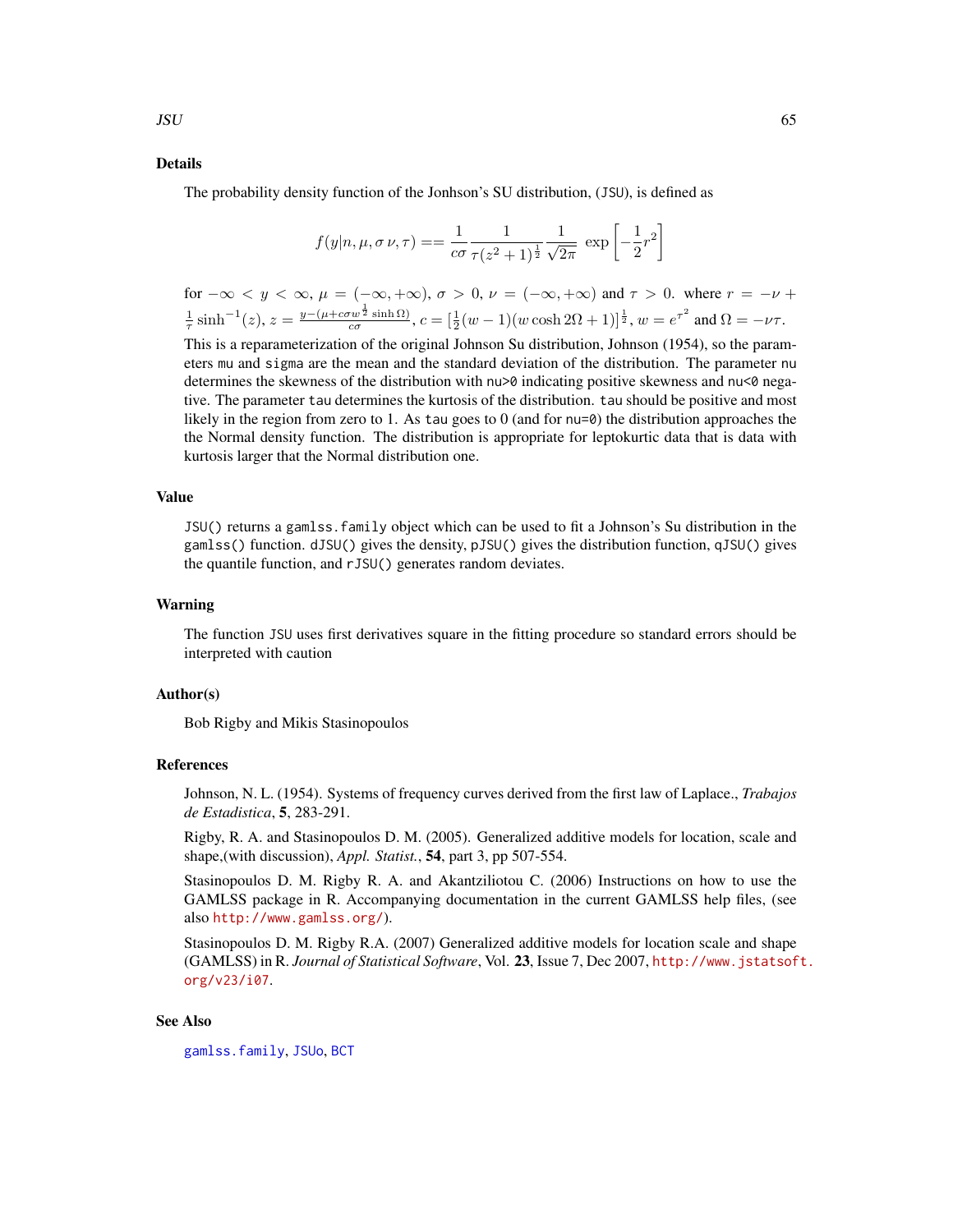## Details

The probability density function of the Jonhson's SU distribution, (JSU), is defined as

$$f(y|n, \mu, \sigma \, \nu, \tau) == \frac{1}{c\sigma} \frac{1}{\tau(z^2+1)^{\frac{1}{2}}} \frac{1}{\sqrt{2\pi}} \; \exp\left[-\frac{1}{2}r^2\right]$$

for $-\infty < y < \infty$, $\mu = (-\infty, +\infty)$, $\sigma > 0$, $\nu = (-\infty, +\infty)$ and $\tau > 0$. where $r = -\nu + \frac{1}{\tau}\sinh^{-1}(z)$, $z = \frac{y - (\mu + c\sigma w^{\frac{1}{2}} \sinh \Omega)}{c\sigma}$, $c = [\frac{1}{2}(w-1)(w \cosh 2\Omega + 1)]^{\frac{1}{2}}$, $w = e^{\tau^2}$ and $\Omega = -\nu\tau$.

This is a reparameterization of the original Johnson Su distribution, Johnson (1954), so the parameters mu and sigma are the mean and the standard deviation of the distribution. The parameter nu determines the skewness of the distribution with nu>0 indicating positive skewness and nu<0 negative. The parameter tau determines the kurtosis of the distribution. tau should be positive and most likely in the region from zero to 1. As tau goes to 0 (and for nu=0) the distribution approaches the the Normal density function. The distribution is appropriate for leptokurtic data that is data with kurtosis larger that the Normal distribution one.

## Value

JSU() returns a gamlss.family object which can be used to fit a Johnson's Su distribution in the gamlss() function. dJSU() gives the density, pJSU() gives the distribution function, qJSU() gives the quantile function, and rJSU() generates random deviates.

## Warning

The function JSU uses first derivatives square in the fitting procedure so standard errors should be interpreted with caution

## Author(s)

Bob Rigby and Mikis Stasinopoulos

## References

Johnson, N. L. (1954). Systems of frequency curves derived from the first law of Laplace., *Trabajos de Estadistica*, **5**, 283-291.

Rigby, R. A. and Stasinopoulos D. M. (2005). Generalized additive models for location, scale and shape,(with discussion), *Appl. Statist.*, **54**, part 3, pp 507-554.

Stasinopoulos D. M. Rigby R. A. and Akantziliotou C. (2006) Instructions on how to use the GAMLSS package in R. Accompanying documentation in the current GAMLSS help files, (see also http://www.gamlss.org/).

Stasinopoulos D. M. Rigby R.A. (2007) Generalized additive models for location scale and shape (GAMLSS) in R. *Journal of Statistical Software*, Vol. **23**, Issue 7, Dec 2007, http://www.jstatsoft.org/v23/i07.

## See Also

gamlss.family, JSUo, BCT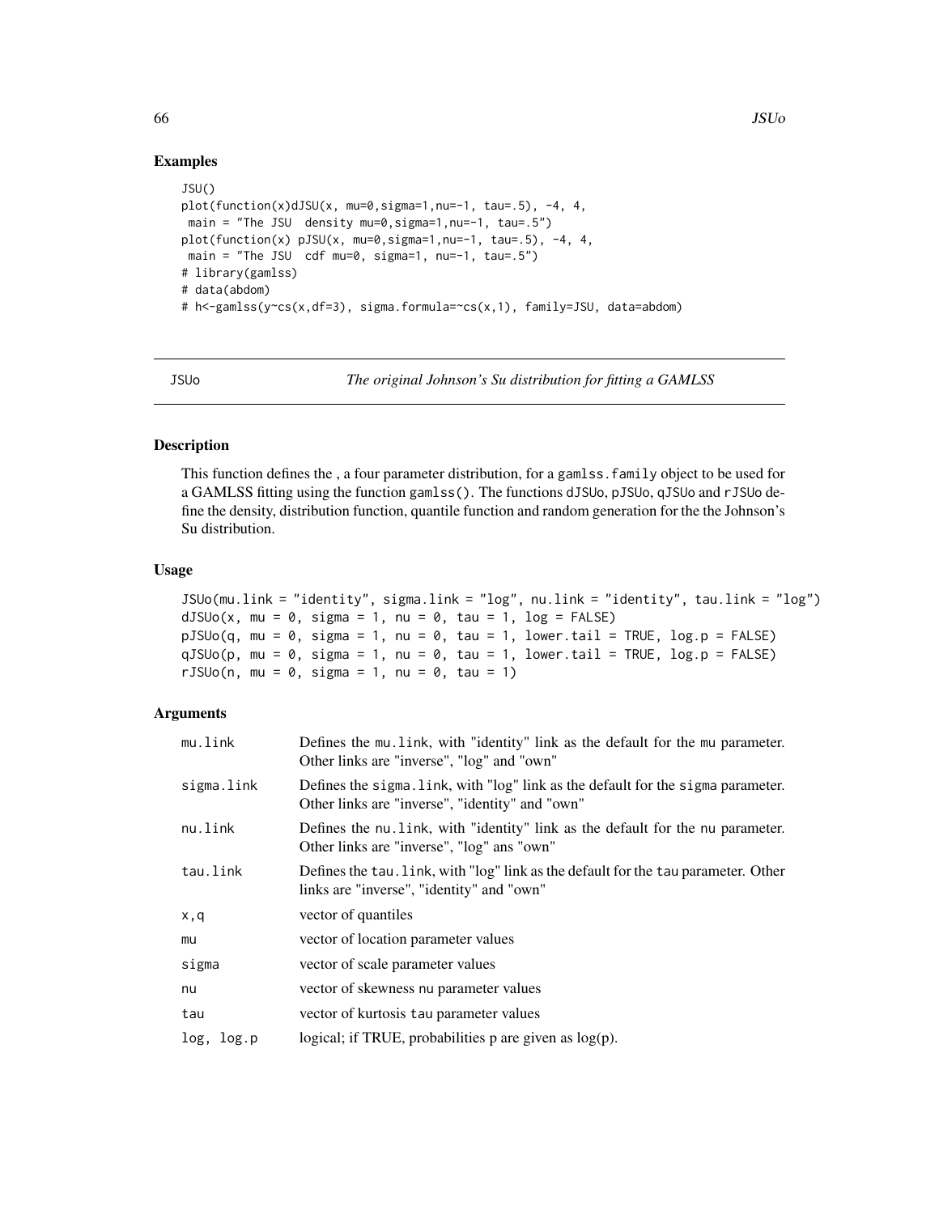## Examples

```
JSU()
plot(function(x)dJSU(x, mu=0,sigma=1,nu=-1, tau=.5), -4, 4,
 main = "The JSU  density mu=0,sigma=1,nu=-1, tau=.5")
plot(function(x) pJSU(x, mu=0,sigma=1,nu=-1, tau=.5), -4, 4,
 main = "The JSU  cdf mu=0, sigma=1, nu=-1, tau=.5")
# library(gamlss)
# data(abdom)
# h<-gamlss(y~cs(x,df=3), sigma.formula=~cs(x,1), family=JSU, data=abdom)
```

---

# JSUo — *The original Johnson's Su distribution for fitting a GAMLSS*

## Description

This function defines the , a four parameter distribution, for a `gamlss.family` object to be used for a GAMLSS fitting using the function `gamlss()`. The functions `dJSUo`, `pJSUo`, `qJSUo` and `rJSUo` define the density, distribution function, quantile function and random generation for the the Johnson's Su distribution.

## Usage

```
JSUo(mu.link = "identity", sigma.link = "log", nu.link = "identity", tau.link = "log")
dJSUo(x, mu = 0, sigma = 1, nu = 0, tau = 1, log = FALSE)
pJSUo(q, mu = 0, sigma = 1, nu = 0, tau = 1, lower.tail = TRUE, log.p = FALSE)
qJSUo(p, mu = 0, sigma = 1, nu = 0, tau = 1, lower.tail = TRUE, log.p = FALSE)
rJSUo(n, mu = 0, sigma = 1, nu = 0, tau = 1)
```

## Arguments

| | |
|---|---|
| `mu.link` | Defines the `mu.link`, with "identity" link as the default for the `mu` parameter. Other links are "inverse", "log" and "own" |
| `sigma.link` | Defines the `sigma.link`, with "log" link as the default for the `sigma` parameter. Other links are "inverse", "identity" and "own" |
| `nu.link` | Defines the `nu.link`, with "identity" link as the default for the `nu` parameter. Other links are "inverse", "log" ans "own" |
| `tau.link` | Defines the `tau.link`, with "log" link as the default for the `tau` parameter. Other links are "inverse", "identity" and "own" |
| `x,q` | vector of quantiles |
| `mu` | vector of location parameter values |
| `sigma` | vector of scale parameter values |
| `nu` | vector of skewness `nu` parameter values |
| `tau` | vector of kurtosis `tau` parameter values |
| `log, log.p` | logical; if TRUE, probabilities p are given as log(p). |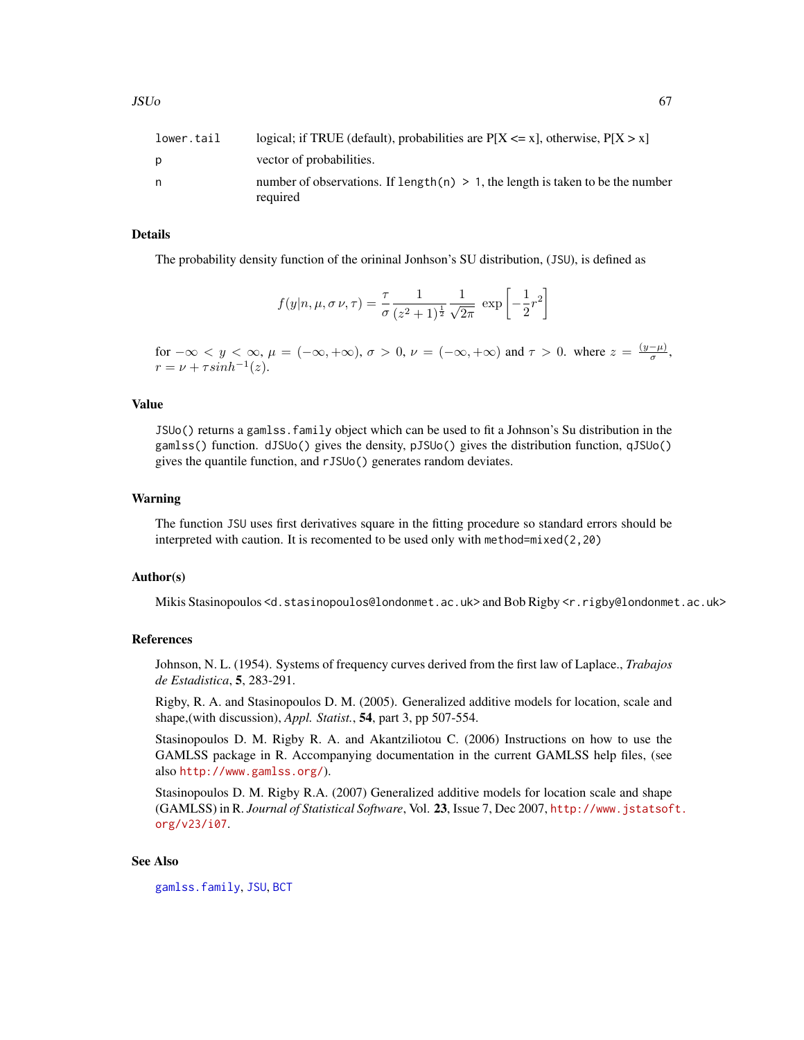| | |
|---|---|
| lower.tail | logical; if TRUE (default), probabilities are P[X <= x], otherwise, P[X > x] |
| p | vector of probabilities. |
| n | number of observations. If `length(n) > 1`, the length is taken to be the number required |

## Details

The probability density function of the orininal Jonhson's SU distribution, (JSU), is defined as

$$f(y|n, \mu, \sigma\, \nu, \tau) = \frac{\tau}{\sigma} \frac{1}{(z^2+1)^{\frac{1}{2}}} \frac{1}{\sqrt{2\pi}} \; \exp\left[-\frac{1}{2}r^2\right]$$

for $-\infty < y < \infty$, $\mu = (-\infty, +\infty)$, $\sigma > 0$, $\nu = (-\infty, +\infty)$ and $\tau > 0$. where $z = \frac{(y-\mu)}{\sigma}$, $r = \nu + \tau sinh^{-1}(z)$.

## Value

`JSUo()` returns a `gamlss.family` object which can be used to fit a Johnson's Su distribution in the `gamlss()` function. `dJSUo()` gives the density, `pJSUo()` gives the distribution function, `qJSUo()` gives the quantile function, and `rJSUo()` generates random deviates.

## Warning

The function `JSU` uses first derivatives square in the fitting procedure so standard errors should be interpreted with caution. It is recomented to be used only with `method=mixed(2,20)`

## Author(s)

Mikis Stasinopoulos <d.stasinopoulos@londonmet.ac.uk> and Bob Rigby <r.rigby@londonmet.ac.uk>

## References

Johnson, N. L. (1954). Systems of frequency curves derived from the first law of Laplace., *Trabajos de Estadistica*, **5**, 283-291.

Rigby, R. A. and Stasinopoulos D. M. (2005). Generalized additive models for location, scale and shape,(with discussion), *Appl. Statist.*, **54**, part 3, pp 507-554.

Stasinopoulos D. M. Rigby R. A. and Akantziliotou C. (2006) Instructions on how to use the GAMLSS package in R. Accompanying documentation in the current GAMLSS help files, (see also http://www.gamlss.org/).

Stasinopoulos D. M. Rigby R.A. (2007) Generalized additive models for location scale and shape (GAMLSS) in R. *Journal of Statistical Software*, Vol. **23**, Issue 7, Dec 2007, http://www.jstatsoft.org/v23/i07.

## See Also

`gamlss.family`, `JSU`, `BCT`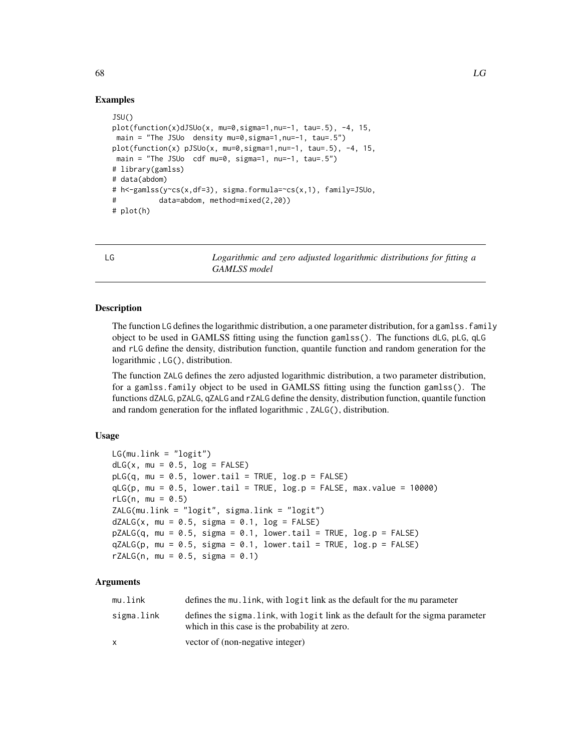## Examples

```
JSU()
plot(function(x)dJSUo(x, mu=0,sigma=1,nu=-1, tau=.5), -4, 15,
 main = "The JSUo  density mu=0,sigma=1,nu=-1, tau=.5")
plot(function(x) pJSUo(x, mu=0,sigma=1,nu=-1, tau=.5), -4, 15,
 main = "The JSUo  cdf mu=0, sigma=1, nu=-1, tau=.5")
# library(gamlss)
# data(abdom)
# h<-gamlss(y~cs(x,df=3), sigma.formula=~cs(x,1), family=JSUo,
#          data=abdom, method=mixed(2,20))
# plot(h)
```

---

# LG — *Logarithmic and zero adjusted logarithmic distributions for fitting a GAMLSS model*

---

## Description

The function LG defines the logarithmic distribution, a one parameter distribution, for a gamlss.family object to be used in GAMLSS fitting using the function gamlss(). The functions dLG, pLG, qLG and rLG define the density, distribution function, quantile function and random generation for the logarithmic , LG(), distribution.

The function ZALG defines the zero adjusted logarithmic distribution, a two parameter distribution, for a gamlss.family object to be used in GAMLSS fitting using the function gamlss(). The functions dZALG, pZALG, qZALG and rZALG define the density, distribution function, quantile function and random generation for the inflated logarithmic , ZALG(), distribution.

## Usage

```
LG(mu.link = "logit")
dLG(x, mu = 0.5, log = FALSE)
pLG(q, mu = 0.5, lower.tail = TRUE, log.p = FALSE)
qLG(p, mu = 0.5, lower.tail = TRUE, log.p = FALSE, max.value = 10000)
rLG(n, mu = 0.5)
ZALG(mu.link = "logit", sigma.link = "logit")
dZALG(x, mu = 0.5, sigma = 0.1, log = FALSE)
pZALG(q, mu = 0.5, sigma = 0.1, lower.tail = TRUE, log.p = FALSE)
qZALG(p, mu = 0.5, sigma = 0.1, lower.tail = TRUE, log.p = FALSE)
rZALG(n, mu = 0.5, sigma = 0.1)
```

## Arguments

| | |
|---|---|
| mu.link | defines the mu.link, with logit link as the default for the mu parameter |
| sigma.link | defines the sigma.link, with logit link as the default for the sigma parameter which in this case is the probability at zero. |
| x | vector of (non-negative integer) |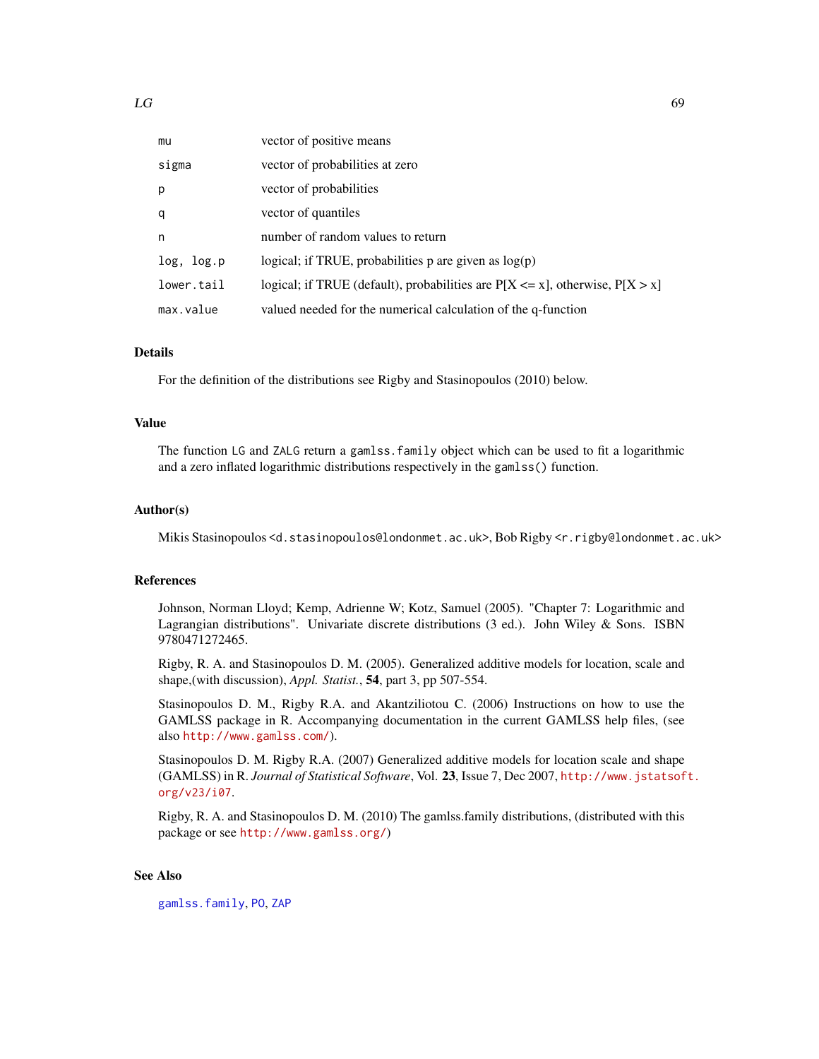| | |
|---|---|
| `mu` | vector of positive means |
| `sigma` | vector of probabilities at zero |
| `p` | vector of probabilities |
| `q` | vector of quantiles |
| `n` | number of random values to return |
| `log, log.p` | logical; if TRUE, probabilities p are given as log(p) |
| `lower.tail` | logical; if TRUE (default), probabilities are P[X <= x], otherwise, P[X > x] |
| `max.value` | valued needed for the numerical calculation of the q-function |

## Details

For the definition of the distributions see Rigby and Stasinopoulos (2010) below.

## Value

The function `LG` and `ZALG` return a `gamlss.family` object which can be used to fit a logarithmic and a zero inflated logarithmic distributions respectively in the `gamlss()` function.

## Author(s)

Mikis Stasinopoulos <`d.stasinopoulos@londonmet.ac.uk`>, Bob Rigby <`r.rigby@londonmet.ac.uk`>

## References

Johnson, Norman Lloyd; Kemp, Adrienne W; Kotz, Samuel (2005). "Chapter 7: Logarithmic and Lagrangian distributions". Univariate discrete distributions (3 ed.). John Wiley & Sons. ISBN 9780471272465.

Rigby, R. A. and Stasinopoulos D. M. (2005). Generalized additive models for location, scale and shape,(with discussion), *Appl. Statist.*, **54**, part 3, pp 507-554.

Stasinopoulos D. M., Rigby R.A. and Akantziliotou C. (2006) Instructions on how to use the GAMLSS package in R. Accompanying documentation in the current GAMLSS help files, (see also http://www.gamlss.com/).

Stasinopoulos D. M. Rigby R.A. (2007) Generalized additive models for location scale and shape (GAMLSS) in R. *Journal of Statistical Software*, Vol. **23**, Issue 7, Dec 2007, http://www.jstatsoft.org/v23/i07.

Rigby, R. A. and Stasinopoulos D. M. (2010) The gamlss.family distributions, (distributed with this package or see http://www.gamlss.org/)

## See Also

`gamlss.family`, `PO`, `ZAP`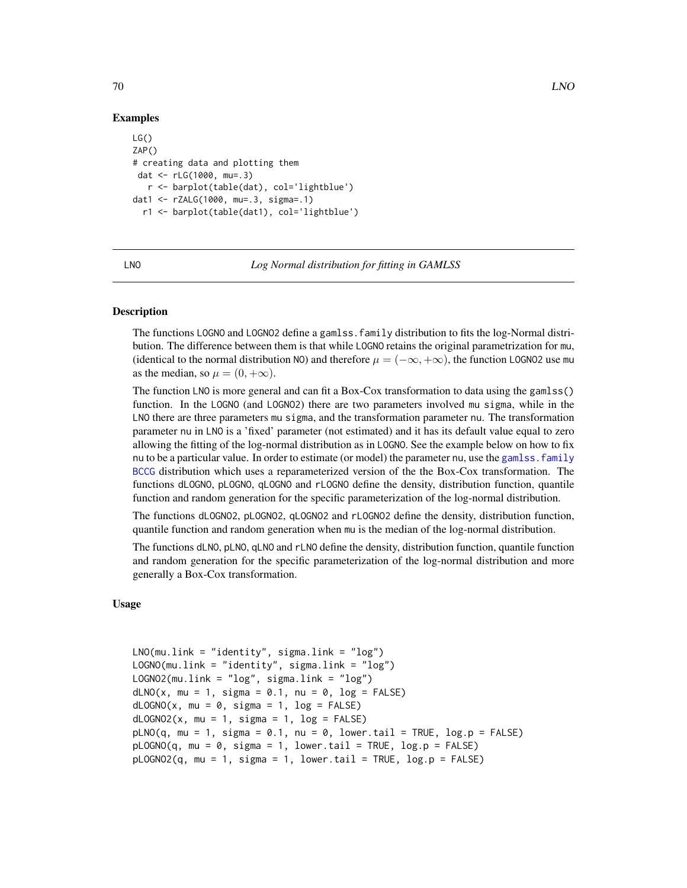## Examples

```
LG()
ZAP()
# creating data and plotting them
 dat <- rLG(1000, mu=.3)
   r <- barplot(table(dat), col='lightblue')
dat1 <- rZALG(1000, mu=.3, sigma=.1)
  r1 <- barplot(table(dat1), col='lightblue')
```

---

LNO *Log Normal distribution for fitting in GAMLSS*

---

## Description

The functions LOGNO and LOGNO2 define a gamlss.family distribution to fits the log-Normal distribution. The difference between them is that while LOGNO retains the original parametrization for mu, (identical to the normal distribution NO) and therefore $\mu = (-\infty, +\infty)$, the function LOGNO2 use mu as the median, so $\mu = (0, +\infty)$.

The function LNO is more general and can fit a Box-Cox transformation to data using the gamlss() function. In the LOGNO (and LOGNO2) there are two parameters involved mu sigma, while in the LNO there are three parameters mu sigma, and the transformation parameter nu. The transformation parameter nu in LNO is a 'fixed' parameter (not estimated) and it has its default value equal to zero allowing the fitting of the log-normal distribution as in LOGNO. See the example below on how to fix nu to be a particular value. In order to estimate (or model) the parameter nu, use the gamlss.family BCCG distribution which uses a reparameterized version of the the Box-Cox transformation. The functions dLOGNO, pLOGNO, qLOGNO and rLOGNO define the density, distribution function, quantile function and random generation for the specific parameterization of the log-normal distribution.

The functions dLOGNO2, pLOGNO2, qLOGNO2 and rLOGNO2 define the density, distribution function, quantile function and random generation when mu is the median of the log-normal distribution.

The functions dLNO, pLNO, qLNO and rLNO define the density, distribution function, quantile function and random generation for the specific parameterization of the log-normal distribution and more generally a Box-Cox transformation.

## Usage

```
LNO(mu.link = "identity", sigma.link = "log")
LOGNO(mu.link = "identity", sigma.link = "log")
LOGNO2(mu.link = "log", sigma.link = "log")
dLNO(x, mu = 1, sigma = 0.1, nu = 0, log = FALSE)
dLOGNO(x, mu = 0, sigma = 1, log = FALSE)
dLOGNO2(x, mu = 1, sigma = 1, log = FALSE)
pLNO(q, mu = 1, sigma = 0.1, nu = 0, lower.tail = TRUE, log.p = FALSE)
pLOGNO(q, mu = 0, sigma = 1, lower.tail = TRUE, log.p = FALSE)
pLOGNO2(q, mu = 1, sigma = 1, lower.tail = TRUE, log.p = FALSE)
```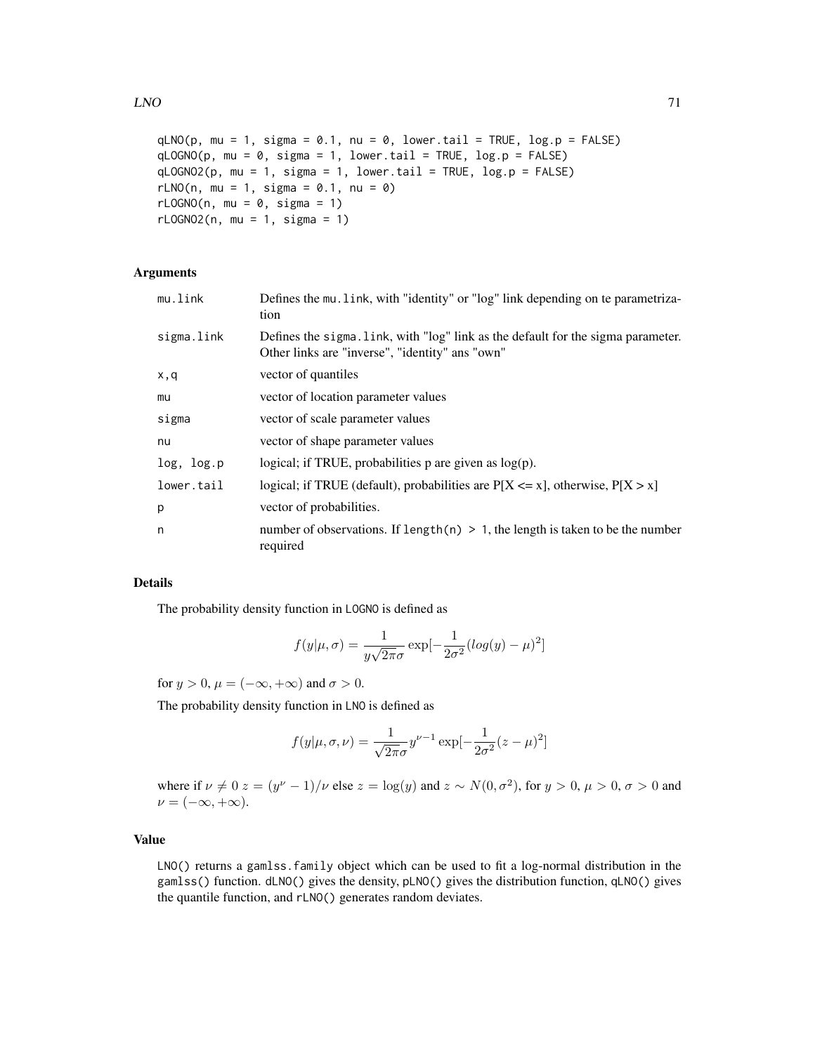```
qLNO(p, mu = 1, sigma = 0.1, nu = 0, lower.tail = TRUE, log.p = FALSE)
qLOGNO(p, mu = 0, sigma = 1, lower.tail = TRUE, log.p = FALSE)
qLOGNO2(p, mu = 1, sigma = 1, lower.tail = TRUE, log.p = FALSE)
rLNO(n, mu = 1, sigma = 0.1, nu = 0)
rLOGNO(n, mu = 0, sigma = 1)
rLOGNO2(n, mu = 1, sigma = 1)
```

## Arguments

| | |
|---|---|
| `mu.link` | Defines the `mu.link`, with "identity" or "log" link depending on te parametrization |
| `sigma.link` | Defines the `sigma.link`, with "log" link as the default for the sigma parameter. Other links are "inverse", "identity" ans "own" |
| `x,q` | vector of quantiles |
| `mu` | vector of location parameter values |
| `sigma` | vector of scale parameter values |
| `nu` | vector of shape parameter values |
| `log, log.p` | logical; if TRUE, probabilities p are given as log(p). |
| `lower.tail` | logical; if TRUE (default), probabilities are P[X <= x], otherwise, P[X > x] |
| `p` | vector of probabilities. |
| `n` | number of observations. If `length(n) > 1`, the length is taken to be the number required |

## Details

The probability density function in `LOGNO` is defined as

$$f(y|\mu,\sigma) = \frac{1}{y\sqrt{2\pi}\sigma} \exp[-\frac{1}{2\sigma^2}(log(y)-\mu)^2]$$

for $y > 0$, $\mu = (-\infty, +\infty)$ and $\sigma > 0$.

The probability density function in `LNO` is defined as

$$f(y|\mu,\sigma,\nu) = \frac{1}{\sqrt{2\pi}\sigma} y^{\nu-1} \exp[-\frac{1}{2\sigma^2}(z-\mu)^2]$$

where if $\nu \neq 0$ $z = (y^{\nu} - 1)/\nu$ else $z = \log(y)$ and $z \sim N(0, \sigma^2)$, for $y > 0$, $\mu > 0$, $\sigma > 0$ and $\nu = (-\infty, +\infty)$.

## Value

`LNO()` returns a `gamlss.family` object which can be used to fit a log-normal distribution in the `gamlss()` function. `dLNO()` gives the density, `pLNO()` gives the distribution function, `qLNO()` gives the quantile function, and `rLNO()` generates random deviates.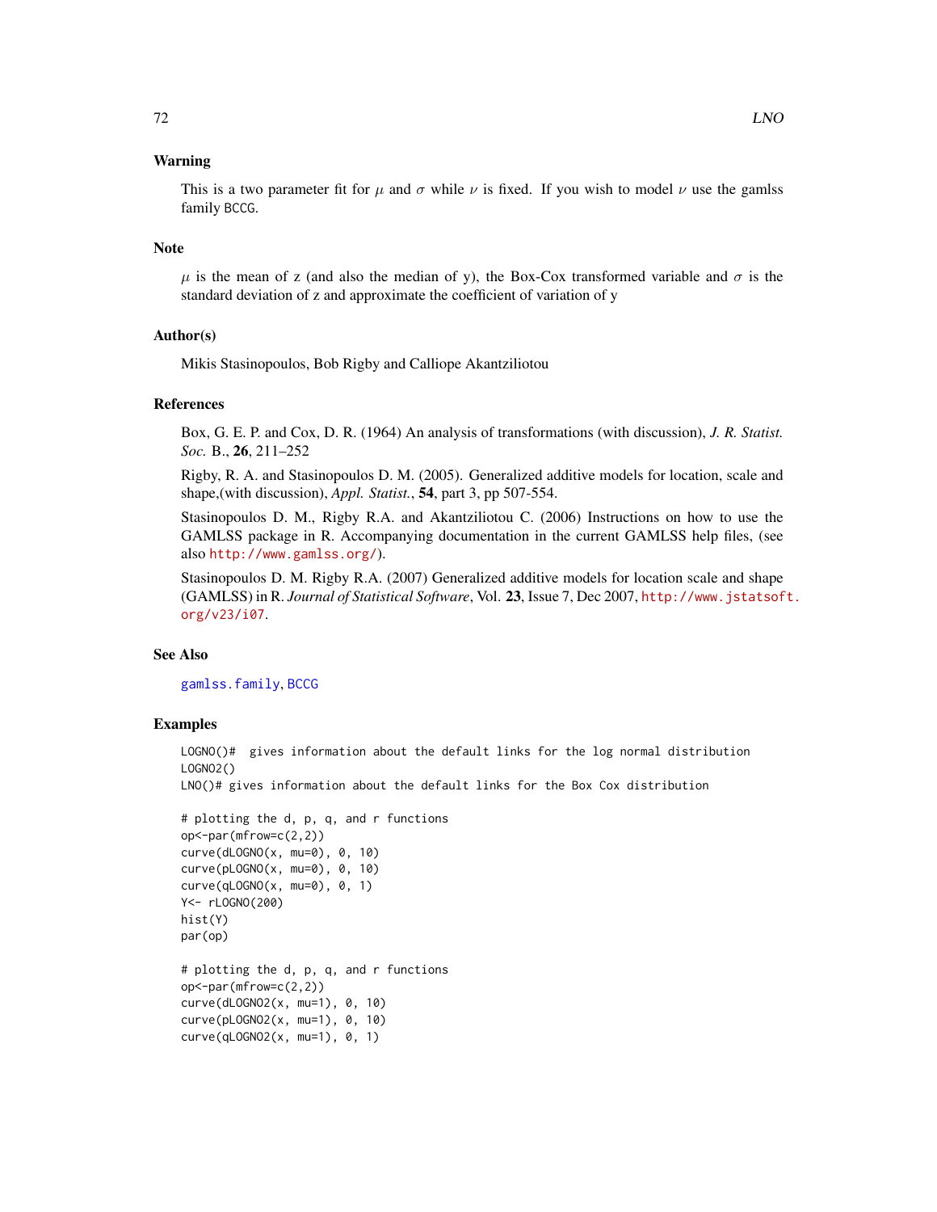## Warning

This is a two parameter fit for $\mu$ and $\sigma$ while $\nu$ is fixed. If you wish to model $\nu$ use the gamlss family BCCG.

## Note

$\mu$ is the mean of z (and also the median of y), the Box-Cox transformed variable and $\sigma$ is the standard deviation of z and approximate the coefficient of variation of y

## Author(s)

Mikis Stasinopoulos, Bob Rigby and Calliope Akantziliotou

## References

Box, G. E. P. and Cox, D. R. (1964) An analysis of transformations (with discussion), *J. R. Statist. Soc.* B., **26**, 211–252

Rigby, R. A. and Stasinopoulos D. M. (2005). Generalized additive models for location, scale and shape,(with discussion), *Appl. Statist.*, **54**, part 3, pp 507-554.

Stasinopoulos D. M., Rigby R.A. and Akantziliotou C. (2006) Instructions on how to use the GAMLSS package in R. Accompanying documentation in the current GAMLSS help files, (see also http://www.gamlss.org/).

Stasinopoulos D. M. Rigby R.A. (2007) Generalized additive models for location scale and shape (GAMLSS) in R. *Journal of Statistical Software*, Vol. **23**, Issue 7, Dec 2007, http://www.jstatsoft.org/v23/i07.

## See Also

gamlss.family, BCCG

## Examples

```
LOGNO()#  gives information about the default links for the log normal distribution
LOGNO2()
LNO()# gives information about the default links for the Box Cox distribution

# plotting the d, p, q, and r functions
op<-par(mfrow=c(2,2))
curve(dLOGNO(x, mu=0), 0, 10)
curve(pLOGNO(x, mu=0), 0, 10)
curve(qLOGNO(x, mu=0), 0, 1)
Y<- rLOGNO(200)
hist(Y)
par(op)

# plotting the d, p, q, and r functions
op<-par(mfrow=c(2,2))
curve(dLOGNO2(x, mu=1), 0, 10)
curve(pLOGNO2(x, mu=1), 0, 10)
curve(qLOGNO2(x, mu=1), 0, 1)
```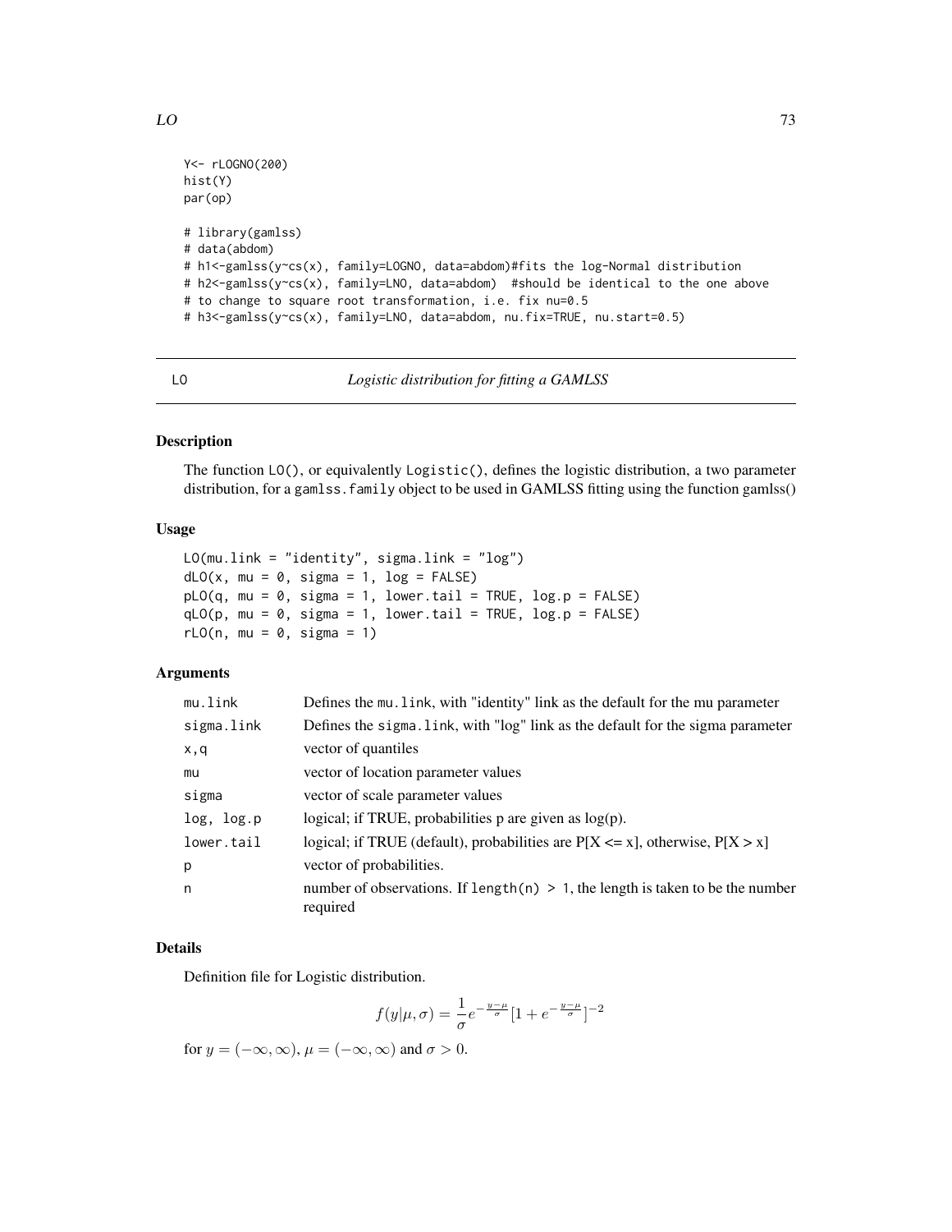```
Y<- rLOGNO(200)
hist(Y)
par(op)

# library(gamlss)
# data(abdom)
# h1<-gamlss(y~cs(x), family=LOGNO, data=abdom)#fits the log-Normal distribution
# h2<-gamlss(y~cs(x), family=LNO, data=abdom)  #should be identical to the one above
# to change to square root transformation, i.e. fix nu=0.5
# h3<-gamlss(y~cs(x), family=LNO, data=abdom, nu.fix=TRUE, nu.start=0.5)
```

---

LO *Logistic distribution for fitting a GAMLSS*

---

## Description

The function `LO()`, or equivalently `Logistic()`, defines the logistic distribution, a two parameter distribution, for a `gamlss.family` object to be used in GAMLSS fitting using the function gamlss()

## Usage

```
LO(mu.link = "identity", sigma.link = "log")
dLO(x, mu = 0, sigma = 1, log = FALSE)
pLO(q, mu = 0, sigma = 1, lower.tail = TRUE, log.p = FALSE)
qLO(p, mu = 0, sigma = 1, lower.tail = TRUE, log.p = FALSE)
rLO(n, mu = 0, sigma = 1)
```

## Arguments

| | |
|---|---|
| `mu.link` | Defines the `mu.link`, with "identity" link as the default for the mu parameter |
| `sigma.link` | Defines the `sigma.link`, with "log" link as the default for the sigma parameter |
| `x,q` | vector of quantiles |
| `mu` | vector of location parameter values |
| `sigma` | vector of scale parameter values |
| `log, log.p` | logical; if TRUE, probabilities p are given as log(p). |
| `lower.tail` | logical; if TRUE (default), probabilities are P[X <= x], otherwise, P[X > x] |
| `p` | vector of probabilities. |
| `n` | number of observations. If `length(n) > 1`, the length is taken to be the number required |

## Details

Definition file for Logistic distribution.

$$f(y|\mu, \sigma) = \frac{1}{\sigma} e^{-\frac{y-\mu}{\sigma}} [1 + e^{-\frac{y-\mu}{\sigma}}]^{-2}$$

for $y = (-\infty, \infty)$, $\mu = (-\infty, \infty)$ and $\sigma > 0$.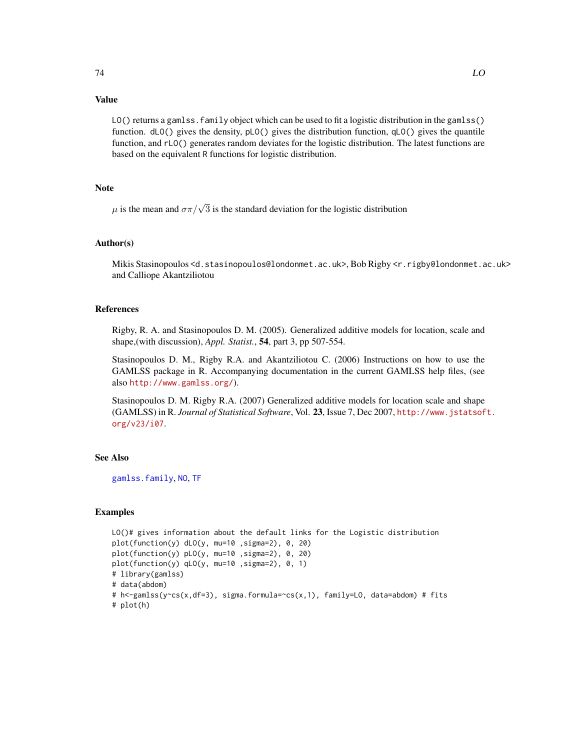## Value

`LO()` returns a `gamlss.family` object which can be used to fit a logistic distribution in the `gamlss()` function. `dLO()` gives the density, `pLO()` gives the distribution function, `qLO()` gives the quantile function, and `rLO()` generates random deviates for the logistic distribution. The latest functions are based on the equivalent R functions for logistic distribution.

## Note

$\mu$ is the mean and $\sigma\pi/\sqrt{3}$ is the standard deviation for the logistic distribution

## Author(s)

Mikis Stasinopoulos <d.stasinopoulos@londonmet.ac.uk>, Bob Rigby <r.rigby@londonmet.ac.uk> and Calliope Akantziliotou

## References

Rigby, R. A. and Stasinopoulos D. M. (2005). Generalized additive models for location, scale and shape,(with discussion), *Appl. Statist.*, **54**, part 3, pp 507-554.

Stasinopoulos D. M., Rigby R.A. and Akantziliotou C. (2006) Instructions on how to use the GAMLSS package in R. Accompanying documentation in the current GAMLSS help files, (see also http://www.gamlss.org/).

Stasinopoulos D. M. Rigby R.A. (2007) Generalized additive models for location scale and shape (GAMLSS) in R. *Journal of Statistical Software*, Vol. **23**, Issue 7, Dec 2007, http://www.jstatsoft.org/v23/i07.

## See Also

`gamlss.family`, `NO`, `TF`

## Examples

```
LO()# gives information about the default links for the Logistic distribution
plot(function(y) dLO(y, mu=10 ,sigma=2), 0, 20)
plot(function(y) pLO(y, mu=10 ,sigma=2), 0, 20)
plot(function(y) qLO(y, mu=10 ,sigma=2), 0, 1)
# library(gamlss)
# data(abdom)
# h<-gamlss(y~cs(x,df=3), sigma.formula=~cs(x,1), family=LO, data=abdom) # fits
# plot(h)
```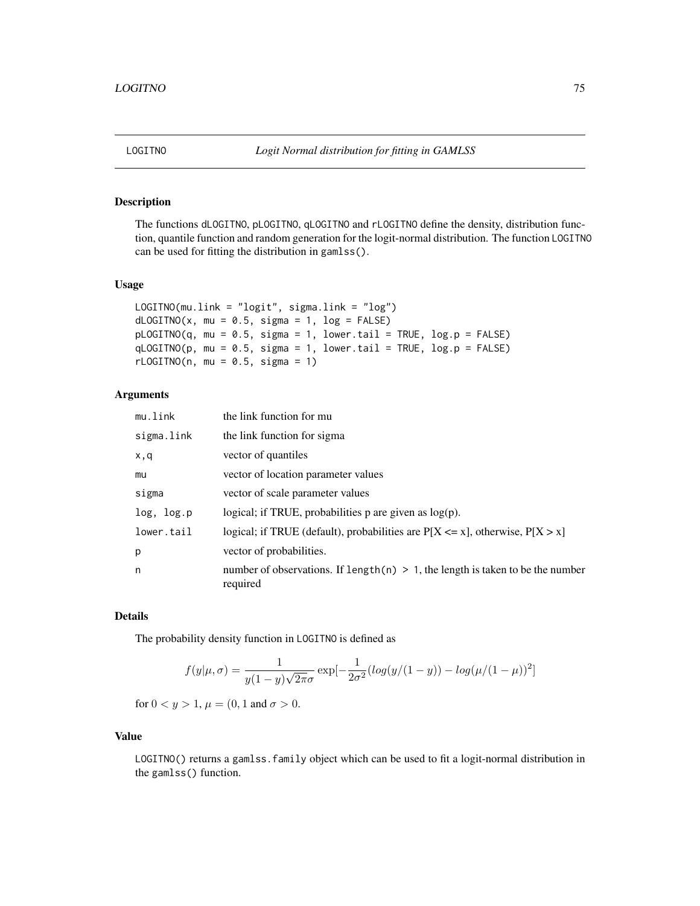## LOGITNO *Logit Normal distribution for fitting in GAMLSS*

### Description

The functions dLOGITNO, pLOGITNO, qLOGITNO and rLOGITNO define the density, distribution function, quantile function and random generation for the logit-normal distribution. The function LOGITNO can be used for fitting the distribution in gamlss().

### Usage

```
LOGITNO(mu.link = "logit", sigma.link = "log")
dLOGITNO(x, mu = 0.5, sigma = 1, log = FALSE)
pLOGITNO(q, mu = 0.5, sigma = 1, lower.tail = TRUE, log.p = FALSE)
qLOGITNO(p, mu = 0.5, sigma = 1, lower.tail = TRUE, log.p = FALSE)
rLOGITNO(n, mu = 0.5, sigma = 1)
```

### Arguments

| | |
|---|---|
| mu.link | the link function for mu |
| sigma.link | the link function for sigma |
| x,q | vector of quantiles |
| mu | vector of location parameter values |
| sigma | vector of scale parameter values |
| log, log.p | logical; if TRUE, probabilities p are given as log(p). |
| lower.tail | logical; if TRUE (default), probabilities are P[X <= x], otherwise, P[X > x] |
| p | vector of probabilities. |
| n | number of observations. If length(n) > 1, the length is taken to be the number required |

### Details

The probability density function in LOGITNO is defined as

$$f(y|\mu,\sigma) = \frac{1}{y(1-y)\sqrt{2\pi}\sigma} \exp[-\frac{1}{2\sigma^2}(log(y/(1-y)) - log(\mu/(1-\mu))^2]$$

for $0 < y > 1$, $\mu = (0, 1$ and $\sigma > 0$.

### Value

LOGITNO() returns a gamlss.family object which can be used to fit a logit-normal distribution in the gamlss() function.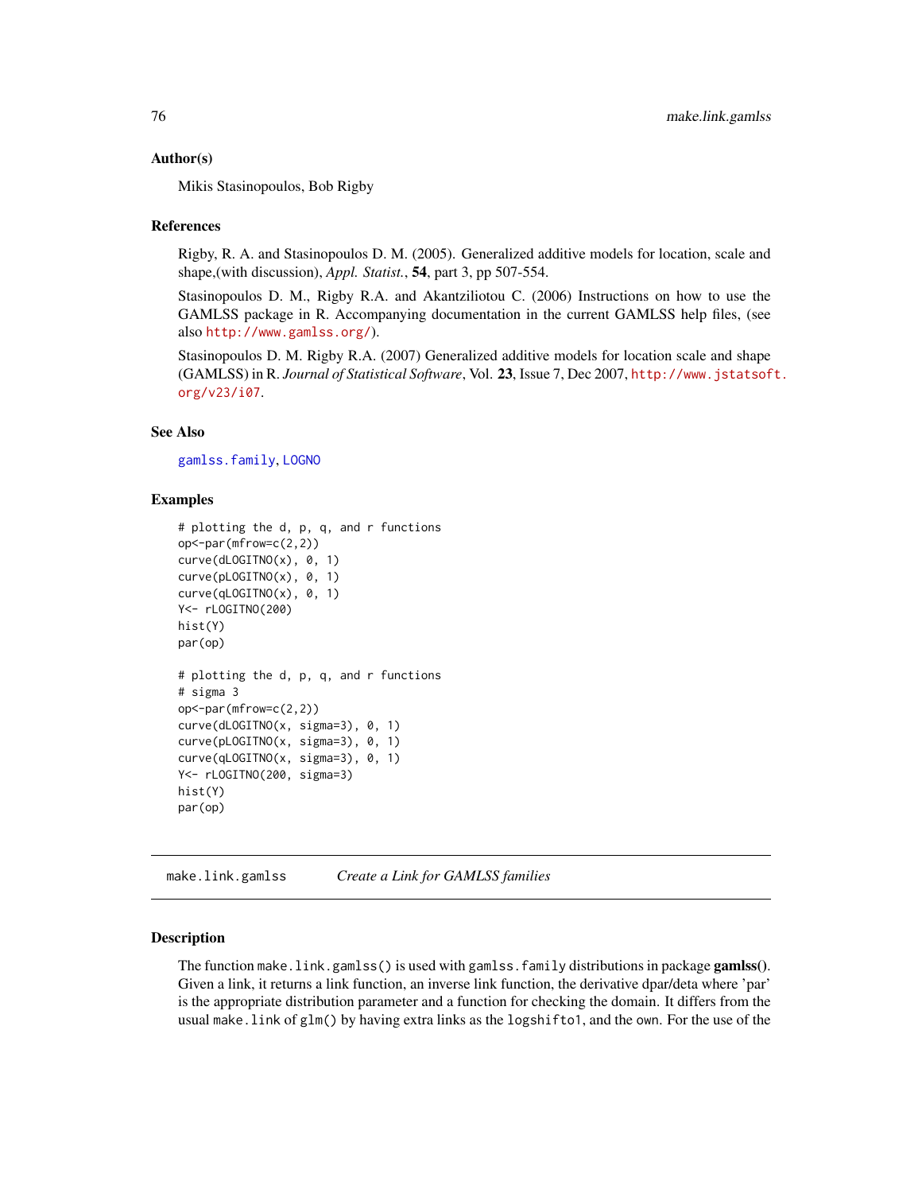### Author(s)

Mikis Stasinopoulos, Bob Rigby

### References

Rigby, R. A. and Stasinopoulos D. M. (2005). Generalized additive models for location, scale and shape,(with discussion), *Appl. Statist.*, **54**, part 3, pp 507-554.

Stasinopoulos D. M., Rigby R.A. and Akantziliotou C. (2006) Instructions on how to use the GAMLSS package in R. Accompanying documentation in the current GAMLSS help files, (see also http://www.gamlss.org/).

Stasinopoulos D. M. Rigby R.A. (2007) Generalized additive models for location scale and shape (GAMLSS) in R. *Journal of Statistical Software*, Vol. **23**, Issue 7, Dec 2007, http://www.jstatsoft.org/v23/i07.

### See Also

gamlss.family, LOGNO

### Examples

```
# plotting the d, p, q, and r functions
op<-par(mfrow=c(2,2))
curve(dLOGITNO(x), 0, 1)
curve(pLOGITNO(x), 0, 1)
curve(qLOGITNO(x), 0, 1)
Y<- rLOGITNO(200)
hist(Y)
par(op)

# plotting the d, p, q, and r functions
# sigma 3
op<-par(mfrow=c(2,2))
curve(dLOGITNO(x, sigma=3), 0, 1)
curve(pLOGITNO(x, sigma=3), 0, 1)
curve(qLOGITNO(x, sigma=3), 0, 1)
Y<- rLOGITNO(200, sigma=3)
hist(Y)
par(op)
```

---

## make.link.gamlss *Create a Link for GAMLSS families*

### Description

The function `make.link.gamlss()` is used with `gamlss.family` distributions in package **gamlss()**. Given a link, it returns a link function, an inverse link function, the derivative dpar/deta where 'par' is the appropriate distribution parameter and a function for checking the domain. It differs from the usual `make.link` of `glm()` by having extra links as the `logshifto1`, and the `own`. For the use of the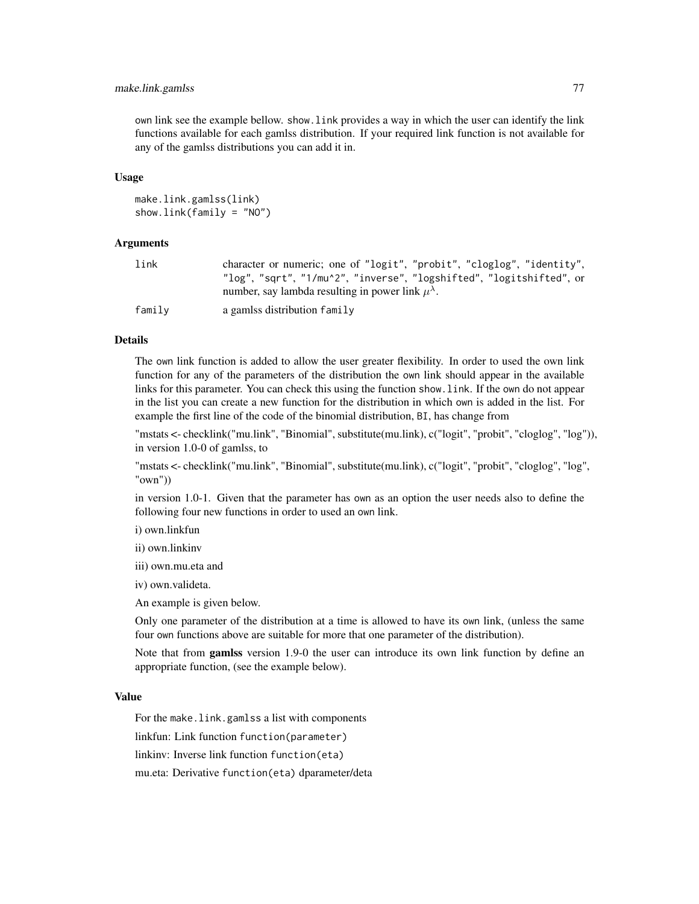own link see the example bellow. show.link provides a way in which the user can identify the link functions available for each gamlss distribution. If your required link function is not available for any of the gamlss distributions you can add it in.

### Usage

```
make.link.gamlss(link)
show.link(family = "NO")
```

### Arguments

| | |
|---|---|
| link | character or numeric; one of "logit", "probit", "cloglog", "identity", "log", "sqrt", "1/mu^2", "inverse", "logshifted", "logitshifted", or number, say lambda resulting in power link $\mu^{\lambda}$. |
| family | a gamlss distribution family |

### Details

The own link function is added to allow the user greater flexibility. In order to used the own link function for any of the parameters of the distribution the own link should appear in the available links for this parameter. You can check this using the function show.link. If the own do not appear in the list you can create a new function for the distribution in which own is added in the list. For example the first line of the code of the binomial distribution, BI, has change from

"mstats <- checklink("mu.link", "Binomial", substitute(mu.link), c("logit", "probit", "cloglog", "log")), in version 1.0-0 of gamlss, to

"mstats <- checklink("mu.link", "Binomial", substitute(mu.link), c("logit", "probit", "cloglog", "log", "own"))

in version 1.0-1. Given that the parameter has own as an option the user needs also to define the following four new functions in order to used an own link.

i) own.linkfun

ii) own.linkinv

iii) own.mu.eta and

iv) own.valideta.

An example is given below.

Only one parameter of the distribution at a time is allowed to have its own link, (unless the same four own functions above are suitable for more that one parameter of the distribution).

Note that from **gamlss** version 1.9-0 the user can introduce its own link function by define an appropriate function, (see the example below).

### Value

For the make.link.gamlss a list with components

linkfun: Link function function(parameter)

linkinv: Inverse link function function(eta)

mu.eta: Derivative function(eta) dparameter/deta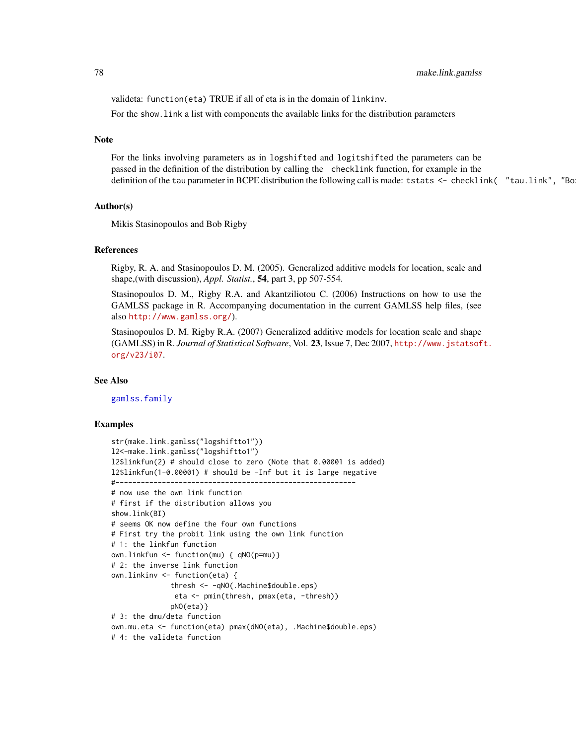validеta: `function(eta)` TRUE if all of eta is in the domain of `linkinv`.

For the `show.link` a list with components the available links for the distribution parameters

## Note

For the links involving parameters as in `logshifted` and `logitshifted` the parameters can be passed in the definition of the distribution by calling the `checklink` function, for example in the definition of the `tau` parameter in BCPE distribution the following call is made: `tstats <- checklink( "tau.link", "Bo`

## Author(s)

Mikis Stasinopoulos and Bob Rigby

## References

Rigby, R. A. and Stasinopoulos D. M. (2005). Generalized additive models for location, scale and shape,(with discussion), *Appl. Statist.*, **54**, part 3, pp 507-554.

Stasinopoulos D. M., Rigby R.A. and Akantziliotou C. (2006) Instructions on how to use the GAMLSS package in R. Accompanying documentation in the current GAMLSS help files, (see also http://www.gamlss.org/).

Stasinopoulos D. M. Rigby R.A. (2007) Generalized additive models for location scale and shape (GAMLSS) in R. *Journal of Statistical Software*, Vol. **23**, Issue 7, Dec 2007, http://www.jstatsoft.org/v23/i07.

## See Also

gamlss.family

## Examples

```
str(make.link.gamlss("logshiftto1"))
l2<-make.link.gamlss("logshiftto1")
l2$linkfun(2) # should close to zero (Note that 0.00001 is added)
l2$linkfun(1-0.00001) # should be -Inf but it is large negative
#---------------------------------------------------------
# now use the own link function
# first if the distribution allows you
show.link(BI)
# seems OK now define the four own functions
# First try the probit link using the own link function
# 1: the linkfun function
own.linkfun <- function(mu) { qNO(p=mu)}
# 2: the inverse link function
own.linkinv <- function(eta) {
              thresh <- -qNO(.Machine$double.eps)
               eta <- pmin(thresh, pmax(eta, -thresh))
              pNO(eta)}
# 3: the dmu/deta function
own.mu.eta <- function(eta) pmax(dNO(eta), .Machine$double.eps)
# 4: the valideta function
```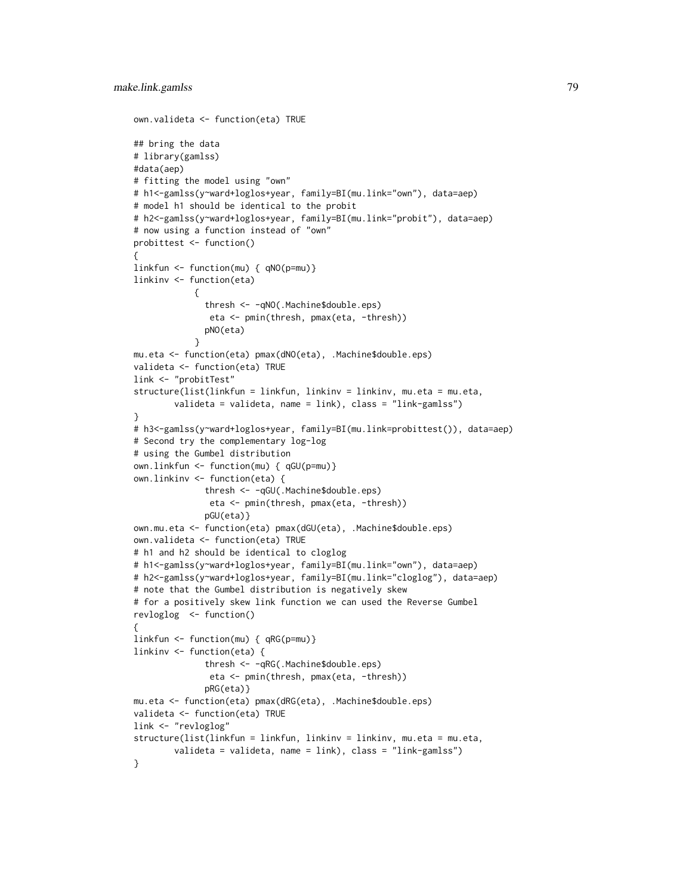```
own.valideta <- function(eta) TRUE

## bring the data
# library(gamlss)
#data(aep)
# fitting the model using "own"
# h1<-gamlss(y~ward+loglos+year, family=BI(mu.link="own"), data=aep)
# model h1 should be identical to the probit
# h2<-gamlss(y~ward+loglos+year, family=BI(mu.link="probit"), data=aep)
# now using a function instead of "own"
probittest <- function()
{
linkfun <- function(mu) { qNO(p=mu)}
linkinv <- function(eta)
           {
             thresh <- -qNO(.Machine$double.eps)
              eta <- pmin(thresh, pmax(eta, -thresh))
             pNO(eta)
           }
mu.eta <- function(eta) pmax(dNO(eta), .Machine$double.eps)
valideta <- function(eta) TRUE
link <- "probitTest"
structure(list(linkfun = linkfun, linkinv = linkinv, mu.eta = mu.eta,
        valideta = valideta, name = link), class = "link-gamlss")
}
# h3<-gamlss(y~ward+loglos+year, family=BI(mu.link=probittest()), data=aep)
# Second try the complementary log-log
# using the Gumbel distribution
own.linkfun <- function(mu) { qGU(p=mu)}
own.linkinv <- function(eta) {
             thresh <- -qGU(.Machine$double.eps)
              eta <- pmin(thresh, pmax(eta, -thresh))
             pGU(eta)}
own.mu.eta <- function(eta) pmax(dGU(eta), .Machine$double.eps)
own.valideta <- function(eta) TRUE
# h1 and h2 should be identical to cloglog
# h1<-gamlss(y~ward+loglos+year, family=BI(mu.link="own"), data=aep)
# h2<-gamlss(y~ward+loglos+year, family=BI(mu.link="cloglog"), data=aep)
# note that the Gumbel distribution is negatively skew
# for a positively skew link function we can used the Reverse Gumbel
revloglog  <- function()
{
linkfun <- function(mu) { qRG(p=mu)}
linkinv <- function(eta) {
             thresh <- -qRG(.Machine$double.eps)
              eta <- pmin(thresh, pmax(eta, -thresh))
             pRG(eta)}
mu.eta <- function(eta) pmax(dRG(eta), .Machine$double.eps)
valideta <- function(eta) TRUE
link <- "revloglog"
structure(list(linkfun = linkfun, linkinv = linkinv, mu.eta = mu.eta,
        valideta = valideta, name = link), class = "link-gamlss")
}
```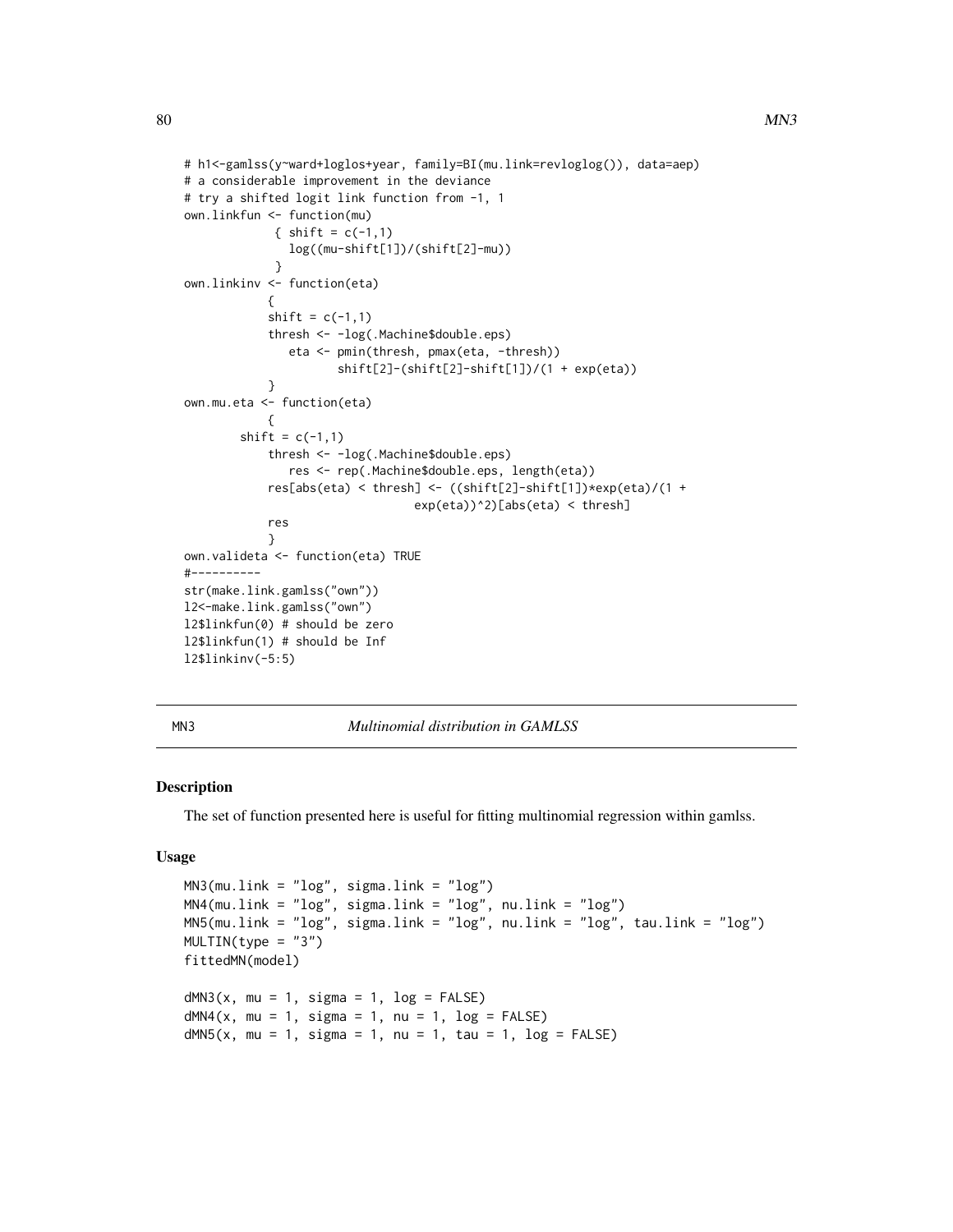```
# h1<-gamlss(y~ward+loglos+year, family=BI(mu.link=revloglog()), data=aep)
# a considerable improvement in the deviance
# try a shifted logit link function from -1, 1
own.linkfun <- function(mu)
             { shift = c(-1,1)
               log((mu-shift[1])/(shift[2]-mu))
             }
own.linkinv <- function(eta)
            {
            shift = c(-1,1)
            thresh <- -log(.Machine$double.eps)
               eta <- pmin(thresh, pmax(eta, -thresh))
                      shift[2]-(shift[2]-shift[1])/(1 + exp(eta))
            }
own.mu.eta <- function(eta)
            {
        shift = c(-1,1)
            thresh <- -log(.Machine$double.eps)
               res <- rep(.Machine$double.eps, length(eta))
            res[abs(eta) < thresh] <- ((shift[2]-shift[1])*exp(eta)/(1 +
                                 exp(eta))^2)[abs(eta) < thresh]
            res
            }
own.valideta <- function(eta) TRUE
#----------
str(make.link.gamlss("own"))
l2<-make.link.gamlss("own")
l2$linkfun(0) # should be zero
l2$linkfun(1) # should be Inf
l2$linkinv(-5:5)
```

---

MN3 — *Multinomial distribution in GAMLSS*

---

## Description

The set of function presented here is useful for fitting multinomial regression within gamlss.

## Usage

```
MN3(mu.link = "log", sigma.link = "log")
MN4(mu.link = "log", sigma.link = "log", nu.link = "log")
MN5(mu.link = "log", sigma.link = "log", nu.link = "log", tau.link = "log")
MULTIN(type = "3")
fittedMN(model)

dMN3(x, mu = 1, sigma = 1, log = FALSE)
dMN4(x, mu = 1, sigma = 1, nu = 1, log = FALSE)
dMN5(x, mu = 1, sigma = 1, nu = 1, tau = 1, log = FALSE)
```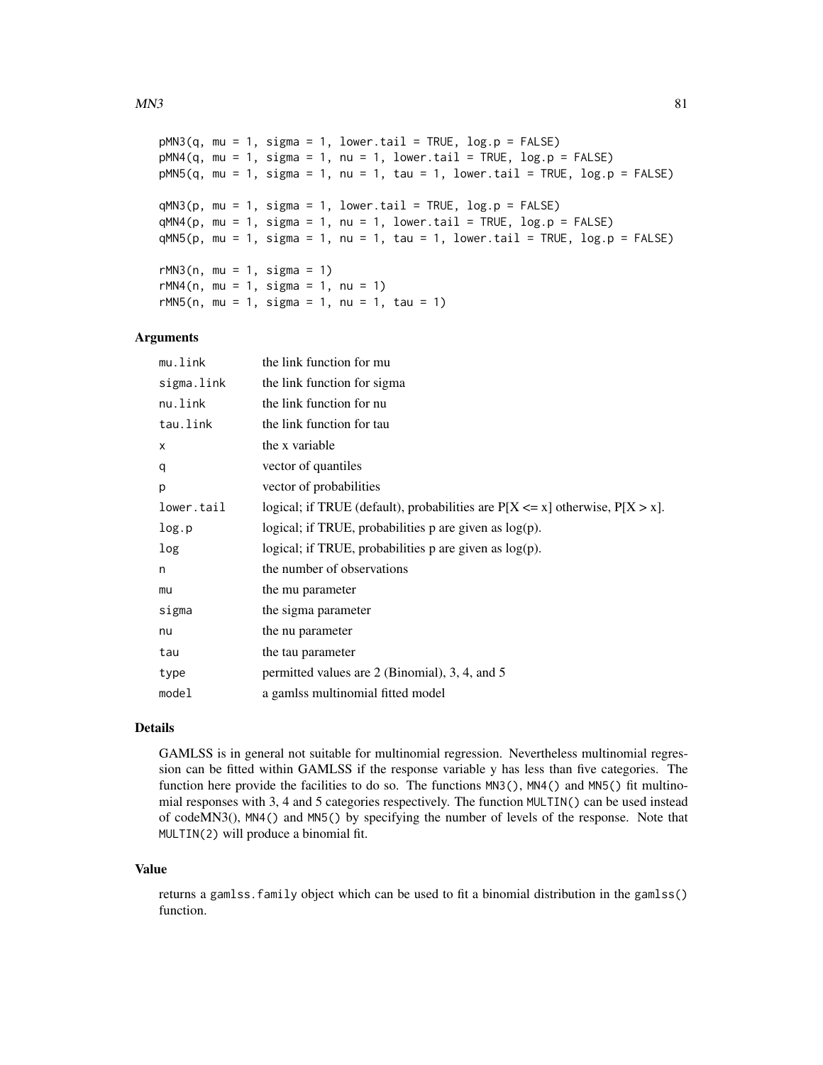```
pMN3(q, mu = 1, sigma = 1, lower.tail = TRUE, log.p = FALSE)
pMN4(q, mu = 1, sigma = 1, nu = 1, lower.tail = TRUE, log.p = FALSE)
pMN5(q, mu = 1, sigma = 1, nu = 1, tau = 1, lower.tail = TRUE, log.p = FALSE)

qMN3(p, mu = 1, sigma = 1, lower.tail = TRUE, log.p = FALSE)
qMN4(p, mu = 1, sigma = 1, nu = 1, lower.tail = TRUE, log.p = FALSE)
qMN5(p, mu = 1, sigma = 1, nu = 1, tau = 1, lower.tail = TRUE, log.p = FALSE)

rMN3(n, mu = 1, sigma = 1)
rMN4(n, mu = 1, sigma = 1, nu = 1)
rMN5(n, mu = 1, sigma = 1, nu = 1, tau = 1)
```

## Arguments

| | |
|---|---|
| `mu.link` | the link function for mu |
| `sigma.link` | the link function for sigma |
| `nu.link` | the link function for nu |
| `tau.link` | the link function for tau |
| `x` | the x variable |
| `q` | vector of quantiles |
| `p` | vector of probabilities |
| `lower.tail` | logical; if TRUE (default), probabilities are P[X <= x] otherwise, P[X > x]. |
| `log.p` | logical; if TRUE, probabilities p are given as log(p). |
| `log` | logical; if TRUE, probabilities p are given as log(p). |
| `n` | the number of observations |
| `mu` | the mu parameter |
| `sigma` | the sigma parameter |
| `nu` | the nu parameter |
| `tau` | the tau parameter |
| `type` | permitted values are 2 (Binomial), 3, 4, and 5 |
| `model` | a gamlss multinomial fitted model |

## Details

GAMLSS is in general not suitable for multinomial regression. Nevertheless multinomial regression can be fitted within GAMLSS if the response variable y has less than five categories. The function here provide the facilities to do so. The functions `MN3()`, `MN4()` and `MN5()` fit multinomial responses with 3, 4 and 5 categories respectively. The function `MULTIN()` can be used instead of codeMN3(), `MN4()` and `MN5()` by specifying the number of levels of the response. Note that `MULTIN(2)` will produce a binomial fit.

## Value

returns a `gamlss.family` object which can be used to fit a binomial distribution in the `gamlss()` function.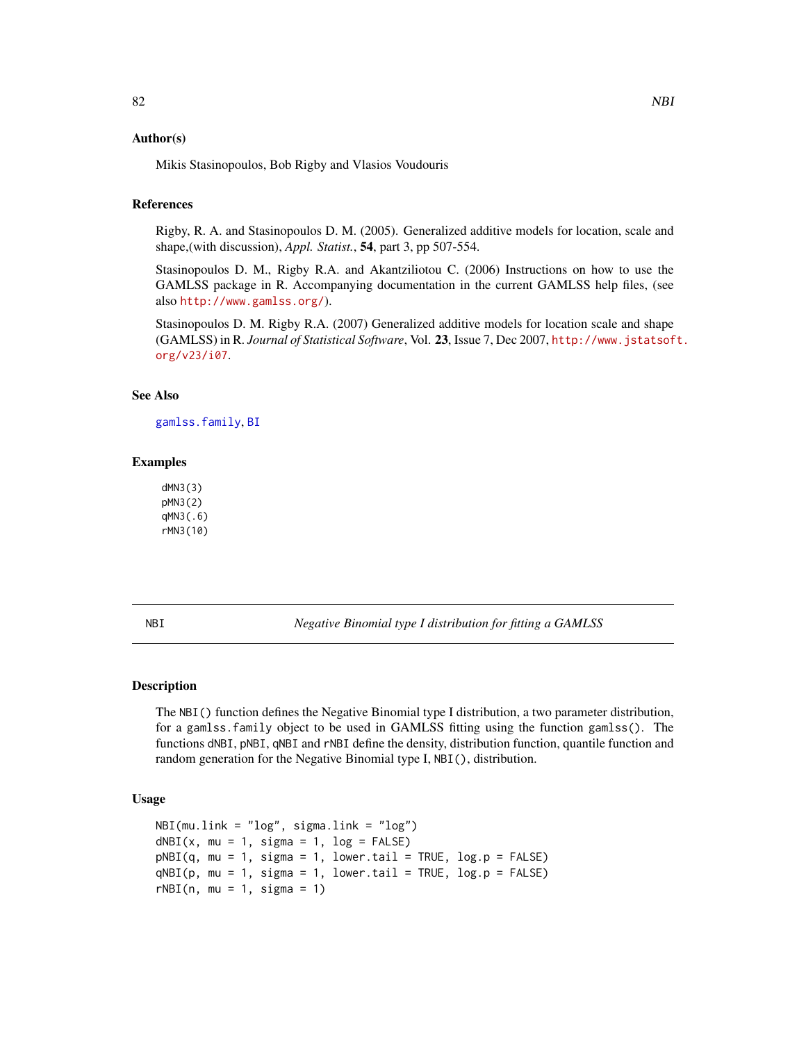### Author(s)

Mikis Stasinopoulos, Bob Rigby and Vlasios Voudouris

### References

Rigby, R. A. and Stasinopoulos D. M. (2005). Generalized additive models for location, scale and shape,(with discussion), *Appl. Statist.*, **54**, part 3, pp 507-554.

Stasinopoulos D. M., Rigby R.A. and Akantziliotou C. (2006) Instructions on how to use the GAMLSS package in R. Accompanying documentation in the current GAMLSS help files, (see also http://www.gamlss.org/).

Stasinopoulos D. M. Rigby R.A. (2007) Generalized additive models for location scale and shape (GAMLSS) in R. *Journal of Statistical Software*, Vol. **23**, Issue 7, Dec 2007, http://www.jstatsoft.org/v23/i07.

### See Also

gamlss.family, BI

### Examples

```
dMN3(3)
pMN3(2)
qMN3(.6)
rMN3(10)
```

---

## NBI — *Negative Binomial type I distribution for fitting a GAMLSS*

### Description

The `NBI()` function defines the Negative Binomial type I distribution, a two parameter distribution, for a `gamlss.family` object to be used in GAMLSS fitting using the function `gamlss()`. The functions `dNBI`, `pNBI`, `qNBI` and `rNBI` define the density, distribution function, quantile function and random generation for the Negative Binomial type I, `NBI()`, distribution.

### Usage

```
NBI(mu.link = "log", sigma.link = "log")
dNBI(x, mu = 1, sigma = 1, log = FALSE)
pNBI(q, mu = 1, sigma = 1, lower.tail = TRUE, log.p = FALSE)
qNBI(p, mu = 1, sigma = 1, lower.tail = TRUE, log.p = FALSE)
rNBI(n, mu = 1, sigma = 1)
```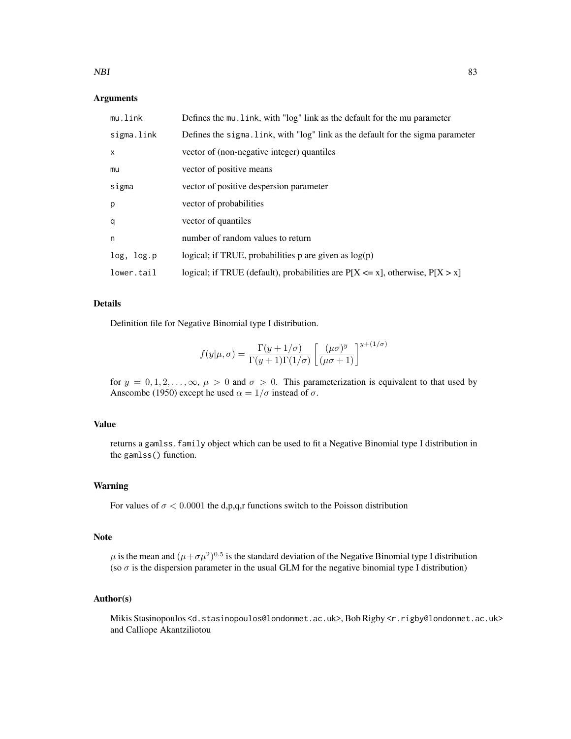### Arguments

| | |
|---|---|
| mu.link | Defines the mu.link, with "log" link as the default for the mu parameter |
| sigma.link | Defines the sigma.link, with "log" link as the default for the sigma parameter |
| x | vector of (non-negative integer) quantiles |
| mu | vector of positive means |
| sigma | vector of positive despersion parameter |
| p | vector of probabilities |
| q | vector of quantiles |
| n | number of random values to return |
| log, log.p | logical; if TRUE, probabilities p are given as log(p) |
| lower.tail | logical; if TRUE (default), probabilities are P[X <= x], otherwise, P[X > x] |

### Details

Definition file for Negative Binomial type I distribution.

$$f(y|\mu,\sigma) = \frac{\Gamma(y + 1/\sigma)}{\Gamma(y+1)\Gamma(1/\sigma)} \left[\frac{(\mu\sigma)^y}{(\mu\sigma+1)}\right]^{y+(1/\sigma)}$$

for $y = 0, 1, 2, \ldots, \infty$, $\mu > 0$ and $\sigma > 0$. This parameterization is equivalent to that used by Anscombe (1950) except he used $\alpha = 1/\sigma$ instead of $\sigma$.

### Value

returns a `gamlss.family` object which can be used to fit a Negative Binomial type I distribution in the `gamlss()` function.

### Warning

For values of $\sigma < 0.0001$ the d,p,q,r functions switch to the Poisson distribution

### Note

$\mu$ is the mean and $(\mu+\sigma\mu^2)^{0.5}$ is the standard deviation of the Negative Binomial type I distribution (so $\sigma$ is the dispersion parameter in the usual GLM for the negative binomial type I distribution)

### Author(s)

Mikis Stasinopoulos <d.stasinopoulos@londonmet.ac.uk>, Bob Rigby <r.rigby@londonmet.ac.uk> and Calliope Akantziliotou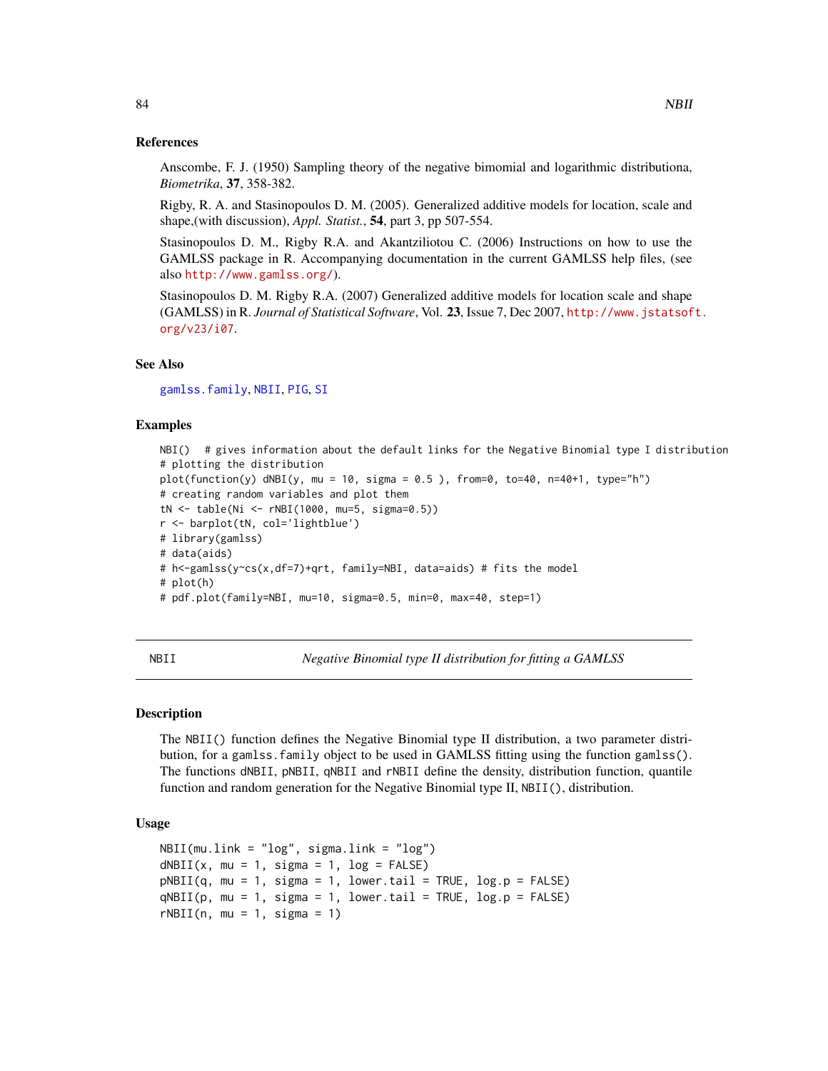### References

Anscombe, F. J. (1950) Sampling theory of the negative bimomial and logarithmic distributiona, *Biometrika*, **37**, 358-382.

Rigby, R. A. and Stasinopoulos D. M. (2005). Generalized additive models for location, scale and shape,(with discussion), *Appl. Statist.*, **54**, part 3, pp 507-554.

Stasinopoulos D. M., Rigby R.A. and Akantziliotou C. (2006) Instructions on how to use the GAMLSS package in R. Accompanying documentation in the current GAMLSS help files, (see also http://www.gamlss.org/).

Stasinopoulos D. M. Rigby R.A. (2007) Generalized additive models for location scale and shape (GAMLSS) in R. *Journal of Statistical Software*, Vol. **23**, Issue 7, Dec 2007, http://www.jstatsoft.org/v23/i07.

### See Also

gamlss.family, NBII, PIG, SI

### Examples

```
NBI()  # gives information about the default links for the Negative Binomial type I distribution
# plotting the distribution
plot(function(y) dNBI(y, mu = 10, sigma = 0.5 ), from=0, to=40, n=40+1, type="h")
# creating random variables and plot them
tN <- table(Ni <- rNBI(1000, mu=5, sigma=0.5))
r <- barplot(tN, col='lightblue')
# library(gamlss)
# data(aids)
# h<-gamlss(y~cs(x,df=7)+qrt, family=NBI, data=aids) # fits the model
# plot(h)
# pdf.plot(family=NBI, mu=10, sigma=0.5, min=0, max=40, step=1)
```

---

## NBII — *Negative Binomial type II distribution for fitting a GAMLSS*

### Description

The NBII() function defines the Negative Binomial type II distribution, a two parameter distribution, for a gamlss.family object to be used in GAMLSS fitting using the function gamlss(). The functions dNBII, pNBII, qNBII and rNBII define the density, distribution function, quantile function and random generation for the Negative Binomial type II, NBII(), distribution.

### Usage

```
NBII(mu.link = "log", sigma.link = "log")
dNBII(x, mu = 1, sigma = 1, log = FALSE)
pNBII(q, mu = 1, sigma = 1, lower.tail = TRUE, log.p = FALSE)
qNBII(p, mu = 1, sigma = 1, lower.tail = TRUE, log.p = FALSE)
rNBII(n, mu = 1, sigma = 1)
```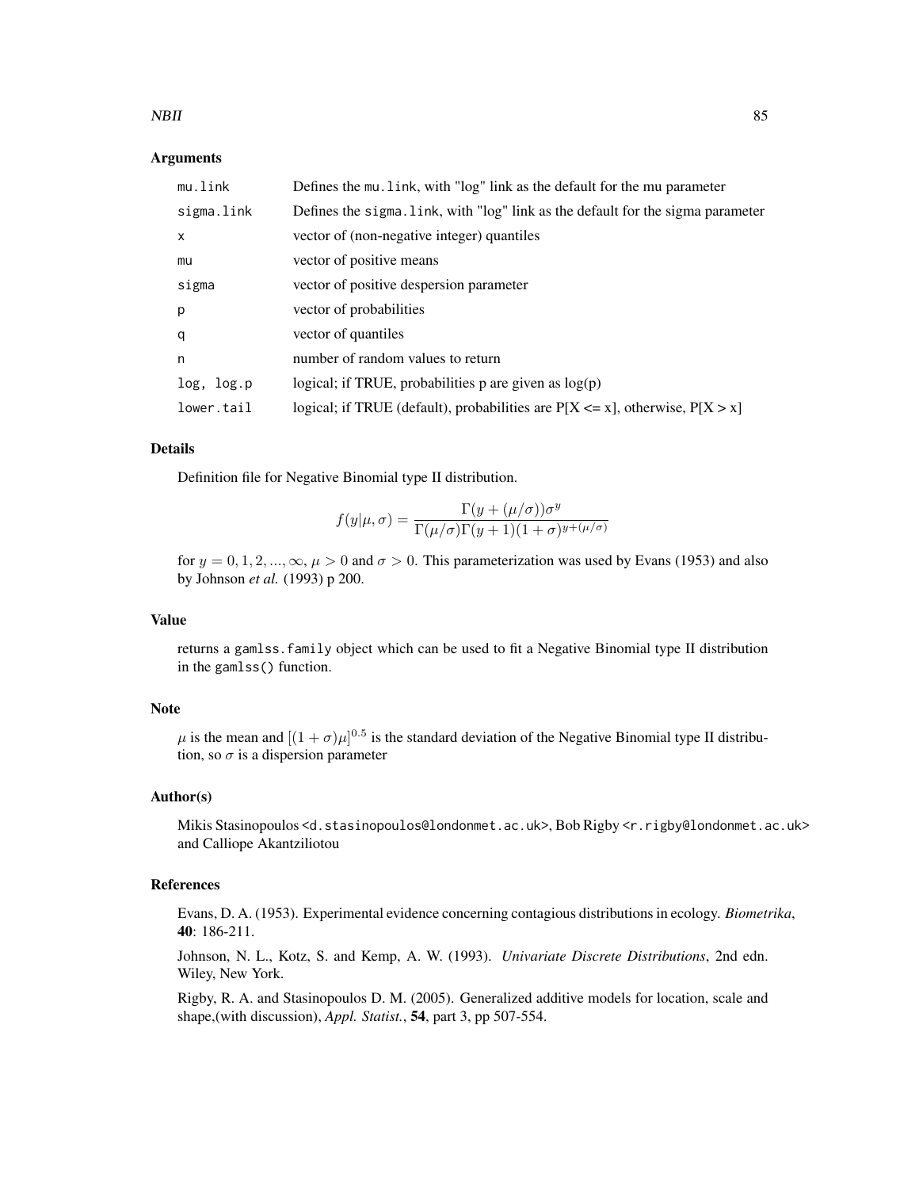## Arguments

| | |
|---|---|
| mu.link | Defines the mu.link, with "log" link as the default for the mu parameter |
| sigma.link | Defines the sigma.link, with "log" link as the default for the sigma parameter |
| x | vector of (non-negative integer) quantiles |
| mu | vector of positive means |
| sigma | vector of positive despersion parameter |
| p | vector of probabilities |
| q | vector of quantiles |
| n | number of random values to return |
| log, log.p | logical; if TRUE, probabilities p are given as log(p) |
| lower.tail | logical; if TRUE (default), probabilities are P[X <= x], otherwise, P[X > x] |

## Details

Definition file for Negative Binomial type II distribution.

$$f(y|\mu, \sigma) = \frac{\Gamma(y + (\mu/\sigma))\sigma^y}{\Gamma(\mu/\sigma)\Gamma(y+1)(1+\sigma)^{y+(\mu/\sigma)}}$$

for $y = 0, 1, 2, ..., \infty$, $\mu > 0$ and $\sigma > 0$. This parameterization was used by Evans (1953) and also by Johnson *et al.* (1993) p 200.

## Value

returns a gamlss.family object which can be used to fit a Negative Binomial type II distribution in the gamlss() function.

## Note

$\mu$ is the mean and $[(1 + \sigma)\mu]^{0.5}$ is the standard deviation of the Negative Binomial type II distribution, so $\sigma$ is a dispersion parameter

## Author(s)

Mikis Stasinopoulos <d.stasinopoulos@londonmet.ac.uk>, Bob Rigby <r.rigby@londonmet.ac.uk> and Calliope Akantziliotou

## References

Evans, D. A. (1953). Experimental evidence concerning contagious distributions in ecology. *Biometrika*, **40**: 186-211.

Johnson, N. L., Kotz, S. and Kemp, A. W. (1993). *Univariate Discrete Distributions*, 2nd edn. Wiley, New York.

Rigby, R. A. and Stasinopoulos D. M. (2005). Generalized additive models for location, scale and shape,(with discussion), *Appl. Statist.*, **54**, part 3, pp 507-554.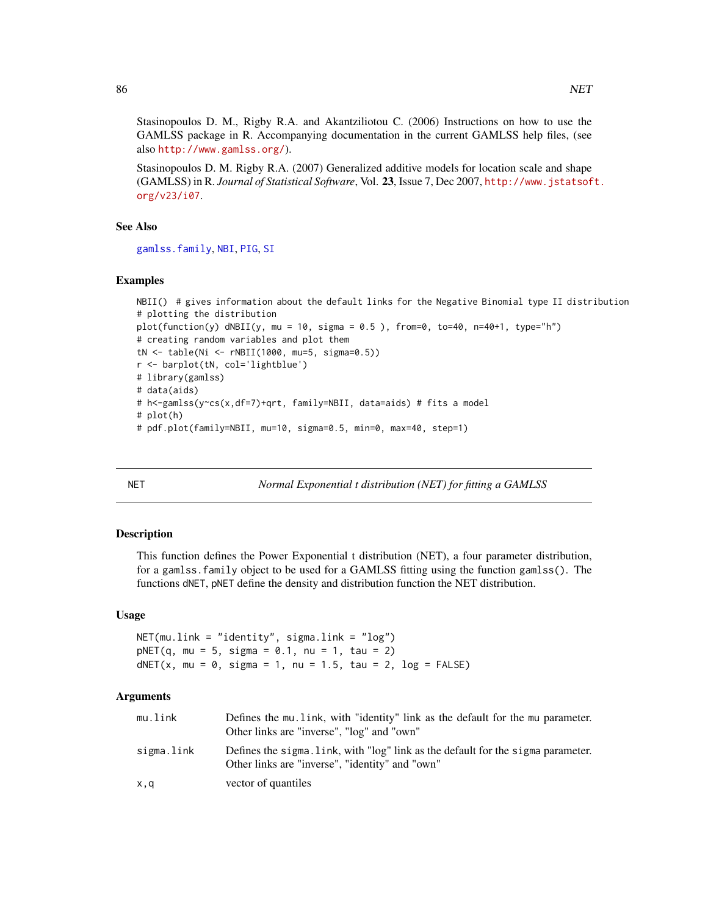Stasinopoulos D. M., Rigby R.A. and Akantziliotou C. (2006) Instructions on how to use the GAMLSS package in R. Accompanying documentation in the current GAMLSS help files, (see also http://www.gamlss.org/).

Stasinopoulos D. M. Rigby R.A. (2007) Generalized additive models for location scale and shape (GAMLSS) in R. *Journal of Statistical Software*, Vol. **23**, Issue 7, Dec 2007, http://www.jstatsoft.org/v23/i07.

### See Also

gamlss.family, NBI, PIG, SI

### Examples

```
NBII()  # gives information about the default links for the Negative Binomial type II distribution
# plotting the distribution
plot(function(y) dNBII(y, mu = 10, sigma = 0.5 ), from=0, to=40, n=40+1, type="h")
# creating random variables and plot them
tN <- table(Ni <- rNBII(1000, mu=5, sigma=0.5))
r <- barplot(tN, col='lightblue')
# library(gamlss)
# data(aids)
# h<-gamlss(y~cs(x,df=7)+qrt, family=NBII, data=aids) # fits a model
# plot(h)
# pdf.plot(family=NBII, mu=10, sigma=0.5, min=0, max=40, step=1)
```

---

## NET — *Normal Exponential t distribution (NET) for fitting a GAMLSS*

### Description

This function defines the Power Exponential t distribution (NET), a four parameter distribution, for a `gamlss.family` object to be used for a GAMLSS fitting using the function `gamlss()`. The functions `dNET`, `pNET` define the density and distribution function the NET distribution.

### Usage

```
NET(mu.link = "identity", sigma.link = "log")
pNET(q, mu = 5, sigma = 0.1, nu = 1, tau = 2)
dNET(x, mu = 0, sigma = 1, nu = 1.5, tau = 2, log = FALSE)
```

### Arguments

| | |
|---|---|
| `mu.link` | Defines the `mu.link`, with "identity" link as the default for the `mu` parameter. Other links are "inverse", "log" and "own" |
| `sigma.link` | Defines the `sigma.link`, with "log" link as the default for the `sigma` parameter. Other links are "inverse", "identity" and "own" |
| `x,q` | vector of quantiles |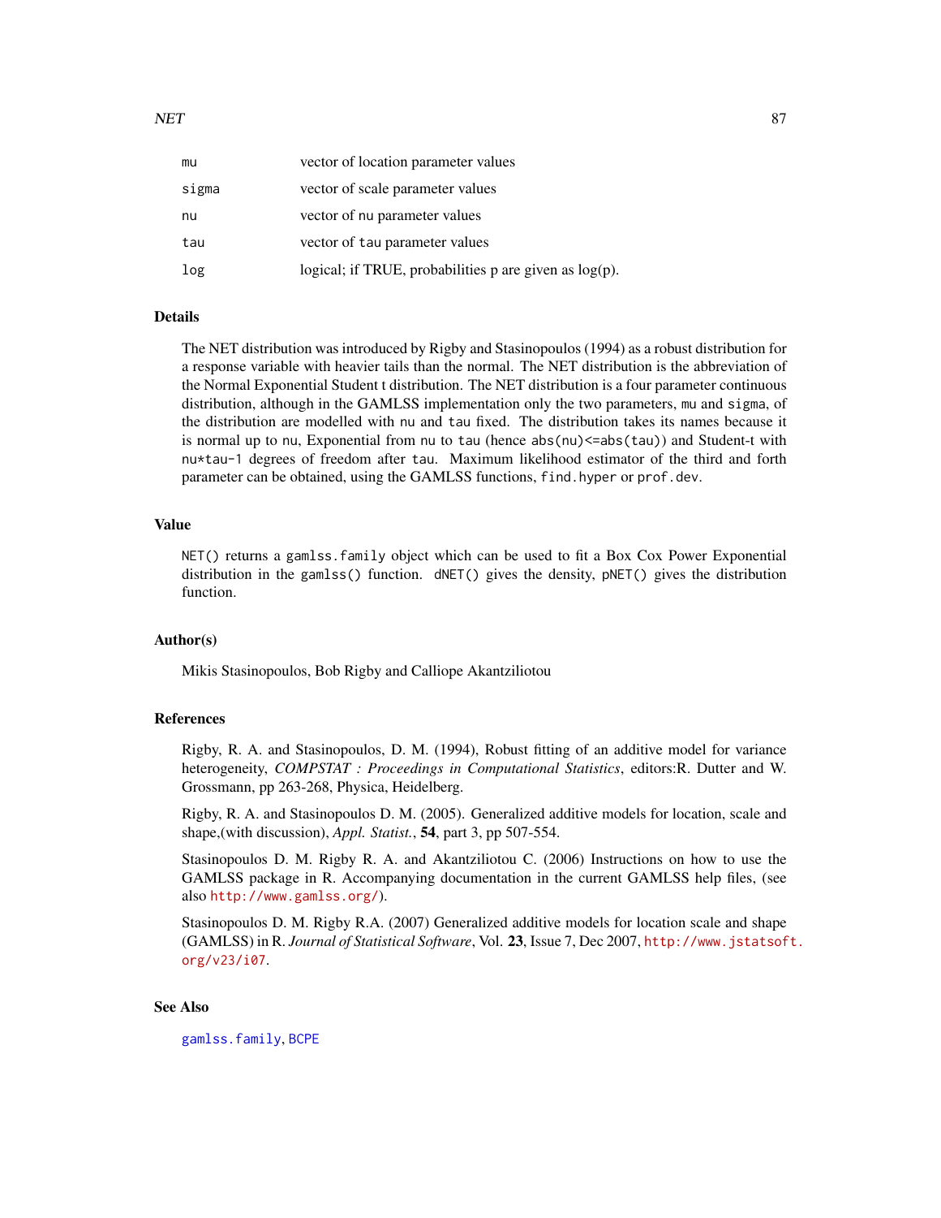| | |
|---|---|
| mu | vector of location parameter values |
| sigma | vector of scale parameter values |
| nu | vector of nu parameter values |
| tau | vector of tau parameter values |
| log | logical; if TRUE, probabilities p are given as log(p). |

## Details

The NET distribution was introduced by Rigby and Stasinopoulos (1994) as a robust distribution for a response variable with heavier tails than the normal. The NET distribution is the abbreviation of the Normal Exponential Student t distribution. The NET distribution is a four parameter continuous distribution, although in the GAMLSS implementation only the two parameters, `mu` and `sigma`, of the distribution are modelled with `nu` and `tau` fixed. The distribution takes its names because it is normal up to `nu`, Exponential from `nu` to `tau` (hence `abs(nu)<=abs(tau)`) and Student-t with `nu*tau-1` degrees of freedom after `tau`. Maximum likelihood estimator of the third and forth parameter can be obtained, using the GAMLSS functions, `find.hyper` or `prof.dev`.

## Value

`NET()` returns a `gamlss.family` object which can be used to fit a Box Cox Power Exponential distribution in the `gamlss()` function. `dNET()` gives the density, `pNET()` gives the distribution function.

## Author(s)

Mikis Stasinopoulos, Bob Rigby and Calliope Akantziliotou

## References

Rigby, R. A. and Stasinopoulos, D. M. (1994), Robust fitting of an additive model for variance heterogeneity, *COMPSTAT : Proceedings in Computational Statistics*, editors:R. Dutter and W. Grossmann, pp 263-268, Physica, Heidelberg.

Rigby, R. A. and Stasinopoulos D. M. (2005). Generalized additive models for location, scale and shape,(with discussion), *Appl. Statist.*, **54**, part 3, pp 507-554.

Stasinopoulos D. M. Rigby R. A. and Akantziliotou C. (2006) Instructions on how to use the GAMLSS package in R. Accompanying documentation in the current GAMLSS help files, (see also http://www.gamlss.org/).

Stasinopoulos D. M. Rigby R.A. (2007) Generalized additive models for location scale and shape (GAMLSS) in R. *Journal of Statistical Software*, Vol. **23**, Issue 7, Dec 2007, http://www.jstatsoft.org/v23/i07.

## See Also

`gamlss.family`, `BCPE`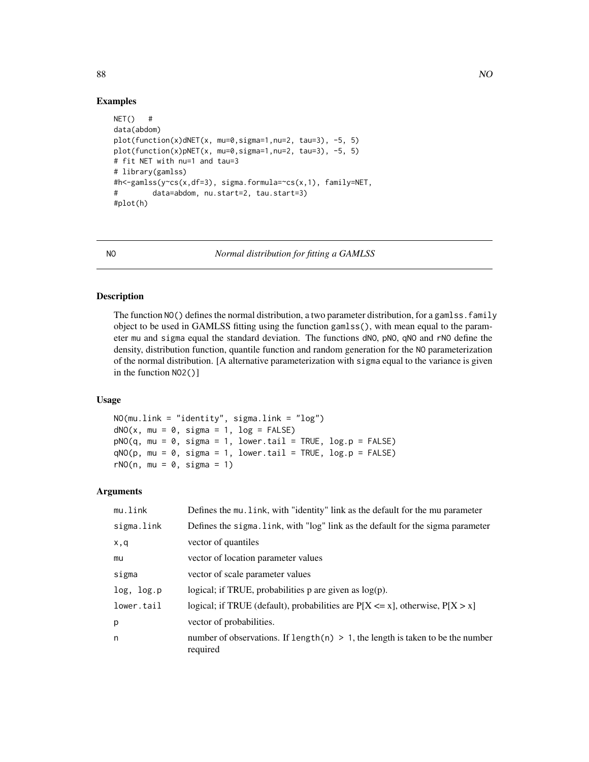## Examples

```
NET()   #
data(abdom)
plot(function(x)dNET(x, mu=0,sigma=1,nu=2, tau=3), -5, 5)
plot(function(x)pNET(x, mu=0,sigma=1,nu=2, tau=3), -5, 5)
# fit NET with nu=1 and tau=3
# library(gamlss)
#h<-gamlss(y~cs(x,df=3), sigma.formula=~cs(x,1), family=NET,
#        data=abdom, nu.start=2, tau.start=3)
#plot(h)
```

---

NO *Normal distribution for fitting a GAMLSS*

---

## Description

The function `NO()` defines the normal distribution, a two parameter distribution, for a `gamlss.family` object to be used in GAMLSS fitting using the function `gamlss()`, with mean equal to the parameter `mu` and `sigma` equal the standard deviation. The functions `dNO`, `pNO`, `qNO` and `rNO` define the density, distribution function, quantile function and random generation for the `NO` parameterization of the normal distribution. [A alternative parameterization with `sigma` equal to the variance is given in the function `NO2()`]

## Usage

```
NO(mu.link = "identity", sigma.link = "log")
dNO(x, mu = 0, sigma = 1, log = FALSE)
pNO(q, mu = 0, sigma = 1, lower.tail = TRUE, log.p = FALSE)
qNO(p, mu = 0, sigma = 1, lower.tail = TRUE, log.p = FALSE)
rNO(n, mu = 0, sigma = 1)
```

## Arguments

| | |
|---|---|
| `mu.link` | Defines the `mu.link`, with "identity" link as the default for the mu parameter |
| `sigma.link` | Defines the `sigma.link`, with "log" link as the default for the sigma parameter |
| `x,q` | vector of quantiles |
| `mu` | vector of location parameter values |
| `sigma` | vector of scale parameter values |
| `log, log.p` | logical; if TRUE, probabilities p are given as log(p). |
| `lower.tail` | logical; if TRUE (default), probabilities are P[X <= x], otherwise, P[X > x] |
| `p` | vector of probabilities. |
| `n` | number of observations. If `length(n) > 1`, the length is taken to be the number required |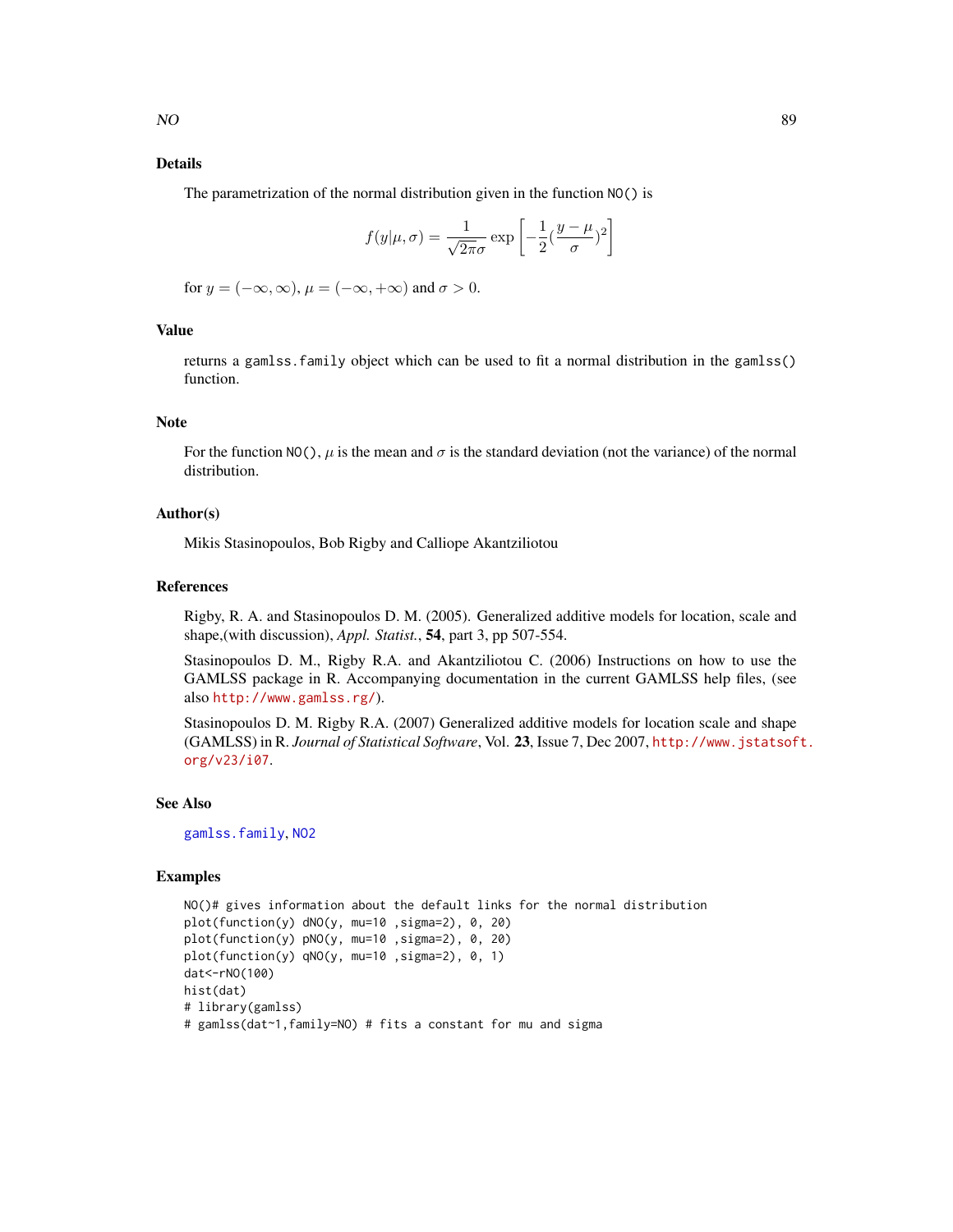## Details

The parametrization of the normal distribution given in the function `NO()` is

$$f(y|\mu,\sigma) = \frac{1}{\sqrt{2\pi}\sigma} \exp\left[-\frac{1}{2}(\frac{y-\mu}{\sigma})^2\right]$$

for $y = (-\infty, \infty)$, $\mu = (-\infty, +\infty)$ and $\sigma > 0$.

## Value

returns a `gamlss.family` object which can be used to fit a normal distribution in the `gamlss()` function.

## Note

For the function `NO()`, $\mu$ is the mean and $\sigma$ is the standard deviation (not the variance) of the normal distribution.

## Author(s)

Mikis Stasinopoulos, Bob Rigby and Calliope Akantziliotou

## References

Rigby, R. A. and Stasinopoulos D. M. (2005). Generalized additive models for location, scale and shape,(with discussion), *Appl. Statist.*, **54**, part 3, pp 507-554.

Stasinopoulos D. M., Rigby R.A. and Akantziliotou C. (2006) Instructions on how to use the GAMLSS package in R. Accompanying documentation in the current GAMLSS help files, (see also http://www.gamlss.rg/).

Stasinopoulos D. M. Rigby R.A. (2007) Generalized additive models for location scale and shape (GAMLSS) in R. *Journal of Statistical Software*, Vol. **23**, Issue 7, Dec 2007, http://www.jstatsoft.org/v23/i07.

## See Also

`gamlss.family`, `NO2`

## Examples

```
NO()# gives information about the default links for the normal distribution
plot(function(y) dNO(y, mu=10 ,sigma=2), 0, 20)
plot(function(y) pNO(y, mu=10 ,sigma=2), 0, 20)
plot(function(y) qNO(y, mu=10 ,sigma=2), 0, 1)
dat<-rNO(100)
hist(dat)
# library(gamlss)
# gamlss(dat~1,family=NO) # fits a constant for mu and sigma
```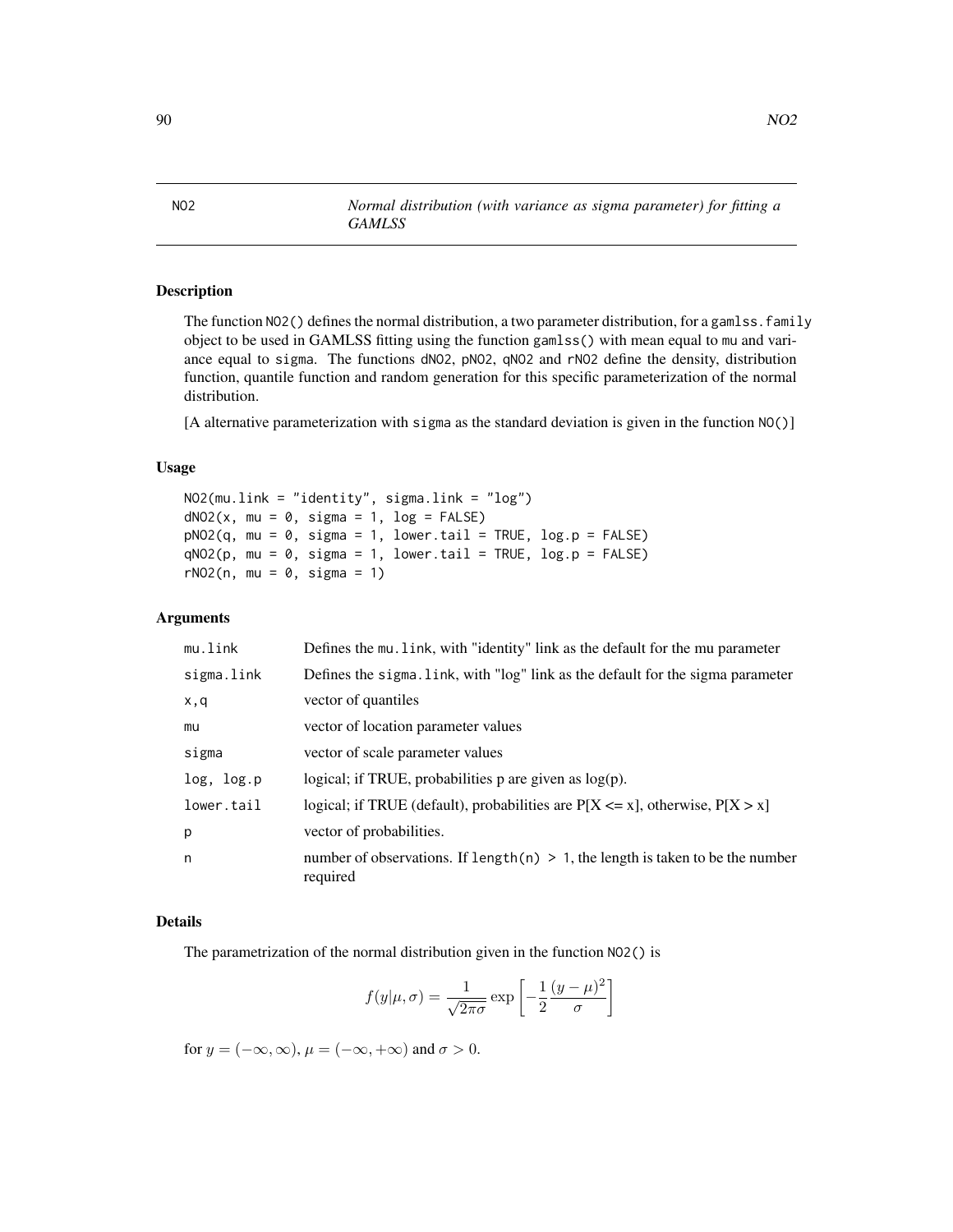# NO2 — *Normal distribution (with variance as sigma parameter) for fitting a GAMLSS*

## Description

The function NO2() defines the normal distribution, a two parameter distribution, for a gamlss.family object to be used in GAMLSS fitting using the function gamlss() with mean equal to mu and variance equal to sigma. The functions dNO2, pNO2, qNO2 and rNO2 define the density, distribution function, quantile function and random generation for this specific parameterization of the normal distribution.

[A alternative parameterization with sigma as the standard deviation is given in the function NO()]

## Usage

```
NO2(mu.link = "identity", sigma.link = "log")
dNO2(x, mu = 0, sigma = 1, log = FALSE)
pNO2(q, mu = 0, sigma = 1, lower.tail = TRUE, log.p = FALSE)
qNO2(p, mu = 0, sigma = 1, lower.tail = TRUE, log.p = FALSE)
rNO2(n, mu = 0, sigma = 1)
```

## Arguments

| | |
|---|---|
| mu.link | Defines the mu.link, with "identity" link as the default for the mu parameter |
| sigma.link | Defines the sigma.link, with "log" link as the default for the sigma parameter |
| x,q | vector of quantiles |
| mu | vector of location parameter values |
| sigma | vector of scale parameter values |
| log, log.p | logical; if TRUE, probabilities p are given as log(p). |
| lower.tail | logical; if TRUE (default), probabilities are P[X <= x], otherwise, P[X > x] |
| p | vector of probabilities. |
| n | number of observations. If length(n) > 1, the length is taken to be the number required |

## Details

The parametrization of the normal distribution given in the function NO2() is

$$f(y|\mu,\sigma) = \frac{1}{\sqrt{2\pi\sigma}} \exp\left[-\frac{1}{2}\frac{(y-\mu)^2}{\sigma}\right]$$

for $y = (-\infty, \infty)$, $\mu = (-\infty, +\infty)$ and $\sigma > 0$.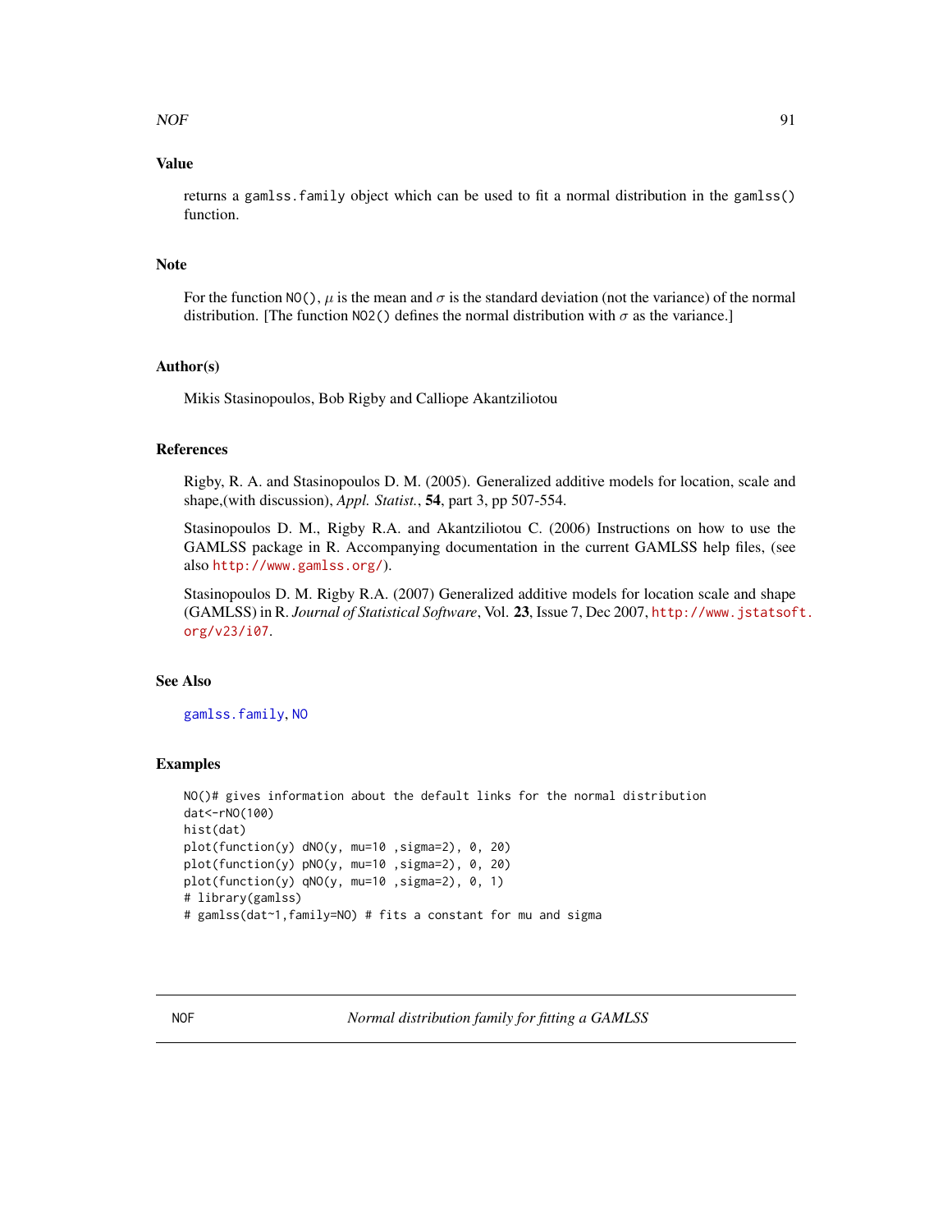## Value

returns a `gamlss.family` object which can be used to fit a normal distribution in the `gamlss()` function.

## Note

For the function `NO()`, $\mu$ is the mean and $\sigma$ is the standard deviation (not the variance) of the normal distribution. [The function `NO2()` defines the normal distribution with $\sigma$ as the variance.]

## Author(s)

Mikis Stasinopoulos, Bob Rigby and Calliope Akantziliotou

## References

Rigby, R. A. and Stasinopoulos D. M. (2005). Generalized additive models for location, scale and shape,(with discussion), *Appl. Statist.*, **54**, part 3, pp 507-554.

Stasinopoulos D. M., Rigby R.A. and Akantziliotou C. (2006) Instructions on how to use the GAMLSS package in R. Accompanying documentation in the current GAMLSS help files, (see also http://www.gamlss.org/).

Stasinopoulos D. M. Rigby R.A. (2007) Generalized additive models for location scale and shape (GAMLSS) in R. *Journal of Statistical Software*, Vol. **23**, Issue 7, Dec 2007, http://www.jstatsoft.org/v23/i07.

## See Also

gamlss.family, NO

## Examples

```
NO()# gives information about the default links for the normal distribution
dat<-rNO(100)
hist(dat)
plot(function(y) dNO(y, mu=10 ,sigma=2), 0, 20)
plot(function(y) pNO(y, mu=10 ,sigma=2), 0, 20)
plot(function(y) qNO(y, mu=10 ,sigma=2), 0, 1)
# library(gamlss)
# gamlss(dat~1,family=NO) # fits a constant for mu and sigma
```

---

# NOF — *Normal distribution family for fitting a GAMLSS*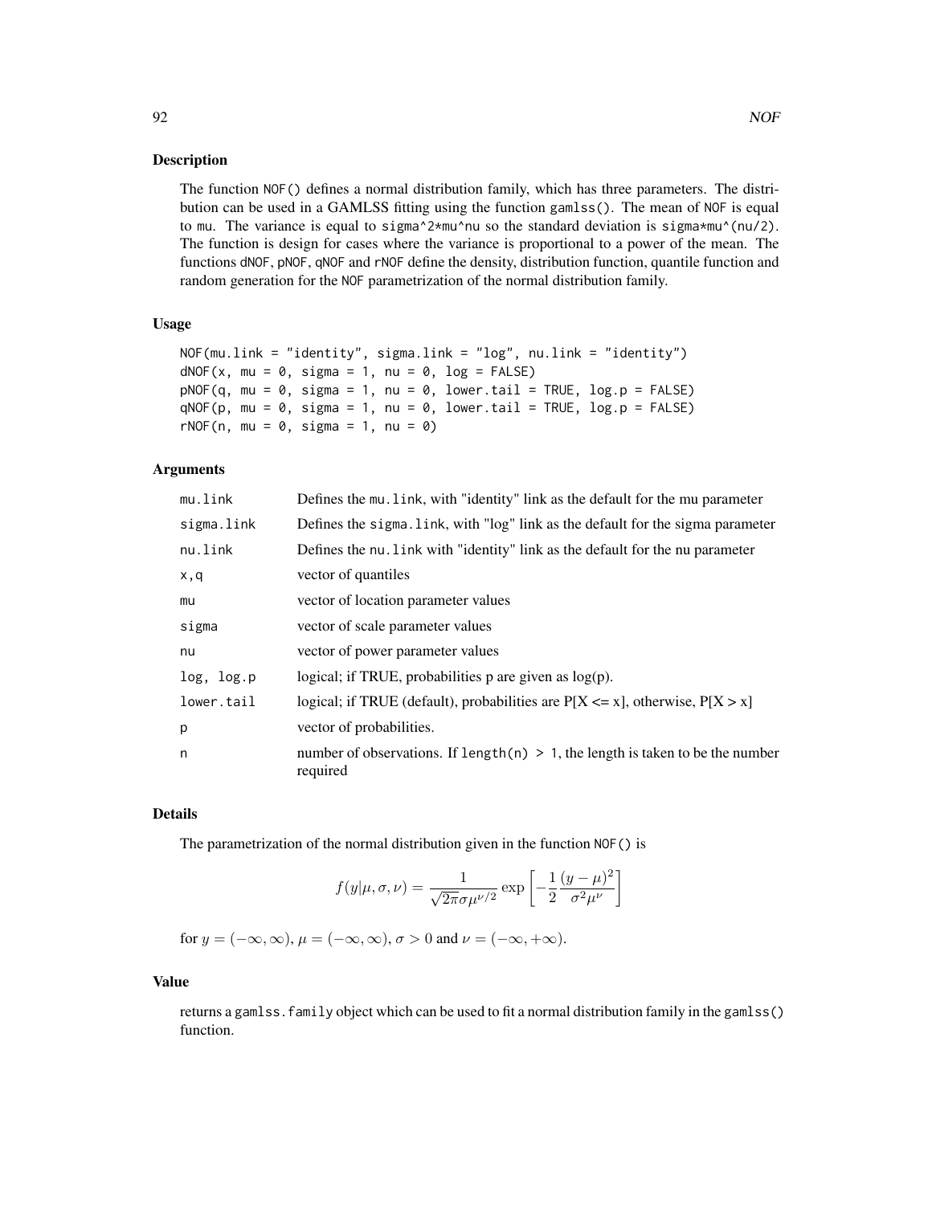## Description

The function `NOF()` defines a normal distribution family, which has three parameters. The distribution can be used in a GAMLSS fitting using the function `gamlss()`. The mean of `NOF` is equal to `mu`. The variance is equal to `sigma^2*mu^nu` so the standard deviation is `sigma*mu^(nu/2)`. The function is design for cases where the variance is proportional to a power of the mean. The functions `dNOF`, `pNOF`, `qNOF` and `rNOF` define the density, distribution function, quantile function and random generation for the `NOF` parametrization of the normal distribution family.

## Usage

```
NOF(mu.link = "identity", sigma.link = "log", nu.link = "identity")
dNOF(x, mu = 0, sigma = 1, nu = 0, log = FALSE)
pNOF(q, mu = 0, sigma = 1, nu = 0, lower.tail = TRUE, log.p = FALSE)
qNOF(p, mu = 0, sigma = 1, nu = 0, lower.tail = TRUE, log.p = FALSE)
rNOF(n, mu = 0, sigma = 1, nu = 0)
```

## Arguments

| | |
|---|---|
| `mu.link` | Defines the `mu.link`, with "identity" link as the default for the mu parameter |
| `sigma.link` | Defines the `sigma.link`, with "log" link as the default for the sigma parameter |
| `nu.link` | Defines the `nu.link` with "identity" link as the default for the nu parameter |
| `x,q` | vector of quantiles |
| `mu` | vector of location parameter values |
| `sigma` | vector of scale parameter values |
| `nu` | vector of power parameter values |
| `log, log.p` | logical; if TRUE, probabilities p are given as log(p). |
| `lower.tail` | logical; if TRUE (default), probabilities are P[X <= x], otherwise, P[X > x] |
| `p` | vector of probabilities. |
| `n` | number of observations. If `length(n) > 1`, the length is taken to be the number required |

## Details

The parametrization of the normal distribution given in the function `NOF()` is

$$f(y|\mu, \sigma, \nu) = \frac{1}{\sqrt{2\pi}\sigma\mu^{\nu/2}} \exp\left[-\frac{1}{2}\frac{(y-\mu)^2}{\sigma^2\mu^{\nu}}\right]$$

for $y = (-\infty, \infty)$, $\mu = (-\infty, \infty)$, $\sigma > 0$ and $\nu = (-\infty, +\infty)$.

## Value

returns a `gamlss.family` object which can be used to fit a normal distribution family in the `gamlss()` function.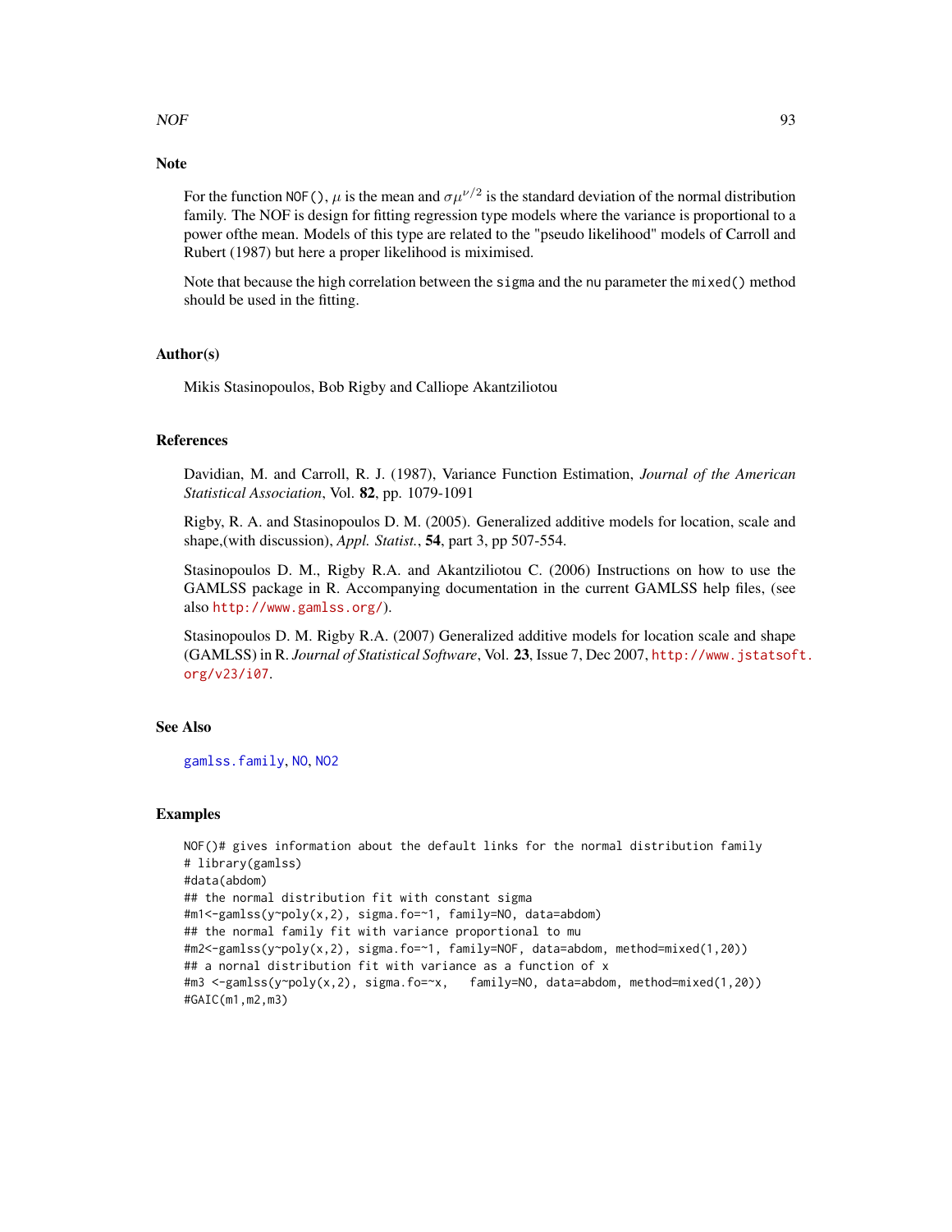## Note

For the function `NOF()`, $\mu$ is the mean and $\sigma\mu^{\nu/2}$ is the standard deviation of the normal distribution family. The NOF is design for fitting regression type models where the variance is proportional to a power ofthe mean. Models of this type are related to the "pseudo likelihood" models of Carroll and Rubert (1987) but here a proper likelihood is miximised.

Note that because the high correlation between the `sigma` and the `nu` parameter the `mixed()` method should be used in the fitting.

## Author(s)

Mikis Stasinopoulos, Bob Rigby and Calliope Akantziliotou

## References

Davidian, M. and Carroll, R. J. (1987), Variance Function Estimation, *Journal of the American Statistical Association*, Vol. **82**, pp. 1079-1091

Rigby, R. A. and Stasinopoulos D. M. (2005). Generalized additive models for location, scale and shape,(with discussion), *Appl. Statist.*, **54**, part 3, pp 507-554.

Stasinopoulos D. M., Rigby R.A. and Akantziliotou C. (2006) Instructions on how to use the GAMLSS package in R. Accompanying documentation in the current GAMLSS help files, (see also http://www.gamlss.org/).

Stasinopoulos D. M. Rigby R.A. (2007) Generalized additive models for location scale and shape (GAMLSS) in R. *Journal of Statistical Software*, Vol. **23**, Issue 7, Dec 2007, http://www.jstatsoft.org/v23/i07.

## See Also

gamlss.family, NO, NO2

## Examples

```
NOF()# gives information about the default links for the normal distribution family
# library(gamlss)
#data(abdom)
## the normal distribution fit with constant sigma
#m1<-gamlss(y~poly(x,2), sigma.fo=~1, family=NO, data=abdom)
## the normal family fit with variance proportional to mu
#m2<-gamlss(y~poly(x,2), sigma.fo=~1, family=NOF, data=abdom, method=mixed(1,20))
## a nornal distribution fit with variance as a function of x
#m3 <-gamlss(y~poly(x,2), sigma.fo=~x,   family=NO, data=abdom, method=mixed(1,20))
#GAIC(m1,m2,m3)
```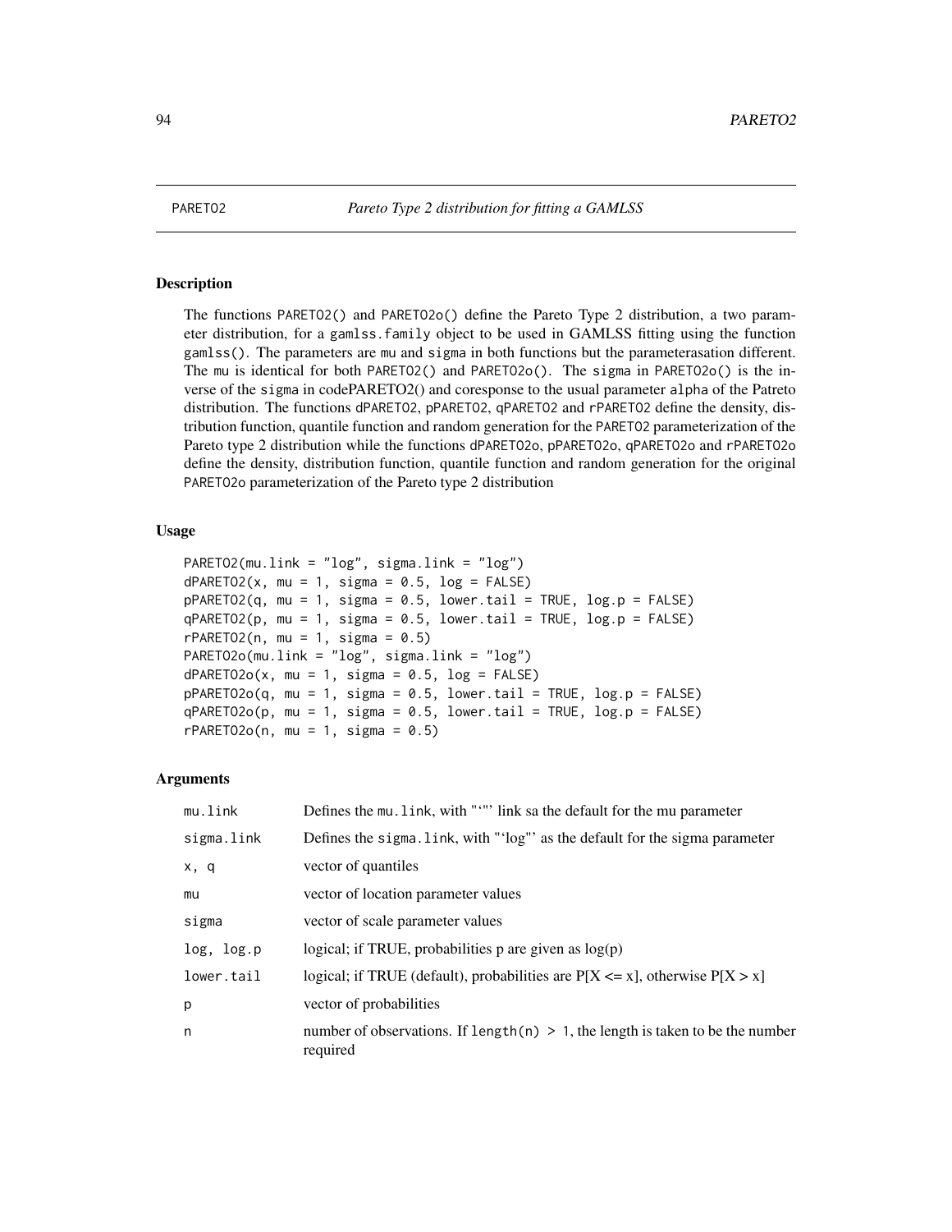PARETO2 *Pareto Type 2 distribution for fitting a GAMLSS*

## Description

The functions PARETO2() and PARETO2o() define the Pareto Type 2 distribution, a two parameter distribution, for a gamlss.family object to be used in GAMLSS fitting using the function gamlss(). The parameters are mu and sigma in both functions but the parameterasation different. The mu is identical for both PARETO2() and PARETO2o(). The sigma in PARETO2o() is the inverse of the sigma in codePARETO2() and coresponse to the usual parameter alpha of the Patreto distribution. The functions dPARETO2, pPARETO2, qPARETO2 and rPARETO2 define the density, distribution function, quantile function and random generation for the PARETO2 parameterization of the Pareto type 2 distribution while the functions dPARETO2o, pPARETO2o, qPARETO2o and rPARETO2o define the density, distribution function, quantile function and random generation for the original PARETO2o parameterization of the Pareto type 2 distribution

## Usage

```
PARETO2(mu.link = "log", sigma.link = "log")
dPARETO2(x, mu = 1, sigma = 0.5, log = FALSE)
pPARETO2(q, mu = 1, sigma = 0.5, lower.tail = TRUE, log.p = FALSE)
qPARETO2(p, mu = 1, sigma = 0.5, lower.tail = TRUE, log.p = FALSE)
rPARETO2(n, mu = 1, sigma = 0.5)
PARETO2o(mu.link = "log", sigma.link = "log")
dPARETO2o(x, mu = 1, sigma = 0.5, log = FALSE)
pPARETO2o(q, mu = 1, sigma = 0.5, lower.tail = TRUE, log.p = FALSE)
qPARETO2o(p, mu = 1, sigma = 0.5, lower.tail = TRUE, log.p = FALSE)
rPARETO2o(n, mu = 1, sigma = 0.5)
```

## Arguments

| | |
|---|---|
| mu.link | Defines the mu.link, with "‘"’ link sa the default for the mu parameter |
| sigma.link | Defines the sigma.link, with "‘log"’ as the default for the sigma parameter |
| x, q | vector of quantiles |
| mu | vector of location parameter values |
| sigma | vector of scale parameter values |
| log, log.p | logical; if TRUE, probabilities p are given as log(p) |
| lower.tail | logical; if TRUE (default), probabilities are P[X <= x], otherwise P[X > x] |
| p | vector of probabilities |
| n | number of observations. If length(n) > 1, the length is taken to be the number required |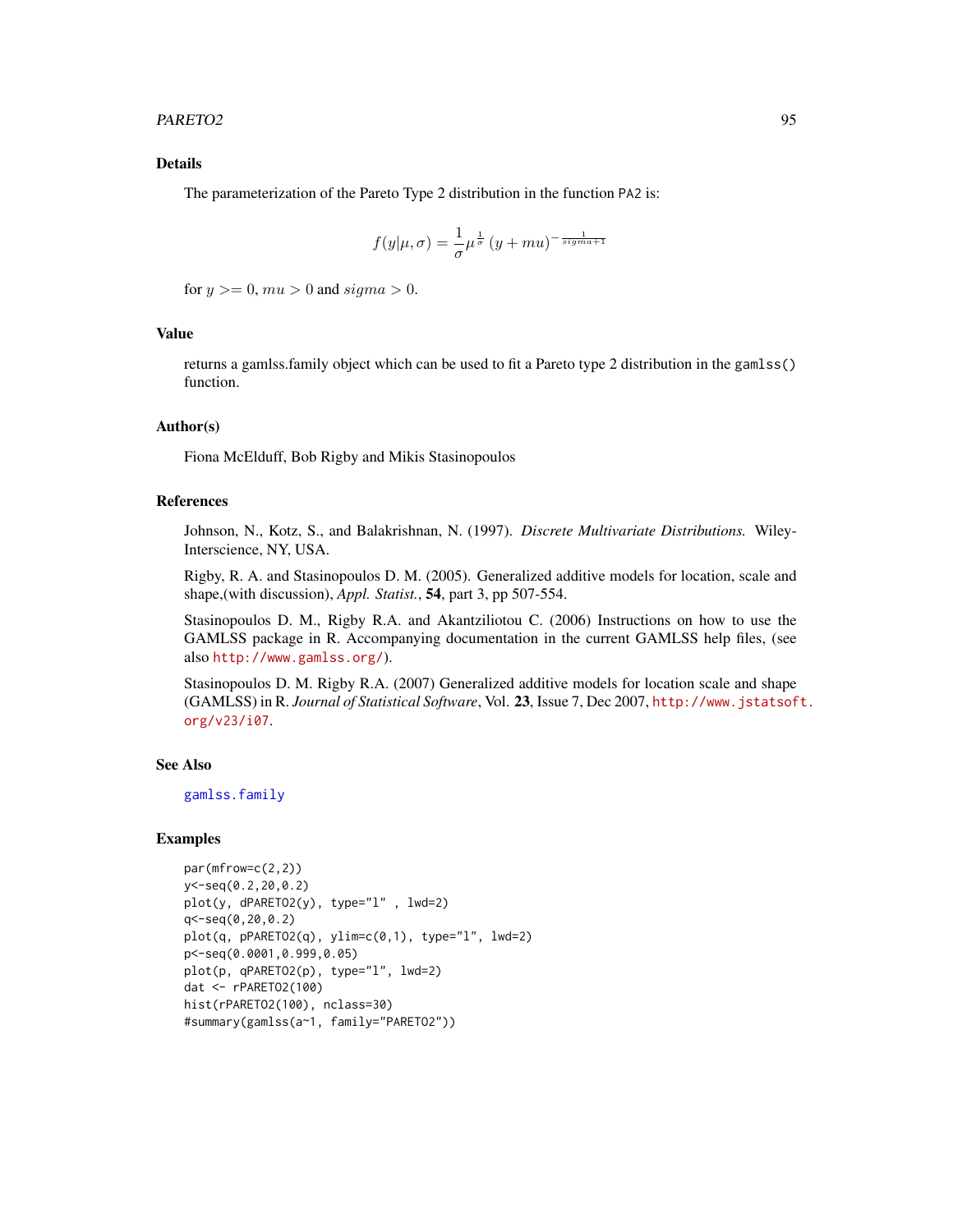## Details

The parameterization of the Pareto Type 2 distribution in the function PA2 is:

$$f(y|\mu,\sigma) = \frac{1}{\sigma}\mu^{\frac{1}{\sigma}}\left(y+mu\right)^{-\frac{1}{sigma+1}}$$

for $y >= 0$, $mu > 0$ and $sigma > 0$.

## Value

returns a gamlss.family object which can be used to fit a Pareto type 2 distribution in the `gamlss()` function.

## Author(s)

Fiona McElduff, Bob Rigby and Mikis Stasinopoulos

## References

Johnson, N., Kotz, S., and Balakrishnan, N. (1997). *Discrete Multivariate Distributions.* Wiley-Interscience, NY, USA.

Rigby, R. A. and Stasinopoulos D. M. (2005). Generalized additive models for location, scale and shape,(with discussion), *Appl. Statist.*, **54**, part 3, pp 507-554.

Stasinopoulos D. M., Rigby R.A. and Akantziliotou C. (2006) Instructions on how to use the GAMLSS package in R. Accompanying documentation in the current GAMLSS help files, (see also http://www.gamlss.org/).

Stasinopoulos D. M. Rigby R.A. (2007) Generalized additive models for location scale and shape (GAMLSS) in R. *Journal of Statistical Software*, Vol. **23**, Issue 7, Dec 2007, http://www.jstatsoft.org/v23/i07.

## See Also

gamlss.family

## Examples

```
par(mfrow=c(2,2))
y<-seq(0.2,20,0.2)
plot(y, dPARETO2(y), type="l" , lwd=2)
q<-seq(0,20,0.2)
plot(q, pPARETO2(q), ylim=c(0,1), type="l", lwd=2)
p<-seq(0.0001,0.999,0.05)
plot(p, qPARETO2(p), type="l", lwd=2)
dat <- rPARETO2(100)
hist(rPARETO2(100), nclass=30)
#summary(gamlss(a~1, family="PARETO2"))
```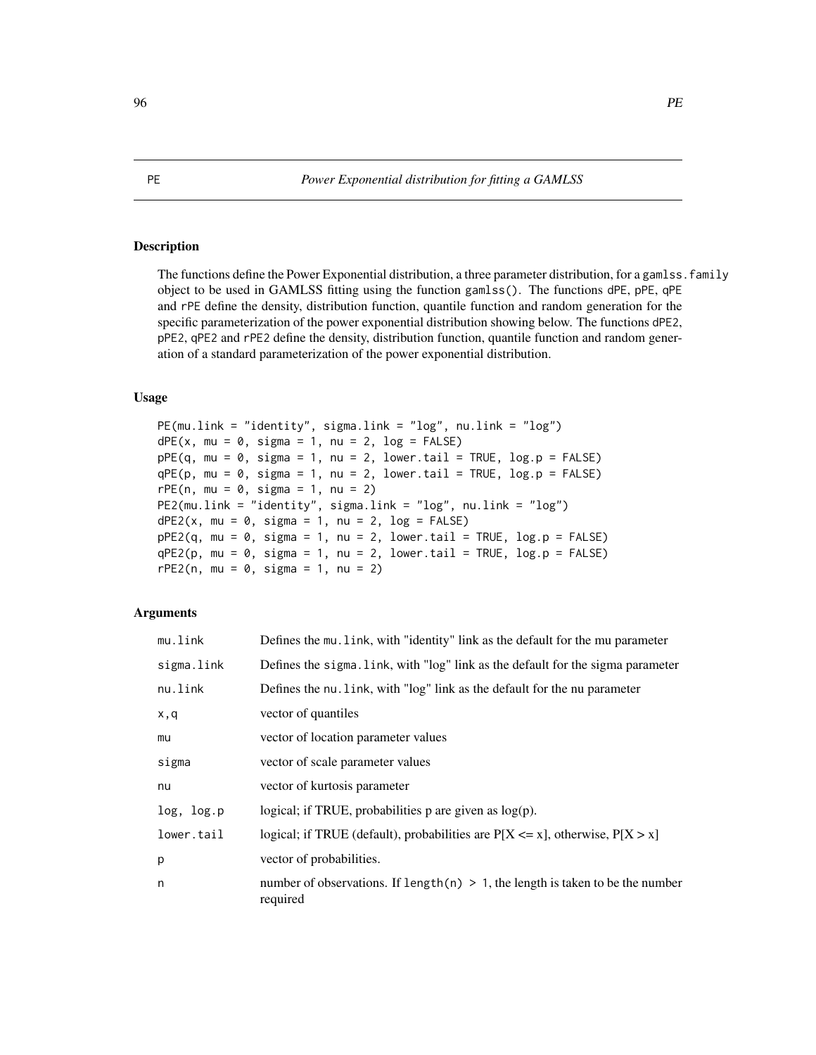PE *Power Exponential distribution for fitting a GAMLSS*

## Description

The functions define the Power Exponential distribution, a three parameter distribution, for a gamlss.family object to be used in GAMLSS fitting using the function gamlss(). The functions dPE, pPE, qPE and rPE define the density, distribution function, quantile function and random generation for the specific parameterization of the power exponential distribution showing below. The functions dPE2, pPE2, qPE2 and rPE2 define the density, distribution function, quantile function and random generation of a standard parameterization of the power exponential distribution.

## Usage

```
PE(mu.link = "identity", sigma.link = "log", nu.link = "log")
dPE(x, mu = 0, sigma = 1, nu = 2, log = FALSE)
pPE(q, mu = 0, sigma = 1, nu = 2, lower.tail = TRUE, log.p = FALSE)
qPE(p, mu = 0, sigma = 1, nu = 2, lower.tail = TRUE, log.p = FALSE)
rPE(n, mu = 0, sigma = 1, nu = 2)
PE2(mu.link = "identity", sigma.link = "log", nu.link = "log")
dPE2(x, mu = 0, sigma = 1, nu = 2, log = FALSE)
pPE2(q, mu = 0, sigma = 1, nu = 2, lower.tail = TRUE, log.p = FALSE)
qPE2(p, mu = 0, sigma = 1, nu = 2, lower.tail = TRUE, log.p = FALSE)
rPE2(n, mu = 0, sigma = 1, nu = 2)
```

## Arguments

| | |
|---|---|
| mu.link | Defines the mu.link, with "identity" link as the default for the mu parameter |
| sigma.link | Defines the sigma.link, with "log" link as the default for the sigma parameter |
| nu.link | Defines the nu.link, with "log" link as the default for the nu parameter |
| x,q | vector of quantiles |
| mu | vector of location parameter values |
| sigma | vector of scale parameter values |
| nu | vector of kurtosis parameter |
| log, log.p | logical; if TRUE, probabilities p are given as log(p). |
| lower.tail | logical; if TRUE (default), probabilities are P[X <= x], otherwise, P[X > x] |
| p | vector of probabilities. |
| n | number of observations. If length(n) > 1, the length is taken to be the number required |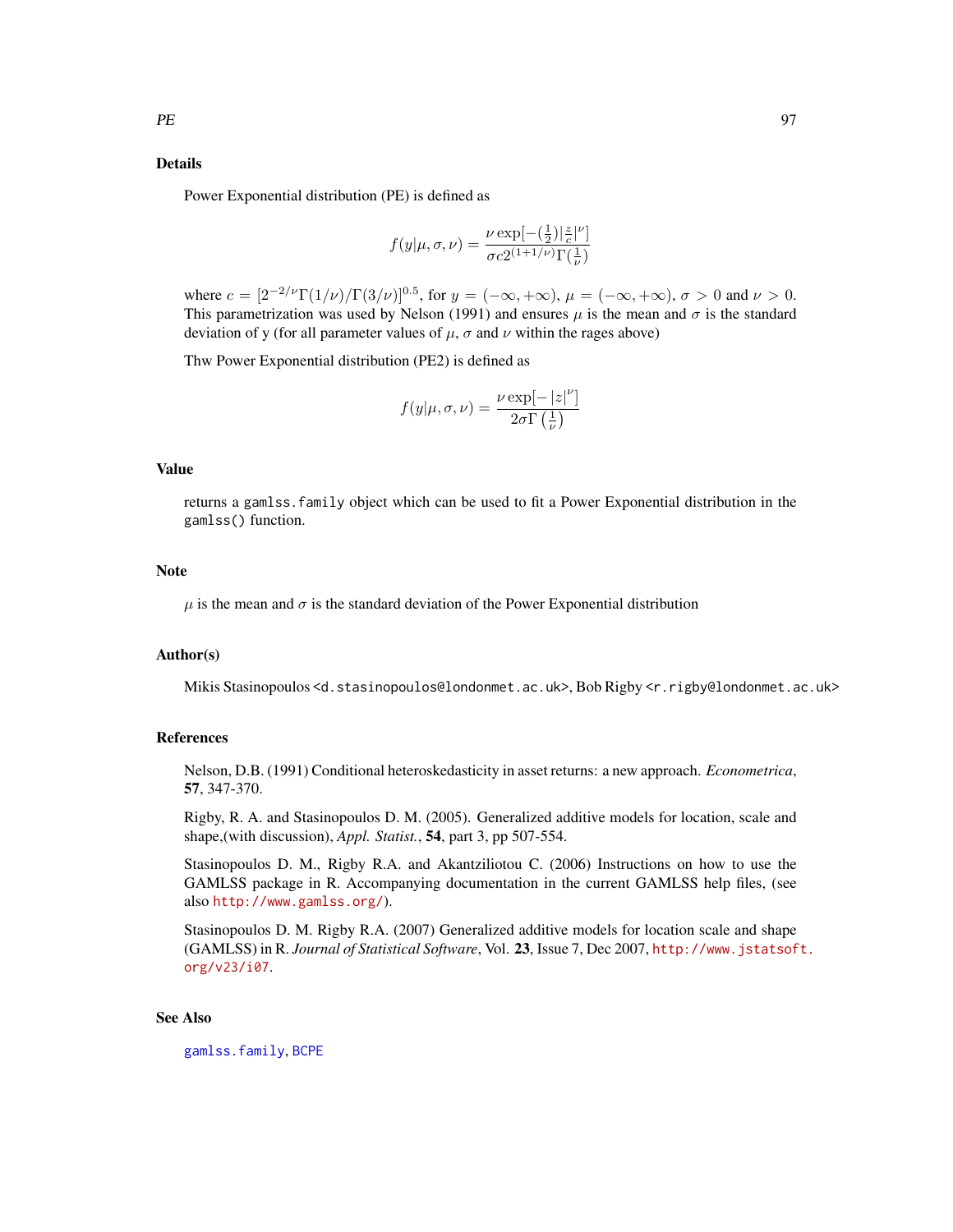## Details

Power Exponential distribution (PE) is defined as

$$f(y|\mu,\sigma,\nu) = \frac{\nu \exp[-(\frac{1}{2})|\frac{z}{c}|^{\nu}]}{\sigma c 2^{(1+1/\nu)}\Gamma(\frac{1}{\nu})}$$

where $c = [2^{-2/\nu}\Gamma(1/\nu)/\Gamma(3/\nu)]^{0.5}$, for $y = (-\infty, +\infty)$, $\mu = (-\infty, +\infty)$, $\sigma > 0$ and $\nu > 0$. This parametrization was used by Nelson (1991) and ensures $\mu$ is the mean and $\sigma$ is the standard deviation of y (for all parameter values of $\mu$, $\sigma$ and $\nu$ within the rages above)

Thw Power Exponential distribution (PE2) is defined as

$$f(y|\mu,\sigma,\nu) = \frac{\nu \exp[-|z|^{\nu}]}{2\sigma\Gamma\left(\frac{1}{\nu}\right)}$$

## Value

returns a `gamlss.family` object which can be used to fit a Power Exponential distribution in the `gamlss()` function.

## Note

$\mu$ is the mean and $\sigma$ is the standard deviation of the Power Exponential distribution

## Author(s)

Mikis Stasinopoulos <d.stasinopoulos@londonmet.ac.uk>, Bob Rigby <r.rigby@londonmet.ac.uk>

## References

Nelson, D.B. (1991) Conditional heteroskedasticity in asset returns: a new approach. *Econometrica*, **57**, 347-370.

Rigby, R. A. and Stasinopoulos D. M. (2005). Generalized additive models for location, scale and shape,(with discussion), *Appl. Statist.*, **54**, part 3, pp 507-554.

Stasinopoulos D. M., Rigby R.A. and Akantziliotou C. (2006) Instructions on how to use the GAMLSS package in R. Accompanying documentation in the current GAMLSS help files, (see also http://www.gamlss.org/).

Stasinopoulos D. M. Rigby R.A. (2007) Generalized additive models for location scale and shape (GAMLSS) in R. *Journal of Statistical Software*, Vol. **23**, Issue 7, Dec 2007, http://www.jstatsoft.org/v23/i07.

## See Also

gamlss.family, BCPE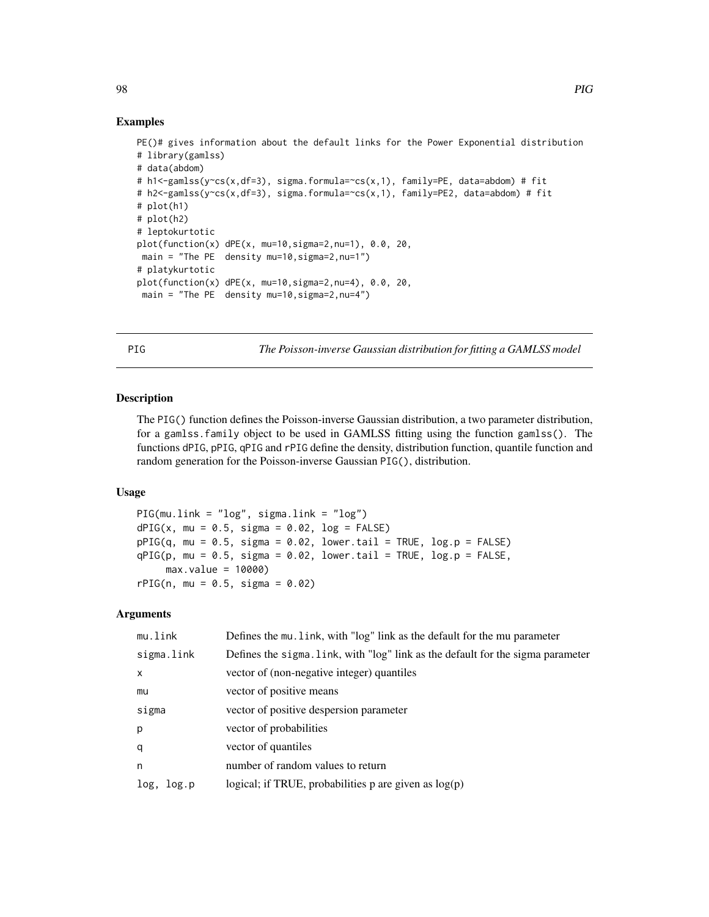## Examples

```
PE()# gives information about the default links for the Power Exponential distribution
# library(gamlss)
# data(abdom)
# h1<-gamlss(y~cs(x,df=3), sigma.formula=~cs(x,1), family=PE, data=abdom) # fit
# h2<-gamlss(y~cs(x,df=3), sigma.formula=~cs(x,1), family=PE2, data=abdom) # fit
# plot(h1)
# plot(h2)
# leptokurtotic
plot(function(x) dPE(x, mu=10,sigma=2,nu=1), 0.0, 20,
 main = "The PE  density mu=10,sigma=2,nu=1")
# platykurtotic
plot(function(x) dPE(x, mu=10,sigma=2,nu=4), 0.0, 20,
 main = "The PE  density mu=10,sigma=2,nu=4")
```

---

# PIG — *The Poisson-inverse Gaussian distribution for fitting a GAMLSS model*

## Description

The PIG() function defines the Poisson-inverse Gaussian distribution, a two parameter distribution, for a gamlss.family object to be used in GAMLSS fitting using the function gamlss(). The functions dPIG, pPIG, qPIG and rPIG define the density, distribution function, quantile function and random generation for the Poisson-inverse Gaussian PIG(), distribution.

## Usage

```
PIG(mu.link = "log", sigma.link = "log")
dPIG(x, mu = 0.5, sigma = 0.02, log = FALSE)
pPIG(q, mu = 0.5, sigma = 0.02, lower.tail = TRUE, log.p = FALSE)
qPIG(p, mu = 0.5, sigma = 0.02, lower.tail = TRUE, log.p = FALSE,
     max.value = 10000)
rPIG(n, mu = 0.5, sigma = 0.02)
```

## Arguments

| | |
|---|---|
| mu.link | Defines the mu.link, with "log" link as the default for the mu parameter |
| sigma.link | Defines the sigma.link, with "log" link as the default for the sigma parameter |
| x | vector of (non-negative integer) quantiles |
| mu | vector of positive means |
| sigma | vector of positive despersion parameter |
| p | vector of probabilities |
| q | vector of quantiles |
| n | number of random values to return |
| log, log.p | logical; if TRUE, probabilities p are given as log(p) |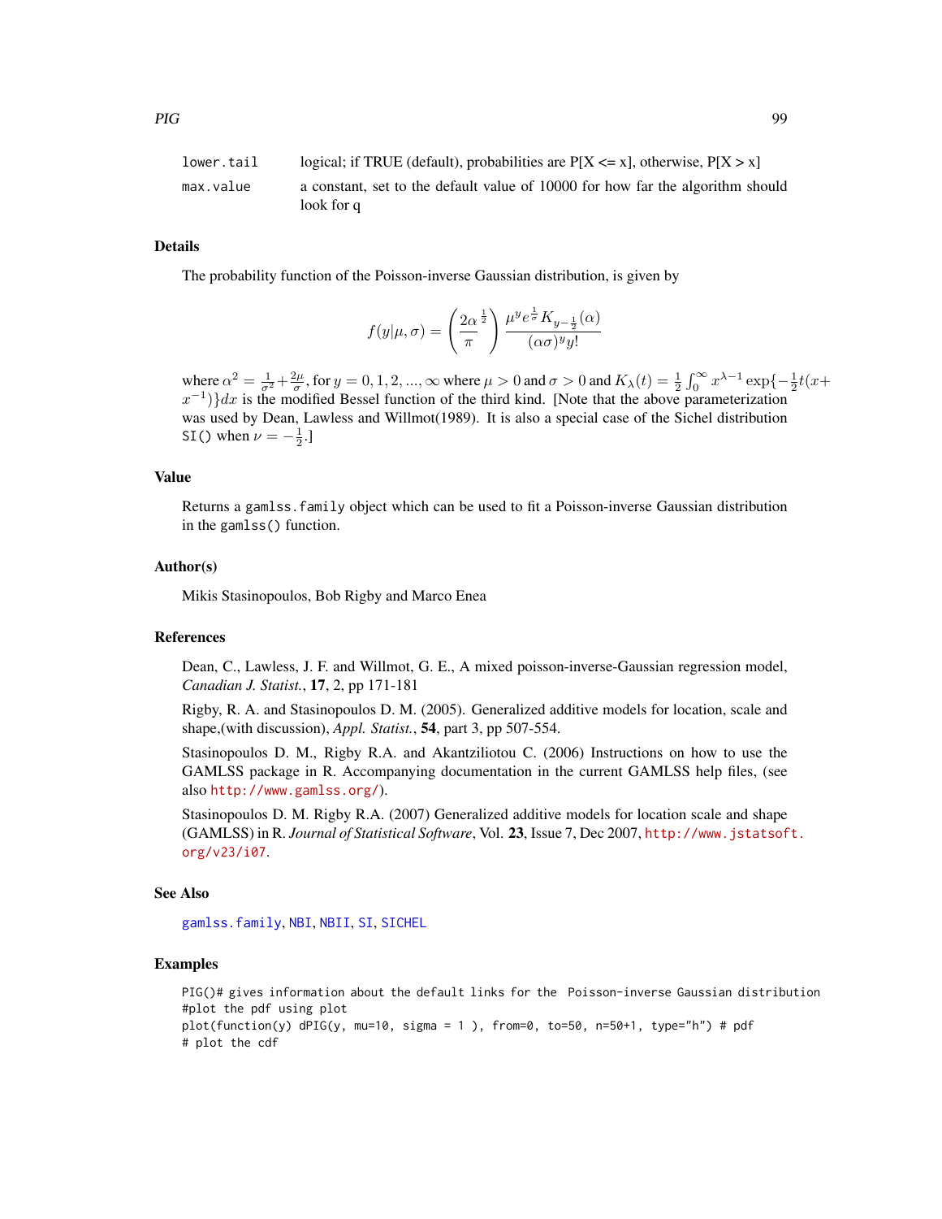| | |
|---|---|
| lower.tail | logical; if TRUE (default), probabilities are P[X <= x], otherwise, P[X > x] |
| max.value | a constant, set to the default value of 10000 for how far the algorithm should look for q |

## Details

The probability function of the Poisson-inverse Gaussian distribution, is given by

$$f(y|\mu,\sigma) = \left(\frac{2\alpha}{\pi}^{\frac{1}{2}}\right) \frac{\mu^y e^{\frac{1}{\sigma}} K_{y-\frac{1}{2}}(\alpha)}{(\alpha\sigma)^y y!}$$

where $\alpha^2 = \frac{1}{\sigma^2} + \frac{2\mu}{\sigma}$, for $y = 0, 1, 2, ..., \infty$ where $\mu > 0$ and $\sigma > 0$ and $K_\lambda(t) = \frac{1}{2}\int_0^\infty x^{\lambda-1} \exp\{-\frac{1}{2}t(x + x^{-1})\}dx$ is the modified Bessel function of the third kind. [Note that the above parameterization was used by Dean, Lawless and Willmot(1989). It is also a special case of the Sichel distribution `SI()` when $\nu = -\frac{1}{2}$.]

## Value

Returns a `gamlss.family` object which can be used to fit a Poisson-inverse Gaussian distribution in the `gamlss()` function.

## Author(s)

Mikis Stasinopoulos, Bob Rigby and Marco Enea

## References

Dean, C., Lawless, J. F. and Willmot, G. E., A mixed poisson-inverse-Gaussian regression model, *Canadian J. Statist.*, **17**, 2, pp 171-181

Rigby, R. A. and Stasinopoulos D. M. (2005). Generalized additive models for location, scale and shape,(with discussion), *Appl. Statist.*, **54**, part 3, pp 507-554.

Stasinopoulos D. M., Rigby R.A. and Akantziliotou C. (2006) Instructions on how to use the GAMLSS package in R. Accompanying documentation in the current GAMLSS help files, (see also http://www.gamlss.org/).

Stasinopoulos D. M. Rigby R.A. (2007) Generalized additive models for location scale and shape (GAMLSS) in R. *Journal of Statistical Software*, Vol. **23**, Issue 7, Dec 2007, http://www.jstatsoft.org/v23/i07.

## See Also

gamlss.family, NBI, NBII, SI, SICHEL

## Examples

```
PIG()# gives information about the default links for the  Poisson-inverse Gaussian distribution
#plot the pdf using plot
plot(function(y) dPIG(y, mu=10, sigma = 1 ), from=0, to=50, n=50+1, type="h") # pdf
# plot the cdf
```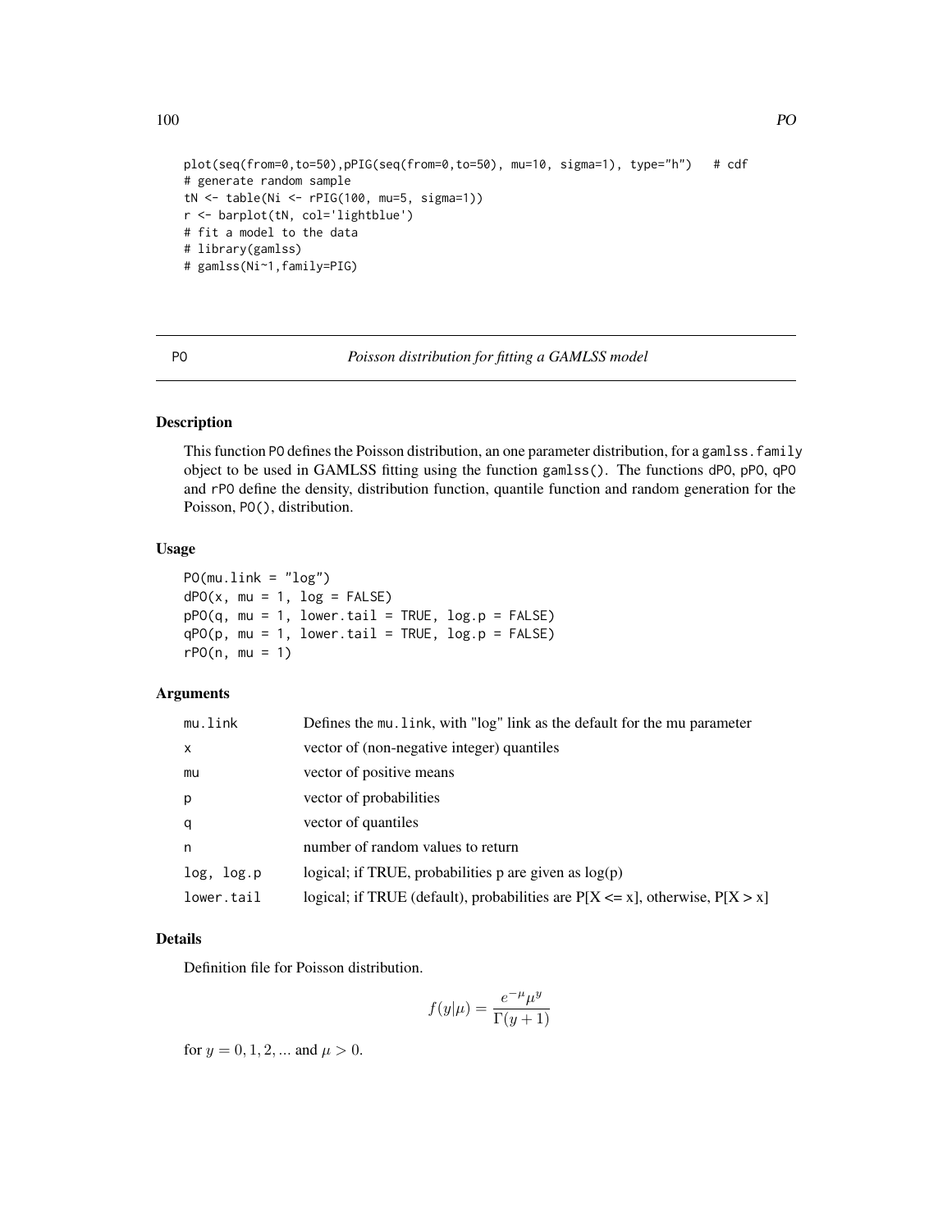```
plot(seq(from=0,to=50),pPIG(seq(from=0,to=50), mu=10, sigma=1), type="h")   # cdf
# generate random sample
tN <- table(Ni <- rPIG(100, mu=5, sigma=1))
r <- barplot(tN, col='lightblue')
# fit a model to the data
# library(gamlss)
# gamlss(Ni~1,family=PIG)
```

---

PO *Poisson distribution for fitting a GAMLSS model*

---

## Description

This function PO defines the Poisson distribution, an one parameter distribution, for a gamlss.family object to be used in GAMLSS fitting using the function gamlss(). The functions dPO, pPO, qPO and rPO define the density, distribution function, quantile function and random generation for the Poisson, PO(), distribution.

## Usage

```
PO(mu.link = "log")
dPO(x, mu = 1, log = FALSE)
pPO(q, mu = 1, lower.tail = TRUE, log.p = FALSE)
qPO(p, mu = 1, lower.tail = TRUE, log.p = FALSE)
rPO(n, mu = 1)
```

## Arguments

| | |
|---|---|
| mu.link | Defines the mu.link, with "log" link as the default for the mu parameter |
| x | vector of (non-negative integer) quantiles |
| mu | vector of positive means |
| p | vector of probabilities |
| q | vector of quantiles |
| n | number of random values to return |
| log, log.p | logical; if TRUE, probabilities p are given as log(p) |
| lower.tail | logical; if TRUE (default), probabilities are P[X <= x], otherwise, P[X > x] |

## Details

Definition file for Poisson distribution.

$$f(y|\mu) = \frac{e^{-\mu}\mu^y}{\Gamma(y+1)}$$

for $y = 0, 1, 2, ...$ and $\mu > 0$.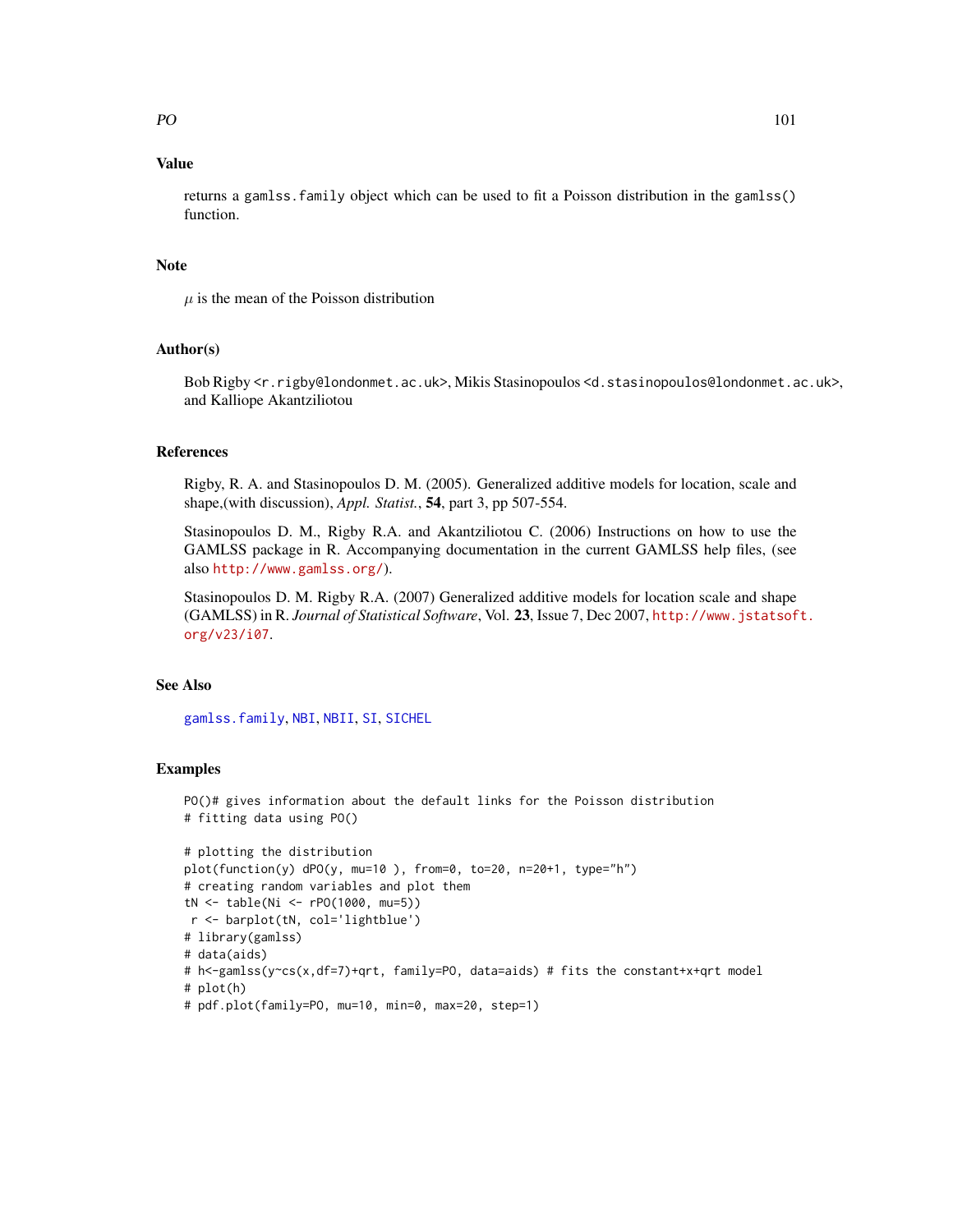## Value

returns a `gamlss.family` object which can be used to fit a Poisson distribution in the `gamlss()` function.

## Note

$\mu$ is the mean of the Poisson distribution

## Author(s)

Bob Rigby <r.rigby@londonmet.ac.uk>, Mikis Stasinopoulos <d.stasinopoulos@londonmet.ac.uk>, and Kalliope Akantziliotou

## References

Rigby, R. A. and Stasinopoulos D. M. (2005). Generalized additive models for location, scale and shape,(with discussion), *Appl. Statist.*, **54**, part 3, pp 507-554.

Stasinopoulos D. M., Rigby R.A. and Akantziliotou C. (2006) Instructions on how to use the GAMLSS package in R. Accompanying documentation in the current GAMLSS help files, (see also http://www.gamlss.org/).

Stasinopoulos D. M. Rigby R.A. (2007) Generalized additive models for location scale and shape (GAMLSS) in R. *Journal of Statistical Software*, Vol. **23**, Issue 7, Dec 2007, http://www.jstatsoft.org/v23/i07.

## See Also

gamlss.family, NBI, NBII, SI, SICHEL

## Examples

```
PO()# gives information about the default links for the Poisson distribution
# fitting data using PO()

# plotting the distribution
plot(function(y) dPO(y, mu=10 ), from=0, to=20, n=20+1, type="h")
# creating random variables and plot them
tN <- table(Ni <- rPO(1000, mu=5))
 r <- barplot(tN, col='lightblue')
# library(gamlss)
# data(aids)
# h<-gamlss(y~cs(x,df=7)+qrt, family=PO, data=aids) # fits the constant+x+qrt model
# plot(h)
# pdf.plot(family=PO, mu=10, min=0, max=20, step=1)
```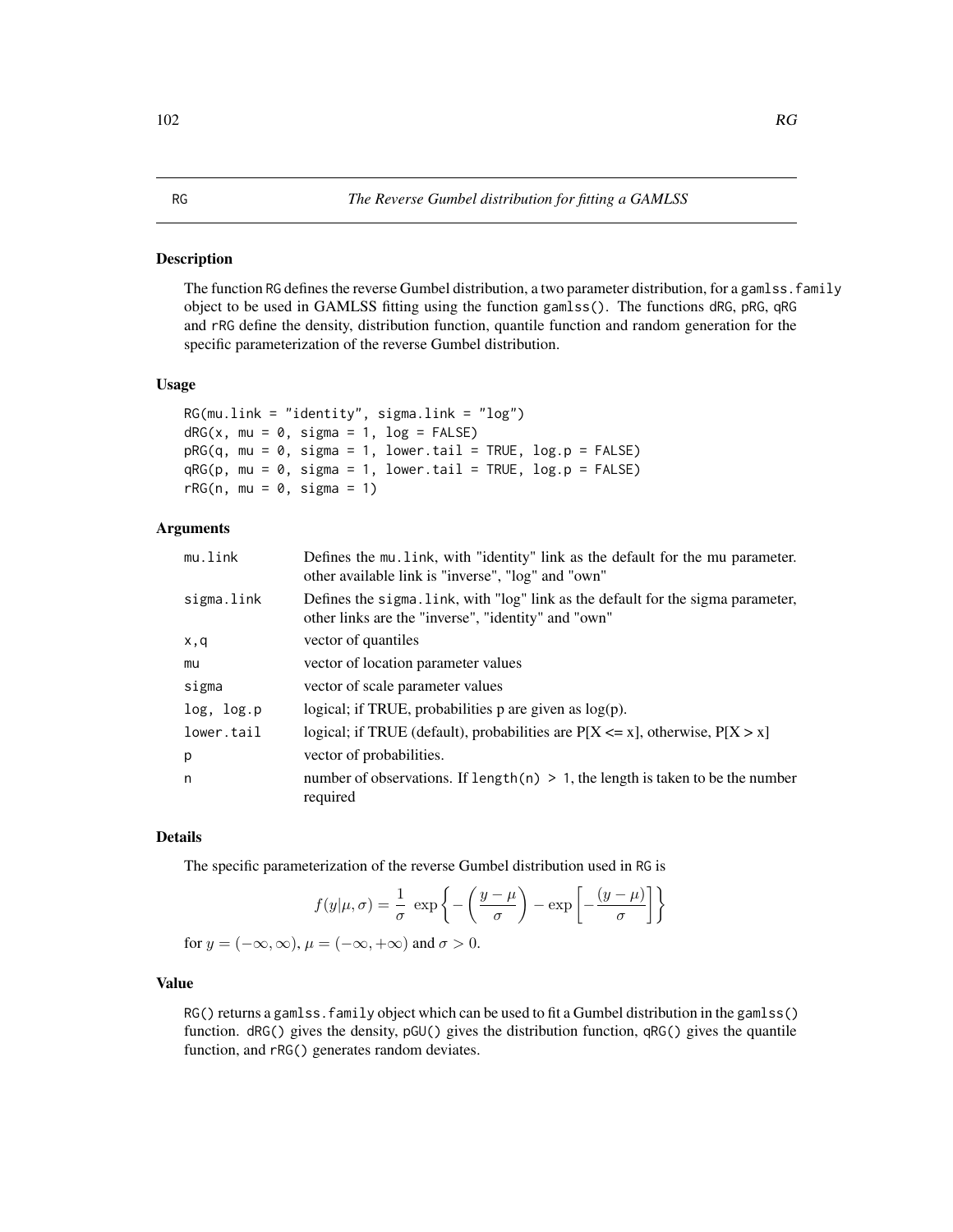# RG — The Reverse Gumbel distribution for fitting a GAMLSS

## Description

The function RG defines the reverse Gumbel distribution, a two parameter distribution, for a gamlss.family object to be used in GAMLSS fitting using the function gamlss(). The functions dRG, pRG, qRG and rRG define the density, distribution function, quantile function and random generation for the specific parameterization of the reverse Gumbel distribution.

## Usage

```
RG(mu.link = "identity", sigma.link = "log")
dRG(x, mu = 0, sigma = 1, log = FALSE)
pRG(q, mu = 0, sigma = 1, lower.tail = TRUE, log.p = FALSE)
qRG(p, mu = 0, sigma = 1, lower.tail = TRUE, log.p = FALSE)
rRG(n, mu = 0, sigma = 1)
```

## Arguments

| | |
|---|---|
| mu.link | Defines the mu.link, with "identity" link as the default for the mu parameter. other available link is "inverse", "log" and "own" |
| sigma.link | Defines the sigma.link, with "log" link as the default for the sigma parameter, other links are the "inverse", "identity" and "own" |
| x,q | vector of quantiles |
| mu | vector of location parameter values |
| sigma | vector of scale parameter values |
| log, log.p | logical; if TRUE, probabilities p are given as log(p). |
| lower.tail | logical; if TRUE (default), probabilities are P[X <= x], otherwise, P[X > x] |
| p | vector of probabilities. |
| n | number of observations. If length(n) > 1, the length is taken to be the number required |

## Details

The specific parameterization of the reverse Gumbel distribution used in RG is

$$f(y|\mu, \sigma) = \frac{1}{\sigma} \; \exp\left\{ -\left( \frac{y-\mu}{\sigma} \right) - \exp\left[ -\frac{(y-\mu)}{\sigma} \right] \right\}$$

for $y = (-\infty, \infty)$, $\mu = (-\infty, +\infty)$ and $\sigma > 0$.

## Value

RG() returns a gamlss.family object which can be used to fit a Gumbel distribution in the gamlss() function. dRG() gives the density, pGU() gives the distribution function, qRG() gives the quantile function, and rRG() generates random deviates.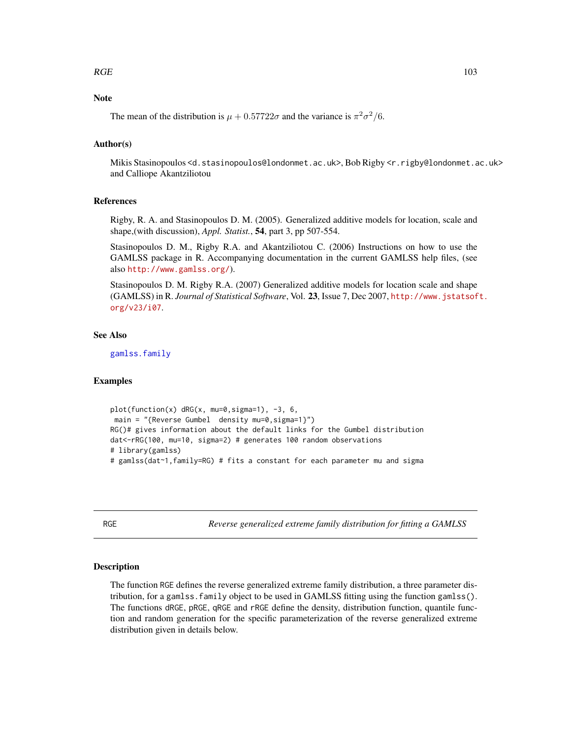## Note

The mean of the distribution is $\mu + 0.57722\sigma$ and the variance is $\pi^2\sigma^2/6$.

## Author(s)

Mikis Stasinopoulos <d.stasinopoulos@londonmet.ac.uk>, Bob Rigby <r.rigby@londonmet.ac.uk> and Calliope Akantziliotou

## References

Rigby, R. A. and Stasinopoulos D. M. (2005). Generalized additive models for location, scale and shape,(with discussion), *Appl. Statist.*, **54**, part 3, pp 507-554.

Stasinopoulos D. M., Rigby R.A. and Akantziliotou C. (2006) Instructions on how to use the GAMLSS package in R. Accompanying documentation in the current GAMLSS help files, (see also http://www.gamlss.org/).

Stasinopoulos D. M. Rigby R.A. (2007) Generalized additive models for location scale and shape (GAMLSS) in R. *Journal of Statistical Software*, Vol. **23**, Issue 7, Dec 2007, http://www.jstatsoft.org/v23/i07.

## See Also

gamlss.family

## Examples

```
plot(function(x) dRG(x, mu=0,sigma=1), -3, 6,
 main = "{Reverse Gumbel  density mu=0,sigma=1}")
RG()# gives information about the default links for the Gumbel distribution
dat<-rRG(100, mu=10, sigma=2) # generates 100 random observations
# library(gamlss)
# gamlss(dat~1,family=RG) # fits a constant for each parameter mu and sigma
```

---

RGE *Reverse generalized extreme family distribution for fitting a GAMLSS*

---

## Description

The function RGE defines the reverse generalized extreme family distribution, a three parameter distribution, for a gamlss.family object to be used in GAMLSS fitting using the function gamlss(). The functions dRGE, pRGE, qRGE and rRGE define the density, distribution function, quantile function and random generation for the specific parameterization of the reverse generalized extreme distribution given in details below.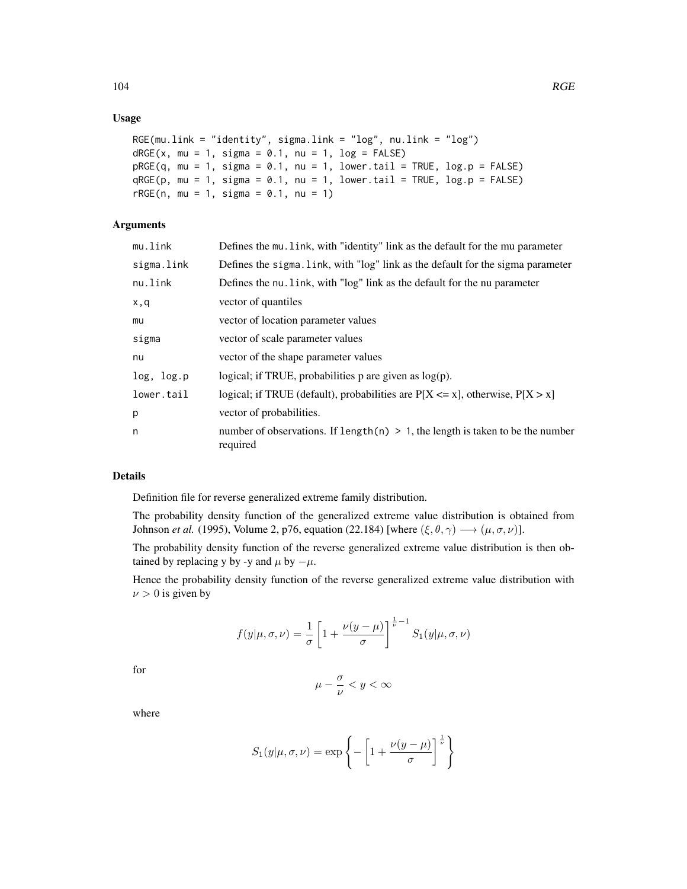## Usage

```
RGE(mu.link = "identity", sigma.link = "log", nu.link = "log")
dRGE(x, mu = 1, sigma = 0.1, nu = 1, log = FALSE)
pRGE(q, mu = 1, sigma = 0.1, nu = 1, lower.tail = TRUE, log.p = FALSE)
qRGE(p, mu = 1, sigma = 0.1, nu = 1, lower.tail = TRUE, log.p = FALSE)
rRGE(n, mu = 1, sigma = 0.1, nu = 1)
```

## Arguments

| | |
|---|---|
| mu.link | Defines the mu.link, with "identity" link as the default for the mu parameter |
| sigma.link | Defines the sigma.link, with "log" link as the default for the sigma parameter |
| nu.link | Defines the nu.link, with "log" link as the default for the nu parameter |
| x,q | vector of quantiles |
| mu | vector of location parameter values |
| sigma | vector of scale parameter values |
| nu | vector of the shape parameter values |
| log, log.p | logical; if TRUE, probabilities p are given as log(p). |
| lower.tail | logical; if TRUE (default), probabilities are P[X <= x], otherwise, P[X > x] |
| p | vector of probabilities. |
| n | number of observations. If length(n) > 1, the length is taken to be the number required |

## Details

Definition file for reverse generalized extreme family distribution.

The probability density function of the generalized extreme value distribution is obtained from Johnson *et al.* (1995), Volume 2, p76, equation (22.184) [where $(\xi, \theta, \gamma) \longrightarrow (\mu, \sigma, \nu)$].

The probability density function of the reverse generalized extreme value distribution is then obtained by replacing y by -y and $\mu$ by $-\mu$.

Hence the probability density function of the reverse generalized extreme value distribution with $\nu > 0$ is given by

$$f(y|\mu, \sigma, \nu) = \frac{1}{\sigma}\left[1 + \frac{\nu(y-\mu)}{\sigma}\right]^{\frac{1}{\nu}-1} S_1(y|\mu, \sigma, \nu)$$

for

$$\mu - \frac{\sigma}{\nu} < y < \infty$$

where

$$S_1(y|\mu, \sigma, \nu) = \exp\left\{-\left[1 + \frac{\nu(y-\mu)}{\sigma}\right]^{\frac{1}{\nu}}\right\}$$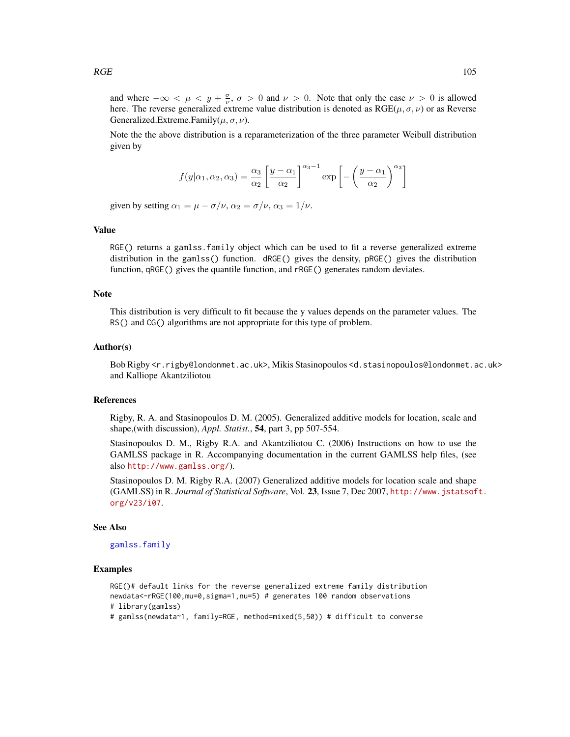and where $-\infty < \mu < y + \frac{\sigma}{\nu}$, $\sigma > 0$ and $\nu > 0$. Note that only the case $\nu > 0$ is allowed here. The reverse generalized extreme value distribution is denoted as RGE$(\mu, \sigma, \nu)$ or as Reverse Generalized.Extreme.Family$(\mu, \sigma, \nu)$.

Note the the above distribution is a reparameterization of the three parameter Weibull distribution given by

$$f(y|\alpha_1, \alpha_2, \alpha_3) = \frac{\alpha_3}{\alpha_2}\left[\frac{y - \alpha_1}{\alpha_2}\right]^{\alpha_3 - 1} \exp\left[-\left(\frac{y - \alpha_1}{\alpha_2}\right)^{\alpha_3}\right]$$

given by setting $\alpha_1 = \mu - \sigma/\nu$, $\alpha_2 = \sigma/\nu$, $\alpha_3 = 1/\nu$.

## Value

RGE() returns a gamlss.family object which can be used to fit a reverse generalized extreme distribution in the gamlss() function. dRGE() gives the density, pRGE() gives the distribution function, qRGE() gives the quantile function, and rRGE() generates random deviates.

## Note

This distribution is very difficult to fit because the y values depends on the parameter values. The RS() and CG() algorithms are not appropriate for this type of problem.

## Author(s)

Bob Rigby <r.rigby@londonmet.ac.uk>, Mikis Stasinopoulos <d.stasinopoulos@londonmet.ac.uk> and Kalliope Akantziliotou

## References

Rigby, R. A. and Stasinopoulos D. M. (2005). Generalized additive models for location, scale and shape,(with discussion), *Appl. Statist.*, **54**, part 3, pp 507-554.

Stasinopoulos D. M., Rigby R.A. and Akantziliotou C. (2006) Instructions on how to use the GAMLSS package in R. Accompanying documentation in the current GAMLSS help files, (see also http://www.gamlss.org/).

Stasinopoulos D. M. Rigby R.A. (2007) Generalized additive models for location scale and shape (GAMLSS) in R. *Journal of Statistical Software*, Vol. **23**, Issue 7, Dec 2007, http://www.jstatsoft.org/v23/i07.

## See Also

gamlss.family

## Examples

```
RGE()# default links for the reverse generalized extreme family distribution
newdata<-rRGE(100,mu=0,sigma=1,nu=5) # generates 100 random observations
# library(gamlss)
# gamlss(newdata~1, family=RGE, method=mixed(5,50)) # difficult to converse
```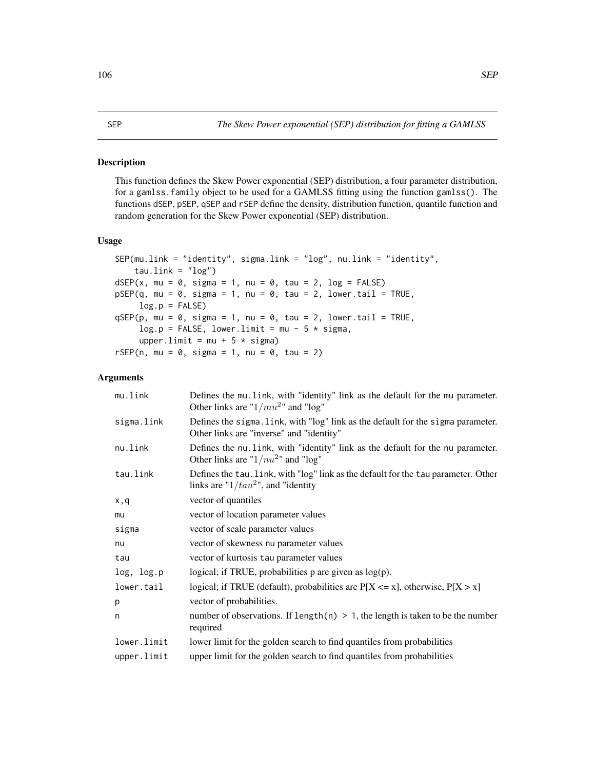SEP *The Skew Power exponential (SEP) distribution for fitting a GAMLSS*

## Description

This function defines the Skew Power exponential (SEP) distribution, a four parameter distribution, for a gamlss.family object to be used for a GAMLSS fitting using the function gamlss(). The functions dSEP, pSEP, qSEP and rSEP define the density, distribution function, quantile function and random generation for the Skew Power exponential (SEP) distribution.

## Usage

```
SEP(mu.link = "identity", sigma.link = "log", nu.link = "identity",
    tau.link = "log")
dSEP(x, mu = 0, sigma = 1, nu = 0, tau = 2, log = FALSE)
pSEP(q, mu = 0, sigma = 1, nu = 0, tau = 2, lower.tail = TRUE,
     log.p = FALSE)
qSEP(p, mu = 0, sigma = 1, nu = 0, tau = 2, lower.tail = TRUE,
     log.p = FALSE, lower.limit = mu - 5 * sigma,
     upper.limit = mu + 5 * sigma)
rSEP(n, mu = 0, sigma = 1, nu = 0, tau = 2)
```

## Arguments

| | |
|---|---|
| mu.link | Defines the mu.link, with "identity" link as the default for the mu parameter. Other links are "$1/mu^2$" and "log" |
| sigma.link | Defines the sigma.link, with "log" link as the default for the sigma parameter. Other links are "inverse" and "identity" |
| nu.link | Defines the nu.link, with "identity" link as the default for the nu parameter. Other links are "$1/nu^2$" and "log" |
| tau.link | Defines the tau.link, with "log" link as the default for the tau parameter. Other links are "$1/tau^2$", and "identity |
| x,q | vector of quantiles |
| mu | vector of location parameter values |
| sigma | vector of scale parameter values |
| nu | vector of skewness nu parameter values |
| tau | vector of kurtosis tau parameter values |
| log, log.p | logical; if TRUE, probabilities p are given as log(p). |
| lower.tail | logical; if TRUE (default), probabilities are P[X <= x], otherwise, P[X > x] |
| p | vector of probabilities. |
| n | number of observations. If length(n) > 1, the length is taken to be the number required |
| lower.limit | lower limit for the golden search to find quantiles from probabilities |
| upper.limit | upper limit for the golden search to find quantiles from probabilities |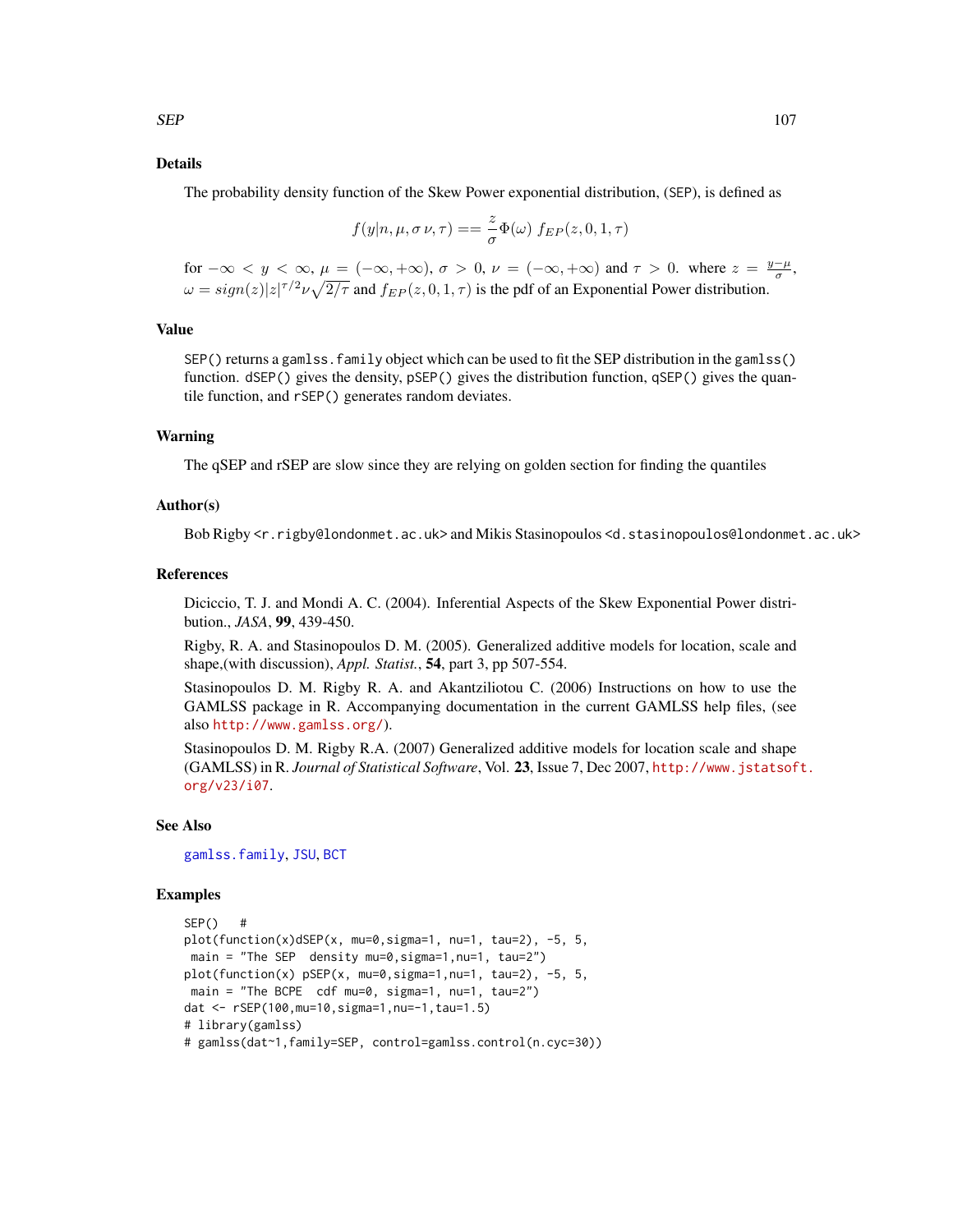## Details

The probability density function of the Skew Power exponential distribution, (SEP), is defined as

$$f(y|n, \mu, \sigma\, \nu, \tau) == \frac{z}{\sigma} \Phi(\omega)\; f_{EP}(z, 0, 1, \tau)$$

for $-\infty < y < \infty$, $\mu = (-\infty, +\infty)$, $\sigma > 0$, $\nu = (-\infty, +\infty)$ and $\tau > 0$. where $z = \frac{y-\mu}{\sigma}$, $\omega = sign(z)|z|^{\tau/2}\nu\sqrt{2/\tau}$ and $f_{EP}(z, 0, 1, \tau)$ is the pdf of an Exponential Power distribution.

## Value

SEP() returns a gamlss.family object which can be used to fit the SEP distribution in the gamlss() function. dSEP() gives the density, pSEP() gives the distribution function, qSEP() gives the quantile function, and rSEP() generates random deviates.

## Warning

The qSEP and rSEP are slow since they are relying on golden section for finding the quantiles

## Author(s)

Bob Rigby <r.rigby@londonmet.ac.uk> and Mikis Stasinopoulos <d.stasinopoulos@londonmet.ac.uk>

## References

Diciccio, T. J. and Mondi A. C. (2004). Inferential Aspects of the Skew Exponential Power distribution., *JASA*, **99**, 439-450.

Rigby, R. A. and Stasinopoulos D. M. (2005). Generalized additive models for location, scale and shape,(with discussion), *Appl. Statist.*, **54**, part 3, pp 507-554.

Stasinopoulos D. M. Rigby R. A. and Akantziliotou C. (2006) Instructions on how to use the GAMLSS package in R. Accompanying documentation in the current GAMLSS help files, (see also http://www.gamlss.org/).

Stasinopoulos D. M. Rigby R.A. (2007) Generalized additive models for location scale and shape (GAMLSS) in R. *Journal of Statistical Software*, Vol. **23**, Issue 7, Dec 2007, http://www.jstatsoft.org/v23/i07.

## See Also

gamlss.family, JSU, BCT

## Examples

```
SEP()   #
plot(function(x)dSEP(x, mu=0,sigma=1, nu=1, tau=2), -5, 5,
 main = "The SEP  density mu=0,sigma=1,nu=1, tau=2")
plot(function(x) pSEP(x, mu=0,sigma=1,nu=1, tau=2), -5, 5,
 main = "The BCPE  cdf mu=0, sigma=1, nu=1, tau=2")
dat <- rSEP(100,mu=10,sigma=1,nu=-1,tau=1.5)
# library(gamlss)
# gamlss(dat~1,family=SEP, control=gamlss.control(n.cyc=30))
```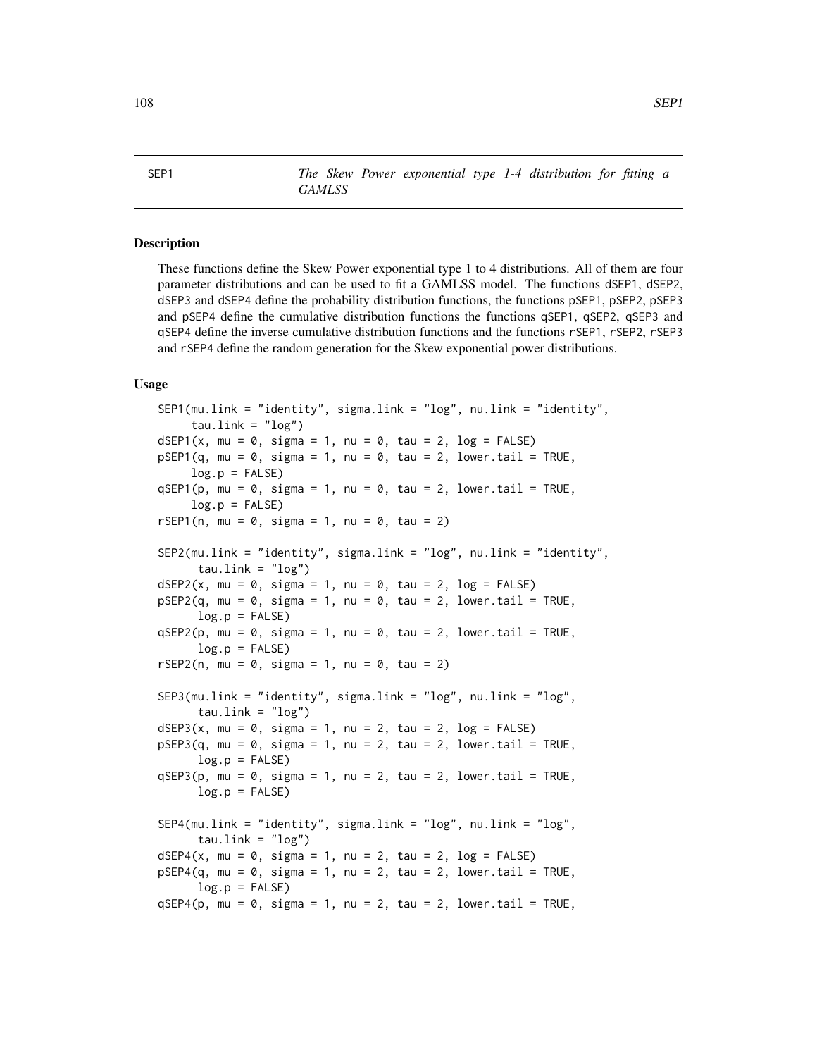SEP1 *The Skew Power exponential type 1-4 distribution for fitting a GAMLSS*

## Description

These functions define the Skew Power exponential type 1 to 4 distributions. All of them are four parameter distributions and can be used to fit a GAMLSS model. The functions dSEP1, dSEP2, dSEP3 and dSEP4 define the probability distribution functions, the functions pSEP1, pSEP2, pSEP3 and pSEP4 define the cumulative distribution functions the functions qSEP1, qSEP2, qSEP3 and qSEP4 define the inverse cumulative distribution functions and the functions rSEP1, rSEP2, rSEP3 and rSEP4 define the random generation for the Skew exponential power distributions.

## Usage

```
SEP1(mu.link = "identity", sigma.link = "log", nu.link = "identity",
     tau.link = "log")
dSEP1(x, mu = 0, sigma = 1, nu = 0, tau = 2, log = FALSE)
pSEP1(q, mu = 0, sigma = 1, nu = 0, tau = 2, lower.tail = TRUE,
     log.p = FALSE)
qSEP1(p, mu = 0, sigma = 1, nu = 0, tau = 2, lower.tail = TRUE,
     log.p = FALSE)
rSEP1(n, mu = 0, sigma = 1, nu = 0, tau = 2)

SEP2(mu.link = "identity", sigma.link = "log", nu.link = "identity",
      tau.link = "log")
dSEP2(x, mu = 0, sigma = 1, nu = 0, tau = 2, log = FALSE)
pSEP2(q, mu = 0, sigma = 1, nu = 0, tau = 2, lower.tail = TRUE,
      log.p = FALSE)
qSEP2(p, mu = 0, sigma = 1, nu = 0, tau = 2, lower.tail = TRUE,
      log.p = FALSE)
rSEP2(n, mu = 0, sigma = 1, nu = 0, tau = 2)

SEP3(mu.link = "identity", sigma.link = "log", nu.link = "log",
      tau.link = "log")
dSEP3(x, mu = 0, sigma = 1, nu = 2, tau = 2, log = FALSE)
pSEP3(q, mu = 0, sigma = 1, nu = 2, tau = 2, lower.tail = TRUE,
      log.p = FALSE)
qSEP3(p, mu = 0, sigma = 1, nu = 2, tau = 2, lower.tail = TRUE,
      log.p = FALSE)

SEP4(mu.link = "identity", sigma.link = "log", nu.link = "log",
      tau.link = "log")
dSEP4(x, mu = 0, sigma = 1, nu = 2, tau = 2, log = FALSE)
pSEP4(q, mu = 0, sigma = 1, nu = 2, tau = 2, lower.tail = TRUE,
      log.p = FALSE)
qSEP4(p, mu = 0, sigma = 1, nu = 2, tau = 2, lower.tail = TRUE,
```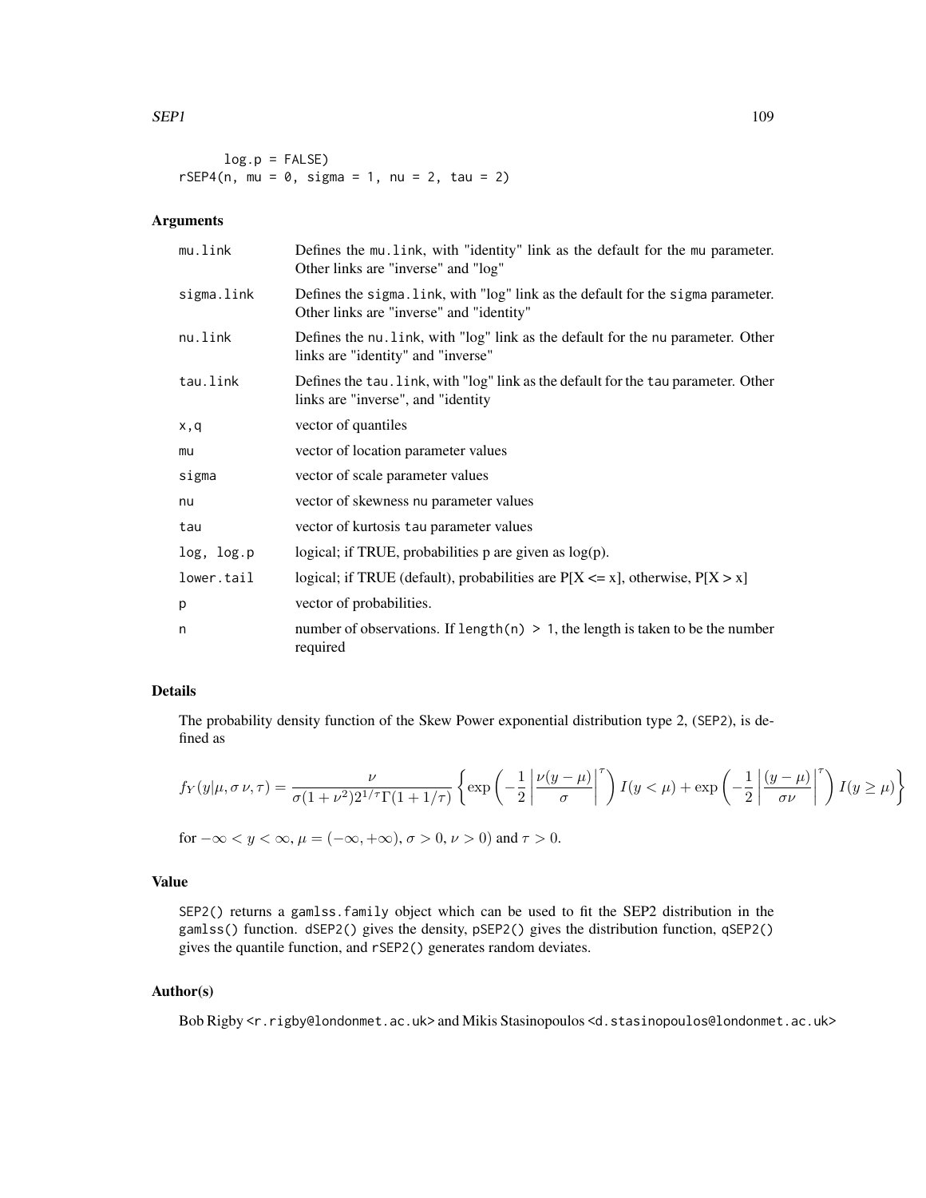```
      log.p = FALSE)
rSEP4(n, mu = 0, sigma = 1, nu = 2, tau = 2)
```

## Arguments

| | |
|---|---|
| mu.link | Defines the mu.link, with "identity" link as the default for the mu parameter. Other links are "inverse" and "log" |
| sigma.link | Defines the sigma.link, with "log" link as the default for the sigma parameter. Other links are "inverse" and "identity" |
| nu.link | Defines the nu.link, with "log" link as the default for the nu parameter. Other links are "identity" and "inverse" |
| tau.link | Defines the tau.link, with "log" link as the default for the tau parameter. Other links are "inverse", and "identity |
| x,q | vector of quantiles |
| mu | vector of location parameter values |
| sigma | vector of scale parameter values |
| nu | vector of skewness nu parameter values |
| tau | vector of kurtosis tau parameter values |
| log, log.p | logical; if TRUE, probabilities p are given as log(p). |
| lower.tail | logical; if TRUE (default), probabilities are P[X <= x], otherwise, P[X > x] |
| p | vector of probabilities. |
| n | number of observations. If length(n) > 1, the length is taken to be the number required |

## Details

The probability density function of the Skew Power exponential distribution type 2, (SEP2), is defined as

$$f_Y(y|\mu, \sigma\, \nu, \tau) = \frac{\nu}{\sigma(1+\nu^2)2^{1/\tau}\Gamma(1+1/\tau)} \left\{ \exp\left(-\frac{1}{2}\left|\frac{\nu(y-\mu)}{\sigma}\right|^{\tau}\right) I(y<\mu) + \exp\left(-\frac{1}{2}\left|\frac{(y-\mu)}{\sigma\nu}\right|^{\tau}\right) I(y \geq \mu) \right\}$$

for $-\infty < y < \infty$, $\mu = (-\infty, +\infty)$, $\sigma > 0$, $\nu > 0)$ and $\tau > 0$.

## Value

SEP2() returns a gamlss.family object which can be used to fit the SEP2 distribution in the gamlss() function. dSEP2() gives the density, pSEP2() gives the distribution function, qSEP2() gives the quantile function, and rSEP2() generates random deviates.

## Author(s)

Bob Rigby <r.rigby@londonmet.ac.uk> and Mikis Stasinopoulos <d.stasinopoulos@londonmet.ac.uk>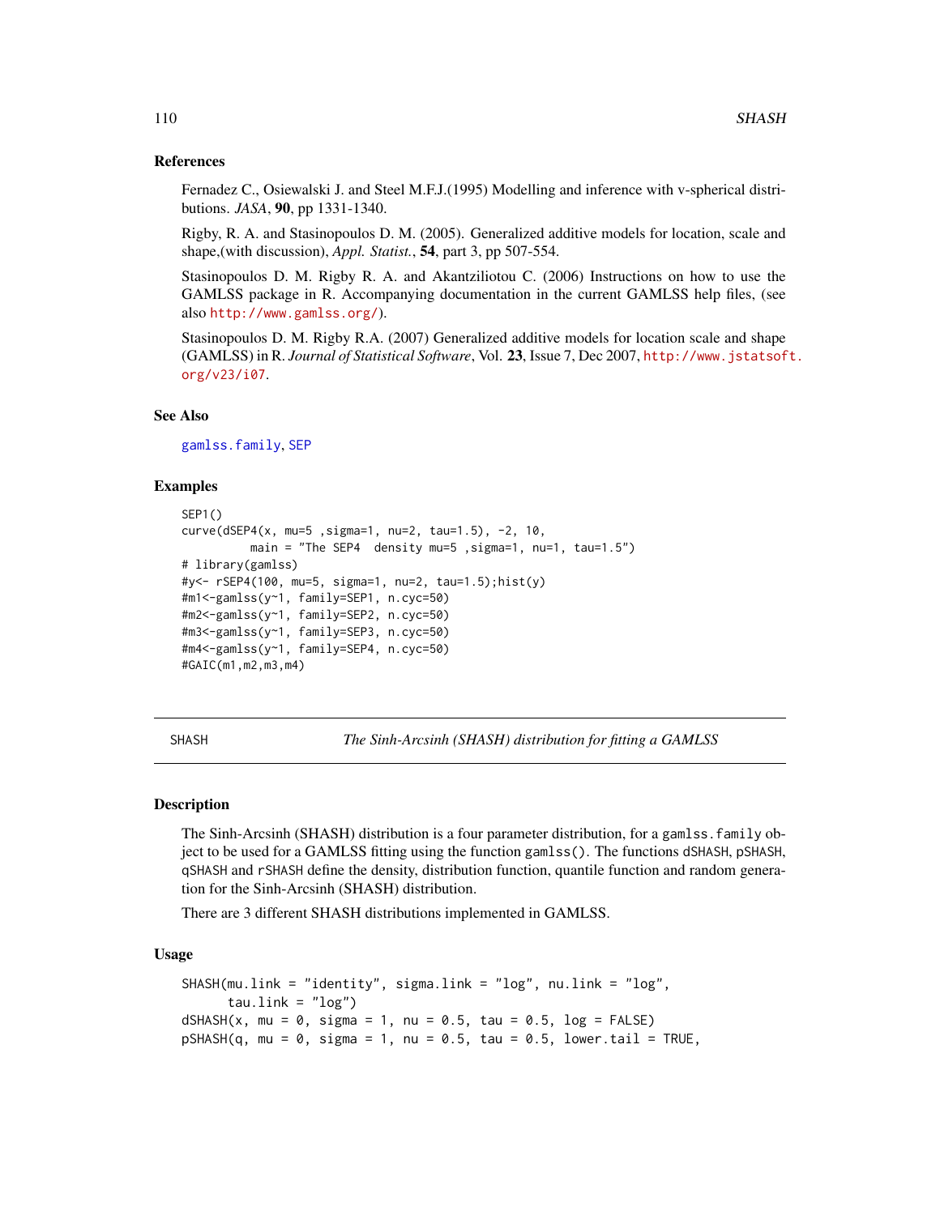### References

Fernadez C., Osiewalski J. and Steel M.F.J.(1995) Modelling and inference with v-spherical distributions. *JASA*, **90**, pp 1331-1340.

Rigby, R. A. and Stasinopoulos D. M. (2005). Generalized additive models for location, scale and shape,(with discussion), *Appl. Statist.*, **54**, part 3, pp 507-554.

Stasinopoulos D. M. Rigby R. A. and Akantziliotou C. (2006) Instructions on how to use the GAMLSS package in R. Accompanying documentation in the current GAMLSS help files, (see also http://www.gamlss.org/).

Stasinopoulos D. M. Rigby R.A. (2007) Generalized additive models for location scale and shape (GAMLSS) in R. *Journal of Statistical Software*, Vol. **23**, Issue 7, Dec 2007, http://www.jstatsoft.org/v23/i07.

### See Also

gamlss.family, SEP

### Examples

```
SEP1()
curve(dSEP4(x, mu=5 ,sigma=1, nu=2, tau=1.5), -2, 10,
          main = "The SEP4  density mu=5 ,sigma=1, nu=1, tau=1.5")
# library(gamlss)
#y<- rSEP4(100, mu=5, sigma=1, nu=2, tau=1.5);hist(y)
#m1<-gamlss(y~1, family=SEP1, n.cyc=50)
#m2<-gamlss(y~1, family=SEP2, n.cyc=50)
#m3<-gamlss(y~1, family=SEP3, n.cyc=50)
#m4<-gamlss(y~1, family=SEP4, n.cyc=50)
#GAIC(m1,m2,m3,m4)
```

---

## SHASH — *The Sinh-Arcsinh (SHASH) distribution for fitting a GAMLSS*

---

### Description

The Sinh-Arcsinh (SHASH) distribution is a four parameter distribution, for a `gamlss.family` object to be used for a GAMLSS fitting using the function `gamlss()`. The functions `dSHASH`, `pSHASH`, `qSHASH` and `rSHASH` define the density, distribution function, quantile function and random generation for the Sinh-Arcsinh (SHASH) distribution.

There are 3 different SHASH distributions implemented in GAMLSS.

### Usage

```
SHASH(mu.link = "identity", sigma.link = "log", nu.link = "log",
      tau.link = "log")
dSHASH(x, mu = 0, sigma = 1, nu = 0.5, tau = 0.5, log = FALSE)
pSHASH(q, mu = 0, sigma = 1, nu = 0.5, tau = 0.5, lower.tail = TRUE,
```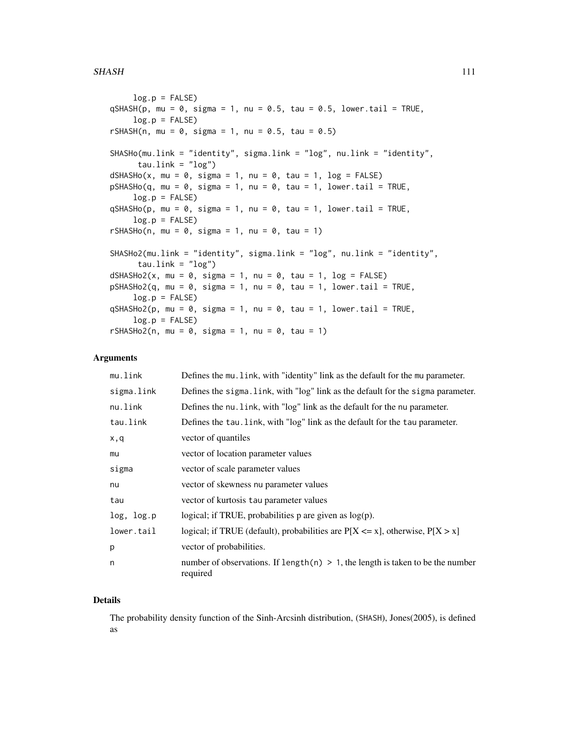```
     log.p = FALSE)
qSHASH(p, mu = 0, sigma = 1, nu = 0.5, tau = 0.5, lower.tail = TRUE,
     log.p = FALSE)
rSHASH(n, mu = 0, sigma = 1, nu = 0.5, tau = 0.5)

SHASHo(mu.link = "identity", sigma.link = "log", nu.link = "identity",
      tau.link = "log")
dSHASHo(x, mu = 0, sigma = 1, nu = 0, tau = 1, log = FALSE)
pSHASHo(q, mu = 0, sigma = 1, nu = 0, tau = 1, lower.tail = TRUE,
     log.p = FALSE)
qSHASHo(p, mu = 0, sigma = 1, nu = 0, tau = 1, lower.tail = TRUE,
     log.p = FALSE)
rSHASHo(n, mu = 0, sigma = 1, nu = 0, tau = 1)

SHASHo2(mu.link = "identity", sigma.link = "log", nu.link = "identity",
      tau.link = "log")
dSHASHo2(x, mu = 0, sigma = 1, nu = 0, tau = 1, log = FALSE)
pSHASHo2(q, mu = 0, sigma = 1, nu = 0, tau = 1, lower.tail = TRUE,
     log.p = FALSE)
qSHASHo2(p, mu = 0, sigma = 1, nu = 0, tau = 1, lower.tail = TRUE,
     log.p = FALSE)
rSHASHo2(n, mu = 0, sigma = 1, nu = 0, tau = 1)
```

## Arguments

| | |
|---|---|
| mu.link | Defines the mu.link, with "identity" link as the default for the mu parameter. |
| sigma.link | Defines the sigma.link, with "log" link as the default for the sigma parameter. |
| nu.link | Defines the nu.link, with "log" link as the default for the nu parameter. |
| tau.link | Defines the tau.link, with "log" link as the default for the tau parameter. |
| x,q | vector of quantiles |
| mu | vector of location parameter values |
| sigma | vector of scale parameter values |
| nu | vector of skewness nu parameter values |
| tau | vector of kurtosis tau parameter values |
| log, log.p | logical; if TRUE, probabilities p are given as log(p). |
| lower.tail | logical; if TRUE (default), probabilities are P[X <= x], otherwise, P[X > x] |
| p | vector of probabilities. |
| n | number of observations. If length(n) > 1, the length is taken to be the number required |

## Details

The probability density function of the Sinh-Arcsinh distribution, (SHASH), Jones(2005), is defined as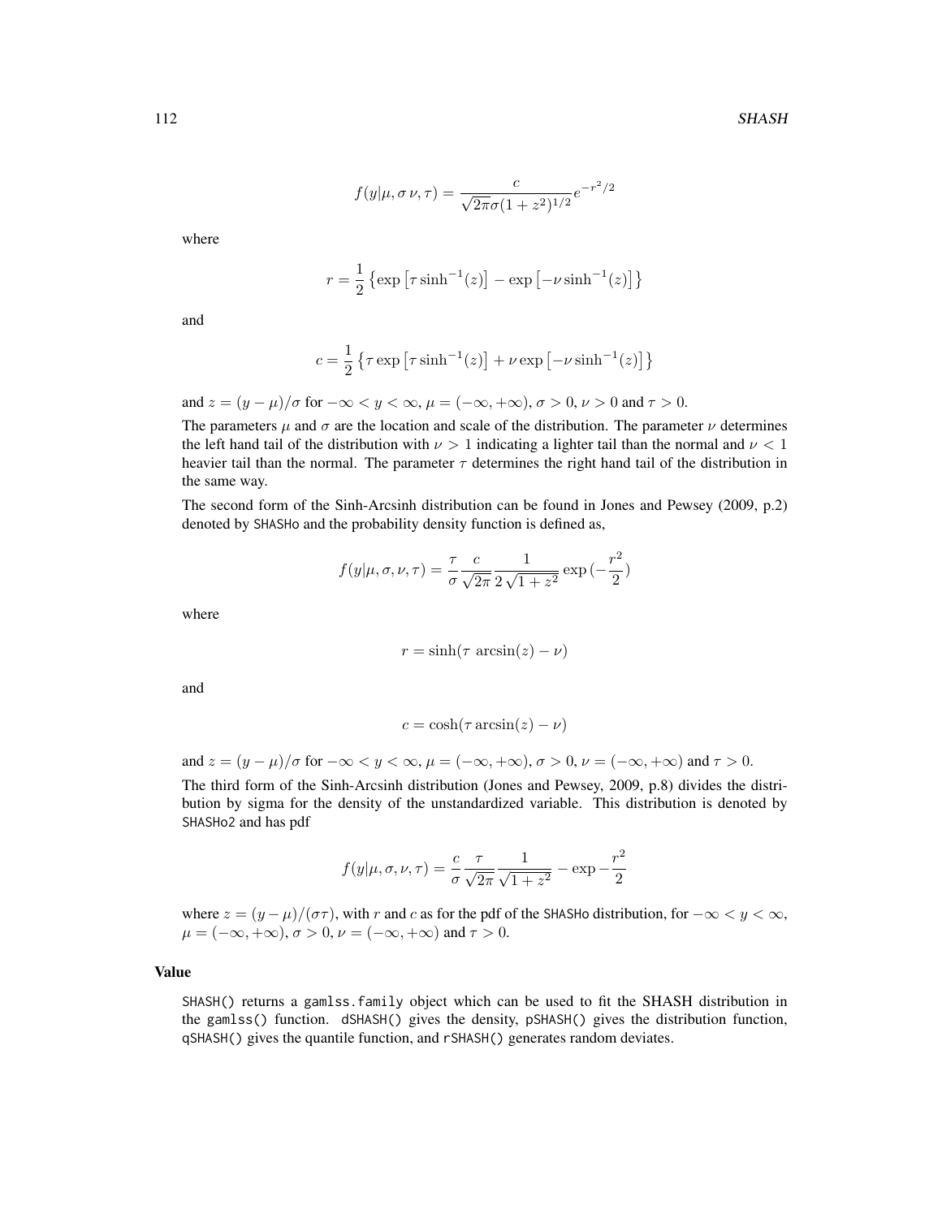$$f(y|\mu, \sigma\,\nu, \tau) = \frac{c}{\sqrt{2\pi}\sigma(1+z^2)^{1/2}} e^{-r^2/2}$$

where

$$r = \frac{1}{2}\left\{\exp\left[\tau \sinh^{-1}(z)\right] - \exp\left[-\nu \sinh^{-1}(z)\right]\right\}$$

and

$$c = \frac{1}{2}\left\{\tau \exp\left[\tau \sinh^{-1}(z)\right] + \nu \exp\left[-\nu \sinh^{-1}(z)\right]\right\}$$

and $z = (y-\mu)/\sigma$ for $-\infty < y < \infty$, $\mu = (-\infty, +\infty)$, $\sigma > 0$, $\nu > 0$ and $\tau > 0$.

The parameters $\mu$ and $\sigma$ are the location and scale of the distribution. The parameter $\nu$ determines the left hand tail of the distribution with $\nu > 1$ indicating a lighter tail than the normal and $\nu < 1$ heavier tail than the normal. The parameter $\tau$ determines the right hand tail of the distribution in the same way.

The second form of the Sinh-Arcsinh distribution can be found in Jones and Pewsey (2009, p.2) denoted by SHASHo and the probability density function is defined as,

$$f(y|\mu, \sigma, \nu, \tau) = \frac{\tau}{\sigma} \frac{c}{\sqrt{2\pi}} \frac{1}{2\sqrt{1+z^2}} \exp\left(-\frac{r^2}{2}\right)$$

where

$$r = \sinh(\tau \ \text{arcsin}(z) - \nu)$$

and

$$c = \cosh(\tau \,\text{arcsin}(z) - \nu)$$

and $z = (y-\mu)/\sigma$ for $-\infty < y < \infty$, $\mu = (-\infty, +\infty)$, $\sigma > 0$, $\nu = (-\infty, +\infty)$ and $\tau > 0$.

The third form of the Sinh-Arcsinh distribution (Jones and Pewsey, 2009, p.8) divides the distribution by sigma for the density of the unstandardized variable. This distribution is denoted by SHASHo2 and has pdf

$$f(y|\mu, \sigma, \nu, \tau) = \frac{c}{\sigma} \frac{\tau}{\sqrt{2\pi}} \frac{1}{\sqrt{1+z^2}} - \exp -\frac{r^2}{2}$$

where $z = (y-\mu)/(\sigma\tau)$, with $r$ and $c$ as for the pdf of the SHASHo distribution, for $-\infty < y < \infty$, $\mu = (-\infty, +\infty)$, $\sigma > 0$, $\nu = (-\infty, +\infty)$ and $\tau > 0$.

## Value

SHASH() returns a gamlss.family object which can be used to fit the SHASH distribution in the gamlss() function. dSHASH() gives the density, pSHASH() gives the distribution function, qSHASH() gives the quantile function, and rSHASH() generates random deviates.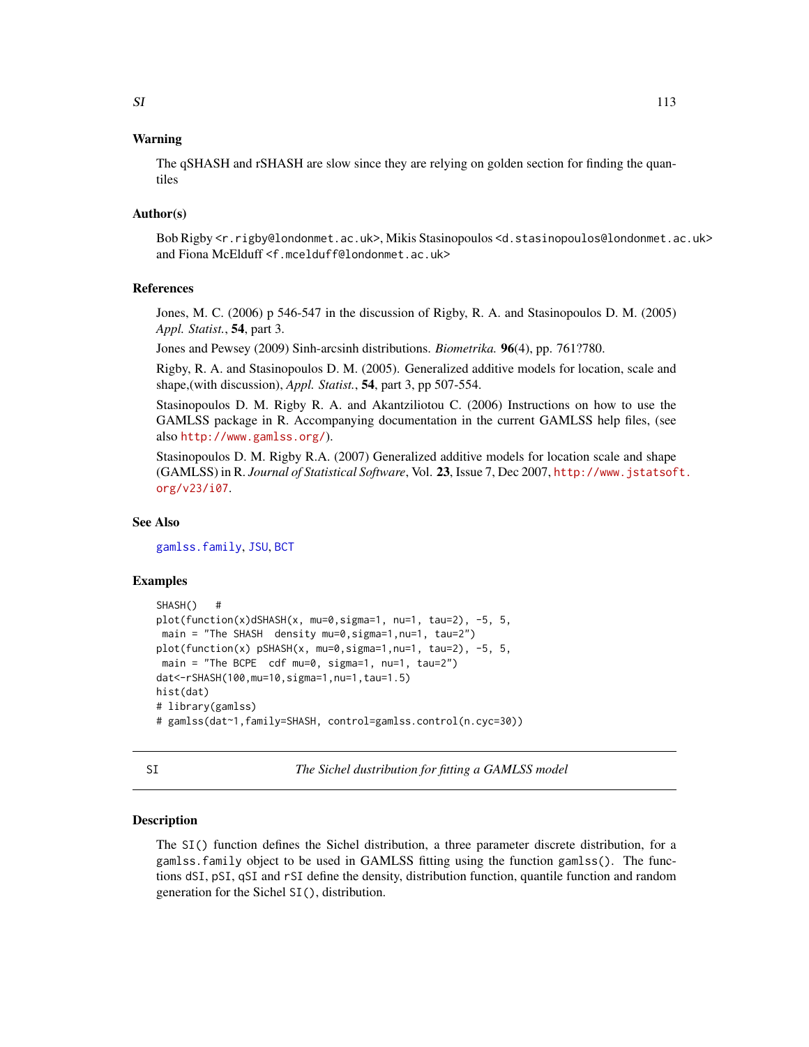## Warning

The qSHASH and rSHASH are slow since they are relying on golden section for finding the quantiles

## Author(s)

Bob Rigby <r.rigby@londonmet.ac.uk>, Mikis Stasinopoulos <d.stasinopoulos@londonmet.ac.uk> and Fiona McElduff <f.mcelduff@londonmet.ac.uk>

## References

Jones, M. C. (2006) p 546-547 in the discussion of Rigby, R. A. and Stasinopoulos D. M. (2005) *Appl. Statist.*, **54**, part 3.

Jones and Pewsey (2009) Sinh-arcsinh distributions. *Biometrika.* **96**(4), pp. 761?780.

Rigby, R. A. and Stasinopoulos D. M. (2005). Generalized additive models for location, scale and shape,(with discussion), *Appl. Statist.*, **54**, part 3, pp 507-554.

Stasinopoulos D. M. Rigby R. A. and Akantziliotou C. (2006) Instructions on how to use the GAMLSS package in R. Accompanying documentation in the current GAMLSS help files, (see also http://www.gamlss.org/).

Stasinopoulos D. M. Rigby R.A. (2007) Generalized additive models for location scale and shape (GAMLSS) in R. *Journal of Statistical Software*, Vol. **23**, Issue 7, Dec 2007, http://www.jstatsoft.org/v23/i07.

## See Also

gamlss.family, JSU, BCT

## Examples

```
SHASH()   #
plot(function(x)dSHASH(x, mu=0,sigma=1, nu=1, tau=2), -5, 5,
 main = "The SHASH  density mu=0,sigma=1,nu=1, tau=2")
plot(function(x) pSHASH(x, mu=0,sigma=1,nu=1, tau=2), -5, 5,
 main = "The BCPE  cdf mu=0, sigma=1, nu=1, tau=2")
dat<-rSHASH(100,mu=10,sigma=1,nu=1,tau=1.5)
hist(dat)
# library(gamlss)
# gamlss(dat~1,family=SHASH, control=gamlss.control(n.cyc=30))
```

---

SI *The Sichel dustribution for fitting a GAMLSS model*

---

## Description

The SI() function defines the Sichel distribution, a three parameter discrete distribution, for a gamlss.family object to be used in GAMLSS fitting using the function gamlss(). The functions dSI, pSI, qSI and rSI define the density, distribution function, quantile function and random generation for the Sichel SI(), distribution.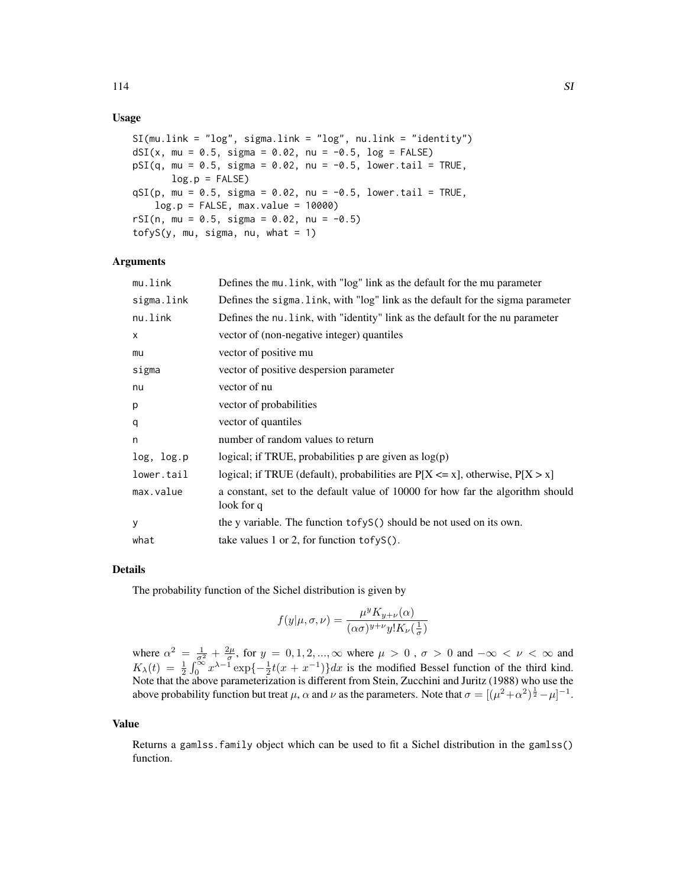## Usage

```
SI(mu.link = "log", sigma.link = "log", nu.link = "identity")
dSI(x, mu = 0.5, sigma = 0.02, nu = -0.5, log = FALSE)
pSI(q, mu = 0.5, sigma = 0.02, nu = -0.5, lower.tail = TRUE,
       log.p = FALSE)
qSI(p, mu = 0.5, sigma = 0.02, nu = -0.5, lower.tail = TRUE,
    log.p = FALSE, max.value = 10000)
rSI(n, mu = 0.5, sigma = 0.02, nu = -0.5)
tofyS(y, mu, sigma, nu, what = 1)
```

## Arguments

| | |
|---|---|
| mu.link | Defines the mu.link, with "log" link as the default for the mu parameter |
| sigma.link | Defines the sigma.link, with "log" link as the default for the sigma parameter |
| nu.link | Defines the nu.link, with "identity" link as the default for the nu parameter |
| x | vector of (non-negative integer) quantiles |
| mu | vector of positive mu |
| sigma | vector of positive despersion parameter |
| nu | vector of nu |
| p | vector of probabilities |
| q | vector of quantiles |
| n | number of random values to return |
| log, log.p | logical; if TRUE, probabilities p are given as log(p) |
| lower.tail | logical; if TRUE (default), probabilities are P[X <= x], otherwise, P[X > x] |
| max.value | a constant, set to the default value of 10000 for how far the algorithm should look for q |
| y | the y variable. The function tofyS() should be not used on its own. |
| what | take values 1 or 2, for function tofyS(). |

## Details

The probability function of the Sichel distribution is given by

$$f(y|\mu,\sigma,\nu) = \frac{\mu^y K_{y+\nu}(\alpha)}{(\alpha\sigma)^{y+\nu} y! K_\nu(\frac{1}{\sigma})}$$

where $\alpha^2 = \frac{1}{\sigma^2} + \frac{2\mu}{\sigma}$, for $y = 0, 1, 2, ..., \infty$ where $\mu > 0$ , $\sigma > 0$ and $-\infty < \nu < \infty$ and $K_\lambda(t) = \frac{1}{2}\int_0^\infty x^{\lambda-1} \exp\{-\frac{1}{2}t(x + x^{-1})\}dx$ is the modified Bessel function of the third kind. Note that the above parameterization is different from Stein, Zucchini and Juritz (1988) who use the above probability function but treat $\mu$, $\alpha$ and $\nu$ as the parameters. Note that $\sigma = [(\mu^2+\alpha^2)^{\frac{1}{2}} - \mu]^{-1}$.

## Value

Returns a gamlss.family object which can be used to fit a Sichel distribution in the gamlss() function.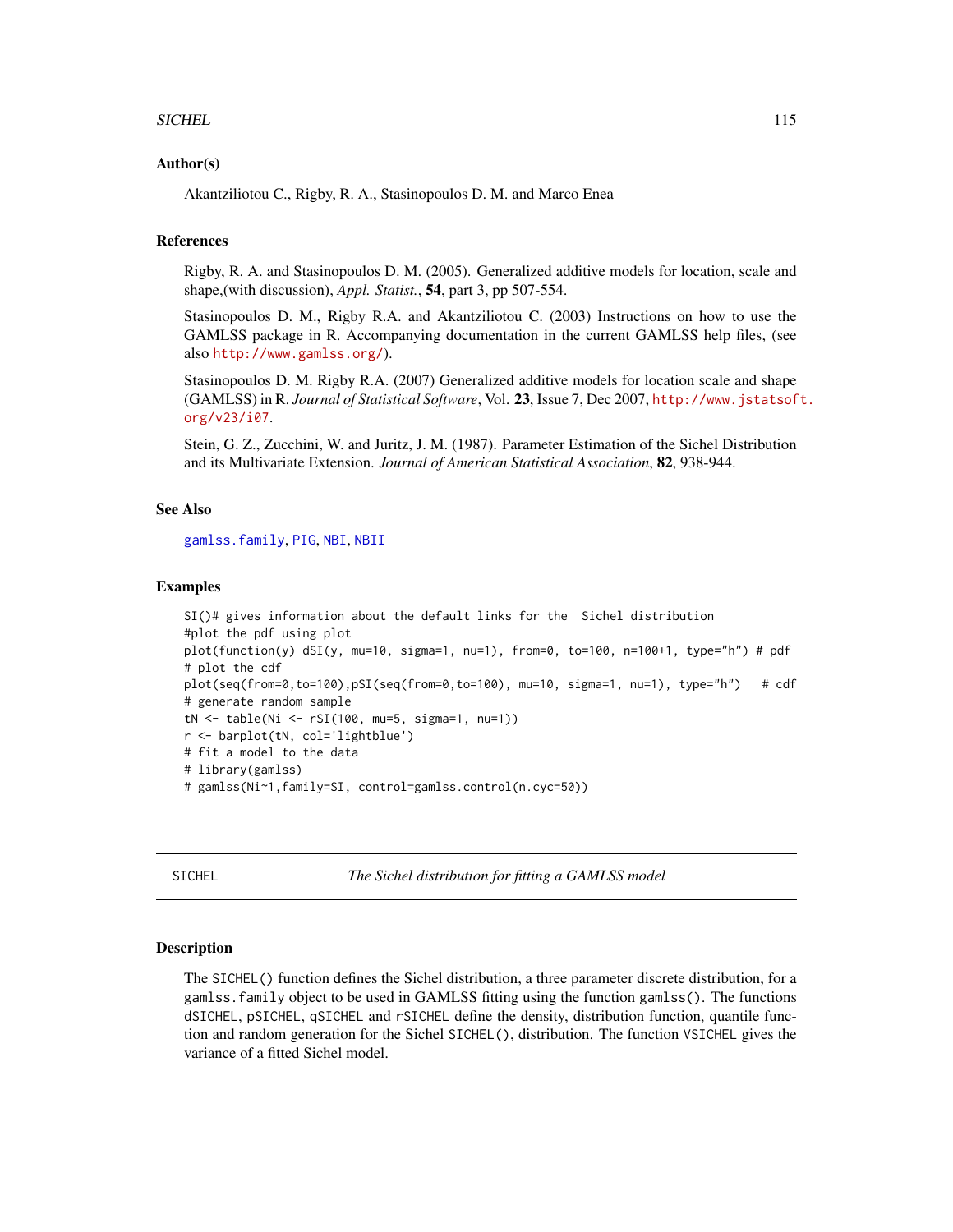## Author(s)

Akantziliotou C., Rigby, R. A., Stasinopoulos D. M. and Marco Enea

## References

Rigby, R. A. and Stasinopoulos D. M. (2005). Generalized additive models for location, scale and shape,(with discussion), *Appl. Statist.*, **54**, part 3, pp 507-554.

Stasinopoulos D. M., Rigby R.A. and Akantziliotou C. (2003) Instructions on how to use the GAMLSS package in R. Accompanying documentation in the current GAMLSS help files, (see also http://www.gamlss.org/).

Stasinopoulos D. M. Rigby R.A. (2007) Generalized additive models for location scale and shape (GAMLSS) in R. *Journal of Statistical Software*, Vol. **23**, Issue 7, Dec 2007, http://www.jstatsoft.org/v23/i07.

Stein, G. Z., Zucchini, W. and Juritz, J. M. (1987). Parameter Estimation of the Sichel Distribution and its Multivariate Extension. *Journal of American Statistical Association*, **82**, 938-944.

## See Also

gamlss.family, PIG, NBI, NBII

## Examples

```
SI()# gives information about the default links for the  Sichel distribution
#plot the pdf using plot
plot(function(y) dSI(y, mu=10, sigma=1, nu=1), from=0, to=100, n=100+1, type="h") # pdf
# plot the cdf
plot(seq(from=0,to=100),pSI(seq(from=0,to=100), mu=10, sigma=1, nu=1), type="h")   # cdf
# generate random sample
tN <- table(Ni <- rSI(100, mu=5, sigma=1, nu=1))
r <- barplot(tN, col='lightblue')
# fit a model to the data
# library(gamlss)
# gamlss(Ni~1,family=SI, control=gamlss.control(n.cyc=50))
```

---

# SICHEL — *The Sichel distribution for fitting a GAMLSS model*

## Description

The `SICHEL()` function defines the Sichel distribution, a three parameter discrete distribution, for a `gamlss.family` object to be used in GAMLSS fitting using the function `gamlss()`. The functions `dSICHEL`, `pSICHEL`, `qSICHEL` and `rSICHEL` define the density, distribution function, quantile function and random generation for the Sichel `SICHEL()`, distribution. The function `VSICHEL` gives the variance of a fitted Sichel model.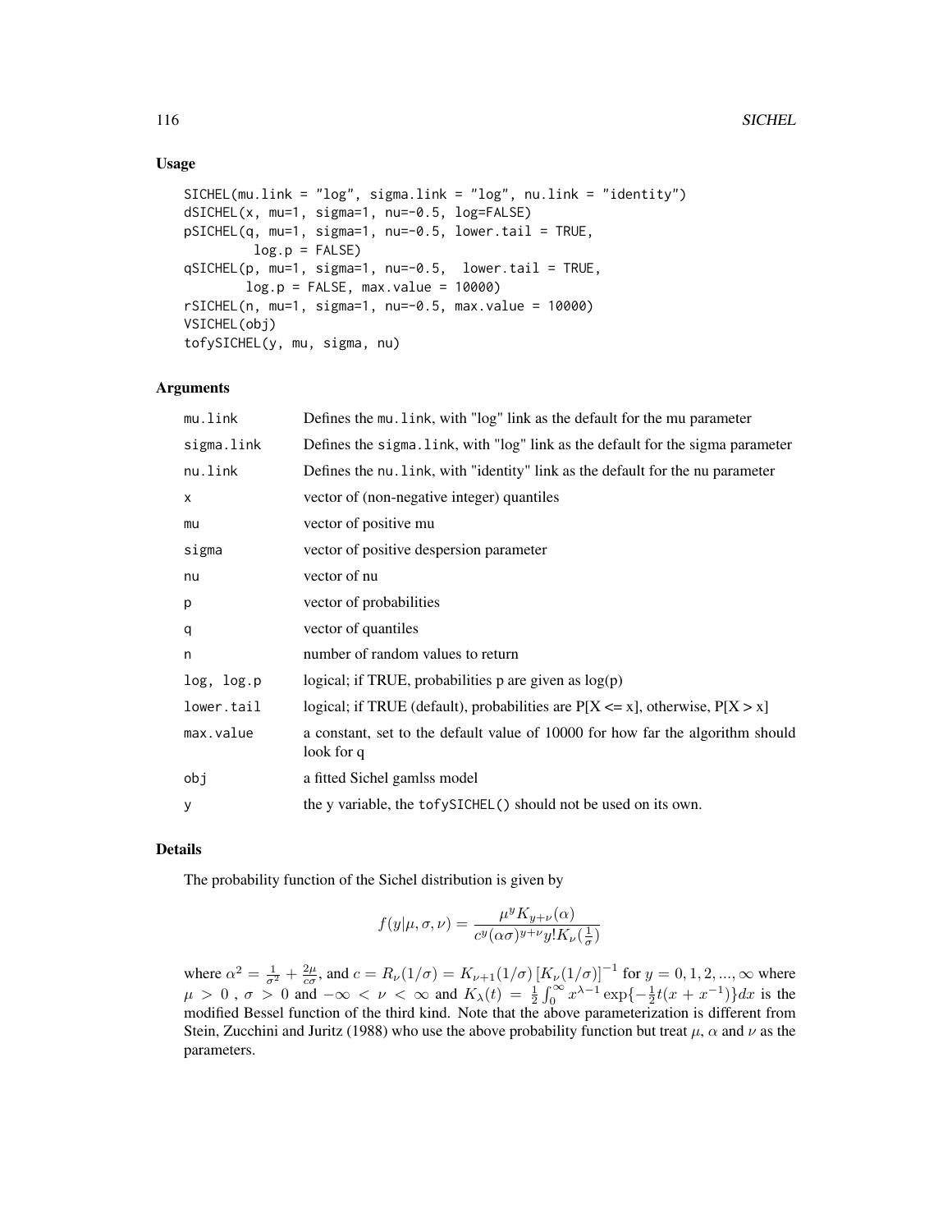## Usage

```
SICHEL(mu.link = "log", sigma.link = "log", nu.link = "identity")
dSICHEL(x, mu=1, sigma=1, nu=-0.5, log=FALSE)
pSICHEL(q, mu=1, sigma=1, nu=-0.5, lower.tail = TRUE,
         log.p = FALSE)
qSICHEL(p, mu=1, sigma=1, nu=-0.5,  lower.tail = TRUE,
        log.p = FALSE, max.value = 10000)
rSICHEL(n, mu=1, sigma=1, nu=-0.5, max.value = 10000)
VSICHEL(obj)
tofySICHEL(y, mu, sigma, nu)
```

## Arguments

| | |
|---|---|
| `mu.link` | Defines the `mu.link`, with "log" link as the default for the mu parameter |
| `sigma.link` | Defines the `sigma.link`, with "log" link as the default for the sigma parameter |
| `nu.link` | Defines the `nu.link`, with "identity" link as the default for the nu parameter |
| `x` | vector of (non-negative integer) quantiles |
| `mu` | vector of positive mu |
| `sigma` | vector of positive despersion parameter |
| `nu` | vector of nu |
| `p` | vector of probabilities |
| `q` | vector of quantiles |
| `n` | number of random values to return |
| `log, log.p` | logical; if TRUE, probabilities p are given as log(p) |
| `lower.tail` | logical; if TRUE (default), probabilities are P[X <= x], otherwise, P[X > x] |
| `max.value` | a constant, set to the default value of 10000 for how far the algorithm should look for q |
| `obj` | a fitted Sichel gamlss model |
| `y` | the y variable, the `tofySICHEL()` should not be used on its own. |

## Details

The probability function of the Sichel distribution is given by

$$f(y|\mu,\sigma,\nu) = \frac{\mu^y K_{y+\nu}(\alpha)}{c^y (\alpha\sigma)^{y+\nu} y! K_\nu(\frac{1}{\sigma})}$$

where $\alpha^2 = \frac{1}{\sigma^2} + \frac{2\mu}{c\sigma}$, and $c = R_\nu(1/\sigma) = K_{\nu+1}(1/\sigma)\left[K_\nu(1/\sigma)\right]^{-1}$ for $y = 0, 1, 2, ..., \infty$ where $\mu > 0$ , $\sigma > 0$ and $-\infty < \nu < \infty$ and $K_\lambda(t) = \frac{1}{2}\int_0^\infty x^{\lambda-1}\exp\{-\frac{1}{2}t(x+x^{-1})\}dx$ is the modified Bessel function of the third kind. Note that the above parameterization is different from Stein, Zucchini and Juritz (1988) who use the above probability function but treat $\mu$, $\alpha$ and $\nu$ as the parameters.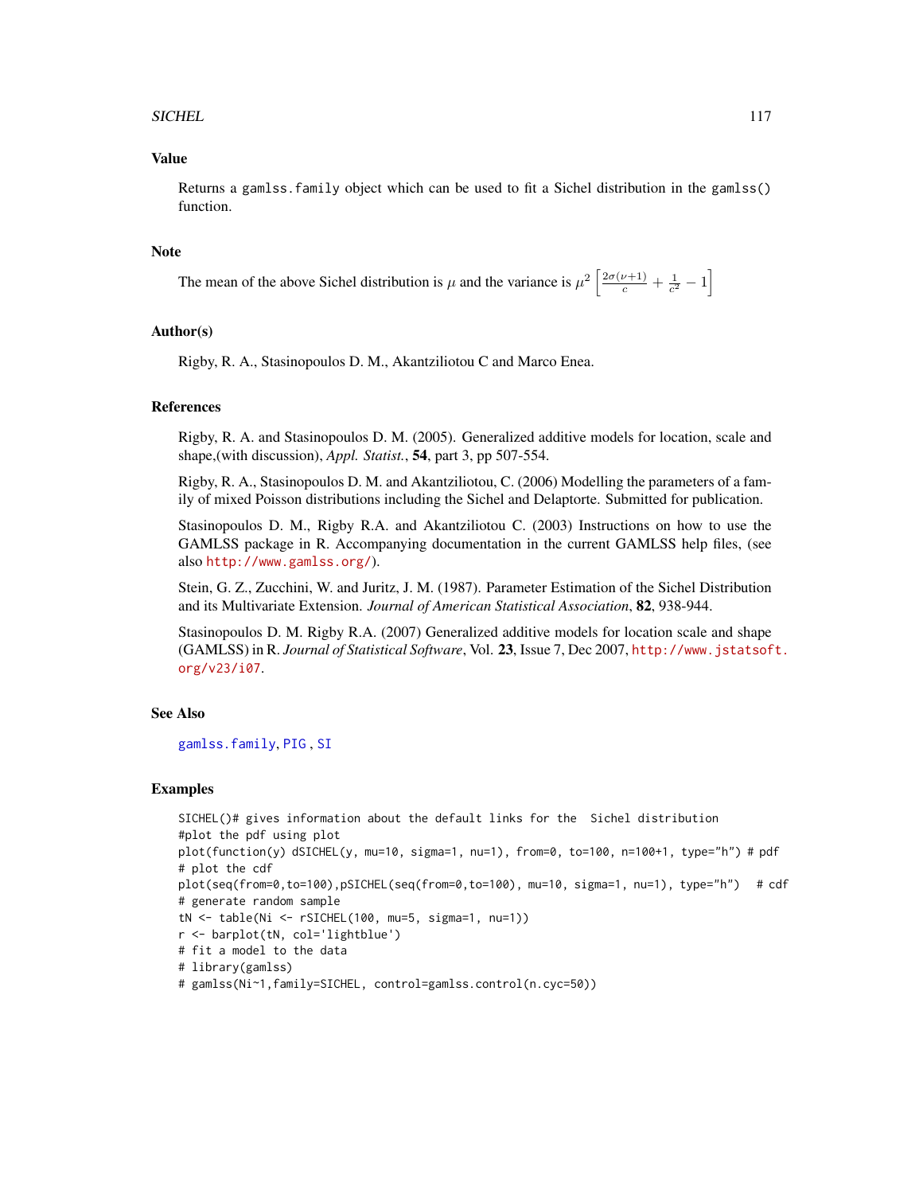## Value

Returns a `gamlss.family` object which can be used to fit a Sichel distribution in the `gamlss()` function.

## Note

The mean of the above Sichel distribution is $\mu$ and the variance is $\mu^2 \left[\frac{2\sigma(\nu+1)}{c} + \frac{1}{c^2} - 1\right]$

## Author(s)

Rigby, R. A., Stasinopoulos D. M., Akantziliotou C and Marco Enea.

## References

Rigby, R. A. and Stasinopoulos D. M. (2005). Generalized additive models for location, scale and shape,(with discussion), *Appl. Statist.*, **54**, part 3, pp 507-554.

Rigby, R. A., Stasinopoulos D. M. and Akantziliotou, C. (2006) Modelling the parameters of a family of mixed Poisson distributions including the Sichel and Delaptorte. Submitted for publication.

Stasinopoulos D. M., Rigby R.A. and Akantziliotou C. (2003) Instructions on how to use the GAMLSS package in R. Accompanying documentation in the current GAMLSS help files, (see also http://www.gamlss.org/).

Stein, G. Z., Zucchini, W. and Juritz, J. M. (1987). Parameter Estimation of the Sichel Distribution and its Multivariate Extension. *Journal of American Statistical Association*, **82**, 938-944.

Stasinopoulos D. M. Rigby R.A. (2007) Generalized additive models for location scale and shape (GAMLSS) in R. *Journal of Statistical Software*, Vol. **23**, Issue 7, Dec 2007, http://www.jstatsoft.org/v23/i07.

## See Also

gamlss.family, PIG , SI

## Examples

```
SICHEL()# gives information about the default links for the  Sichel distribution
#plot the pdf using plot
plot(function(y) dSICHEL(y, mu=10, sigma=1, nu=1), from=0, to=100, n=100+1, type="h") # pdf
# plot the cdf
plot(seq(from=0,to=100),pSICHEL(seq(from=0,to=100), mu=10, sigma=1, nu=1), type="h")   # cdf
# generate random sample
tN <- table(Ni <- rSICHEL(100, mu=5, sigma=1, nu=1))
r <- barplot(tN, col='lightblue')
# fit a model to the data
# library(gamlss)
# gamlss(Ni~1,family=SICHEL, control=gamlss.control(n.cyc=50))
```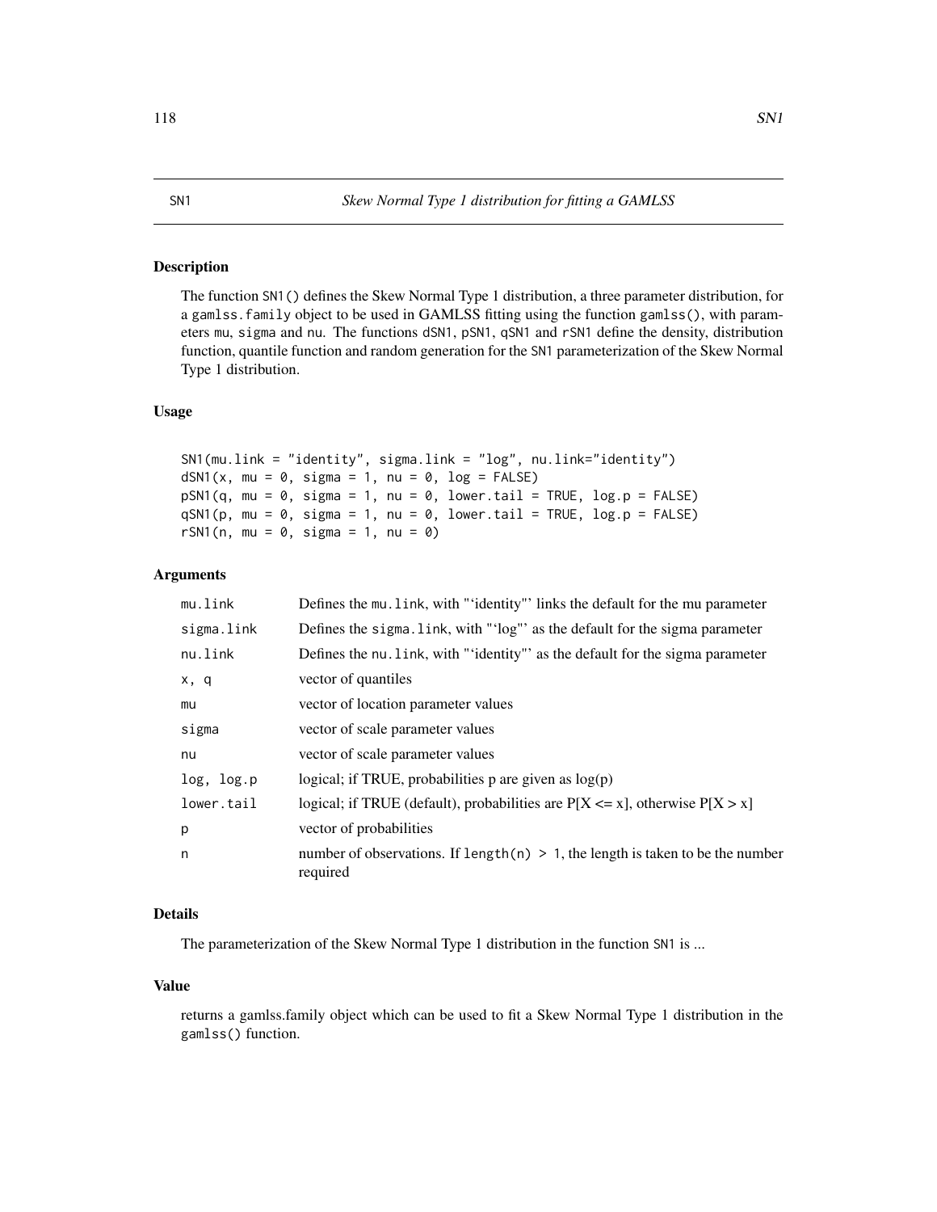SN1 *Skew Normal Type 1 distribution for fitting a GAMLSS*

## Description

The function SN1() defines the Skew Normal Type 1 distribution, a three parameter distribution, for a gamlss.family object to be used in GAMLSS fitting using the function gamlss(), with parameters mu, sigma and nu. The functions dSN1, pSN1, qSN1 and rSN1 define the density, distribution function, quantile function and random generation for the SN1 parameterization of the Skew Normal Type 1 distribution.

## Usage

```
SN1(mu.link = "identity", sigma.link = "log", nu.link="identity")
dSN1(x, mu = 0, sigma = 1, nu = 0, log = FALSE)
pSN1(q, mu = 0, sigma = 1, nu = 0, lower.tail = TRUE, log.p = FALSE)
qSN1(p, mu = 0, sigma = 1, nu = 0, lower.tail = TRUE, log.p = FALSE)
rSN1(n, mu = 0, sigma = 1, nu = 0)
```

## Arguments

| | |
|---|---|
| mu.link | Defines the mu.link, with "'identity"' links the default for the mu parameter |
| sigma.link | Defines the sigma.link, with "'log"' as the default for the sigma parameter |
| nu.link | Defines the nu.link, with "'identity"' as the default for the sigma parameter |
| x, q | vector of quantiles |
| mu | vector of location parameter values |
| sigma | vector of scale parameter values |
| nu | vector of scale parameter values |
| log, log.p | logical; if TRUE, probabilities p are given as log(p) |
| lower.tail | logical; if TRUE (default), probabilities are P[X <= x], otherwise P[X > x] |
| p | vector of probabilities |
| n | number of observations. If length(n) > 1, the length is taken to be the number required |

## Details

The parameterization of the Skew Normal Type 1 distribution in the function SN1 is ...

## Value

returns a gamlss.family object which can be used to fit a Skew Normal Type 1 distribution in the gamlss() function.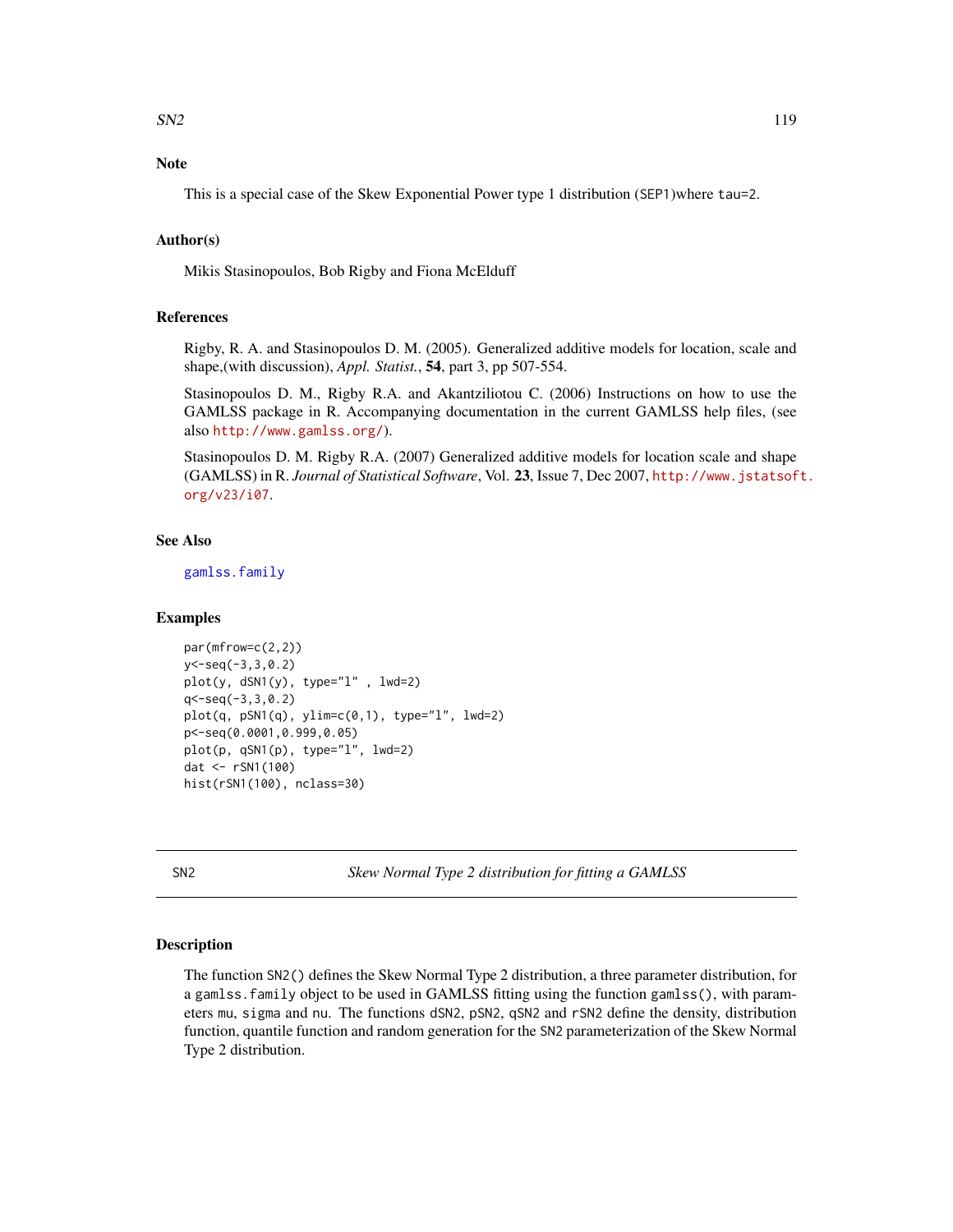## Note

This is a special case of the Skew Exponential Power type 1 distribution (SEP1)where tau=2.

## Author(s)

Mikis Stasinopoulos, Bob Rigby and Fiona McElduff

## References

Rigby, R. A. and Stasinopoulos D. M. (2005). Generalized additive models for location, scale and shape,(with discussion), *Appl. Statist.*, **54**, part 3, pp 507-554.

Stasinopoulos D. M., Rigby R.A. and Akantziliotou C. (2006) Instructions on how to use the GAMLSS package in R. Accompanying documentation in the current GAMLSS help files, (see also http://www.gamlss.org/).

Stasinopoulos D. M. Rigby R.A. (2007) Generalized additive models for location scale and shape (GAMLSS) in R. *Journal of Statistical Software*, Vol. **23**, Issue 7, Dec 2007, http://www.jstatsoft.org/v23/i07.

## See Also

gamlss.family

## Examples

```
par(mfrow=c(2,2))
y<-seq(-3,3,0.2)
plot(y, dSN1(y), type="l" , lwd=2)
q<-seq(-3,3,0.2)
plot(q, pSN1(q), ylim=c(0,1), type="l", lwd=2)
p<-seq(0.0001,0.999,0.05)
plot(p, qSN1(p), type="l", lwd=2)
dat <- rSN1(100)
hist(rSN1(100), nclass=30)
```

---

# SN2 — *Skew Normal Type 2 distribution for fitting a GAMLSS*

## Description

The function SN2() defines the Skew Normal Type 2 distribution, a three parameter distribution, for a gamlss.family object to be used in GAMLSS fitting using the function gamlss(), with parameters mu, sigma and nu. The functions dSN2, pSN2, qSN2 and rSN2 define the density, distribution function, quantile function and random generation for the SN2 parameterization of the Skew Normal Type 2 distribution.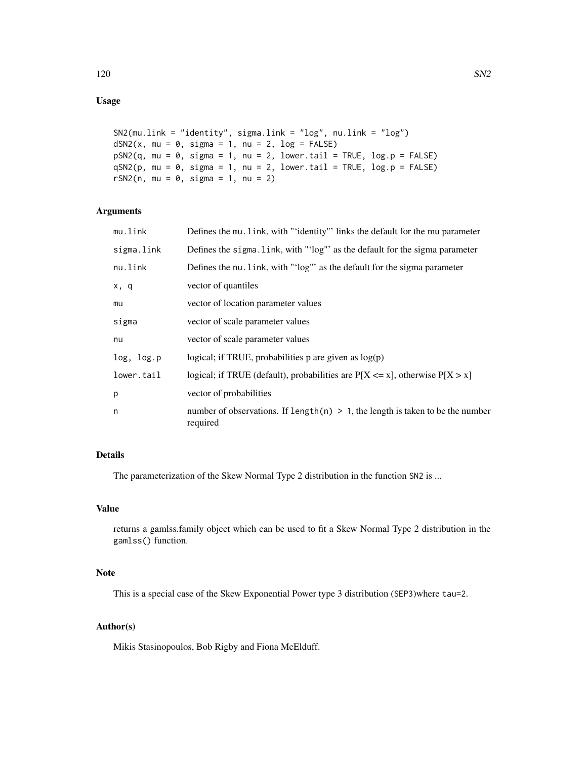## Usage

```
SN2(mu.link = "identity", sigma.link = "log", nu.link = "log")
dSN2(x, mu = 0, sigma = 1, nu = 2, log = FALSE)
pSN2(q, mu = 0, sigma = 1, nu = 2, lower.tail = TRUE, log.p = FALSE)
qSN2(p, mu = 0, sigma = 1, nu = 2, lower.tail = TRUE, log.p = FALSE)
rSN2(n, mu = 0, sigma = 1, nu = 2)
```

## Arguments

| | |
|---|---|
| mu.link | Defines the mu.link, with "'identity"' links the default for the mu parameter |
| sigma.link | Defines the sigma.link, with "'log"' as the default for the sigma parameter |
| nu.link | Defines the nu.link, with "'log"' as the default for the sigma parameter |
| x, q | vector of quantiles |
| mu | vector of location parameter values |
| sigma | vector of scale parameter values |
| nu | vector of scale parameter values |
| log, log.p | logical; if TRUE, probabilities p are given as log(p) |
| lower.tail | logical; if TRUE (default), probabilities are P[X <= x], otherwise P[X > x] |
| p | vector of probabilities |
| n | number of observations. If length(n) > 1, the length is taken to be the number required |

## Details

The parameterization of the Skew Normal Type 2 distribution in the function SN2 is ...

## Value

returns a gamlss.family object which can be used to fit a Skew Normal Type 2 distribution in the gamlss() function.

## Note

This is a special case of the Skew Exponential Power type 3 distribution (SEP3)where tau=2.

## Author(s)

Mikis Stasinopoulos, Bob Rigby and Fiona McElduff.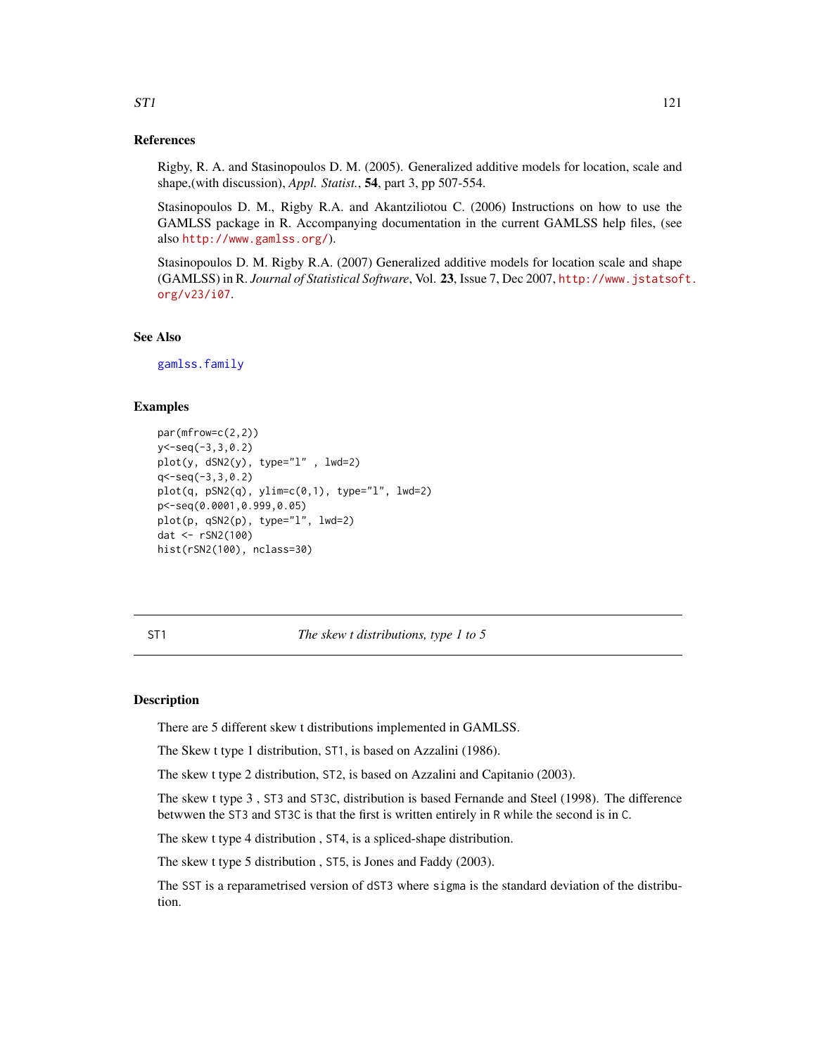## References

Rigby, R. A. and Stasinopoulos D. M. (2005). Generalized additive models for location, scale and shape,(with discussion), *Appl. Statist.*, **54**, part 3, pp 507-554.

Stasinopoulos D. M., Rigby R.A. and Akantziliotou C. (2006) Instructions on how to use the GAMLSS package in R. Accompanying documentation in the current GAMLSS help files, (see also http://www.gamlss.org/).

Stasinopoulos D. M. Rigby R.A. (2007) Generalized additive models for location scale and shape (GAMLSS) in R. *Journal of Statistical Software*, Vol. **23**, Issue 7, Dec 2007, http://www.jstatsoft.org/v23/i07.

## See Also

gamlss.family

## Examples

```
par(mfrow=c(2,2))
y<-seq(-3,3,0.2)
plot(y, dSN2(y), type="l" , lwd=2)
q<-seq(-3,3,0.2)
plot(q, pSN2(q), ylim=c(0,1), type="l", lwd=2)
p<-seq(0.0001,0.999,0.05)
plot(p, qSN2(p), type="l", lwd=2)
dat <- rSN2(100)
hist(rSN2(100), nclass=30)
```

---

# ST1 — *The skew t distributions, type 1 to 5*

## Description

There are 5 different skew t distributions implemented in GAMLSS.

The Skew t type 1 distribution, ST1, is based on Azzalini (1986).

The skew t type 2 distribution, ST2, is based on Azzalini and Capitanio (2003).

The skew t type 3 , ST3 and ST3C, distribution is based Fernande and Steel (1998). The difference betwwen the ST3 and ST3C is that the first is written entirely in R while the second is in C.

The skew t type 4 distribution , ST4, is a spliced-shape distribution.

The skew t type 5 distribution , ST5, is Jones and Faddy (2003).

The SST is a reparametrised version of dST3 where sigma is the standard deviation of the distribution.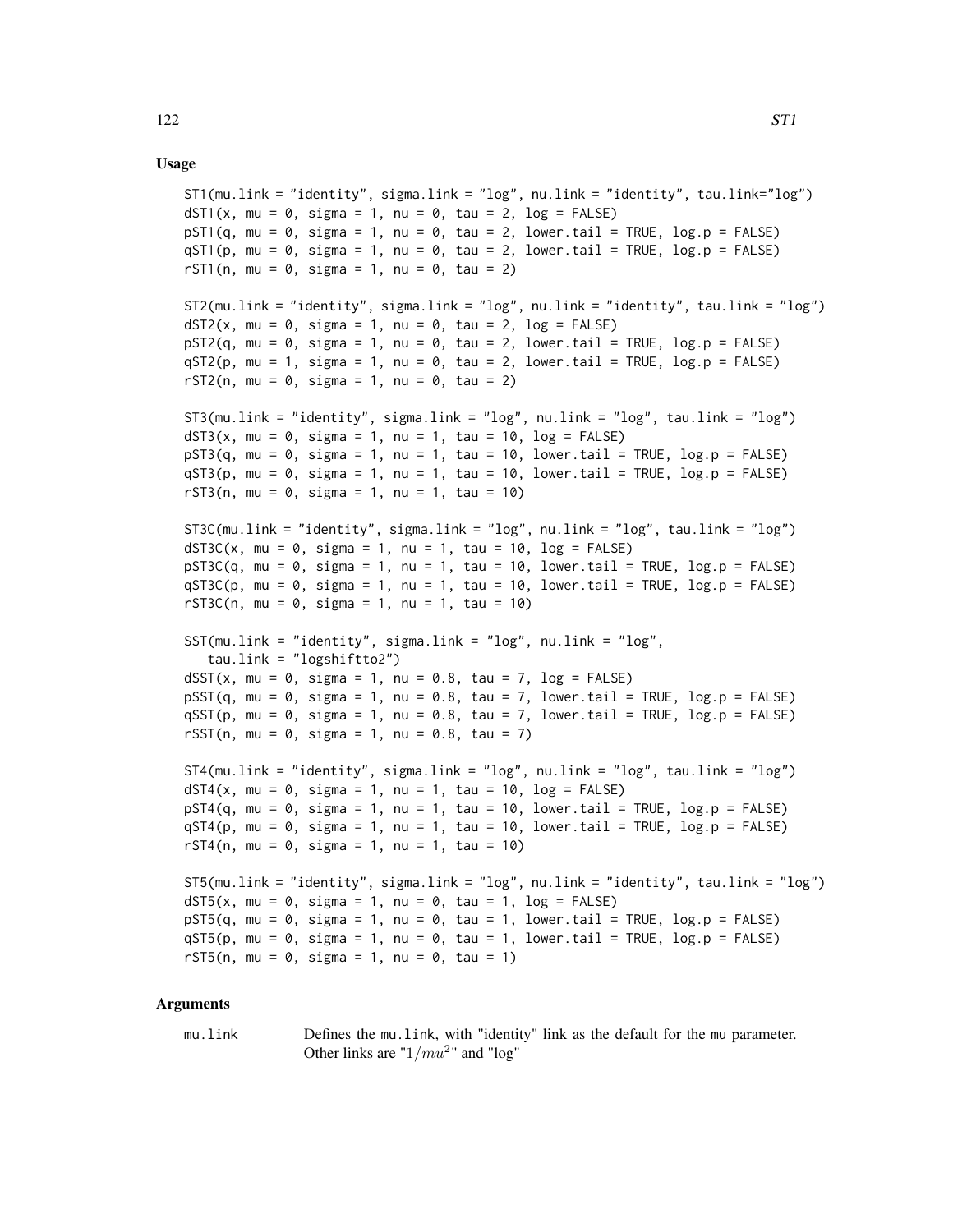## Usage

```
ST1(mu.link = "identity", sigma.link = "log", nu.link = "identity", tau.link="log")
dST1(x, mu = 0, sigma = 1, nu = 0, tau = 2, log = FALSE)
pST1(q, mu = 0, sigma = 1, nu = 0, tau = 2, lower.tail = TRUE, log.p = FALSE)
qST1(p, mu = 0, sigma = 1, nu = 0, tau = 2, lower.tail = TRUE, log.p = FALSE)
rST1(n, mu = 0, sigma = 1, nu = 0, tau = 2)

ST2(mu.link = "identity", sigma.link = "log", nu.link = "identity", tau.link = "log")
dST2(x, mu = 0, sigma = 1, nu = 0, tau = 2, log = FALSE)
pST2(q, mu = 0, sigma = 1, nu = 0, tau = 2, lower.tail = TRUE, log.p = FALSE)
qST2(p, mu = 1, sigma = 1, nu = 0, tau = 2, lower.tail = TRUE, log.p = FALSE)
rST2(n, mu = 0, sigma = 1, nu = 0, tau = 2)

ST3(mu.link = "identity", sigma.link = "log", nu.link = "log", tau.link = "log")
dST3(x, mu = 0, sigma = 1, nu = 1, tau = 10, log = FALSE)
pST3(q, mu = 0, sigma = 1, nu = 1, tau = 10, lower.tail = TRUE, log.p = FALSE)
qST3(p, mu = 0, sigma = 1, nu = 1, tau = 10, lower.tail = TRUE, log.p = FALSE)
rST3(n, mu = 0, sigma = 1, nu = 1, tau = 10)

ST3C(mu.link = "identity", sigma.link = "log", nu.link = "log", tau.link = "log")
dST3C(x, mu = 0, sigma = 1, nu = 1, tau = 10, log = FALSE)
pST3C(q, mu = 0, sigma = 1, nu = 1, tau = 10, lower.tail = TRUE, log.p = FALSE)
qST3C(p, mu = 0, sigma = 1, nu = 1, tau = 10, lower.tail = TRUE, log.p = FALSE)
rST3C(n, mu = 0, sigma = 1, nu = 1, tau = 10)

SST(mu.link = "identity", sigma.link = "log", nu.link = "log",
   tau.link = "logshiftto2")
dSST(x, mu = 0, sigma = 1, nu = 0.8, tau = 7, log = FALSE)
pSST(q, mu = 0, sigma = 1, nu = 0.8, tau = 7, lower.tail = TRUE, log.p = FALSE)
qSST(p, mu = 0, sigma = 1, nu = 0.8, tau = 7, lower.tail = TRUE, log.p = FALSE)
rSST(n, mu = 0, sigma = 1, nu = 0.8, tau = 7)

ST4(mu.link = "identity", sigma.link = "log", nu.link = "log", tau.link = "log")
dST4(x, mu = 0, sigma = 1, nu = 1, tau = 10, log = FALSE)
pST4(q, mu = 0, sigma = 1, nu = 1, tau = 10, lower.tail = TRUE, log.p = FALSE)
qST4(p, mu = 0, sigma = 1, nu = 1, tau = 10, lower.tail = TRUE, log.p = FALSE)
rST4(n, mu = 0, sigma = 1, nu = 1, tau = 10)

ST5(mu.link = "identity", sigma.link = "log", nu.link = "identity", tau.link = "log")
dST5(x, mu = 0, sigma = 1, nu = 0, tau = 1, log = FALSE)
pST5(q, mu = 0, sigma = 1, nu = 0, tau = 1, lower.tail = TRUE, log.p = FALSE)
qST5(p, mu = 0, sigma = 1, nu = 0, tau = 1, lower.tail = TRUE, log.p = FALSE)
rST5(n, mu = 0, sigma = 1, nu = 0, tau = 1)
```

## Arguments

`mu.link` Defines the `mu.link`, with "identity" link as the default for the `mu` parameter. Other links are "$1/mu^2$" and "log"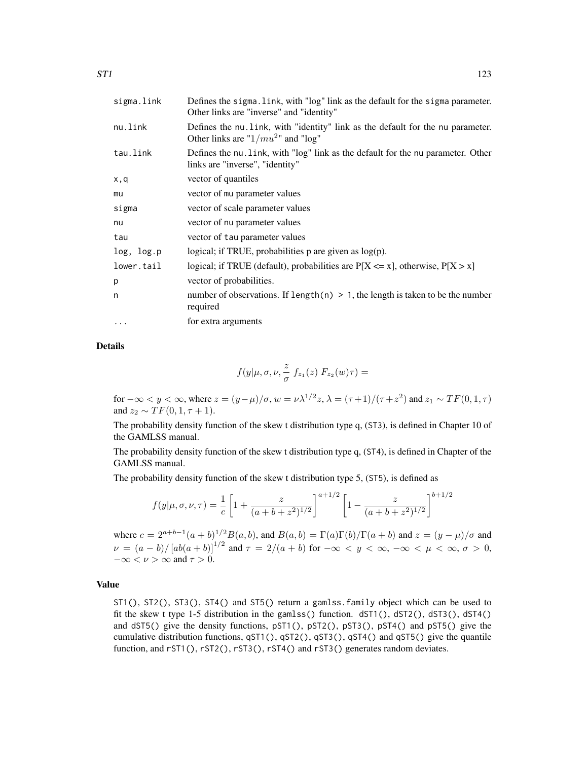| | |
|---|---|
| sigma.link | Defines the sigma.link, with "log" link as the default for the sigma parameter. Other links are "inverse" and "identity" |
| nu.link | Defines the nu.link, with "identity" link as the default for the nu parameter. Other links are "$1/mu^2$" and "log" |
| tau.link | Defines the nu.link, with "log" link as the default for the nu parameter. Other links are "inverse", "identity" |
| x,q | vector of quantiles |
| mu | vector of mu parameter values |
| sigma | vector of scale parameter values |
| nu | vector of nu parameter values |
| tau | vector of tau parameter values |
| log, log.p | logical; if TRUE, probabilities p are given as log(p). |
| lower.tail | logical; if TRUE (default), probabilities are P[X <= x], otherwise, P[X > x] |
| p | vector of probabilities. |
| n | number of observations. If `length(n) > 1`, the length is taken to be the number required |
| ... | for extra arguments |

## Details

$$f(y|\mu, \sigma, \nu, \frac{z}{\sigma} \; f_{z_1}(z) \; F_{z_2}(w)\tau) =$$

for $-\infty < y < \infty$, where $z = (y - \mu)/\sigma$, $w = \nu\lambda^{1/2}z$, $\lambda = (\tau+1)/(\tau+z^2)$ and $z_1 \sim TF(0, 1, \tau)$ and $z_2 \sim TF(0, 1, \tau+1)$.

The probability density function of the skew t distribution type q, (ST3), is defined in Chapter 10 of the GAMLSS manual.

The probability density function of the skew t distribution type q, (ST4), is defined in Chapter of the GAMLSS manual.

The probability density function of the skew t distribution type 5, (ST5), is defined as

$$f(y|\mu, \sigma, \nu, \tau) = \frac{1}{c}\left[1 + \frac{z}{(a+b+z^2)^{1/2}}\right]^{a+1/2}\left[1 - \frac{z}{(a+b+z^2)^{1/2}}\right]^{b+1/2}$$

where $c = 2^{a+b-1}(a+b)^{1/2}B(a,b)$, and $B(a,b) = \Gamma(a)\Gamma(b)/\Gamma(a+b)$ and $z = (y-\mu)/\sigma$ and $\nu = (a-b)/\left[ab(a+b)\right]^{1/2}$ and $\tau = 2/(a+b)$ for $-\infty < y < \infty$, $-\infty < \mu < \infty$, $\sigma > 0$, $-\infty < \nu > \infty$ and $\tau > 0$.

## Value

ST1(), ST2(), ST3(), ST4() and ST5() return a gamlss.family object which can be used to fit the skew t type 1-5 distribution in the gamlss() function. dST1(), dST2(), dST3(), dST4() and dST5() give the density functions, pST1(), pST2(), pST3(), pST4() and pST5() give the cumulative distribution functions, qST1(), qST2(), qST3(), qST4() and qST5() give the quantile function, and rST1(), rST2(), rST3(), rST4() and rST3() generates random deviates.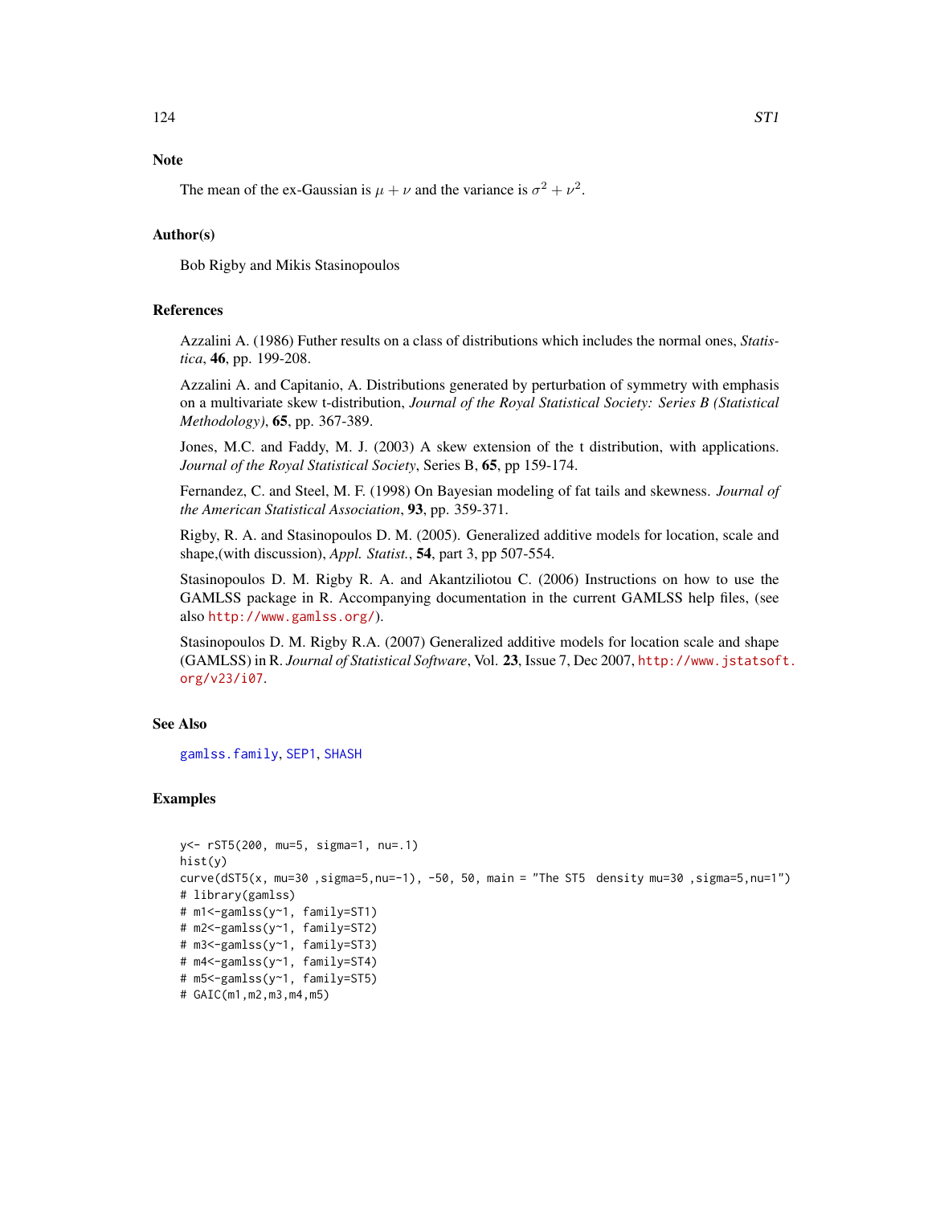## Note

The mean of the ex-Gaussian is $\mu + \nu$ and the variance is $\sigma^2 + \nu^2$.

## Author(s)

Bob Rigby and Mikis Stasinopoulos

## References

Azzalini A. (1986) Futher results on a class of distributions which includes the normal ones, *Statistica*, **46**, pp. 199-208.

Azzalini A. and Capitanio, A. Distributions generated by perturbation of symmetry with emphasis on a multivariate skew t-distribution, *Journal of the Royal Statistical Society: Series B (Statistical Methodology)*, **65**, pp. 367-389.

Jones, M.C. and Faddy, M. J. (2003) A skew extension of the t distribution, with applications. *Journal of the Royal Statistical Society*, Series B, **65**, pp 159-174.

Fernandez, C. and Steel, M. F. (1998) On Bayesian modeling of fat tails and skewness. *Journal of the American Statistical Association*, **93**, pp. 359-371.

Rigby, R. A. and Stasinopoulos D. M. (2005). Generalized additive models for location, scale and shape,(with discussion), *Appl. Statist.*, **54**, part 3, pp 507-554.

Stasinopoulos D. M. Rigby R. A. and Akantziliotou C. (2006) Instructions on how to use the GAMLSS package in R. Accompanying documentation in the current GAMLSS help files, (see also http://www.gamlss.org/).

Stasinopoulos D. M. Rigby R.A. (2007) Generalized additive models for location scale and shape (GAMLSS) in R. *Journal of Statistical Software*, Vol. **23**, Issue 7, Dec 2007, http://www.jstatsoft.org/v23/i07.

## See Also

gamlss.family, SEP1, SHASH

## Examples

```
y<- rST5(200, mu=5, sigma=1, nu=.1)
hist(y)
curve(dST5(x, mu=30 ,sigma=5,nu=-1), -50, 50, main = "The ST5  density mu=30 ,sigma=5,nu=1")
# library(gamlss)
# m1<-gamlss(y~1, family=ST1)
# m2<-gamlss(y~1, family=ST2)
# m3<-gamlss(y~1, family=ST3)
# m4<-gamlss(y~1, family=ST4)
# m5<-gamlss(y~1, family=ST5)
# GAIC(m1,m2,m3,m4,m5)
```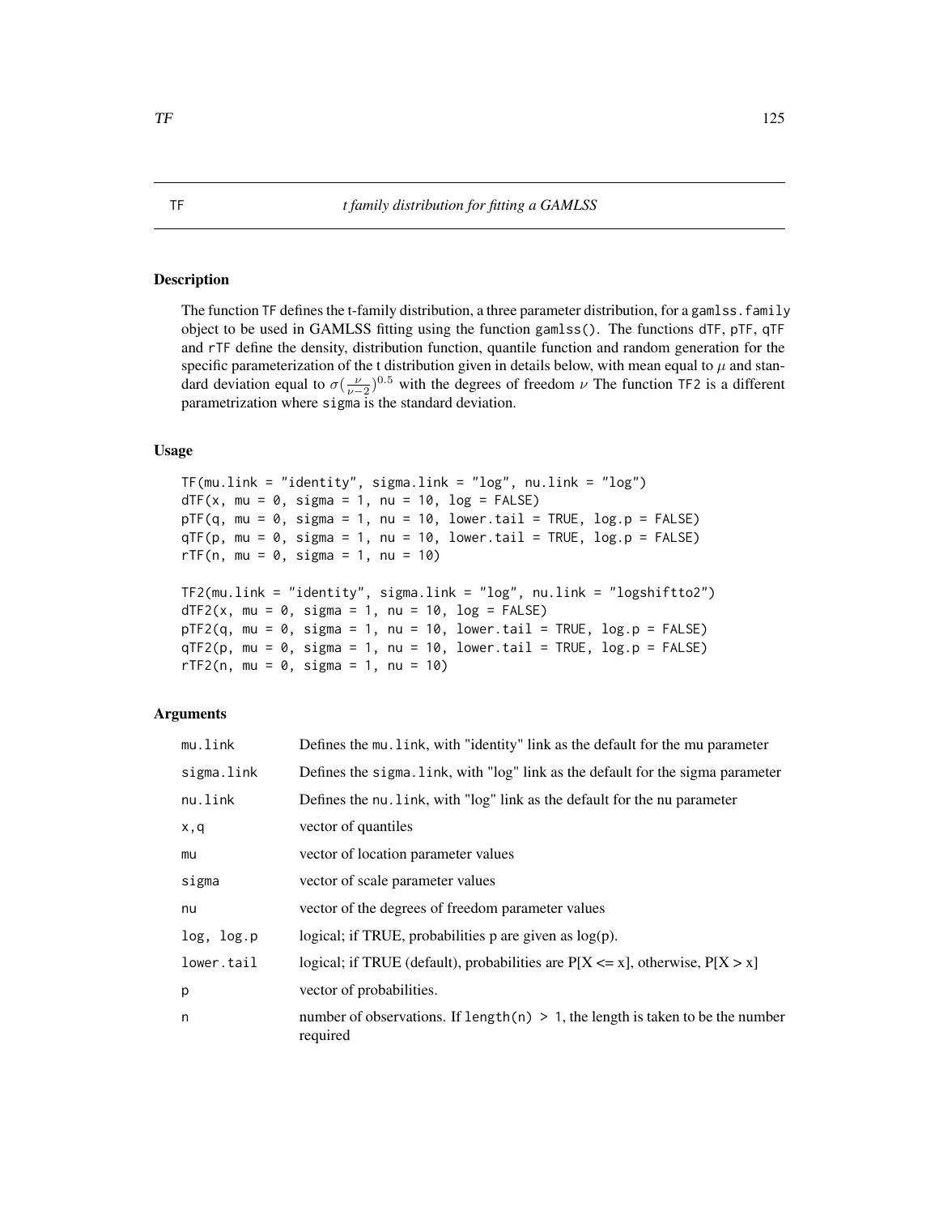# TF — *t family distribution for fitting a GAMLSS*

## Description

The function TF defines the t-family distribution, a three parameter distribution, for a gamlss.family object to be used in GAMLSS fitting using the function gamlss(). The functions dTF, pTF, qTF and rTF define the density, distribution function, quantile function and random generation for the specific parameterization of the t distribution given in details below, with mean equal to $\mu$ and standard deviation equal to $\sigma(\frac{\nu}{\nu-2})^{0.5}$ with the degrees of freedom $\nu$ The function TF2 is a different parametrization where sigma is the standard deviation.

## Usage

```
TF(mu.link = "identity", sigma.link = "log", nu.link = "log")
dTF(x, mu = 0, sigma = 1, nu = 10, log = FALSE)
pTF(q, mu = 0, sigma = 1, nu = 10, lower.tail = TRUE, log.p = FALSE)
qTF(p, mu = 0, sigma = 1, nu = 10, lower.tail = TRUE, log.p = FALSE)
rTF(n, mu = 0, sigma = 1, nu = 10)

TF2(mu.link = "identity", sigma.link = "log", nu.link = "logshiftto2")
dTF2(x, mu = 0, sigma = 1, nu = 10, log = FALSE)
pTF2(q, mu = 0, sigma = 1, nu = 10, lower.tail = TRUE, log.p = FALSE)
qTF2(p, mu = 0, sigma = 1, nu = 10, lower.tail = TRUE, log.p = FALSE)
rTF2(n, mu = 0, sigma = 1, nu = 10)
```

## Arguments

| | |
|---|---|
| mu.link | Defines the mu.link, with "identity" link as the default for the mu parameter |
| sigma.link | Defines the sigma.link, with "log" link as the default for the sigma parameter |
| nu.link | Defines the nu.link, with "log" link as the default for the nu parameter |
| x,q | vector of quantiles |
| mu | vector of location parameter values |
| sigma | vector of scale parameter values |
| nu | vector of the degrees of freedom parameter values |
| log, log.p | logical; if TRUE, probabilities p are given as log(p). |
| lower.tail | logical; if TRUE (default), probabilities are P[X <= x], otherwise, P[X > x] |
| p | vector of probabilities. |
| n | number of observations. If length(n) > 1, the length is taken to be the number required |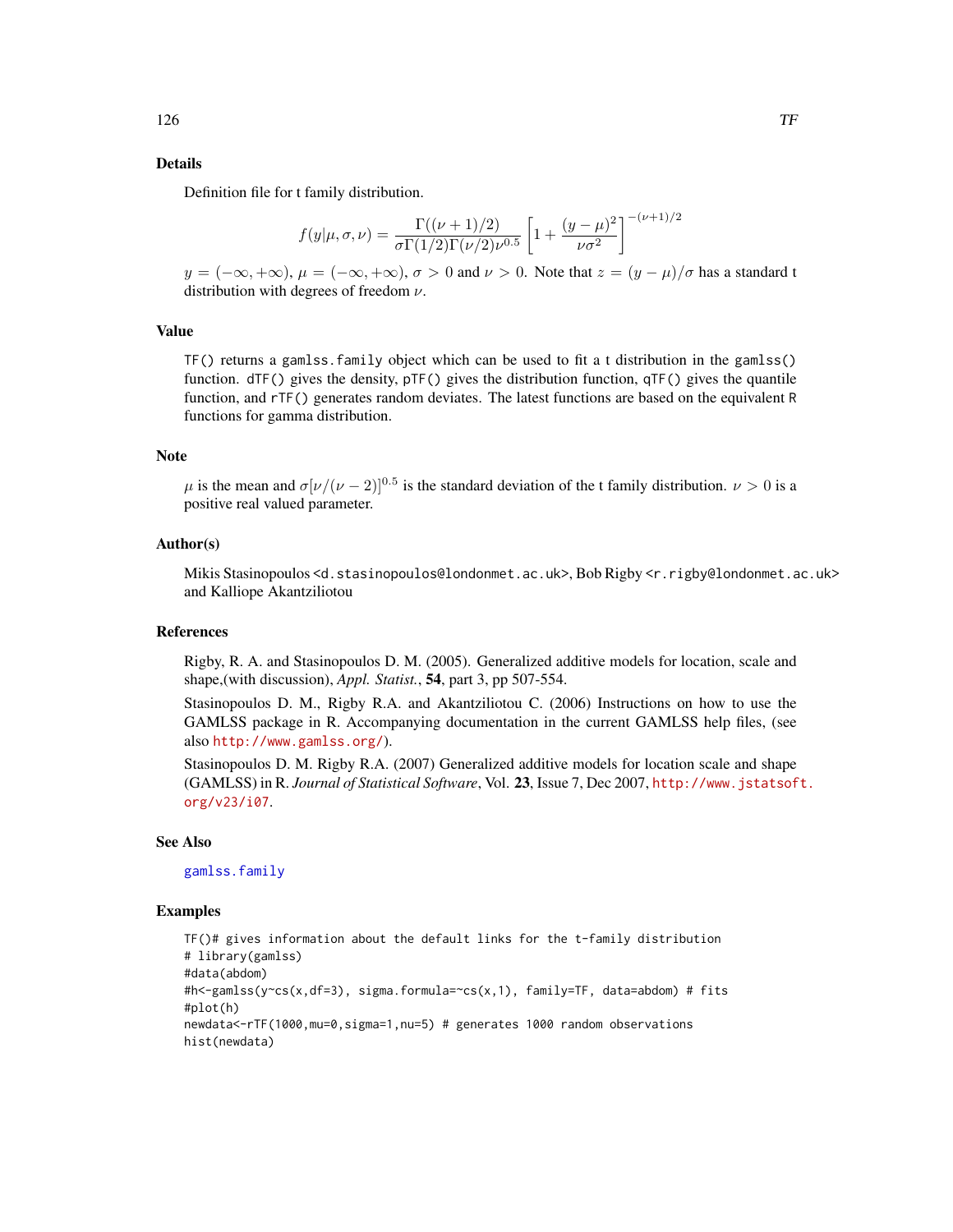## Details

Definition file for t family distribution.

$$f(y|\mu, \sigma, \nu) = \frac{\Gamma((\nu+1)/2)}{\sigma\Gamma(1/2)\Gamma(\nu/2)\nu^{0.5}}\left[1 + \frac{(y-\mu)^2}{\nu\sigma^2}\right]^{-(\nu+1)/2}$$

$y = (-\infty, +\infty)$, $\mu = (-\infty, +\infty)$, $\sigma > 0$ and $\nu > 0$. Note that $z = (y - \mu)/\sigma$ has a standard t distribution with degrees of freedom $\nu$.

## Value

`TF()` returns a `gamlss.family` object which can be used to fit a t distribution in the `gamlss()` function. `dTF()` gives the density, `pTF()` gives the distribution function, `qTF()` gives the quantile function, and `rTF()` generates random deviates. The latest functions are based on the equivalent R functions for gamma distribution.

## Note

$\mu$ is the mean and $\sigma[\nu/(\nu-2)]^{0.5}$ is the standard deviation of the t family distribution. $\nu > 0$ is a positive real valued parameter.

## Author(s)

Mikis Stasinopoulos <d.stasinopoulos@londonmet.ac.uk>, Bob Rigby <r.rigby@londonmet.ac.uk> and Kalliope Akantziliotou

## References

Rigby, R. A. and Stasinopoulos D. M. (2005). Generalized additive models for location, scale and shape,(with discussion), *Appl. Statist.*, **54**, part 3, pp 507-554.

Stasinopoulos D. M., Rigby R.A. and Akantziliotou C. (2006) Instructions on how to use the GAMLSS package in R. Accompanying documentation in the current GAMLSS help files, (see also http://www.gamlss.org/).

Stasinopoulos D. M. Rigby R.A. (2007) Generalized additive models for location scale and shape (GAMLSS) in R. *Journal of Statistical Software*, Vol. **23**, Issue 7, Dec 2007, http://www.jstatsoft.org/v23/i07.

## See Also

gamlss.family

## Examples

```
TF()# gives information about the default links for the t-family distribution
# library(gamlss)
#data(abdom)
#h<-gamlss(y~cs(x,df=3), sigma.formula=~cs(x,1), family=TF, data=abdom) # fits
#plot(h)
newdata<-rTF(1000,mu=0,sigma=1,nu=5) # generates 1000 random observations
hist(newdata)
```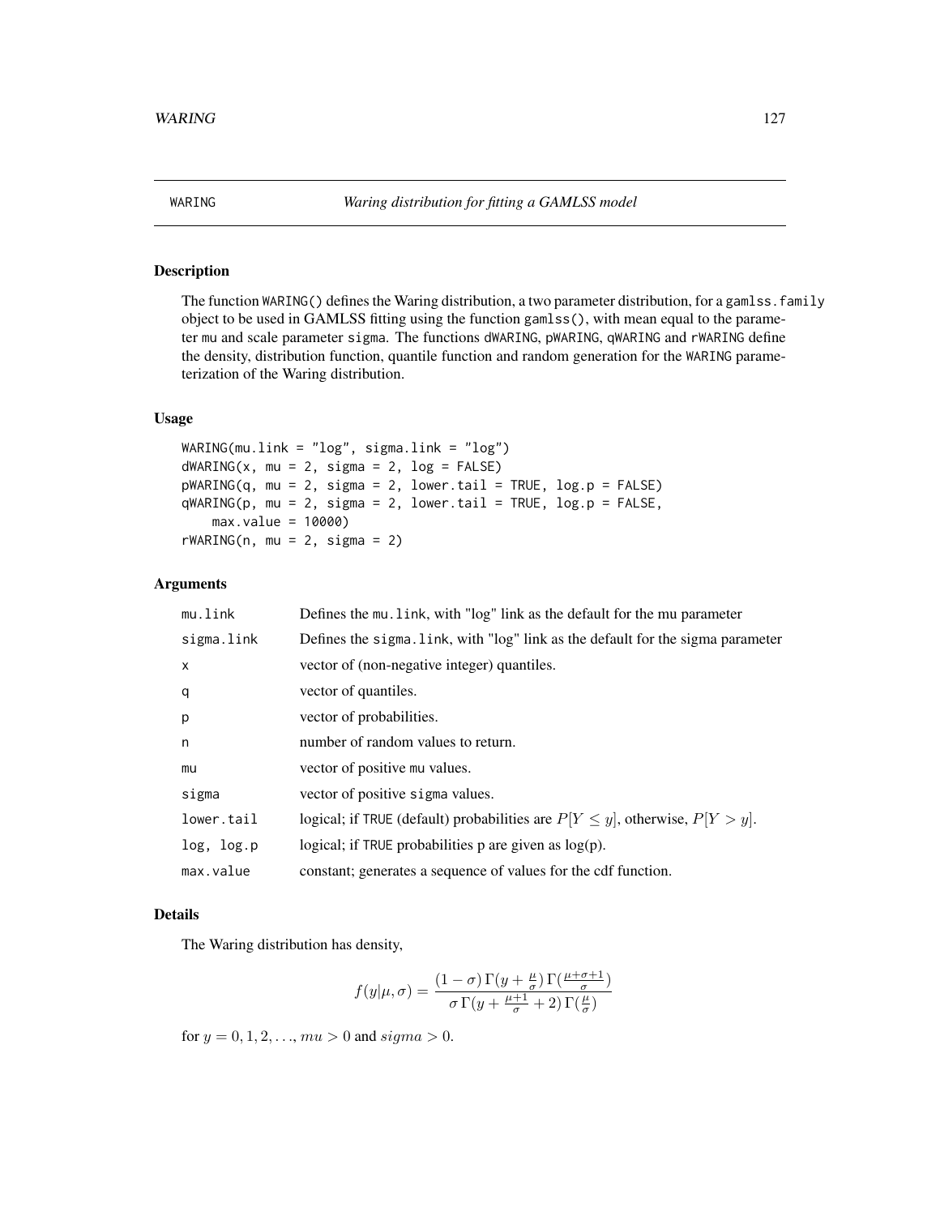# WARING — Waring distribution for fitting a GAMLSS model

## Description

The function WARING() defines the Waring distribution, a two parameter distribution, for a gamlss.family object to be used in GAMLSS fitting using the function gamlss(), with mean equal to the parameter mu and scale parameter sigma. The functions dWARING, pWARING, qWARING and rWARING define the density, distribution function, quantile function and random generation for the WARING parameterization of the Waring distribution.

## Usage

```
WARING(mu.link = "log", sigma.link = "log")
dWARING(x, mu = 2, sigma = 2, log = FALSE)
pWARING(q, mu = 2, sigma = 2, lower.tail = TRUE, log.p = FALSE)
qWARING(p, mu = 2, sigma = 2, lower.tail = TRUE, log.p = FALSE,
    max.value = 10000)
rWARING(n, mu = 2, sigma = 2)
```

## Arguments

| | |
|---|---|
| mu.link | Defines the mu.link, with "log" link as the default for the mu parameter |
| sigma.link | Defines the sigma.link, with "log" link as the default for the sigma parameter |
| x | vector of (non-negative integer) quantiles. |
| q | vector of quantiles. |
| p | vector of probabilities. |
| n | number of random values to return. |
| mu | vector of positive mu values. |
| sigma | vector of positive sigma values. |
| lower.tail | logical; if TRUE (default) probabilities are $P[Y \leq y]$, otherwise, $P[Y > y]$. |
| log, log.p | logical; if TRUE probabilities p are given as log(p). |
| max.value | constant; generates a sequence of values for the cdf function. |

## Details

The Waring distribution has density,

$$f(y|\mu,\sigma) = \frac{(1-\sigma)\,\Gamma(y+\frac{\mu}{\sigma})\,\Gamma(\frac{\mu+\sigma+1}{\sigma})}{\sigma\,\Gamma(y+\frac{\mu+1}{\sigma}+2)\,\Gamma(\frac{\mu}{\sigma})}$$

for $y = 0, 1, 2, \ldots, mu > 0$ and $sigma > 0$.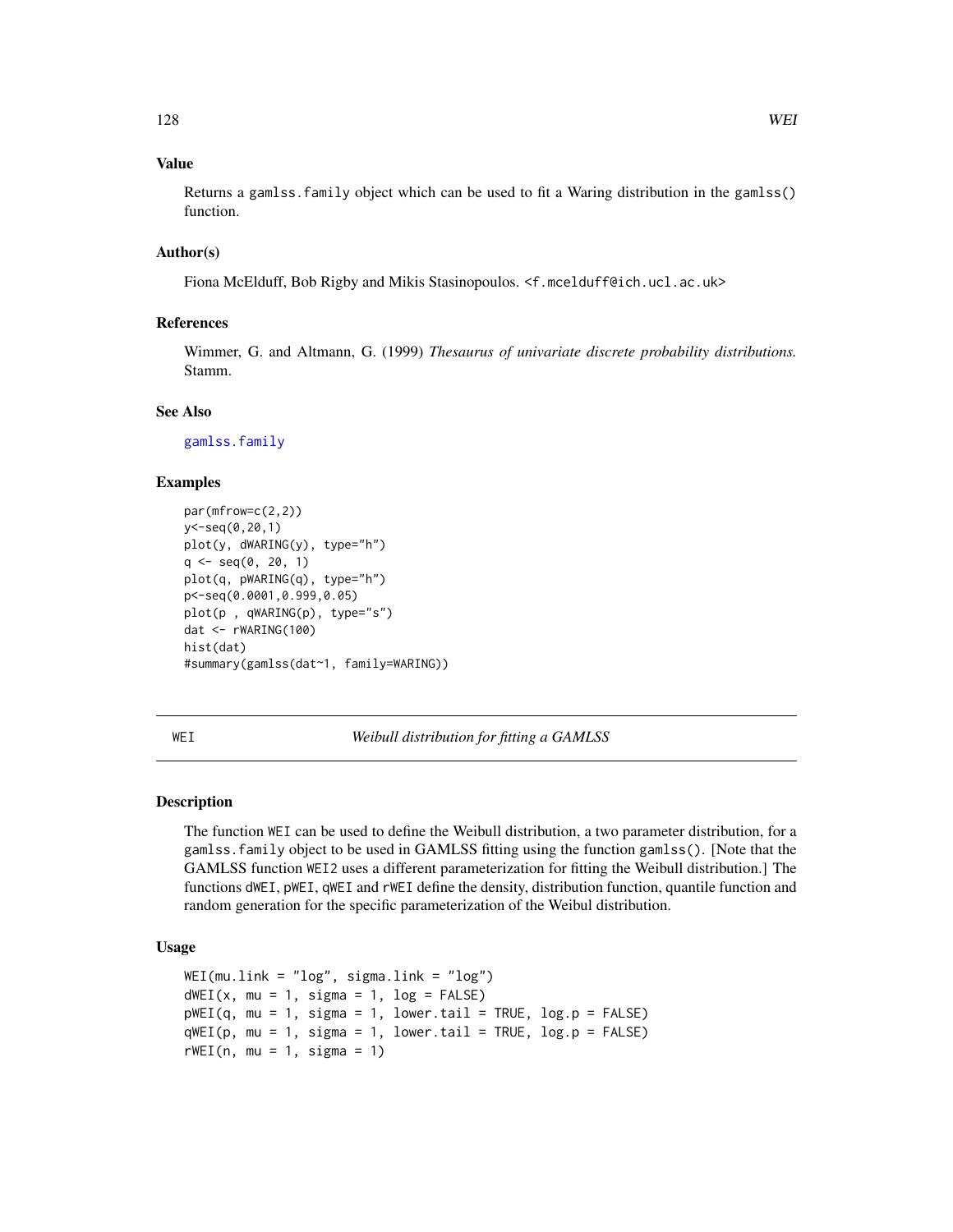## Value

Returns a gamlss.family object which can be used to fit a Waring distribution in the gamlss() function.

## Author(s)

Fiona McElduff, Bob Rigby and Mikis Stasinopoulos. <f.mcelduff@ich.ucl.ac.uk>

## References

Wimmer, G. and Altmann, G. (1999) *Thesaurus of univariate discrete probability distributions.* Stamm.

## See Also

gamlss.family

## Examples

```
par(mfrow=c(2,2))
y<-seq(0,20,1)
plot(y, dWARING(y), type="h")
q <- seq(0, 20, 1)
plot(q, pWARING(q), type="h")
p<-seq(0.0001,0.999,0.05)
plot(p , qWARING(p), type="s")
dat <- rWARING(100)
hist(dat)
#summary(gamlss(dat~1, family=WARING))
```

---

# WEI — *Weibull distribution for fitting a GAMLSS*

## Description

The function WEI can be used to define the Weibull distribution, a two parameter distribution, for a gamlss.family object to be used in GAMLSS fitting using the function gamlss(). [Note that the GAMLSS function WEI2 uses a different parameterization for fitting the Weibull distribution.] The functions dWEI, pWEI, qWEI and rWEI define the density, distribution function, quantile function and random generation for the specific parameterization of the Weibul distribution.

## Usage

```
WEI(mu.link = "log", sigma.link = "log")
dWEI(x, mu = 1, sigma = 1, log = FALSE)
pWEI(q, mu = 1, sigma = 1, lower.tail = TRUE, log.p = FALSE)
qWEI(p, mu = 1, sigma = 1, lower.tail = TRUE, log.p = FALSE)
rWEI(n, mu = 1, sigma = 1)
```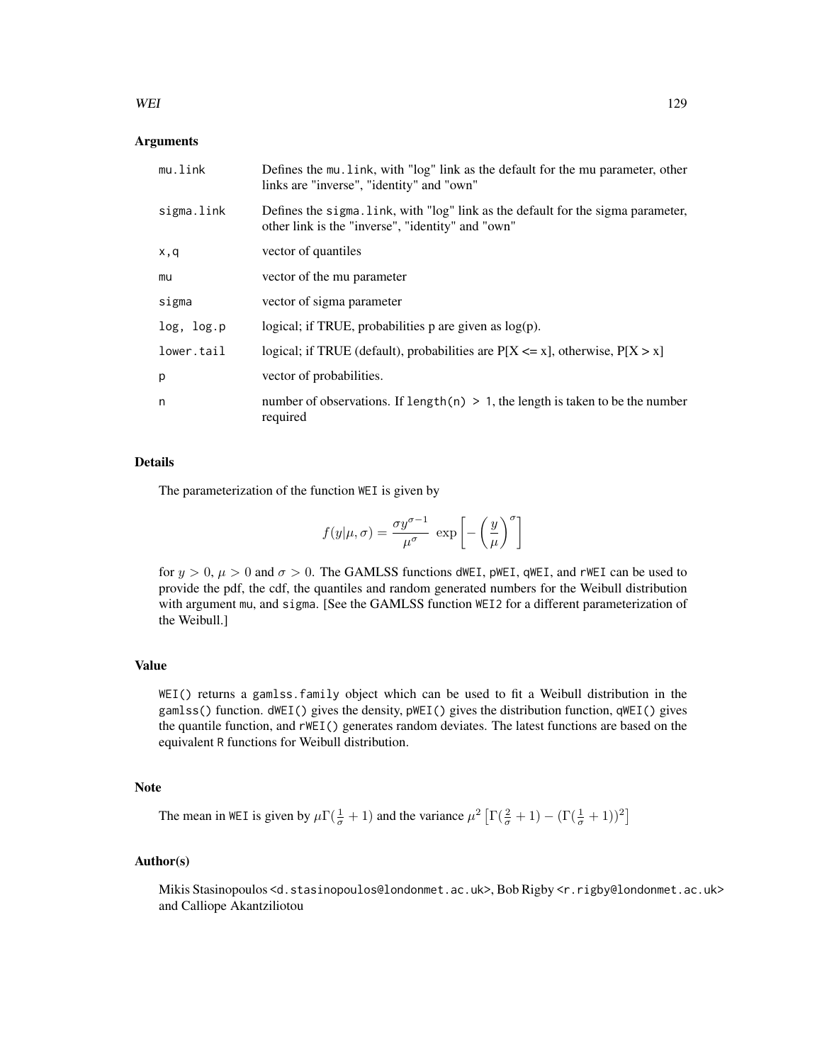### Arguments

| | |
|---|---|
| `mu.link` | Defines the `mu.link`, with "log" link as the default for the mu parameter, other links are "inverse", "identity" and "own" |
| `sigma.link` | Defines the `sigma.link`, with "log" link as the default for the sigma parameter, other link is the "inverse", "identity" and "own" |
| `x,q` | vector of quantiles |
| `mu` | vector of the mu parameter |
| `sigma` | vector of sigma parameter |
| `log, log.p` | logical; if TRUE, probabilities p are given as log(p). |
| `lower.tail` | logical; if TRUE (default), probabilities are P[X <= x], otherwise, P[X > x] |
| `p` | vector of probabilities. |
| `n` | number of observations. If `length(n) > 1`, the length is taken to be the number required |

### Details

The parameterization of the function `WEI` is given by

$$f(y|\mu, \sigma) = \frac{\sigma y^{\sigma - 1}}{\mu^{\sigma}} \; \exp\left[-\left(\frac{y}{\mu}\right)^{\sigma}\right]$$

for $y > 0$, $\mu > 0$ and $\sigma > 0$. The GAMLSS functions `dWEI`, `pWEI`, `qWEI`, and `rWEI` can be used to provide the pdf, the cdf, the quantiles and random generated numbers for the Weibull distribution with argument `mu`, and `sigma`. [See the GAMLSS function `WEI2` for a different parameterization of the Weibull.]

### Value

`WEI()` returns a `gamlss.family` object which can be used to fit a Weibull distribution in the `gamlss()` function. `dWEI()` gives the density, `pWEI()` gives the distribution function, `qWEI()` gives the quantile function, and `rWEI()` generates random deviates. The latest functions are based on the equivalent `R` functions for Weibull distribution.

### Note

The mean in `WEI` is given by $\mu\Gamma(\frac{1}{\sigma} + 1)$ and the variance $\mu^2 \left[\Gamma(\frac{2}{\sigma} + 1) - (\Gamma(\frac{1}{\sigma} + 1))^2\right]$

### Author(s)

Mikis Stasinopoulos <d.stasinopoulos@londonmet.ac.uk>, Bob Rigby <r.rigby@londonmet.ac.uk> and Calliope Akantziliotou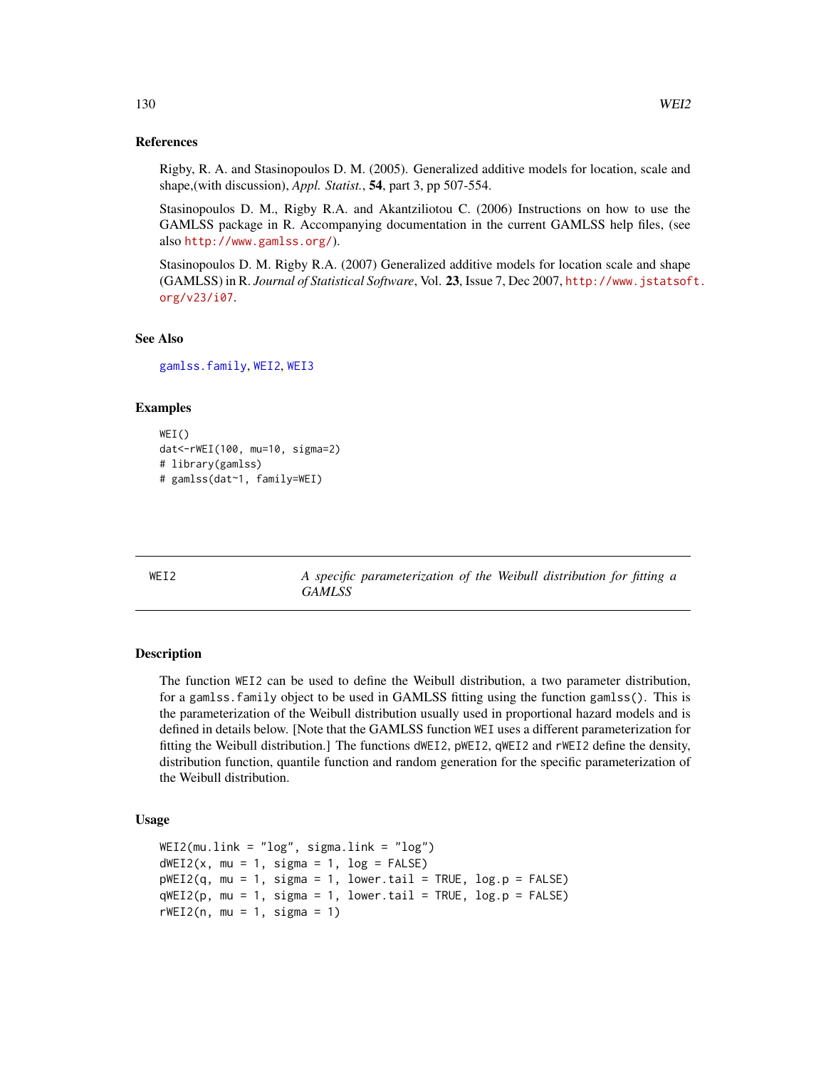### References

Rigby, R. A. and Stasinopoulos D. M. (2005). Generalized additive models for location, scale and shape,(with discussion), *Appl. Statist.*, **54**, part 3, pp 507-554.

Stasinopoulos D. M., Rigby R.A. and Akantziliotou C. (2006) Instructions on how to use the GAMLSS package in R. Accompanying documentation in the current GAMLSS help files, (see also http://www.gamlss.org/).

Stasinopoulos D. M. Rigby R.A. (2007) Generalized additive models for location scale and shape (GAMLSS) in R. *Journal of Statistical Software*, Vol. **23**, Issue 7, Dec 2007, http://www.jstatsoft.org/v23/i07.

### See Also

gamlss.family, WEI2, WEI3

### Examples

```
WEI()
dat<-rWEI(100, mu=10, sigma=2)
# library(gamlss)
# gamlss(dat~1, family=WEI)
```

---

## WEI2 — *A specific parameterization of the Weibull distribution for fitting a GAMLSS*

---

### Description

The function WEI2 can be used to define the Weibull distribution, a two parameter distribution, for a gamlss.family object to be used in GAMLSS fitting using the function gamlss(). This is the parameterization of the Weibull distribution usually used in proportional hazard models and is defined in details below. [Note that the GAMLSS function WEI uses a different parameterization for fitting the Weibull distribution.] The functions dWEI2, pWEI2, qWEI2 and rWEI2 define the density, distribution function, quantile function and random generation for the specific parameterization of the Weibull distribution.

### Usage

```
WEI2(mu.link = "log", sigma.link = "log")
dWEI2(x, mu = 1, sigma = 1, log = FALSE)
pWEI2(q, mu = 1, sigma = 1, lower.tail = TRUE, log.p = FALSE)
qWEI2(p, mu = 1, sigma = 1, lower.tail = TRUE, log.p = FALSE)
rWEI2(n, mu = 1, sigma = 1)
```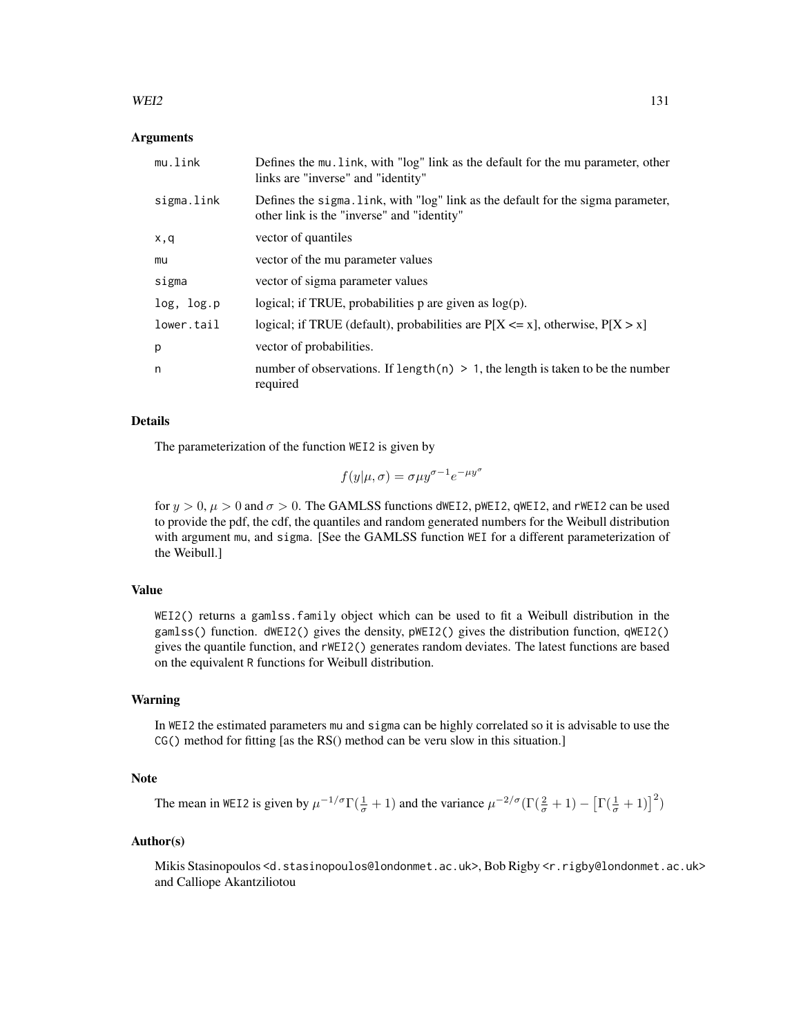## Arguments

| | |
|---|---|
| mu.link | Defines the mu.link, with "log" link as the default for the mu parameter, other links are "inverse" and "identity" |
| sigma.link | Defines the sigma.link, with "log" link as the default for the sigma parameter, other link is the "inverse" and "identity" |
| x,q | vector of quantiles |
| mu | vector of the mu parameter values |
| sigma | vector of sigma parameter values |
| log, log.p | logical; if TRUE, probabilities p are given as log(p). |
| lower.tail | logical; if TRUE (default), probabilities are P[X <= x], otherwise, P[X > x] |
| p | vector of probabilities. |
| n | number of observations. If `length(n) > 1`, the length is taken to be the number required |

## Details

The parameterization of the function WEI2 is given by

$$f(y|\mu, \sigma) = \sigma\mu y^{\sigma-1} e^{-\mu y^{\sigma}}$$

for $y > 0$, $\mu > 0$ and $\sigma > 0$. The GAMLSS functions dWEI2, pWEI2, qWEI2, and rWEI2 can be used to provide the pdf, the cdf, the quantiles and random generated numbers for the Weibull distribution with argument mu, and sigma. [See the GAMLSS function WEI for a different parameterization of the Weibull.]

## Value

WEI2() returns a gamlss.family object which can be used to fit a Weibull distribution in the gamlss() function. dWEI2() gives the density, pWEI2() gives the distribution function, qWEI2() gives the quantile function, and rWEI2() generates random deviates. The latest functions are based on the equivalent R functions for Weibull distribution.

## Warning

In WEI2 the estimated parameters mu and sigma can be highly correlated so it is advisable to use the CG() method for fitting [as the RS() method can be veru slow in this situation.]

## Note

The mean in WEI2 is given by $\mu^{-1/\sigma}\Gamma(\frac{1}{\sigma}+1)$ and the variance $\mu^{-2/\sigma}(\Gamma(\frac{2}{\sigma}+1) - \left[\Gamma(\frac{1}{\sigma}+1)\right]^2)$

## Author(s)

Mikis Stasinopoulos <d.stasinopoulos@londonmet.ac.uk>, Bob Rigby <r.rigby@londonmet.ac.uk> and Calliope Akantziliotou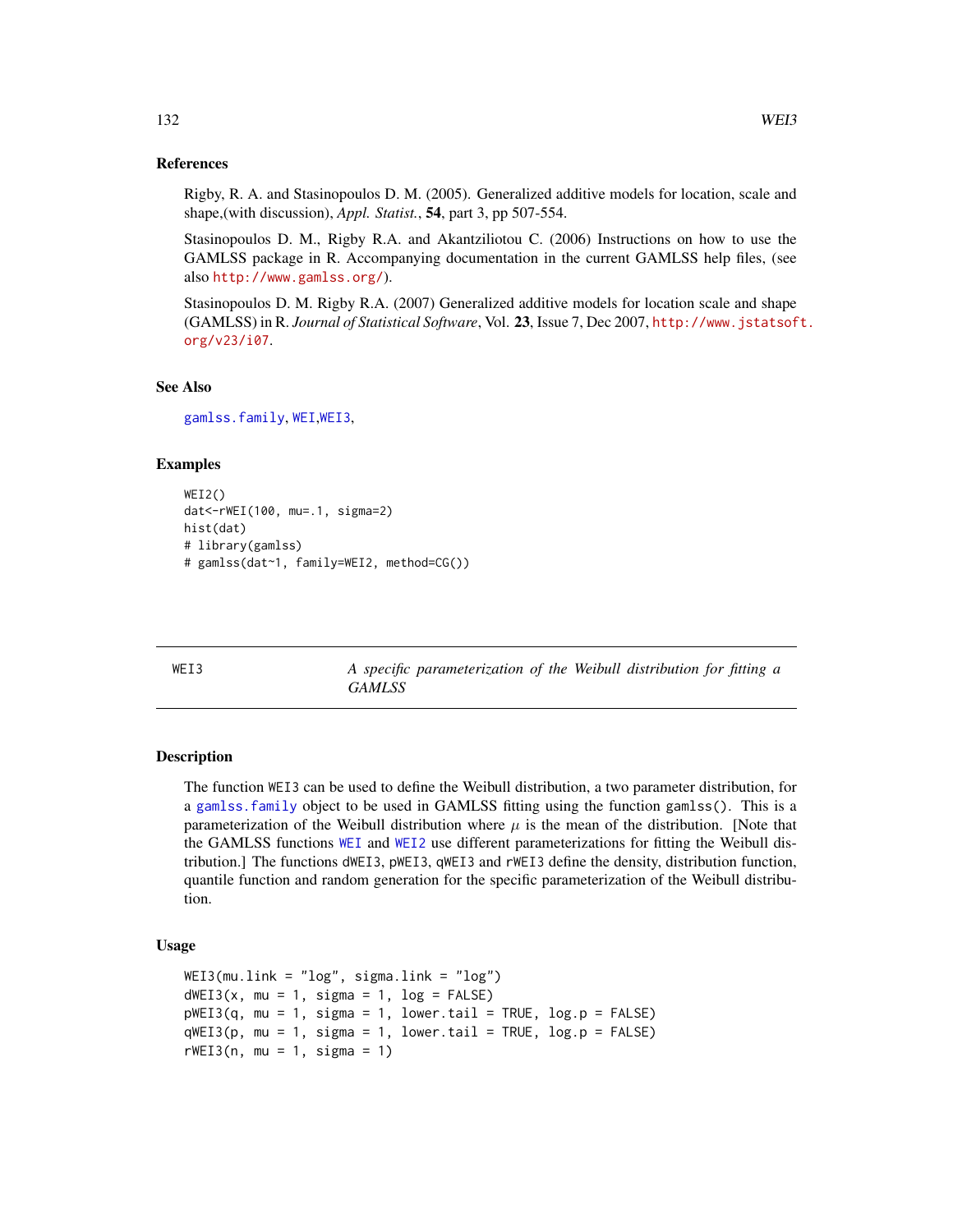### References

Rigby, R. A. and Stasinopoulos D. M. (2005). Generalized additive models for location, scale and shape,(with discussion), *Appl. Statist.*, **54**, part 3, pp 507-554.

Stasinopoulos D. M., Rigby R.A. and Akantziliotou C. (2006) Instructions on how to use the GAMLSS package in R. Accompanying documentation in the current GAMLSS help files, (see also http://www.gamlss.org/).

Stasinopoulos D. M. Rigby R.A. (2007) Generalized additive models for location scale and shape (GAMLSS) in R. *Journal of Statistical Software*, Vol. **23**, Issue 7, Dec 2007, http://www.jstatsoft.org/v23/i07.

### See Also

gamlss.family, WEI,WEI3,

### Examples

```
WEI2()
dat<-rWEI(100, mu=.1, sigma=2)
hist(dat)
# library(gamlss)
# gamlss(dat~1, family=WEI2, method=CG())
```

---

## WEI3 — *A specific parameterization of the Weibull distribution for fitting a GAMLSS*

---

### Description

The function WEI3 can be used to define the Weibull distribution, a two parameter distribution, for a gamlss.family object to be used in GAMLSS fitting using the function gamlss(). This is a parameterization of the Weibull distribution where $\mu$ is the mean of the distribution. [Note that the GAMLSS functions WEI and WEI2 use different parameterizations for fitting the Weibull distribution.] The functions dWEI3, pWEI3, qWEI3 and rWEI3 define the density, distribution function, quantile function and random generation for the specific parameterization of the Weibull distribution.

### Usage

```
WEI3(mu.link = "log", sigma.link = "log")
dWEI3(x, mu = 1, sigma = 1, log = FALSE)
pWEI3(q, mu = 1, sigma = 1, lower.tail = TRUE, log.p = FALSE)
qWEI3(p, mu = 1, sigma = 1, lower.tail = TRUE, log.p = FALSE)
rWEI3(n, mu = 1, sigma = 1)
```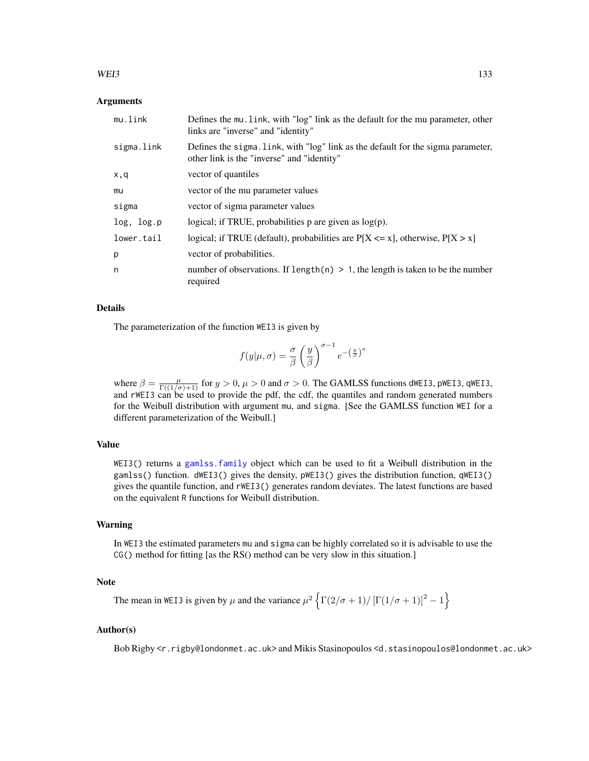## Arguments

| | |
|---|---|
| mu.link | Defines the mu.link, with "log" link as the default for the mu parameter, other links are "inverse" and "identity" |
| sigma.link | Defines the sigma.link, with "log" link as the default for the sigma parameter, other link is the "inverse" and "identity" |
| x,q | vector of quantiles |
| mu | vector of the mu parameter values |
| sigma | vector of sigma parameter values |
| log, log.p | logical; if TRUE, probabilities p are given as log(p). |
| lower.tail | logical; if TRUE (default), probabilities are P[X <= x], otherwise, P[X > x] |
| p | vector of probabilities. |
| n | number of observations. If `length(n) > 1`, the length is taken to be the number required |

## Details

The parameterization of the function WEI3 is given by

$$f(y|\mu,\sigma) = \frac{\sigma}{\beta}\left(\frac{y}{\beta}\right)^{\sigma-1} e^{-\left(\frac{y}{\beta}\right)^{\sigma}}$$

where $\beta = \frac{\mu}{\Gamma((1/\sigma)+1)}$ for $y > 0$, $\mu > 0$ and $\sigma > 0$. The GAMLSS functions dWEI3, pWEI3, qWEI3, and rWEI3 can be used to provide the pdf, the cdf, the quantiles and random generated numbers for the Weibull distribution with argument mu, and sigma. [See the GAMLSS function WEI for a different parameterization of the Weibull.]

## Value

WEI3() returns a gamlss.family object which can be used to fit a Weibull distribution in the gamlss() function. dWEI3() gives the density, pWEI3() gives the distribution function, qWEI3() gives the quantile function, and rWEI3() generates random deviates. The latest functions are based on the equivalent R functions for Weibull distribution.

## Warning

In WEI3 the estimated parameters mu and sigma can be highly correlated so it is advisable to use the CG() method for fitting [as the RS() method can be very slow in this situation.]

## Note

The mean in WEI3 is given by $\mu$ and the variance $\mu^2\left\{\Gamma(2/\sigma+1)/\left[\Gamma(1/\sigma+1)\right]^2 - 1\right\}$

## Author(s)

Bob Rigby <r.rigby@londonmet.ac.uk> and Mikis Stasinopoulos <d.stasinopoulos@londonmet.ac.uk>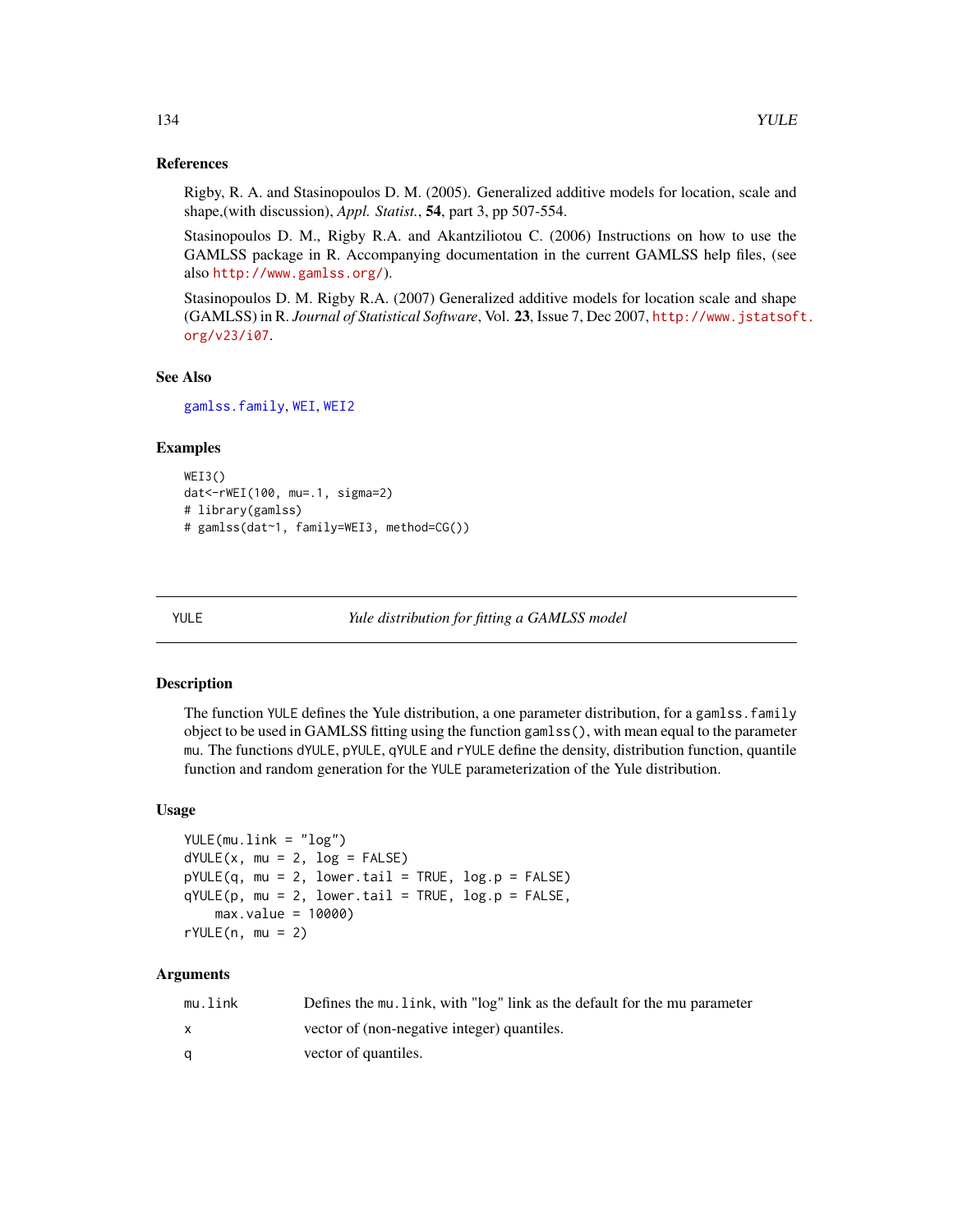### References

Rigby, R. A. and Stasinopoulos D. M. (2005). Generalized additive models for location, scale and shape,(with discussion), *Appl. Statist.*, **54**, part 3, pp 507-554.

Stasinopoulos D. M., Rigby R.A. and Akantziliotou C. (2006) Instructions on how to use the GAMLSS package in R. Accompanying documentation in the current GAMLSS help files, (see also http://www.gamlss.org/).

Stasinopoulos D. M. Rigby R.A. (2007) Generalized additive models for location scale and shape (GAMLSS) in R. *Journal of Statistical Software*, Vol. **23**, Issue 7, Dec 2007, http://www.jstatsoft.org/v23/i07.

### See Also

gamlss.family, WEI, WEI2

### Examples

```
WEI3()
dat<-rWEI(100, mu=.1, sigma=2)
# library(gamlss)
# gamlss(dat~1, family=WEI3, method=CG())
```

---

## YULE — *Yule distribution for fitting a GAMLSS model*

---

### Description

The function YULE defines the Yule distribution, a one parameter distribution, for a gamlss.family object to be used in GAMLSS fitting using the function gamlss(), with mean equal to the parameter mu. The functions dYULE, pYULE, qYULE and rYULE define the density, distribution function, quantile function and random generation for the YULE parameterization of the Yule distribution.

### Usage

```
YULE(mu.link = "log")
dYULE(x, mu = 2, log = FALSE)
pYULE(q, mu = 2, lower.tail = TRUE, log.p = FALSE)
qYULE(p, mu = 2, lower.tail = TRUE, log.p = FALSE,
    max.value = 10000)
rYULE(n, mu = 2)
```

### Arguments

| | |
|---|---|
| mu.link | Defines the mu.link, with "log" link as the default for the mu parameter |
| x | vector of (non-negative integer) quantiles. |
| q | vector of quantiles. |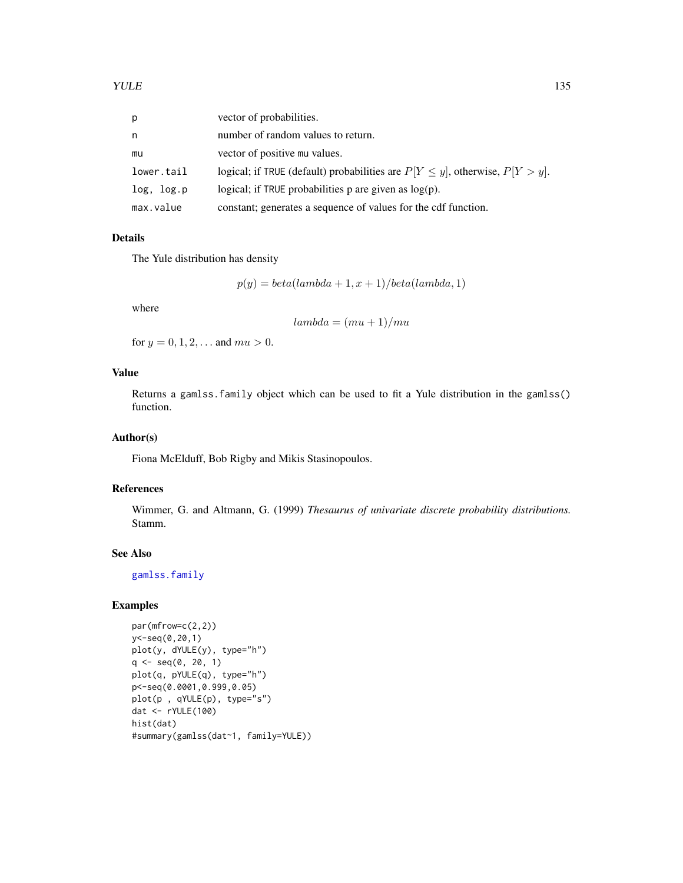| | |
|---|---|
| p | vector of probabilities. |
| n | number of random values to return. |
| mu | vector of positive mu values. |
| lower.tail | logical; if TRUE (default) probabilities are $P[Y \leq y]$, otherwise, $P[Y > y]$. |
| log, log.p | logical; if TRUE probabilities p are given as log(p). |
| max.value | constant; generates a sequence of values for the cdf function. |

## Details

The Yule distribution has density

$$p(y) = beta(lambda + 1, x + 1)/beta(lambda, 1)$$

where

$$lambda = (mu + 1)/mu$$

for $y = 0, 1, 2, \ldots$ and $mu > 0$.

## Value

Returns a gamlss.family object which can be used to fit a Yule distribution in the gamlss() function.

## Author(s)

Fiona McElduff, Bob Rigby and Mikis Stasinopoulos.

## References

Wimmer, G. and Altmann, G. (1999) *Thesaurus of univariate discrete probability distributions.* Stamm.

## See Also

gamlss.family

## Examples

```
par(mfrow=c(2,2))
y<-seq(0,20,1)
plot(y, dYULE(y), type="h")
q <- seq(0, 20, 1)
plot(q, pYULE(q), type="h")
p<-seq(0.0001,0.999,0.05)
plot(p , qYULE(p), type="s")
dat <- rYULE(100)
hist(dat)
#summary(gamlss(dat~1, family=YULE))
```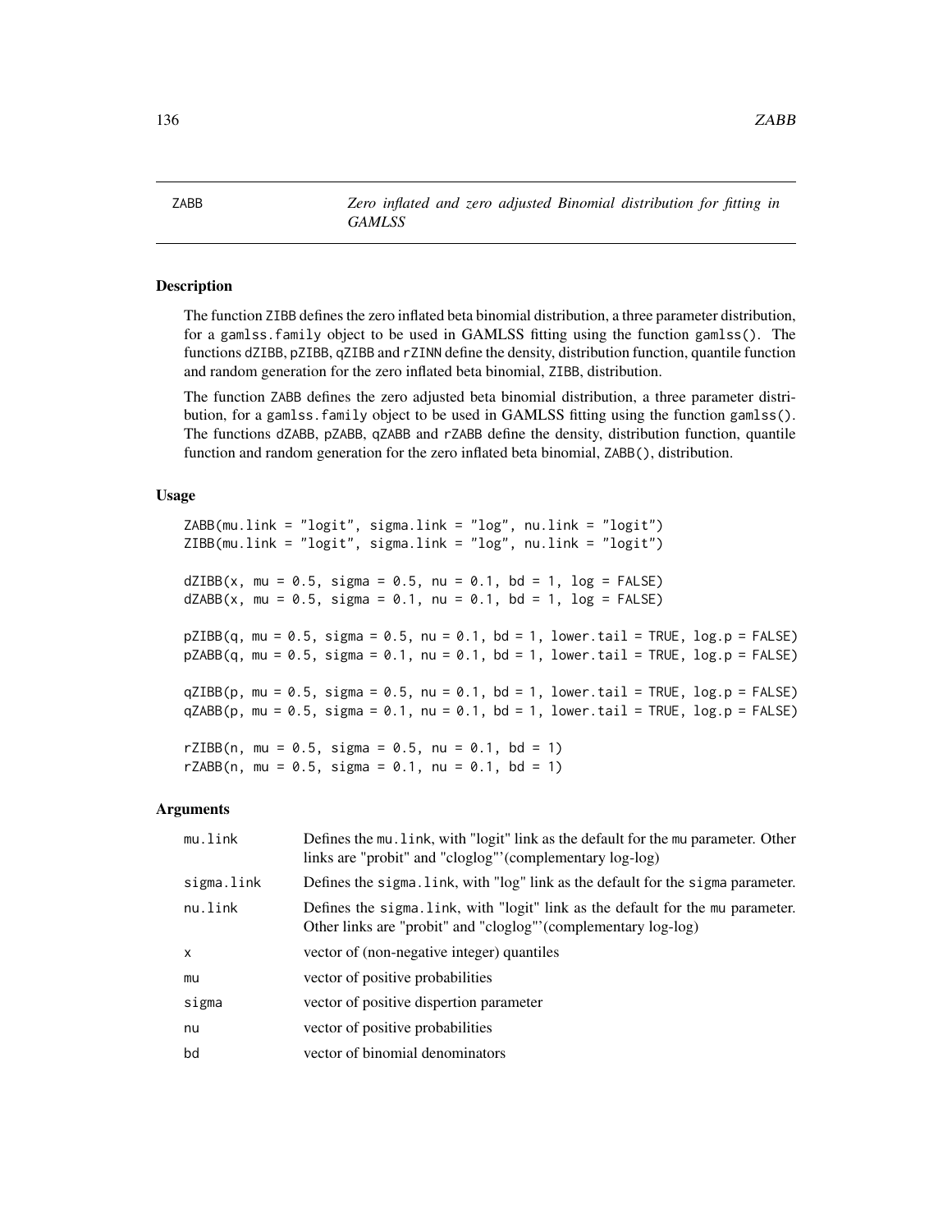ZABB — *Zero inflated and zero adjusted Binomial distribution for fitting in GAMLSS*

## Description

The function ZIBB defines the zero inflated beta binomial distribution, a three parameter distribution, for a gamlss.family object to be used in GAMLSS fitting using the function gamlss(). The functions dZIBB, pZIBB, qZIBB and rZINN define the density, distribution function, quantile function and random generation for the zero inflated beta binomial, ZIBB, distribution.

The function ZABB defines the zero adjusted beta binomial distribution, a three parameter distribution, for a gamlss.family object to be used in GAMLSS fitting using the function gamlss(). The functions dZABB, pZABB, qZABB and rZABB define the density, distribution function, quantile function and random generation for the zero inflated beta binomial, ZABB(), distribution.

## Usage

```
ZABB(mu.link = "logit", sigma.link = "log", nu.link = "logit")
ZIBB(mu.link = "logit", sigma.link = "log", nu.link = "logit")

dZIBB(x, mu = 0.5, sigma = 0.5, nu = 0.1, bd = 1, log = FALSE)
dZABB(x, mu = 0.5, sigma = 0.1, nu = 0.1, bd = 1, log = FALSE)

pZIBB(q, mu = 0.5, sigma = 0.5, nu = 0.1, bd = 1, lower.tail = TRUE, log.p = FALSE)
pZABB(q, mu = 0.5, sigma = 0.1, nu = 0.1, bd = 1, lower.tail = TRUE, log.p = FALSE)

qZIBB(p, mu = 0.5, sigma = 0.5, nu = 0.1, bd = 1, lower.tail = TRUE, log.p = FALSE)
qZABB(p, mu = 0.5, sigma = 0.1, nu = 0.1, bd = 1, lower.tail = TRUE, log.p = FALSE)

rZIBB(n, mu = 0.5, sigma = 0.5, nu = 0.1, bd = 1)
rZABB(n, mu = 0.5, sigma = 0.1, nu = 0.1, bd = 1)
```

## Arguments

| | |
|---|---|
| mu.link | Defines the mu.link, with "logit" link as the default for the mu parameter. Other links are "probit" and "cloglog"'(complementary log-log) |
| sigma.link | Defines the sigma.link, with "log" link as the default for the sigma parameter. |
| nu.link | Defines the sigma.link, with "logit" link as the default for the mu parameter. Other links are "probit" and "cloglog"'(complementary log-log) |
| x | vector of (non-negative integer) quantiles |
| mu | vector of positive probabilities |
| sigma | vector of positive dispertion parameter |
| nu | vector of positive probabilities |
| bd | vector of binomial denominators |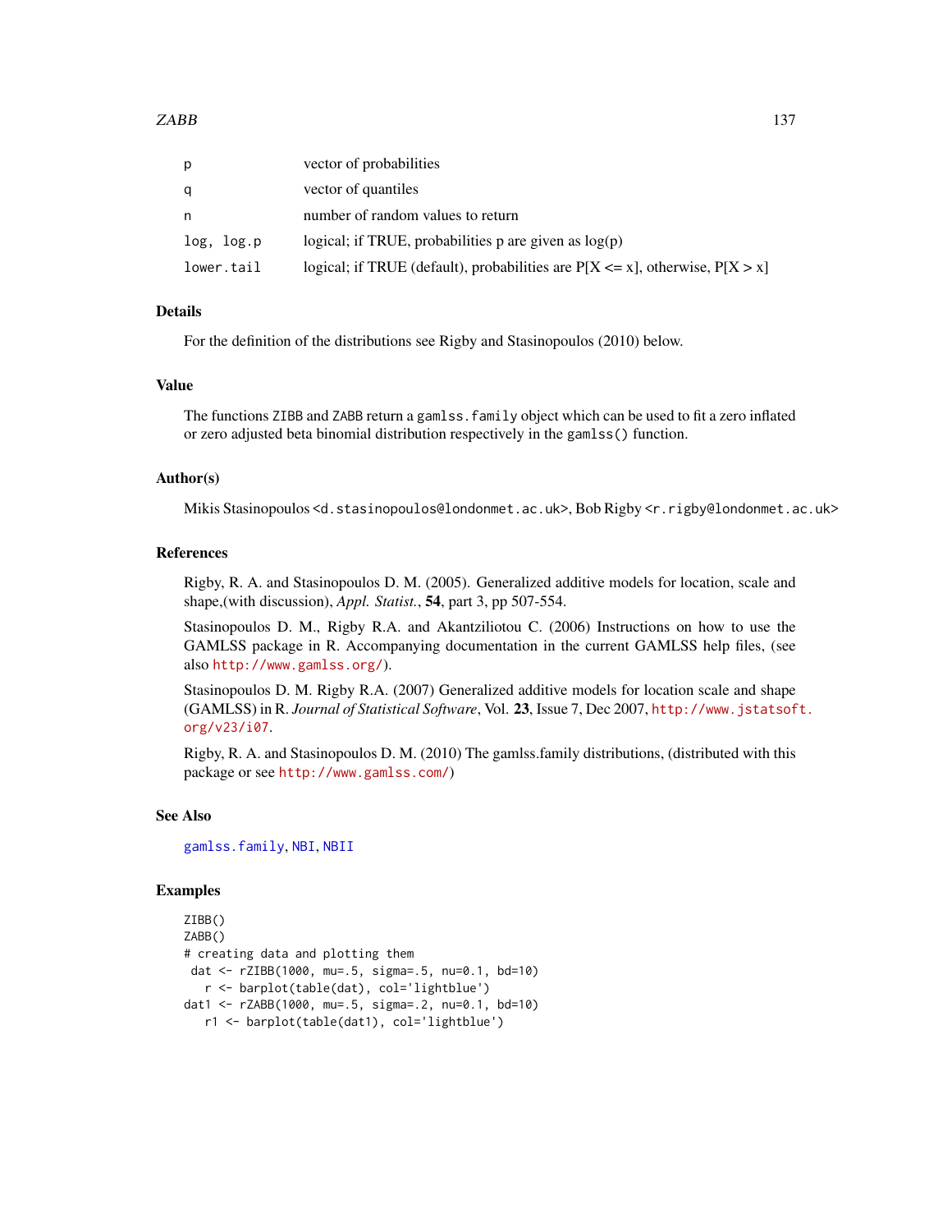| | |
|---|---|
| p | vector of probabilities |
| q | vector of quantiles |
| n | number of random values to return |
| log, log.p | logical; if TRUE, probabilities p are given as log(p) |
| lower.tail | logical; if TRUE (default), probabilities are P[X <= x], otherwise, P[X > x] |

## Details

For the definition of the distributions see Rigby and Stasinopoulos (2010) below.

## Value

The functions ZIBB and ZABB return a gamlss.family object which can be used to fit a zero inflated or zero adjusted beta binomial distribution respectively in the gamlss() function.

## Author(s)

Mikis Stasinopoulos <d.stasinopoulos@londonmet.ac.uk>, Bob Rigby <r.rigby@londonmet.ac.uk>

## References

Rigby, R. A. and Stasinopoulos D. M. (2005). Generalized additive models for location, scale and shape,(with discussion), *Appl. Statist.*, **54**, part 3, pp 507-554.

Stasinopoulos D. M., Rigby R.A. and Akantziliotou C. (2006) Instructions on how to use the GAMLSS package in R. Accompanying documentation in the current GAMLSS help files, (see also http://www.gamlss.org/).

Stasinopoulos D. M. Rigby R.A. (2007) Generalized additive models for location scale and shape (GAMLSS) in R. *Journal of Statistical Software*, Vol. **23**, Issue 7, Dec 2007, http://www.jstatsoft.org/v23/i07.

Rigby, R. A. and Stasinopoulos D. M. (2010) The gamlss.family distributions, (distributed with this package or see http://www.gamlss.com/)

## See Also

gamlss.family, NBI, NBII

## Examples

```
ZIBB()
ZABB()
# creating data and plotting them
 dat <- rZIBB(1000, mu=.5, sigma=.5, nu=0.1, bd=10)
   r <- barplot(table(dat), col='lightblue')
dat1 <- rZABB(1000, mu=.5, sigma=.2, nu=0.1, bd=10)
   r1 <- barplot(table(dat1), col='lightblue')
```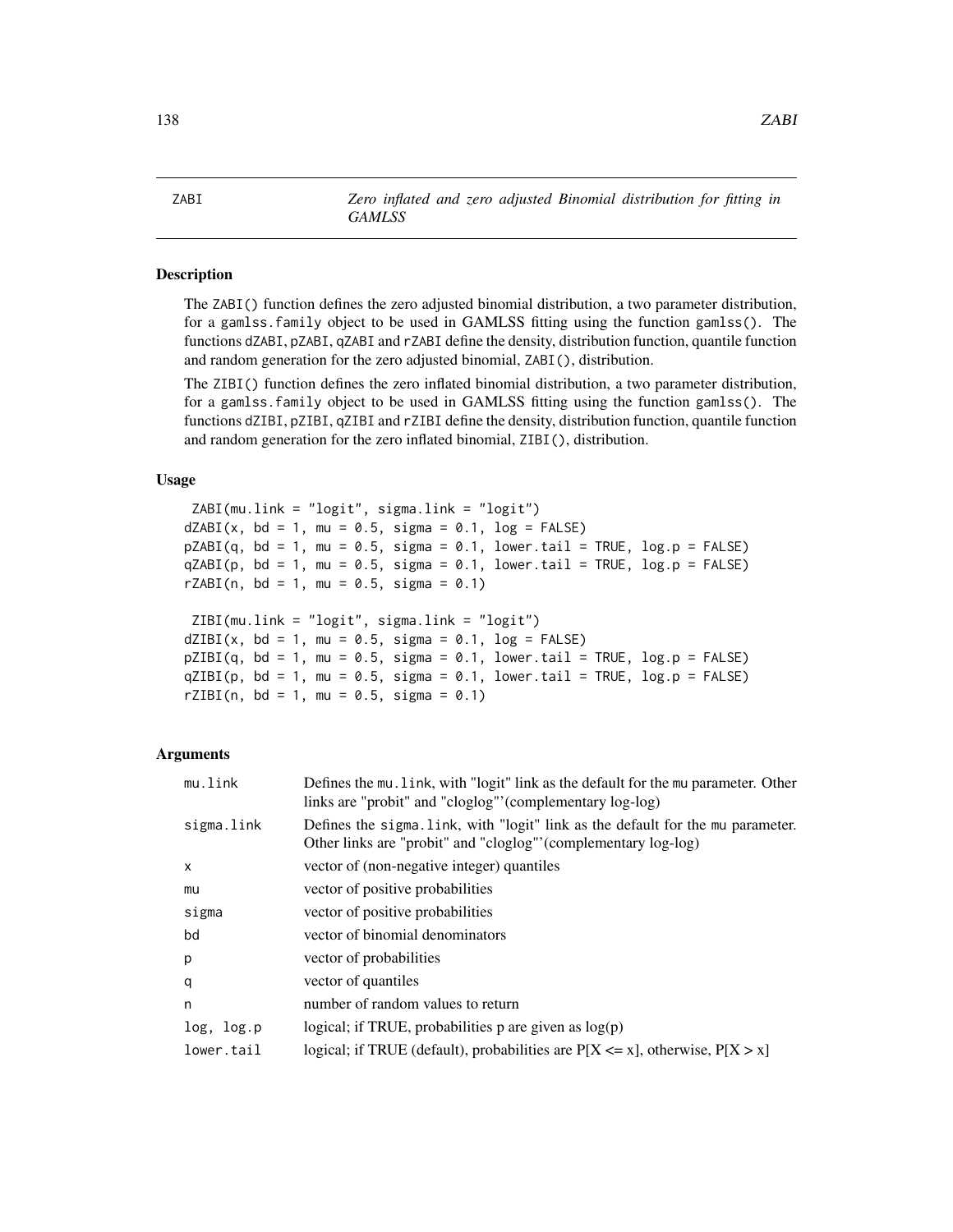ZABI — *Zero inflated and zero adjusted Binomial distribution for fitting in GAMLSS*

## Description

The ZABI() function defines the zero adjusted binomial distribution, a two parameter distribution, for a gamlss.family object to be used in GAMLSS fitting using the function gamlss(). The functions dZABI, pZABI, qZABI and rZABI define the density, distribution function, quantile function and random generation for the zero adjusted binomial, ZABI(), distribution.

The ZIBI() function defines the zero inflated binomial distribution, a two parameter distribution, for a gamlss.family object to be used in GAMLSS fitting using the function gamlss(). The functions dZIBI, pZIBI, qZIBI and rZIBI define the density, distribution function, quantile function and random generation for the zero inflated binomial, ZIBI(), distribution.

## Usage

```
 ZABI(mu.link = "logit", sigma.link = "logit")
dZABI(x, bd = 1, mu = 0.5, sigma = 0.1, log = FALSE)
pZABI(q, bd = 1, mu = 0.5, sigma = 0.1, lower.tail = TRUE, log.p = FALSE)
qZABI(p, bd = 1, mu = 0.5, sigma = 0.1, lower.tail = TRUE, log.p = FALSE)
rZABI(n, bd = 1, mu = 0.5, sigma = 0.1)

 ZIBI(mu.link = "logit", sigma.link = "logit")
dZIBI(x, bd = 1, mu = 0.5, sigma = 0.1, log = FALSE)
pZIBI(q, bd = 1, mu = 0.5, sigma = 0.1, lower.tail = TRUE, log.p = FALSE)
qZIBI(p, bd = 1, mu = 0.5, sigma = 0.1, lower.tail = TRUE, log.p = FALSE)
rZIBI(n, bd = 1, mu = 0.5, sigma = 0.1)
```

## Arguments

| | |
|---|---|
| mu.link | Defines the mu.link, with "logit" link as the default for the mu parameter. Other links are "probit" and "cloglog"'(complementary log-log) |
| sigma.link | Defines the sigma.link, with "logit" link as the default for the mu parameter. Other links are "probit" and "cloglog"'(complementary log-log) |
| x | vector of (non-negative integer) quantiles |
| mu | vector of positive probabilities |
| sigma | vector of positive probabilities |
| bd | vector of binomial denominators |
| p | vector of probabilities |
| q | vector of quantiles |
| n | number of random values to return |
| log, log.p | logical; if TRUE, probabilities p are given as log(p) |
| lower.tail | logical; if TRUE (default), probabilities are P[X <= x], otherwise, P[X > x] |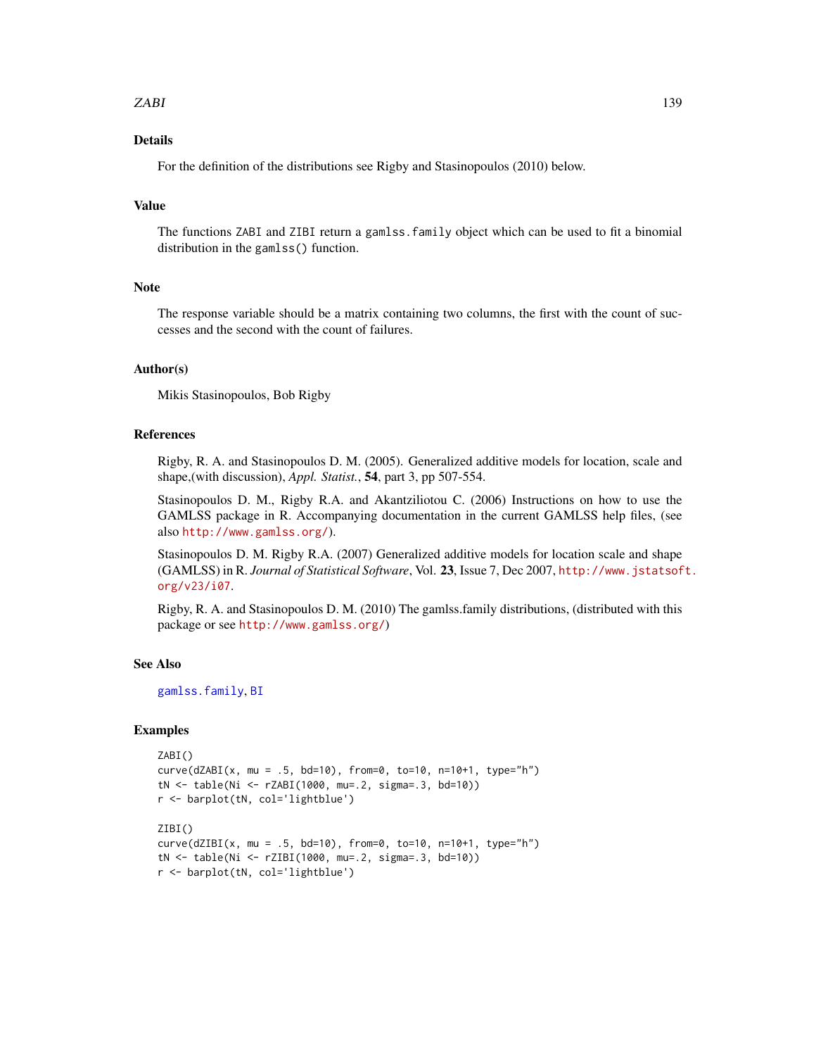## Details

For the definition of the distributions see Rigby and Stasinopoulos (2010) below.

## Value

The functions `ZABI` and `ZIBI` return a `gamlss.family` object which can be used to fit a binomial distribution in the `gamlss()` function.

## Note

The response variable should be a matrix containing two columns, the first with the count of successes and the second with the count of failures.

## Author(s)

Mikis Stasinopoulos, Bob Rigby

## References

Rigby, R. A. and Stasinopoulos D. M. (2005). Generalized additive models for location, scale and shape,(with discussion), *Appl. Statist.*, **54**, part 3, pp 507-554.

Stasinopoulos D. M., Rigby R.A. and Akantziliotou C. (2006) Instructions on how to use the GAMLSS package in R. Accompanying documentation in the current GAMLSS help files, (see also http://www.gamlss.org/).

Stasinopoulos D. M. Rigby R.A. (2007) Generalized additive models for location scale and shape (GAMLSS) in R. *Journal of Statistical Software*, Vol. **23**, Issue 7, Dec 2007, http://www.jstatsoft.org/v23/i07.

Rigby, R. A. and Stasinopoulos D. M. (2010) The gamlss.family distributions, (distributed with this package or see http://www.gamlss.org/)

## See Also

gamlss.family, BI

## Examples

```
ZABI()
curve(dZABI(x, mu = .5, bd=10), from=0, to=10, n=10+1, type="h")
tN <- table(Ni <- rZABI(1000, mu=.2, sigma=.3, bd=10))
r <- barplot(tN, col='lightblue')

ZIBI()
curve(dZIBI(x, mu = .5, bd=10), from=0, to=10, n=10+1, type="h")
tN <- table(Ni <- rZIBI(1000, mu=.2, sigma=.3, bd=10))
r <- barplot(tN, col='lightblue')
```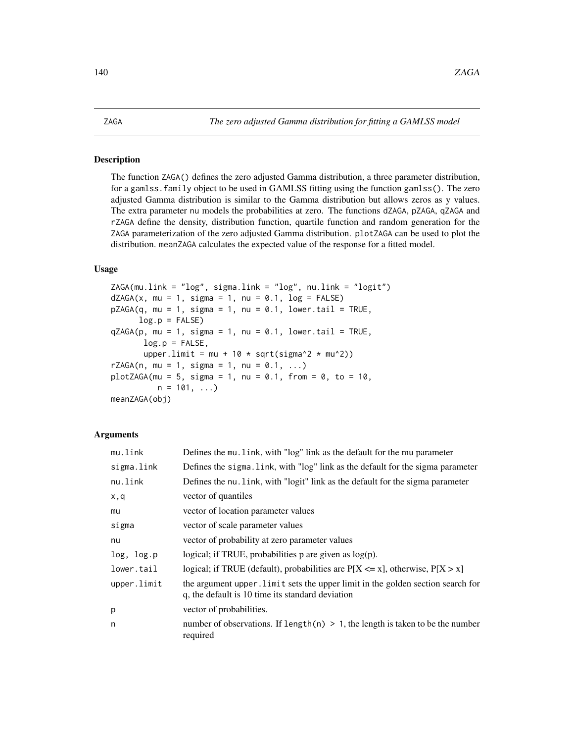# ZAGA — *The zero adjusted Gamma distribution for fitting a GAMLSS model*

## Description

The function ZAGA() defines the zero adjusted Gamma distribution, a three parameter distribution, for a gamlss.family object to be used in GAMLSS fitting using the function gamlss(). The zero adjusted Gamma distribution is similar to the Gamma distribution but allows zeros as y values. The extra parameter nu models the probabilities at zero. The functions dZAGA, pZAGA, qZAGA and rZAGA define the density, distribution function, quartile function and random generation for the ZAGA parameterization of the zero adjusted Gamma distribution. plotZAGA can be used to plot the distribution. meanZAGA calculates the expected value of the response for a fitted model.

## Usage

```
ZAGA(mu.link = "log", sigma.link = "log", nu.link = "logit")
dZAGA(x, mu = 1, sigma = 1, nu = 0.1, log = FALSE)
pZAGA(q, mu = 1, sigma = 1, nu = 0.1, lower.tail = TRUE,
      log.p = FALSE)
qZAGA(p, mu = 1, sigma = 1, nu = 0.1, lower.tail = TRUE,
       log.p = FALSE,
       upper.limit = mu + 10 * sqrt(sigma^2 * mu^2))
rZAGA(n, mu = 1, sigma = 1, nu = 0.1, ...)
plotZAGA(mu = 5, sigma = 1, nu = 0.1, from = 0, to = 10,
         n = 101, ...)
meanZAGA(obj)
```

## Arguments

| | |
|---|---|
| mu.link | Defines the mu.link, with "log" link as the default for the mu parameter |
| sigma.link | Defines the sigma.link, with "log" link as the default for the sigma parameter |
| nu.link | Defines the nu.link, with "logit" link as the default for the sigma parameter |
| x,q | vector of quantiles |
| mu | vector of location parameter values |
| sigma | vector of scale parameter values |
| nu | vector of probability at zero parameter values |
| log, log.p | logical; if TRUE, probabilities p are given as log(p). |
| lower.tail | logical; if TRUE (default), probabilities are P[X <= x], otherwise, P[X > x] |
| upper.limit | the argument upper.limit sets the upper limit in the golden section search for q, the default is 10 time its standard deviation |
| p | vector of probabilities. |
| n | number of observations. If length(n) > 1, the length is taken to be the number required |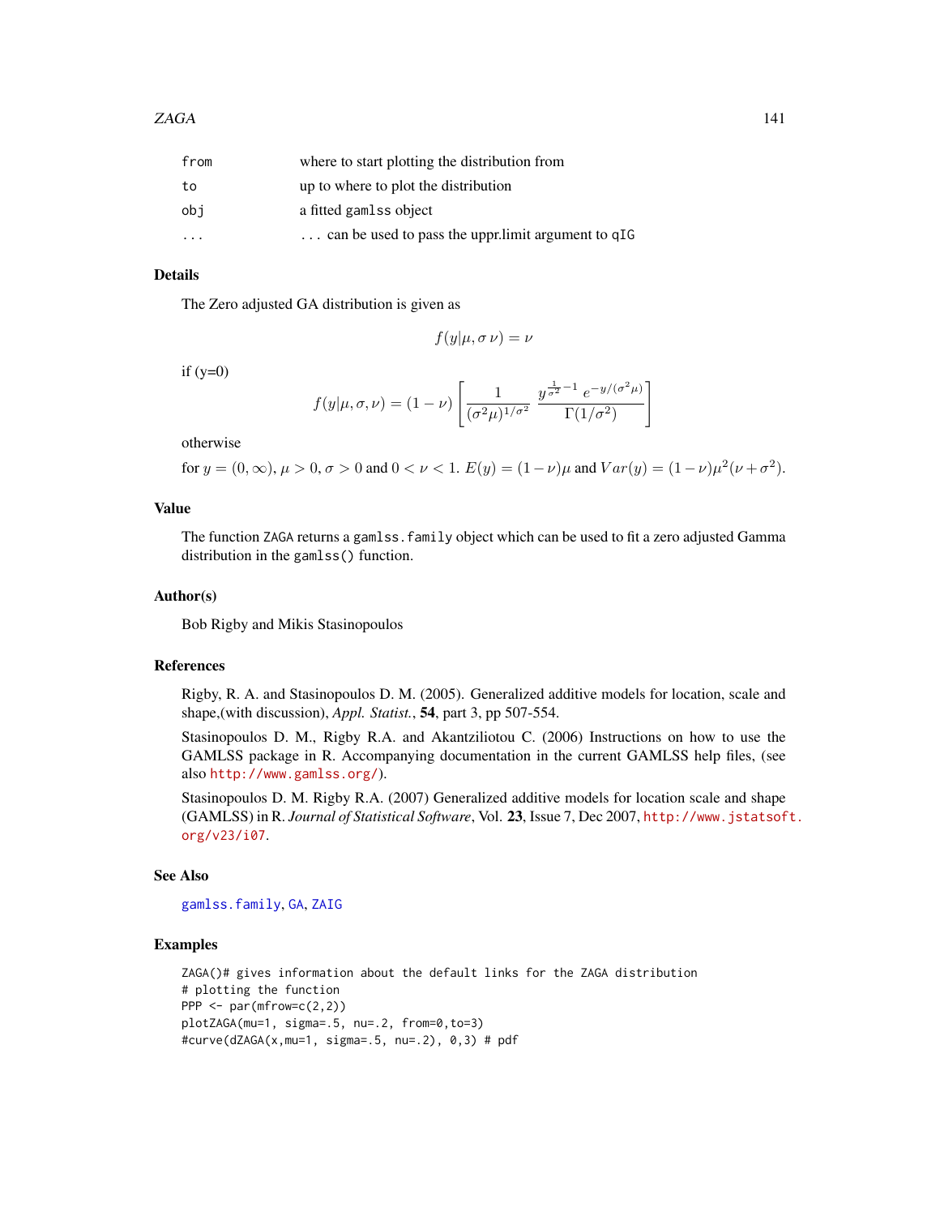| | |
|---|---|
| from | where to start plotting the distribution from |
| to | up to where to plot the distribution |
| obj | a fitted gamlss object |
| ... | ... can be used to pass the uppr.limit argument to qIG |

## Details

The Zero adjusted GA distribution is given as

$$f(y|\mu, \sigma \, \nu) = \nu$$

if (y=0)

$$f(y|\mu, \sigma, \nu) = (1-\nu)\left[\frac{1}{(\sigma^2 \mu)^{1/\sigma^2}} \frac{y^{\frac{1}{\sigma^2}-1} \, e^{-y/(\sigma^2 \mu)}}{\Gamma(1/\sigma^2)}\right]$$

otherwise

for $y = (0, \infty)$, $\mu > 0$, $\sigma > 0$ and $0 < \nu < 1$. $E(y) = (1-\nu)\mu$ and $Var(y) = (1-\nu)\mu^2(\nu + \sigma^2)$.

## Value

The function ZAGA returns a gamlss.family object which can be used to fit a zero adjusted Gamma distribution in the gamlss() function.

## Author(s)

Bob Rigby and Mikis Stasinopoulos

## References

Rigby, R. A. and Stasinopoulos D. M. (2005). Generalized additive models for location, scale and shape,(with discussion), *Appl. Statist.*, **54**, part 3, pp 507-554.

Stasinopoulos D. M., Rigby R.A. and Akantziliotou C. (2006) Instructions on how to use the GAMLSS package in R. Accompanying documentation in the current GAMLSS help files, (see also http://www.gamlss.org/).

Stasinopoulos D. M. Rigby R.A. (2007) Generalized additive models for location scale and shape (GAMLSS) in R. *Journal of Statistical Software*, Vol. **23**, Issue 7, Dec 2007, http://www.jstatsoft.org/v23/i07.

## See Also

gamlss.family, GA, ZAIG

## Examples

```
ZAGA()# gives information about the default links for the ZAGA distribution
# plotting the function
PPP <- par(mfrow=c(2,2))
plotZAGA(mu=1, sigma=.5, nu=.2, from=0,to=3)
#curve(dZAGA(x,mu=1, sigma=.5, nu=.2), 0,3) # pdf
```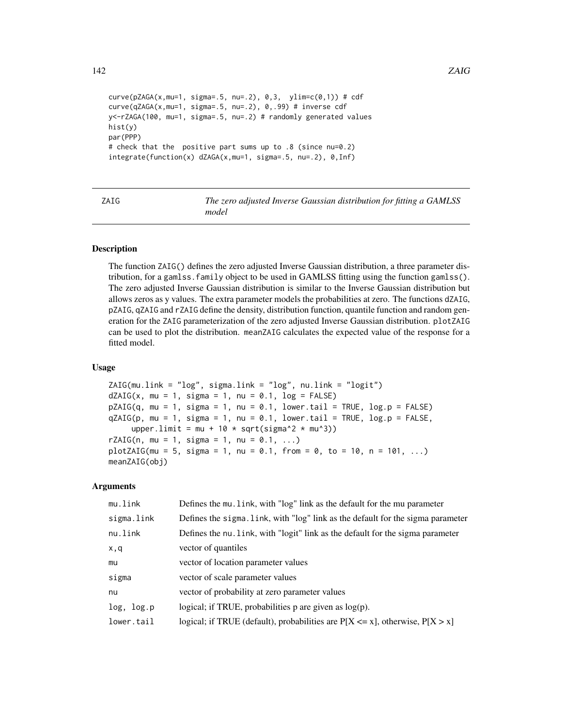```
curve(pZAGA(x,mu=1, sigma=.5, nu=.2), 0,3,  ylim=c(0,1)) # cdf
curve(qZAGA(x,mu=1, sigma=.5, nu=.2), 0,.99) # inverse cdf
y<-rZAGA(100, mu=1, sigma=.5, nu=.2) # randomly generated values
hist(y)
par(PPP)
# check that the  positive part sums up to .8 (since nu=0.2)
integrate(function(x) dZAGA(x,mu=1, sigma=.5, nu=.2), 0,Inf)
```

---

## ZAIG *The zero adjusted Inverse Gaussian distribution for fitting a GAMLSS model*

---

### Description

The function ZAIG() defines the zero adjusted Inverse Gaussian distribution, a three parameter distribution, for a gamlss.family object to be used in GAMLSS fitting using the function gamlss(). The zero adjusted Inverse Gaussian distribution is similar to the Inverse Gaussian distribution but allows zeros as y values. The extra parameter models the probabilities at zero. The functions dZAIG, pZAIG, qZAIG and rZAIG define the density, distribution function, quantile function and random generation for the ZAIG parameterization of the zero adjusted Inverse Gaussian distribution. plotZAIG can be used to plot the distribution. meanZAIG calculates the expected value of the response for a fitted model.

### Usage

```
ZAIG(mu.link = "log", sigma.link = "log", nu.link = "logit")
dZAIG(x, mu = 1, sigma = 1, nu = 0.1, log = FALSE)
pZAIG(q, mu = 1, sigma = 1, nu = 0.1, lower.tail = TRUE, log.p = FALSE)
qZAIG(p, mu = 1, sigma = 1, nu = 0.1, lower.tail = TRUE, log.p = FALSE,
     upper.limit = mu + 10 * sqrt(sigma^2 * mu^3))
rZAIG(n, mu = 1, sigma = 1, nu = 0.1, ...)
plotZAIG(mu = 5, sigma = 1, nu = 0.1, from = 0, to = 10, n = 101, ...)
meanZAIG(obj)
```

### Arguments

| | |
|---|---|
| mu.link | Defines the mu.link, with "log" link as the default for the mu parameter |
| sigma.link | Defines the sigma.link, with "log" link as the default for the sigma parameter |
| nu.link | Defines the nu.link, with "logit" link as the default for the sigma parameter |
| x,q | vector of quantiles |
| mu | vector of location parameter values |
| sigma | vector of scale parameter values |
| nu | vector of probability at zero parameter values |
| log, log.p | logical; if TRUE, probabilities p are given as log(p). |
| lower.tail | logical; if TRUE (default), probabilities are P[X <= x], otherwise, P[X > x] |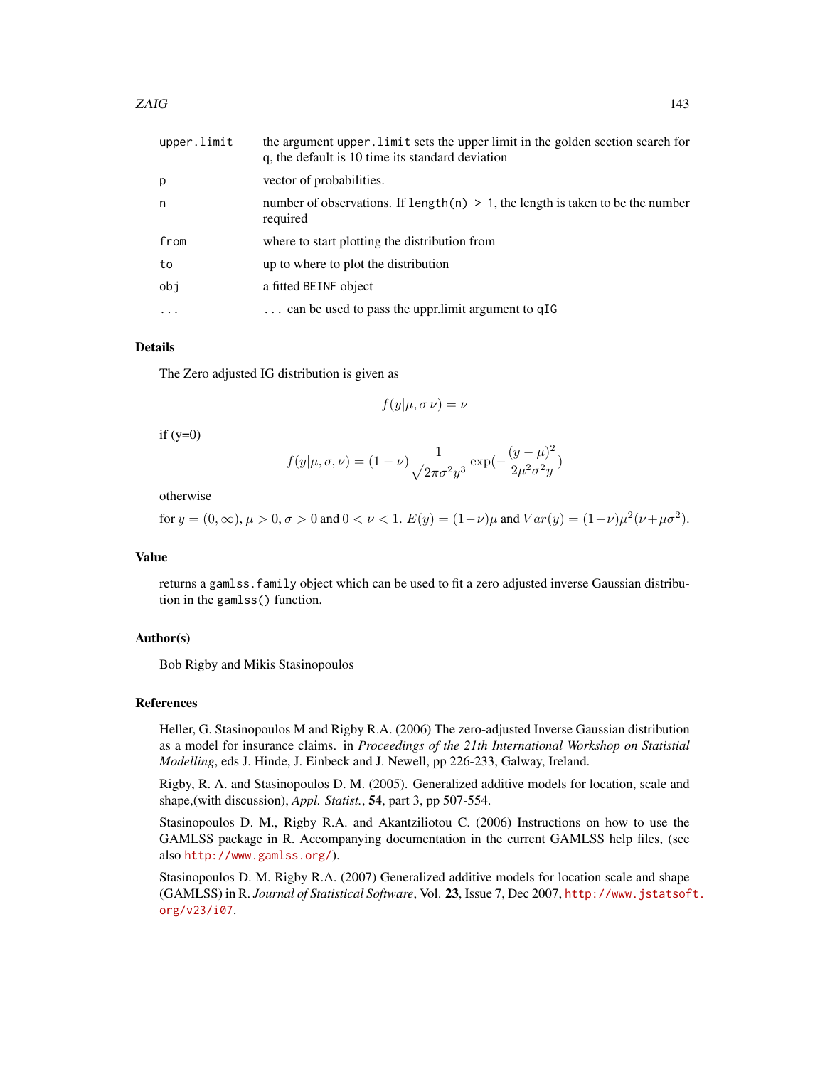| | |
|---|---|
| upper.limit | the argument upper.limit sets the upper limit in the golden section search for q, the default is 10 time its standard deviation |
| p | vector of probabilities. |
| n | number of observations. If length(n) > 1, the length is taken to be the number required |
| from | where to start plotting the distribution from |
| to | up to where to plot the distribution |
| obj | a fitted BEINF object |
| ... | ... can be used to pass the uppr.limit argument to qIG |

### Details

The Zero adjusted IG distribution is given as

$$f(y|\mu, \sigma\,\nu) = \nu$$

if (y=0)

$$f(y|\mu, \sigma, \nu) = (1-\nu)\frac{1}{\sqrt{2\pi\sigma^2 y^3}}\exp(-\frac{(y-\mu)^2}{2\mu^2\sigma^2 y})$$

otherwise

for $y = (0, \infty)$, $\mu > 0$, $\sigma > 0$ and $0 < \nu < 1$. $E(y) = (1-\nu)\mu$ and $Var(y) = (1-\nu)\mu^2(\nu + \mu\sigma^2)$.

### Value

returns a gamlss.family object which can be used to fit a zero adjusted inverse Gaussian distribution in the gamlss() function.

### Author(s)

Bob Rigby and Mikis Stasinopoulos

### References

Heller, G. Stasinopoulos M and Rigby R.A. (2006) The zero-adjusted Inverse Gaussian distribution as a model for insurance claims. in *Proceedings of the 21th International Workshop on Statistial Modelling*, eds J. Hinde, J. Einbeck and J. Newell, pp 226-233, Galway, Ireland.

Rigby, R. A. and Stasinopoulos D. M. (2005). Generalized additive models for location, scale and shape,(with discussion), *Appl. Statist.*, **54**, part 3, pp 507-554.

Stasinopoulos D. M., Rigby R.A. and Akantziliotou C. (2006) Instructions on how to use the GAMLSS package in R. Accompanying documentation in the current GAMLSS help files, (see also http://www.gamlss.org/).

Stasinopoulos D. M. Rigby R.A. (2007) Generalized additive models for location scale and shape (GAMLSS) in R. *Journal of Statistical Software*, Vol. **23**, Issue 7, Dec 2007, http://www.jstatsoft.org/v23/i07.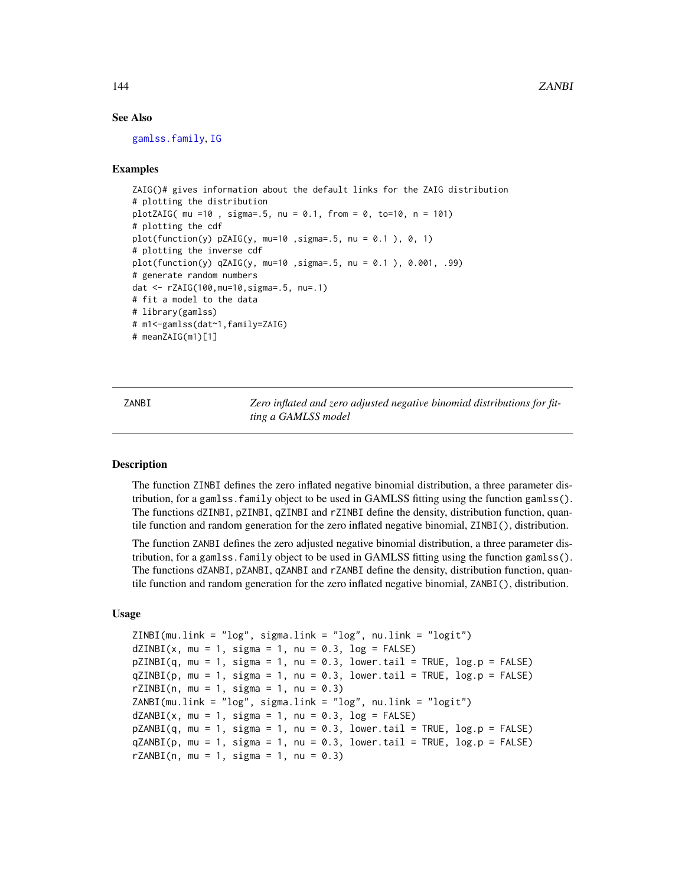## See Also

gamlss.family, IG

## Examples

```
ZAIG()# gives information about the default links for the ZAIG distribution
# plotting the distribution
plotZAIG( mu =10 , sigma=.5, nu = 0.1, from = 0, to=10, n = 101)
# plotting the cdf
plot(function(y) pZAIG(y, mu=10 ,sigma=.5, nu = 0.1 ), 0, 1)
# plotting the inverse cdf
plot(function(y) qZAIG(y, mu=10 ,sigma=.5, nu = 0.1 ), 0.001, .99)
# generate random numbers
dat <- rZAIG(100,mu=10,sigma=.5, nu=.1)
# fit a model to the data
# library(gamlss)
# m1<-gamlss(dat~1,family=ZAIG)
# meanZAIG(m1)[1]
```

---

# ZANBI — *Zero inflated and zero adjusted negative binomial distributions for fitting a GAMLSS model*

## Description

The function ZINBI defines the zero inflated negative binomial distribution, a three parameter distribution, for a gamlss.family object to be used in GAMLSS fitting using the function gamlss(). The functions dZINBI, pZINBI, qZINBI and rZINBI define the density, distribution function, quantile function and random generation for the zero inflated negative binomial, ZINBI(), distribution.

The function ZANBI defines the zero adjusted negative binomial distribution, a three parameter distribution, for a gamlss.family object to be used in GAMLSS fitting using the function gamlss(). The functions dZANBI, pZANBI, qZANBI and rZANBI define the density, distribution function, quantile function and random generation for the zero inflated negative binomial, ZANBI(), distribution.

## Usage

```
ZINBI(mu.link = "log", sigma.link = "log", nu.link = "logit")
dZINBI(x, mu = 1, sigma = 1, nu = 0.3, log = FALSE)
pZINBI(q, mu = 1, sigma = 1, nu = 0.3, lower.tail = TRUE, log.p = FALSE)
qZINBI(p, mu = 1, sigma = 1, nu = 0.3, lower.tail = TRUE, log.p = FALSE)
rZINBI(n, mu = 1, sigma = 1, nu = 0.3)
ZANBI(mu.link = "log", sigma.link = "log", nu.link = "logit")
dZANBI(x, mu = 1, sigma = 1, nu = 0.3, log = FALSE)
pZANBI(q, mu = 1, sigma = 1, nu = 0.3, lower.tail = TRUE, log.p = FALSE)
qZANBI(p, mu = 1, sigma = 1, nu = 0.3, lower.tail = TRUE, log.p = FALSE)
rZANBI(n, mu = 1, sigma = 1, nu = 0.3)
```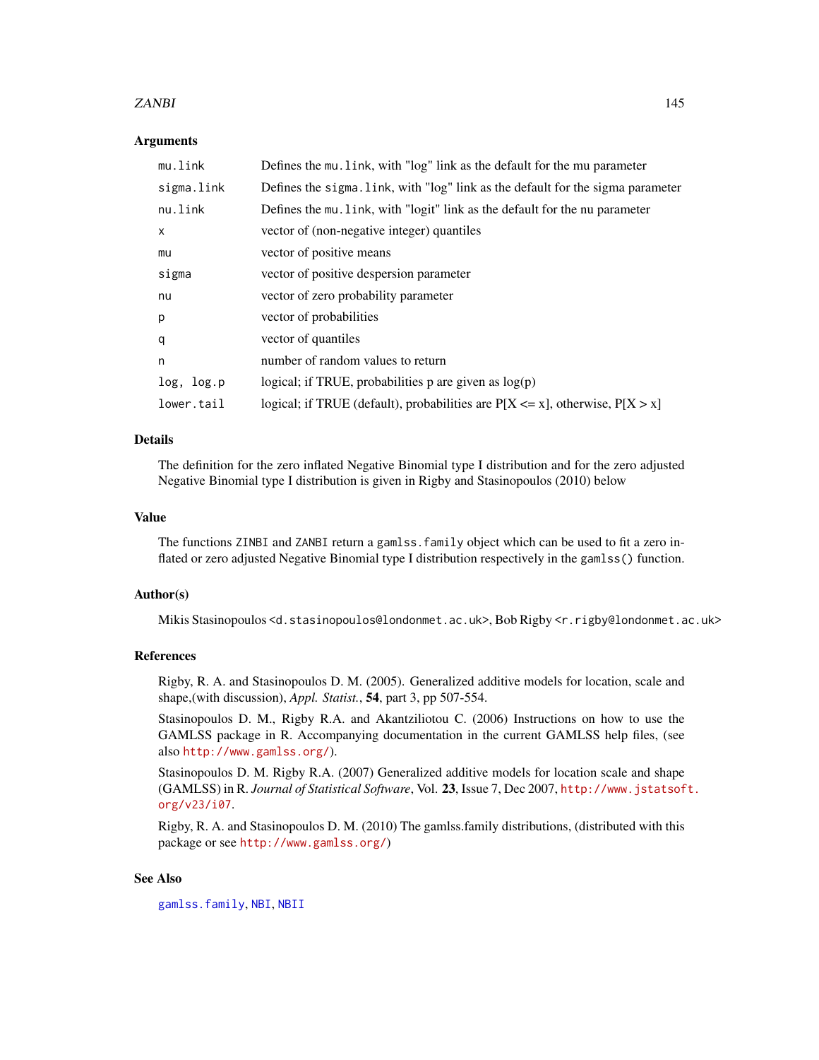## Arguments

| | |
|---|---|
| `mu.link` | Defines the `mu.link`, with "log" link as the default for the mu parameter |
| `sigma.link` | Defines the `sigma.link`, with "log" link as the default for the sigma parameter |
| `nu.link` | Defines the `mu.link`, with "logit" link as the default for the nu parameter |
| `x` | vector of (non-negative integer) quantiles |
| `mu` | vector of positive means |
| `sigma` | vector of positive despersion parameter |
| `nu` | vector of zero probability parameter |
| `p` | vector of probabilities |
| `q` | vector of quantiles |
| `n` | number of random values to return |
| `log, log.p` | logical; if TRUE, probabilities p are given as log(p) |
| `lower.tail` | logical; if TRUE (default), probabilities are P[X <= x], otherwise, P[X > x] |

## Details

The definition for the zero inflated Negative Binomial type I distribution and for the zero adjusted Negative Binomial type I distribution is given in Rigby and Stasinopoulos (2010) below

## Value

The functions `ZINBI` and `ZANBI` return a `gamlss.family` object which can be used to fit a zero inflated or zero adjusted Negative Binomial type I distribution respectively in the `gamlss()` function.

## Author(s)

Mikis Stasinopoulos <`d.stasinopoulos@londonmet.ac.uk`>, Bob Rigby <`r.rigby@londonmet.ac.uk`>

## References

Rigby, R. A. and Stasinopoulos D. M. (2005). Generalized additive models for location, scale and shape,(with discussion), *Appl. Statist.*, **54**, part 3, pp 507-554.

Stasinopoulos D. M., Rigby R.A. and Akantziliotou C. (2006) Instructions on how to use the GAMLSS package in R. Accompanying documentation in the current GAMLSS help files, (see also http://www.gamlss.org/).

Stasinopoulos D. M. Rigby R.A. (2007) Generalized additive models for location scale and shape (GAMLSS) in R. *Journal of Statistical Software*, Vol. **23**, Issue 7, Dec 2007, http://www.jstatsoft.org/v23/i07.

Rigby, R. A. and Stasinopoulos D. M. (2010) The gamlss.family distributions, (distributed with this package or see http://www.gamlss.org/)

## See Also

`gamlss.family`, `NBI`, `NBII`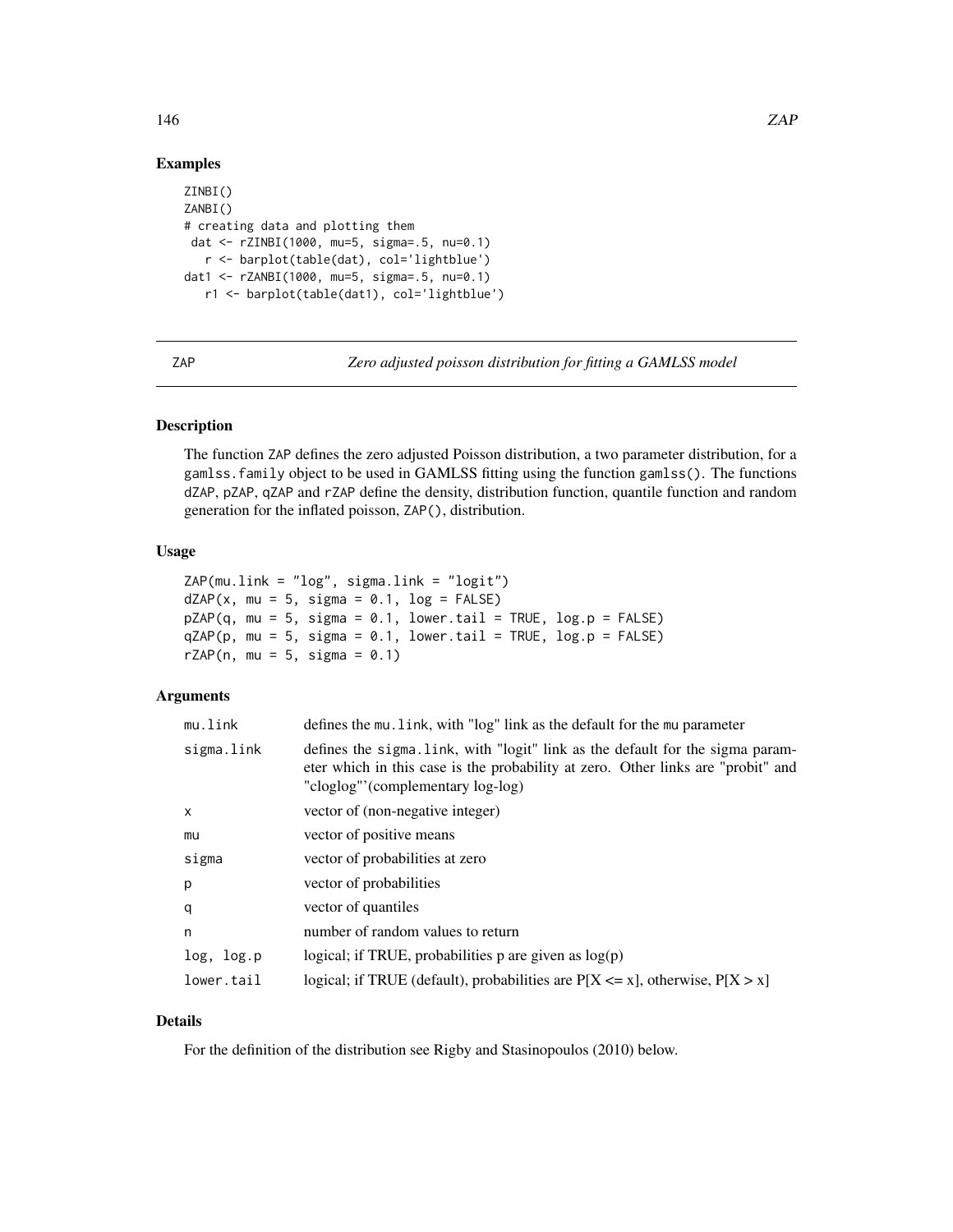## Examples

```
ZINBI()
ZANBI()
# creating data and plotting them
 dat <- rZINBI(1000, mu=5, sigma=.5, nu=0.1)
   r <- barplot(table(dat), col='lightblue')
dat1 <- rZANBI(1000, mu=5, sigma=.5, nu=0.1)
   r1 <- barplot(table(dat1), col='lightblue')
```

---

ZAP *Zero adjusted poisson distribution for fitting a GAMLSS model*

---

## Description

The function ZAP defines the zero adjusted Poisson distribution, a two parameter distribution, for a gamlss.family object to be used in GAMLSS fitting using the function gamlss(). The functions dZAP, pZAP, qZAP and rZAP define the density, distribution function, quantile function and random generation for the inflated poisson, ZAP(), distribution.

## Usage

```
ZAP(mu.link = "log", sigma.link = "logit")
dZAP(x, mu = 5, sigma = 0.1, log = FALSE)
pZAP(q, mu = 5, sigma = 0.1, lower.tail = TRUE, log.p = FALSE)
qZAP(p, mu = 5, sigma = 0.1, lower.tail = TRUE, log.p = FALSE)
rZAP(n, mu = 5, sigma = 0.1)
```

## Arguments

| | |
|---|---|
| mu.link | defines the mu.link, with "log" link as the default for the mu parameter |
| sigma.link | defines the sigma.link, with "logit" link as the default for the sigma parameter which in this case is the probability at zero. Other links are "probit" and "cloglog"'(complementary log-log) |
| x | vector of (non-negative integer) |
| mu | vector of positive means |
| sigma | vector of probabilities at zero |
| p | vector of probabilities |
| q | vector of quantiles |
| n | number of random values to return |
| log, log.p | logical; if TRUE, probabilities p are given as log(p) |
| lower.tail | logical; if TRUE (default), probabilities are P[X <= x], otherwise, P[X > x] |

## Details

For the definition of the distribution see Rigby and Stasinopoulos (2010) below.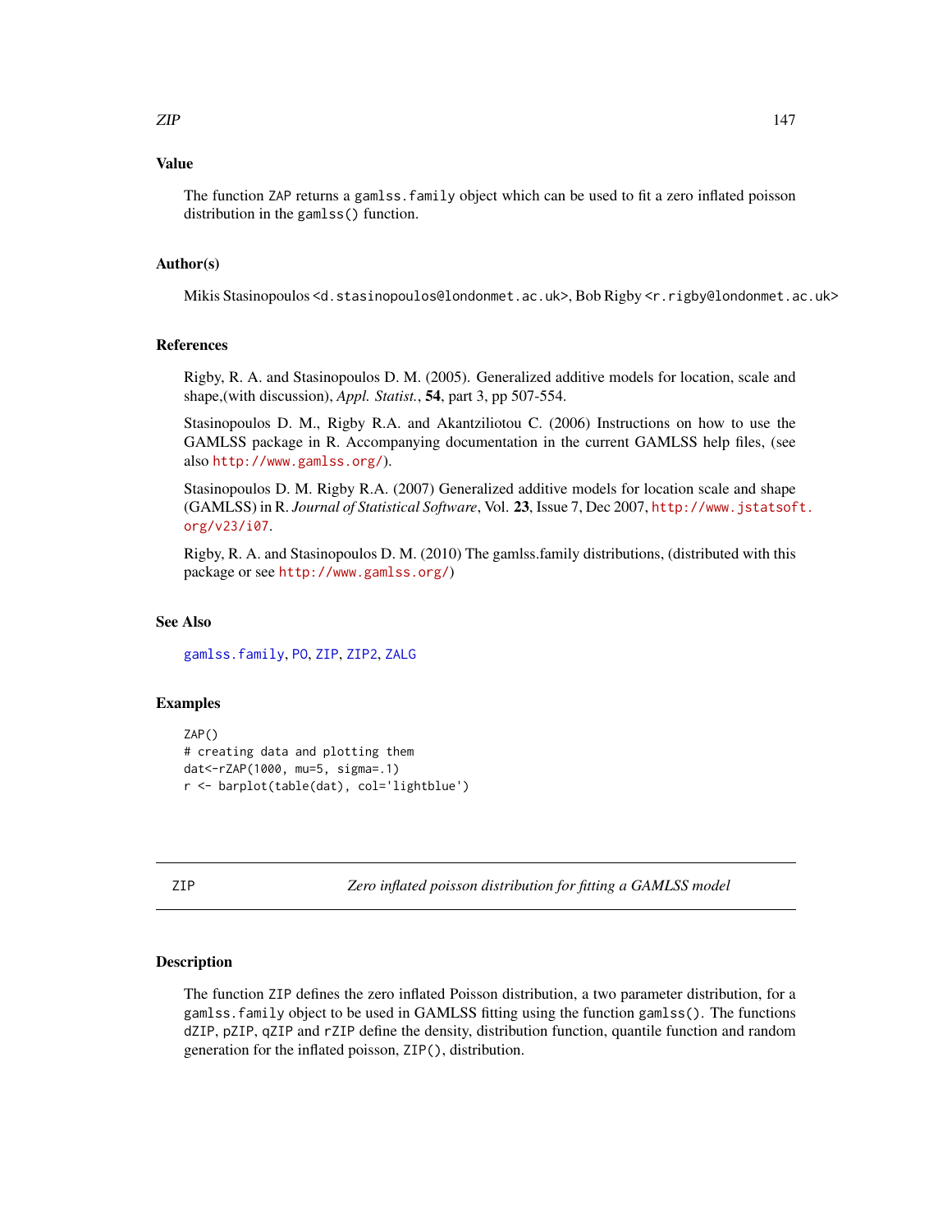### Value

The function ZAP returns a `gamlss.family` object which can be used to fit a zero inflated poisson distribution in the `gamlss()` function.

### Author(s)

Mikis Stasinopoulos <d.stasinopoulos@londonmet.ac.uk>, Bob Rigby <r.rigby@londonmet.ac.uk>

### References

Rigby, R. A. and Stasinopoulos D. M. (2005). Generalized additive models for location, scale and shape,(with discussion), *Appl. Statist.*, **54**, part 3, pp 507-554.

Stasinopoulos D. M., Rigby R.A. and Akantziliotou C. (2006) Instructions on how to use the GAMLSS package in R. Accompanying documentation in the current GAMLSS help files, (see also http://www.gamlss.org/).

Stasinopoulos D. M. Rigby R.A. (2007) Generalized additive models for location scale and shape (GAMLSS) in R. *Journal of Statistical Software*, Vol. **23**, Issue 7, Dec 2007, http://www.jstatsoft.org/v23/i07.

Rigby, R. A. and Stasinopoulos D. M. (2010) The gamlss.family distributions, (distributed with this package or see http://www.gamlss.org/)

### See Also

gamlss.family, PO, ZIP, ZIP2, ZALG

### Examples

```
ZAP()
# creating data and plotting them
dat<-rZAP(1000, mu=5, sigma=.1)
r <- barplot(table(dat), col='lightblue')
```

---

## ZIP — *Zero inflated poisson distribution for fitting a GAMLSS model*

### Description

The function ZIP defines the zero inflated Poisson distribution, a two parameter distribution, for a `gamlss.family` object to be used in GAMLSS fitting using the function `gamlss()`. The functions dZIP, pZIP, qZIP and rZIP define the density, distribution function, quantile function and random generation for the inflated poisson, ZIP(), distribution.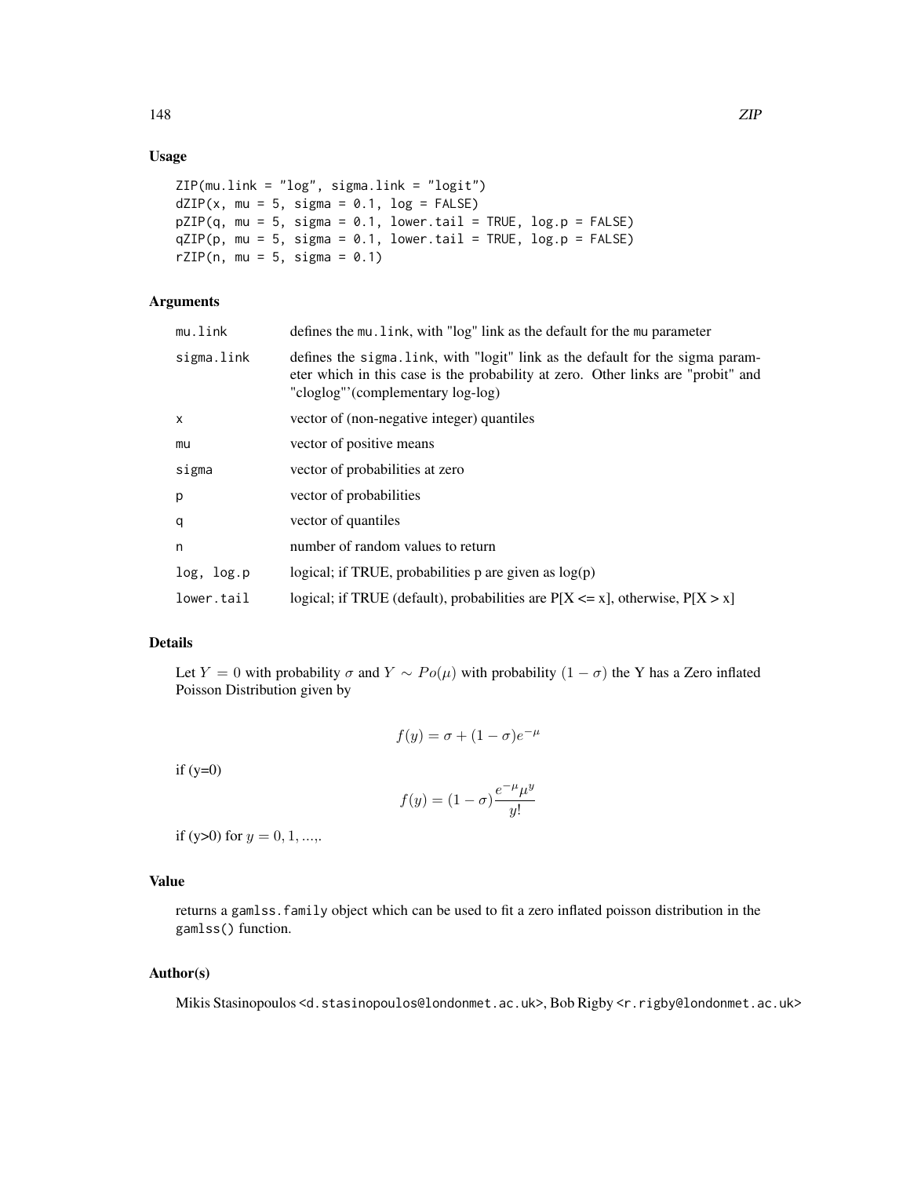## Usage

```
ZIP(mu.link = "log", sigma.link = "logit")
dZIP(x, mu = 5, sigma = 0.1, log = FALSE)
pZIP(q, mu = 5, sigma = 0.1, lower.tail = TRUE, log.p = FALSE)
qZIP(p, mu = 5, sigma = 0.1, lower.tail = TRUE, log.p = FALSE)
rZIP(n, mu = 5, sigma = 0.1)
```

## Arguments

| | |
|---|---|
| `mu.link` | defines the `mu.link`, with "log" link as the default for the `mu` parameter |
| `sigma.link` | defines the `sigma.link`, with "logit" link as the default for the sigma parameter which in this case is the probability at zero. Other links are "probit" and "cloglog"'(complementary log-log) |
| `x` | vector of (non-negative integer) quantiles |
| `mu` | vector of positive means |
| `sigma` | vector of probabilities at zero |
| `p` | vector of probabilities |
| `q` | vector of quantiles |
| `n` | number of random values to return |
| `log, log.p` | logical; if TRUE, probabilities p are given as log(p) |
| `lower.tail` | logical; if TRUE (default), probabilities are P[X <= x], otherwise, P[X > x] |

## Details

Let $Y = 0$ with probability $\sigma$ and $Y \sim Po(\mu)$ with probability $(1 - \sigma)$ the Y has a Zero inflated Poisson Distribution given by

$$f(y) = \sigma + (1 - \sigma)e^{-\mu}$$

if (y=0)

$$f(y) = (1 - \sigma)\frac{e^{-\mu}\mu^y}{y!}$$

if (y>0) for $y = 0, 1, ...,$.

## Value

returns a `gamlss.family` object which can be used to fit a zero inflated poisson distribution in the `gamlss()` function.

## Author(s)

Mikis Stasinopoulos <d.stasinopoulos@londonmet.ac.uk>, Bob Rigby <r.rigby@londonmet.ac.uk>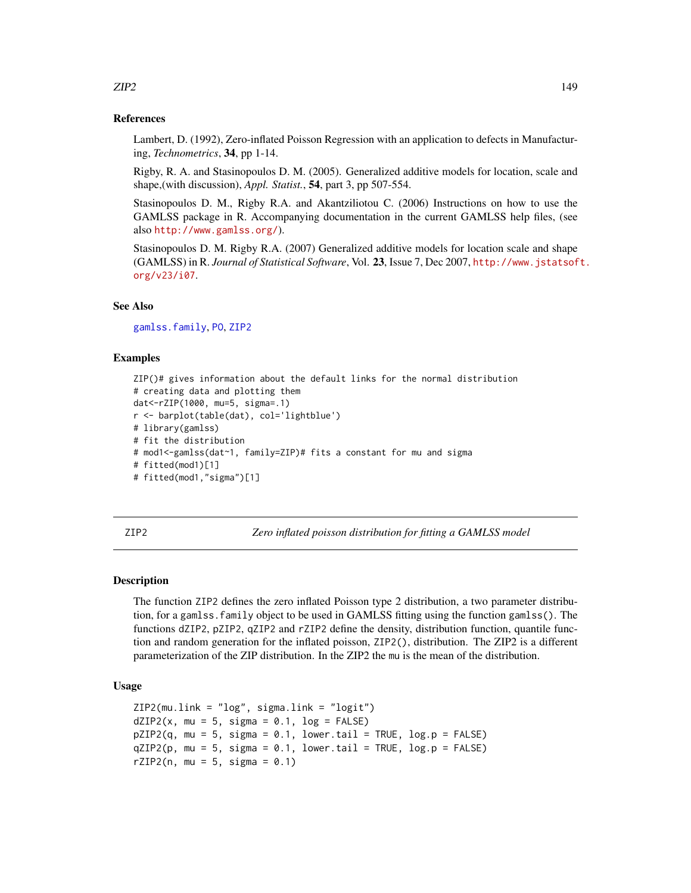## References

Lambert, D. (1992), Zero-inflated Poisson Regression with an application to defects in Manufacturing, *Technometrics*, **34**, pp 1-14.

Rigby, R. A. and Stasinopoulos D. M. (2005). Generalized additive models for location, scale and shape,(with discussion), *Appl. Statist.*, **54**, part 3, pp 507-554.

Stasinopoulos D. M., Rigby R.A. and Akantziliotou C. (2006) Instructions on how to use the GAMLSS package in R. Accompanying documentation in the current GAMLSS help files, (see also http://www.gamlss.org/).

Stasinopoulos D. M. Rigby R.A. (2007) Generalized additive models for location scale and shape (GAMLSS) in R. *Journal of Statistical Software*, Vol. **23**, Issue 7, Dec 2007, http://www.jstatsoft.org/v23/i07.

## See Also

gamlss.family, PO, ZIP2

## Examples

```
ZIP()# gives information about the default links for the normal distribution
# creating data and plotting them
dat<-rZIP(1000, mu=5, sigma=.1)
r <- barplot(table(dat), col='lightblue')
# library(gamlss)
# fit the distribution
# mod1<-gamlss(dat~1, family=ZIP)# fits a constant for mu and sigma
# fitted(mod1)[1]
# fitted(mod1,"sigma")[1]
```

---

# ZIP2 — *Zero inflated poisson distribution for fitting a GAMLSS model*

## Description

The function ZIP2 defines the zero inflated Poisson type 2 distribution, a two parameter distribution, for a gamlss.family object to be used in GAMLSS fitting using the function gamlss(). The functions dZIP2, pZIP2, qZIP2 and rZIP2 define the density, distribution function, quantile function and random generation for the inflated poisson, ZIP2(), distribution. The ZIP2 is a different parameterization of the ZIP distribution. In the ZIP2 the mu is the mean of the distribution.

## Usage

```
ZIP2(mu.link = "log", sigma.link = "logit")
dZIP2(x, mu = 5, sigma = 0.1, log = FALSE)
pZIP2(q, mu = 5, sigma = 0.1, lower.tail = TRUE, log.p = FALSE)
qZIP2(p, mu = 5, sigma = 0.1, lower.tail = TRUE, log.p = FALSE)
rZIP2(n, mu = 5, sigma = 0.1)
```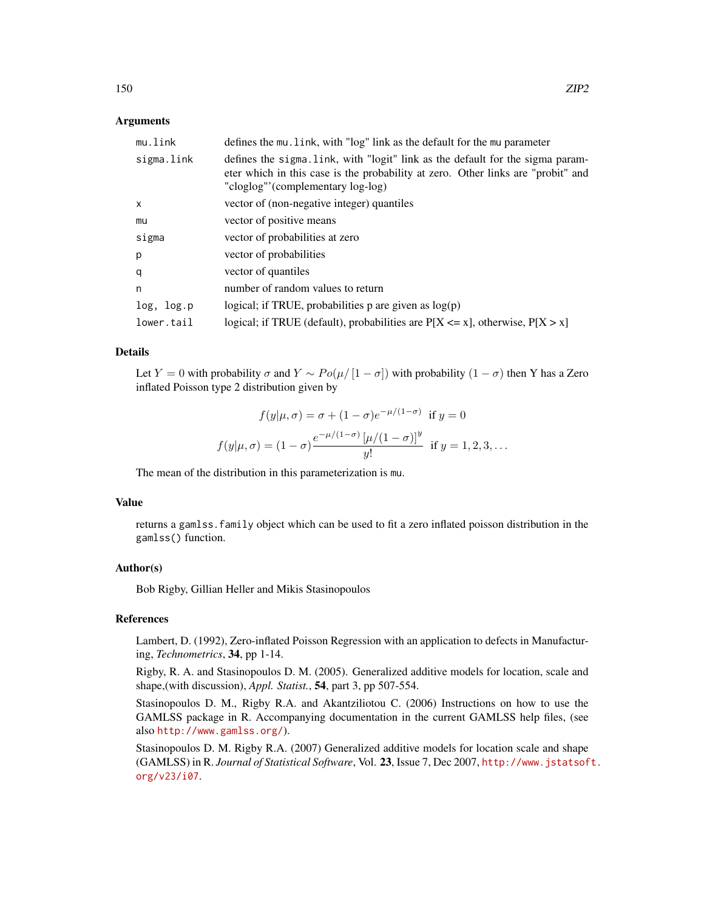## Arguments

| | |
|---|---|
| `mu.link` | defines the `mu.link`, with "log" link as the default for the `mu` parameter |
| `sigma.link` | defines the `sigma.link`, with "logit" link as the default for the sigma parameter which in this case is the probability at zero. Other links are "probit" and "cloglog"'(complementary log-log) |
| `x` | vector of (non-negative integer) quantiles |
| `mu` | vector of positive means |
| `sigma` | vector of probabilities at zero |
| `p` | vector of probabilities |
| `q` | vector of quantiles |
| `n` | number of random values to return |
| `log, log.p` | logical; if TRUE, probabilities p are given as log(p) |
| `lower.tail` | logical; if TRUE (default), probabilities are P[X <= x], otherwise, P[X > x] |

## Details

Let $Y = 0$ with probability $\sigma$ and $Y \sim Po(\mu/[1-\sigma])$ with probability $(1-\sigma)$ then Y has a Zero inflated Poisson type 2 distribution given by

$$f(y|\mu,\sigma) = \sigma + (1-\sigma)e^{-\mu/(1-\sigma)} \text{ if } y = 0$$

$$f(y|\mu,\sigma) = (1-\sigma)\frac{e^{-\mu/(1-\sigma)}\left[\mu/(1-\sigma)\right]^y}{y!} \text{ if } y = 1,2,3,\ldots$$

The mean of the distribution in this parameterization is `mu`.

## Value

returns a `gamlss.family` object which can be used to fit a zero inflated poisson distribution in the `gamlss()` function.

## Author(s)

Bob Rigby, Gillian Heller and Mikis Stasinopoulos

## References

Lambert, D. (1992), Zero-inflated Poisson Regression with an application to defects in Manufacturing, *Technometrics*, **34**, pp 1-14.

Rigby, R. A. and Stasinopoulos D. M. (2005). Generalized additive models for location, scale and shape,(with discussion), *Appl. Statist.*, **54**, part 3, pp 507-554.

Stasinopoulos D. M., Rigby R.A. and Akantziliotou C. (2006) Instructions on how to use the GAMLSS package in R. Accompanying documentation in the current GAMLSS help files, (see also http://www.gamlss.org/).

Stasinopoulos D. M. Rigby R.A. (2007) Generalized additive models for location scale and shape (GAMLSS) in R. *Journal of Statistical Software*, Vol. **23**, Issue 7, Dec 2007, http://www.jstatsoft.org/v23/i07.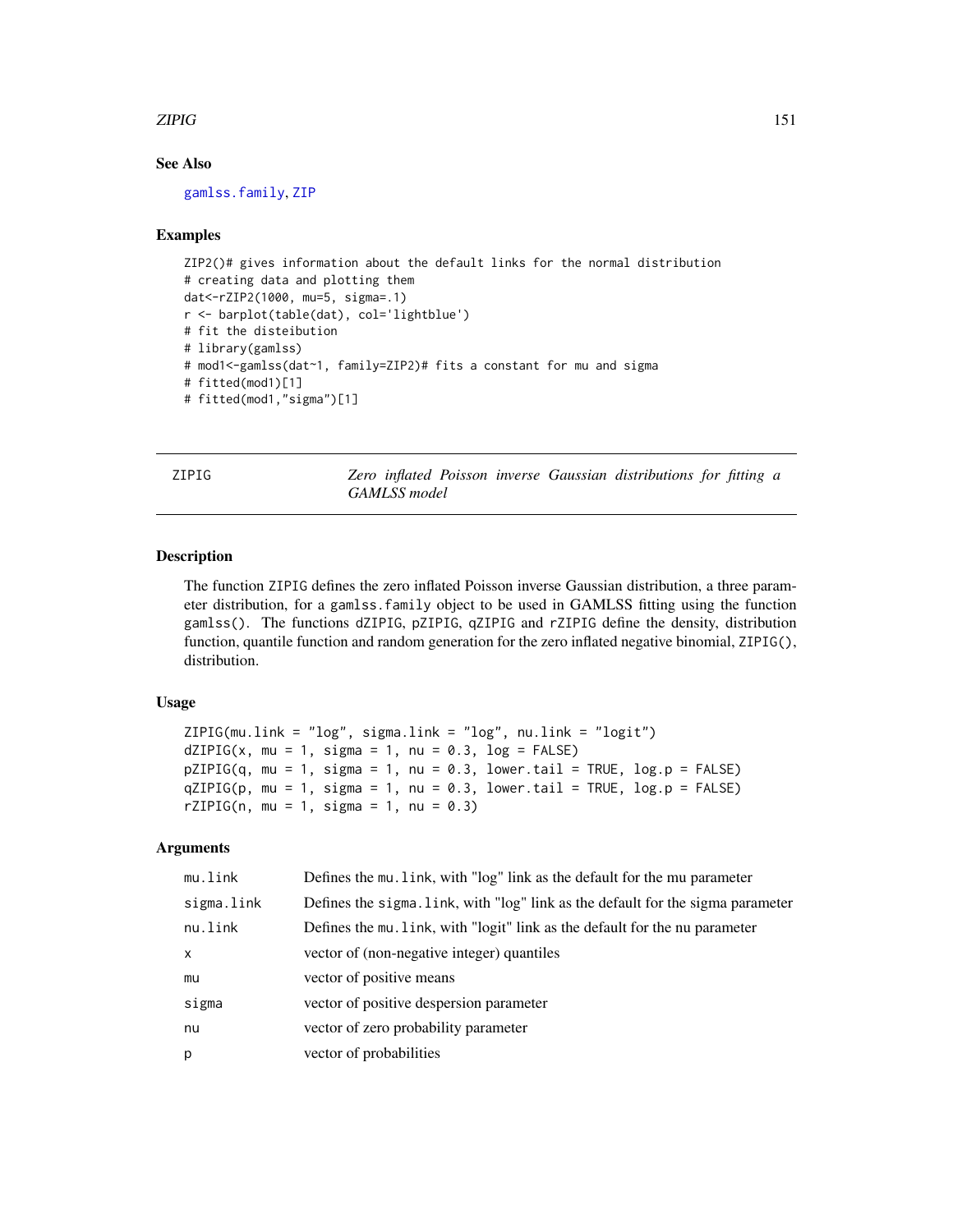## See Also

gamlss.family, ZIP

## Examples

```
ZIP2()# gives information about the default links for the normal distribution
# creating data and plotting them
dat<-rZIP2(1000, mu=5, sigma=.1)
r <- barplot(table(dat), col='lightblue')
# fit the disteibution
# library(gamlss)
# mod1<-gamlss(dat~1, family=ZIP2)# fits a constant for mu and sigma
# fitted(mod1)[1]
# fitted(mod1,"sigma")[1]
```

---

# ZIPIG — *Zero inflated Poisson inverse Gaussian distributions for fitting a GAMLSS model*

## Description

The function ZIPIG defines the zero inflated Poisson inverse Gaussian distribution, a three parameter distribution, for a gamlss.family object to be used in GAMLSS fitting using the function gamlss(). The functions dZIPIG, pZIPIG, qZIPIG and rZIPIG define the density, distribution function, quantile function and random generation for the zero inflated negative binomial, ZIPIG(), distribution.

## Usage

```
ZIPIG(mu.link = "log", sigma.link = "log", nu.link = "logit")
dZIPIG(x, mu = 1, sigma = 1, nu = 0.3, log = FALSE)
pZIPIG(q, mu = 1, sigma = 1, nu = 0.3, lower.tail = TRUE, log.p = FALSE)
qZIPIG(p, mu = 1, sigma = 1, nu = 0.3, lower.tail = TRUE, log.p = FALSE)
rZIPIG(n, mu = 1, sigma = 1, nu = 0.3)
```

## Arguments

| | |
|---|---|
| mu.link | Defines the mu.link, with "log" link as the default for the mu parameter |
| sigma.link | Defines the sigma.link, with "log" link as the default for the sigma parameter |
| nu.link | Defines the mu.link, with "logit" link as the default for the nu parameter |
| x | vector of (non-negative integer) quantiles |
| mu | vector of positive means |
| sigma | vector of positive despersion parameter |
| nu | vector of zero probability parameter |
| p | vector of probabilities |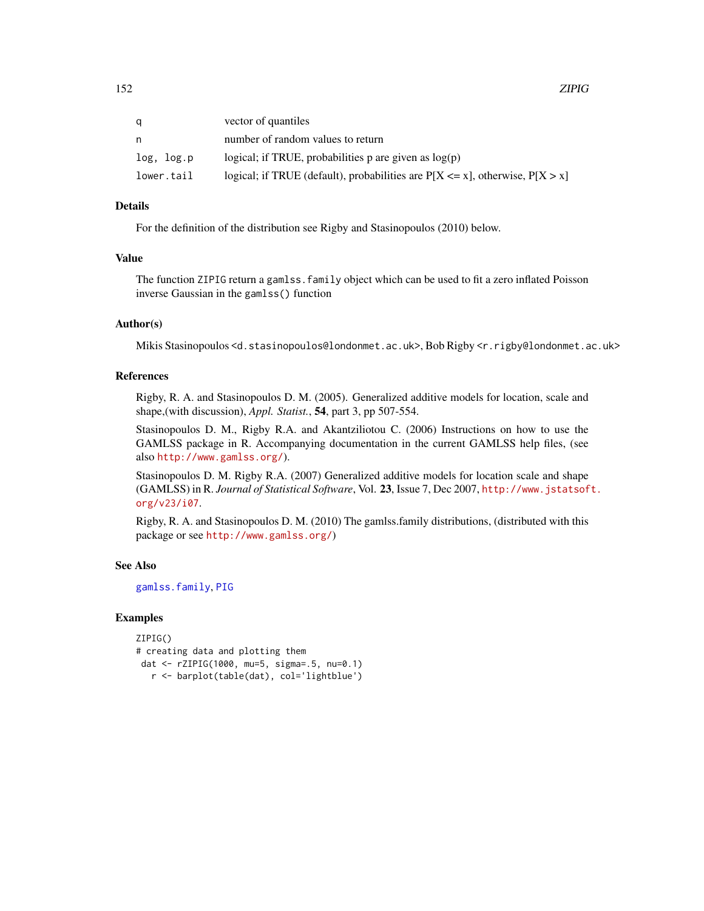| | |
|---|---|
| `q` | vector of quantiles |
| `n` | number of random values to return |
| `log, log.p` | logical; if TRUE, probabilities p are given as log(p) |
| `lower.tail` | logical; if TRUE (default), probabilities are P[X <= x], otherwise, P[X > x] |

## Details

For the definition of the distribution see Rigby and Stasinopoulos (2010) below.

## Value

The function `ZIPIG` return a `gamlss.family` object which can be used to fit a zero inflated Poisson inverse Gaussian in the `gamlss()` function

## Author(s)

Mikis Stasinopoulos <`d.stasinopoulos@londonmet.ac.uk`>, Bob Rigby <`r.rigby@londonmet.ac.uk`>

## References

Rigby, R. A. and Stasinopoulos D. M. (2005). Generalized additive models for location, scale and shape,(with discussion), *Appl. Statist.*, **54**, part 3, pp 507-554.

Stasinopoulos D. M., Rigby R.A. and Akantziliotou C. (2006) Instructions on how to use the GAMLSS package in R. Accompanying documentation in the current GAMLSS help files, (see also http://www.gamlss.org/).

Stasinopoulos D. M. Rigby R.A. (2007) Generalized additive models for location scale and shape (GAMLSS) in R. *Journal of Statistical Software*, Vol. **23**, Issue 7, Dec 2007, http://www.jstatsoft.org/v23/i07.

Rigby, R. A. and Stasinopoulos D. M. (2010) The gamlss.family distributions, (distributed with this package or see http://www.gamlss.org/)

## See Also

`gamlss.family`, `PIG`

## Examples

```
ZIPIG()
# creating data and plotting them
 dat <- rZIPIG(1000, mu=5, sigma=.5, nu=0.1)
   r <- barplot(table(dat), col='lightblue')
```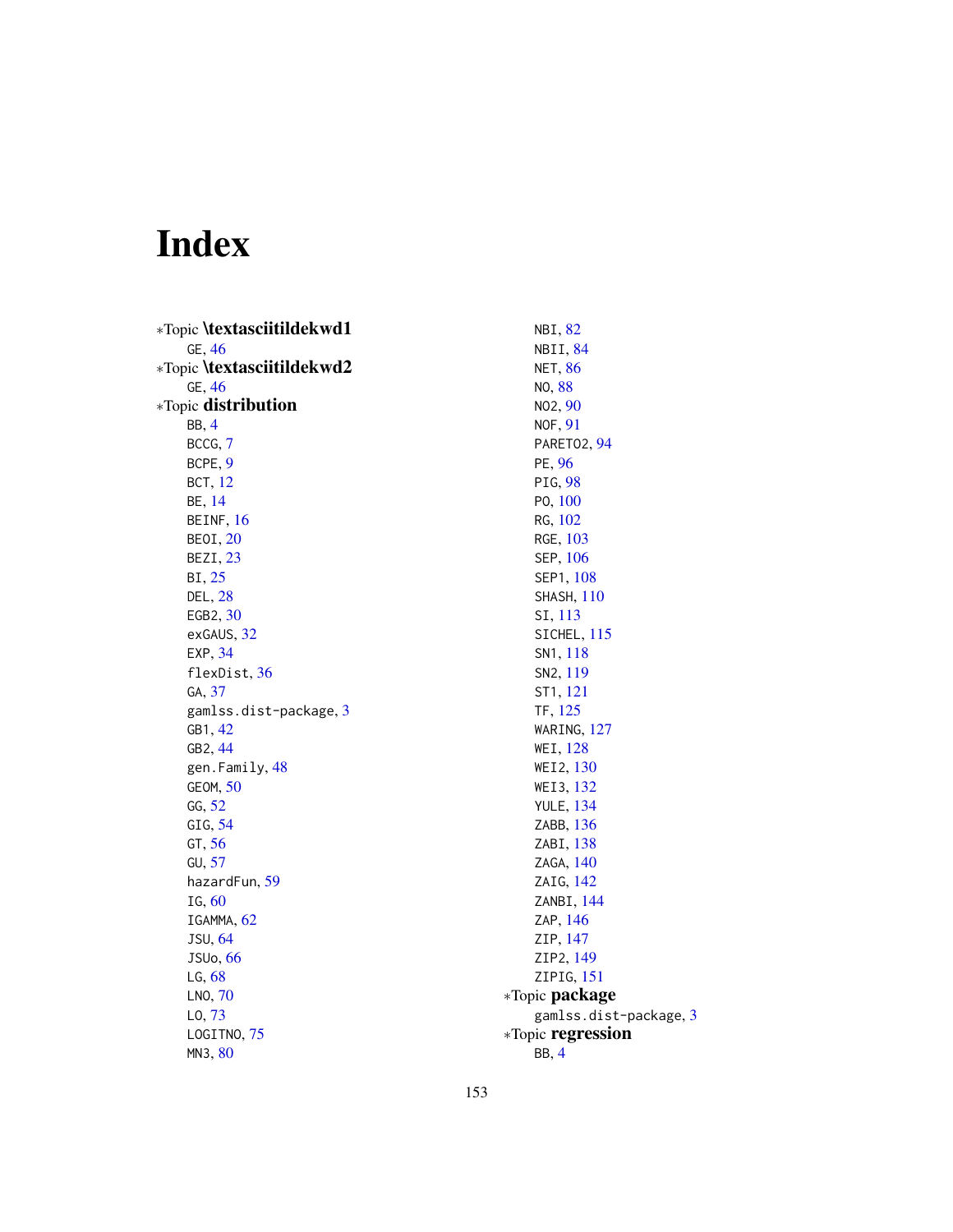# Index

∗Topic **\textasciitildekwd1**
- GE, 46

∗Topic **\textasciitildekwd2**
- GE, 46

∗Topic **distribution**
- BB, 4
- BCCG, 7
- BCPE, 9
- BCT, 12
- BE, 14
- BEINF, 16
- BEOI, 20
- BEZI, 23
- BI, 25
- DEL, 28
- EGB2, 30
- exGAUS, 32
- EXP, 34
- flexDist, 36
- GA, 37
- gamlss.dist-package, 3
- GB1, 42
- GB2, 44
- gen.Family, 48
- GEOM, 50
- GG, 52
- GIG, 54
- GT, 56
- GU, 57
- hazardFun, 59
- IG, 60
- IGAMMA, 62
- JSU, 64
- JSUo, 66
- LG, 68
- LNO, 70
- LO, 73
- LOGITNO, 75
- MN3, 80
- NBI, 82
- NBII, 84
- NET, 86
- NO, 88
- NO2, 90
- NOF, 91
- PARETO2, 94
- PE, 96
- PIG, 98
- PO, 100
- RG, 102
- RGE, 103
- SEP, 106
- SEP1, 108
- SHASH, 110
- SI, 113
- SICHEL, 115
- SN1, 118
- SN2, 119
- ST1, 121
- TF, 125
- WARING, 127
- WEI, 128
- WEI2, 130
- WEI3, 132
- YULE, 134
- ZABB, 136
- ZABI, 138
- ZAGA, 140
- ZAIG, 142
- ZANBI, 144
- ZAP, 146
- ZIP, 147
- ZIP2, 149
- ZIPIG, 151

∗Topic **package**
- gamlss.dist-package, 3

∗Topic **regression**
- BB, 4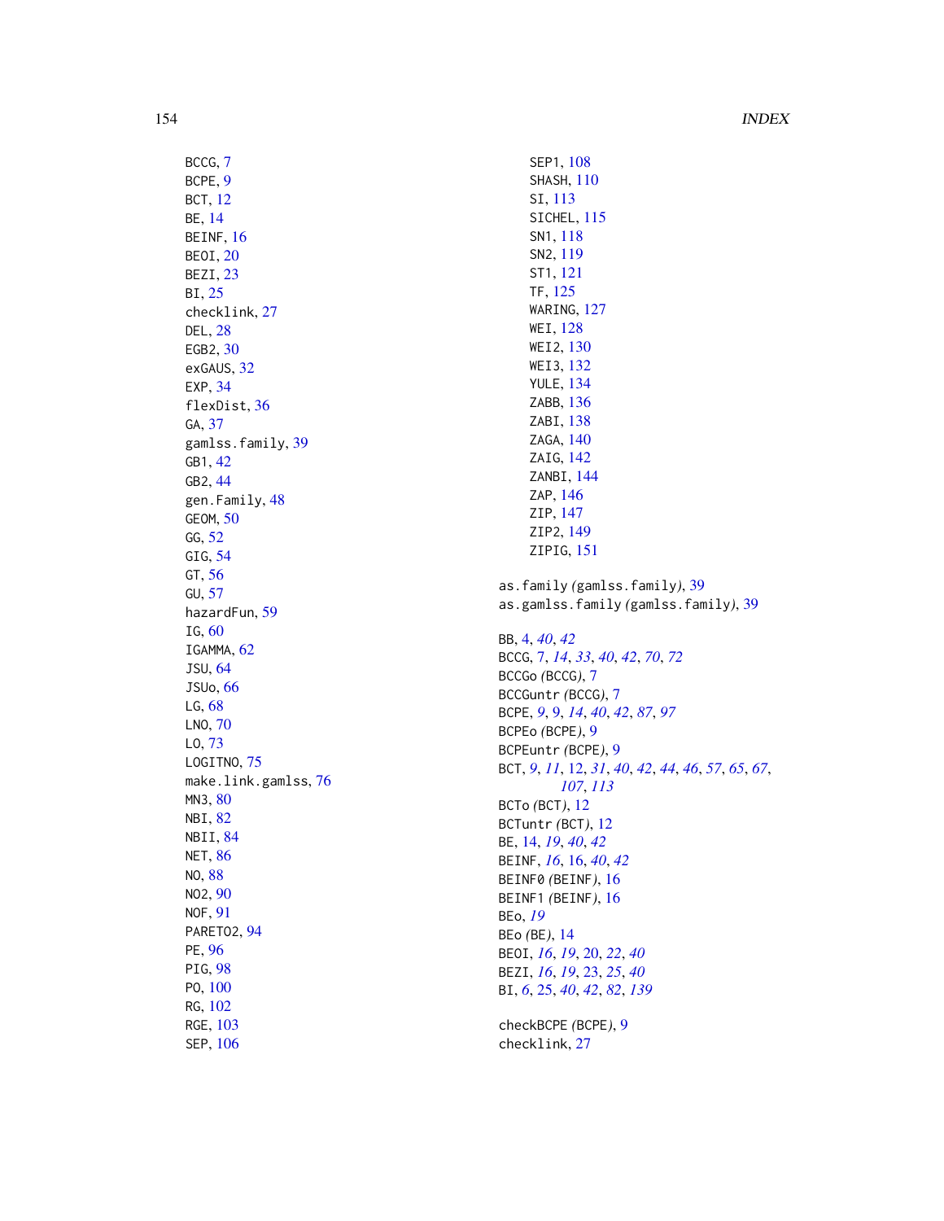BCCG, 7
BCPE, 9
BCT, 12
BE, 14
BEINF, 16
BEOI, 20
BEZI, 23
BI, 25
checklink, 27
DEL, 28
EGB2, 30
exGAUS, 32
EXP, 34
flexDist, 36
GA, 37
gamlss.family, 39
GB1, 42
GB2, 44
gen.Family, 48
GEOM, 50
GG, 52
GIG, 54
GT, 56
GU, 57
hazardFun, 59
IG, 60
IGAMMA, 62
JSU, 64
JSUo, 66
LG, 68
LNO, 70
LO, 73
LOGITNO, 75
make.link.gamlss, 76
MN3, 80
NBI, 82
NBII, 84
NET, 86
NO, 88
NO2, 90
NOF, 91
PARETO2, 94
PE, 96
PIG, 98
PO, 100
RG, 102
RGE, 103
SEP, 106
SEP1, 108
SHASH, 110
SI, 113
SICHEL, 115
SN1, 118
SN2, 119
ST1, 121
TF, 125
WARING, 127
WEI, 128
WEI2, 130
WEI3, 132
YULE, 134
ZABB, 136
ZABI, 138
ZAGA, 140
ZAIG, 142
ZANBI, 144
ZAP, 146
ZIP, 147
ZIP2, 149
ZIPIG, 151

as.family *(gamlss.family)*, 39
as.gamlss.family *(gamlss.family)*, 39

BB, 4, *40*, *42*
BCCG, 7, *14*, *33*, *40*, *42*, *70*, *72*
BCCGo *(BCCG)*, 7
BCCGuntr *(BCCG)*, 7
BCPE, *9*, 9, *14*, *40*, *42*, *87*, *97*
BCPEo *(BCPE)*, 9
BCPEuntr *(BCPE)*, 9
BCT, *9*, *11*, 12, *31*, *40*, *42*, *44*, *46*, *57*, *65*, *67*, *107*, *113*
BCTo *(BCT)*, 12
BCTuntr *(BCT)*, 12
BE, 14, *19*, *40*, *42*
BEINF, *16*, 16, *40*, *42*
BEINF0 *(BEINF)*, 16
BEINF1 *(BEINF)*, 16
BEo, *19*
BEo *(BE)*, 14
BEOI, *16*, *19*, 20, *22*, *40*
BEZI, *16*, *19*, 23, *25*, *40*
BI, *6*, 25, *40*, *42*, *82*, *139*

checkBCPE *(BCPE)*, 9
checklink, 27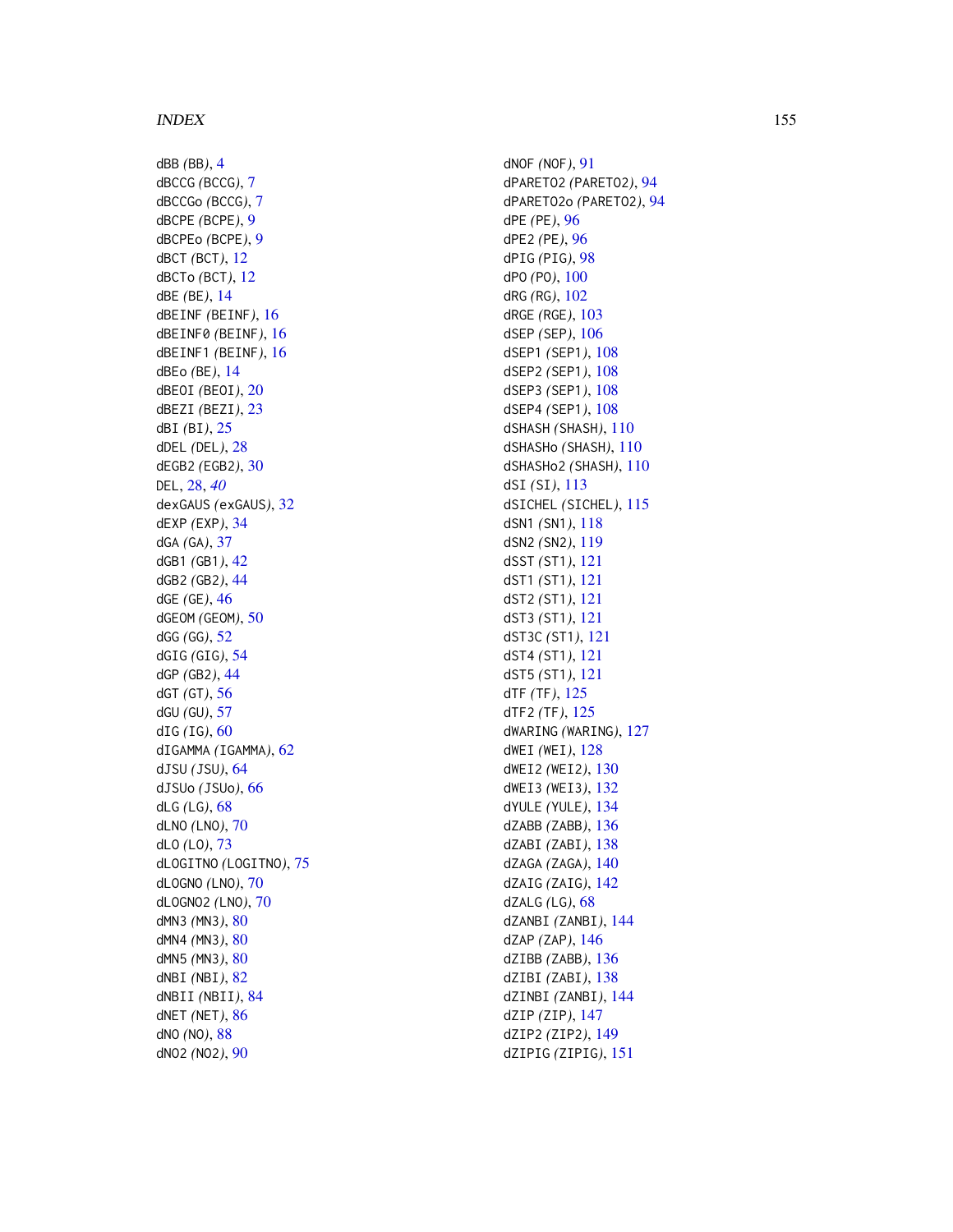dBB *(BB)*, 4
dBCCG *(BCCG)*, 7
dBCCGo *(BCCG)*, 7
dBCPE *(BCPE)*, 9
dBCPEo *(BCPE)*, 9
dBCT *(BCT)*, 12
dBCTo *(BCT)*, 12
dBE *(BE)*, 14
dBEINF *(BEINF)*, 16
dBEINF0 *(BEINF)*, 16
dBEINF1 *(BEINF)*, 16
dBEo *(BE)*, 14
dBEOI *(BEOI)*, 20
dBEZI *(BEZI)*, 23
dBI *(BI)*, 25
dDEL *(DEL)*, 28
dEGB2 *(EGB2)*, 30
DEL, 28, *40*
dexGAUS *(exGAUS)*, 32
dEXP *(EXP)*, 34
dGA *(GA)*, 37
dGB1 *(GB1)*, 42
dGB2 *(GB2)*, 44
dGE *(GE)*, 46
dGEOM *(GEOM)*, 50
dGG *(GG)*, 52
dGIG *(GIG)*, 54
dGP *(GB2)*, 44
dGT *(GT)*, 56
dGU *(GU)*, 57
dIG *(IG)*, 60
dIGAMMA *(IGAMMA)*, 62
dJSU *(JSU)*, 64
dJSUo *(JSUo)*, 66
dLG *(LG)*, 68
dLNO *(LNO)*, 70
dLO *(LO)*, 73
dLOGITNO *(LOGITNO)*, 75
dLOGNO *(LNO)*, 70
dLOGNO2 *(LNO)*, 70
dMN3 *(MN3)*, 80
dMN4 *(MN3)*, 80
dMN5 *(MN3)*, 80
dNBI *(NBI)*, 82
dNBII *(NBII)*, 84
dNET *(NET)*, 86
dNO *(NO)*, 88
dNO2 *(NO2)*, 90
dNOF *(NOF)*, 91
dPARETO2 *(PARETO2)*, 94
dPARETO2o *(PARETO2)*, 94
dPE *(PE)*, 96
dPE2 *(PE)*, 96
dPIG *(PIG)*, 98
dPO *(PO)*, 100
dRG *(RG)*, 102
dRGE *(RGE)*, 103
dSEP *(SEP)*, 106
dSEP1 *(SEP1)*, 108
dSEP2 *(SEP1)*, 108
dSEP3 *(SEP1)*, 108
dSEP4 *(SEP1)*, 108
dSHASH *(SHASH)*, 110
dSHASHo *(SHASH)*, 110
dSHASHo2 *(SHASH)*, 110
dSI *(SI)*, 113
dSICHEL *(SICHEL)*, 115
dSN1 *(SN1)*, 118
dSN2 *(SN2)*, 119
dSST *(ST1)*, 121
dST1 *(ST1)*, 121
dST2 *(ST1)*, 121
dST3 *(ST1)*, 121
dST3C *(ST1)*, 121
dST4 *(ST1)*, 121
dST5 *(ST1)*, 121
dTF *(TF)*, 125
dTF2 *(TF)*, 125
dWARING *(WARING)*, 127
dWEI *(WEI)*, 128
dWEI2 *(WEI2)*, 130
dWEI3 *(WEI3)*, 132
dYULE *(YULE)*, 134
dZABB *(ZABB)*, 136
dZABI *(ZABI)*, 138
dZAGA *(ZAGA)*, 140
dZAIG *(ZAIG)*, 142
dZALG *(LG)*, 68
dZANBI *(ZANBI)*, 144
dZAP *(ZAP)*, 146
dZIBB *(ZABB)*, 136
dZIBI *(ZABI)*, 138
dZINBI *(ZANBI)*, 144
dZIP *(ZIP)*, 147
dZIP2 *(ZIP2)*, 149
dZIPIG *(ZIPIG)*, 151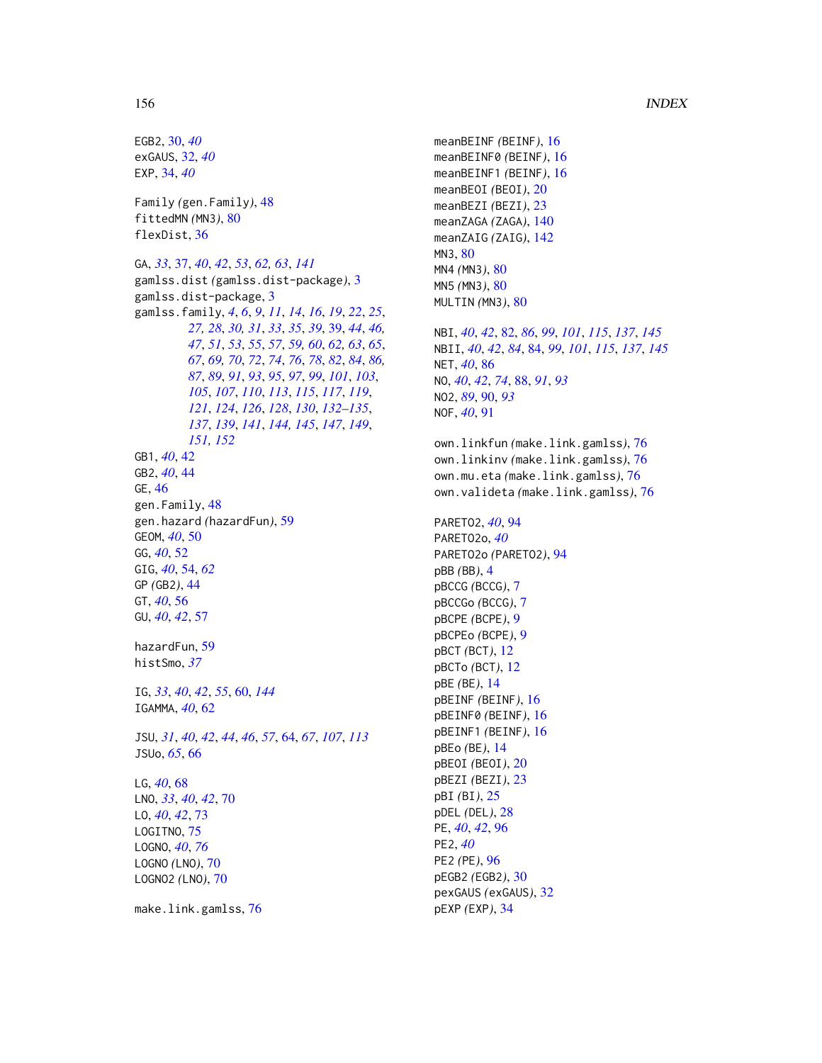EGB2, 30, *40*
exGAUS, 32, *40*
EXP, 34, *40*

Family *(*gen.Family*)*, 48
fittedMN *(*MN3*)*, 80
flexDist, 36

GA, *33*, 37, *40*, *42*, *53*, *62*, *63*, *141*
gamlss.dist *(*gamlss.dist-package*)*, 3
gamlss.dist-package, 3
gamlss.family, *4*, *6*, *9*, *11*, *14*, *16*, *19*, *22*, *25*, *27*, *28*, *30*, *31*, *33*, *35*, *39*, 39, *44*, *46*, *47*, *51*, *53*, *55*, *57*, *59*, *60*, *62*, *63*, *65*, *67*, *69*, *70*, *72*, *74*, *76*, *78*, *82*, *84*, *86*, *87*, *89*, *91*, *93*, *95*, *97*, *99*, *101*, *103*, *105*, *107*, *110*, *113*, *115*, *117*, *119*, *121*, *124*, *126*, *128*, *130*, *132–135*, *137*, *139*, *141*, *144*, *145*, *147*, *149*, *151*, *152*
GB1, *40*, 42
GB2, *40*, 44
GE, 46
gen.Family, 48
gen.hazard *(*hazardFun*)*, 59
GEOM, *40*, 50
GG, *40*, 52
GIG, *40*, 54, *62*
GP *(*GB2*)*, 44
GT, *40*, 56
GU, *40*, *42*, 57

hazardFun, 59
histSmo, *37*

IG, *33*, *40*, *42*, *55*, 60, *144*
IGAMMA, *40*, 62

JSU, *31*, *40*, *42*, *44*, *46*, *57*, 64, *67*, *107*, *113*
JSUo, *65*, 66

LG, *40*, 68
LNO, *33*, *40*, *42*, 70
LO, *40*, *42*, 73
LOGITNO, 75
LOGNO, *40*, *76*
LOGNO *(*LNO*)*, 70
LOGNO2 *(*LNO*)*, 70

make.link.gamlss, 76

meanBEINF *(*BEINF*)*, 16
meanBEINF0 *(*BEINF*)*, 16
meanBEINF1 *(*BEINF*)*, 16
meanBEOI *(*BEOI*)*, 20
meanBEZI *(*BEZI*)*, 23
meanZAGA *(*ZAGA*)*, 140
meanZAIG *(*ZAIG*)*, 142
MN3, 80
MN4 *(*MN3*)*, 80
MN5 *(*MN3*)*, 80
MULTIN *(*MN3*)*, 80

NBI, *40*, *42*, 82, *86*, *99*, *101*, *115*, *137*, *145*
NBII, *40*, *42*, *84*, 84, *99*, *101*, *115*, *137*, *145*
NET, *40*, 86
NO, *40*, *42*, *74*, 88, *91*, *93*
NO2, *89*, 90, *93*
NOF, *40*, 91

own.linkfun *(*make.link.gamlss*)*, 76
own.linkinv *(*make.link.gamlss*)*, 76
own.mu.eta *(*make.link.gamlss*)*, 76
own.valideta *(*make.link.gamlss*)*, 76

PARETO2, *40*, 94
PARETO2o, *40*
PARETO2o *(*PARETO2*)*, 94
pBB *(*BB*)*, 4
pBCCG *(*BCCG*)*, 7
pBCCGo *(*BCCG*)*, 7
pBCPE *(*BCPE*)*, 9
pBCPEo *(*BCPE*)*, 9
pBCT *(*BCT*)*, 12
pBCTo *(*BCT*)*, 12
pBE *(*BE*)*, 14
pBEINF *(*BEINF*)*, 16
pBEINF0 *(*BEINF*)*, 16
pBEINF1 *(*BEINF*)*, 16
pBEo *(*BE*)*, 14
pBEOI *(*BEOI*)*, 20
pBEZI *(*BEZI*)*, 23
pBI *(*BI*)*, 25
pDEL *(*DEL*)*, 28
PE, *40*, *42*, 96
PE2, *40*
PE2 *(*PE*)*, 96
pEGB2 *(*EGB2*)*, 30
pexGAUS *(*exGAUS*)*, 32
pEXP *(*EXP*)*, 34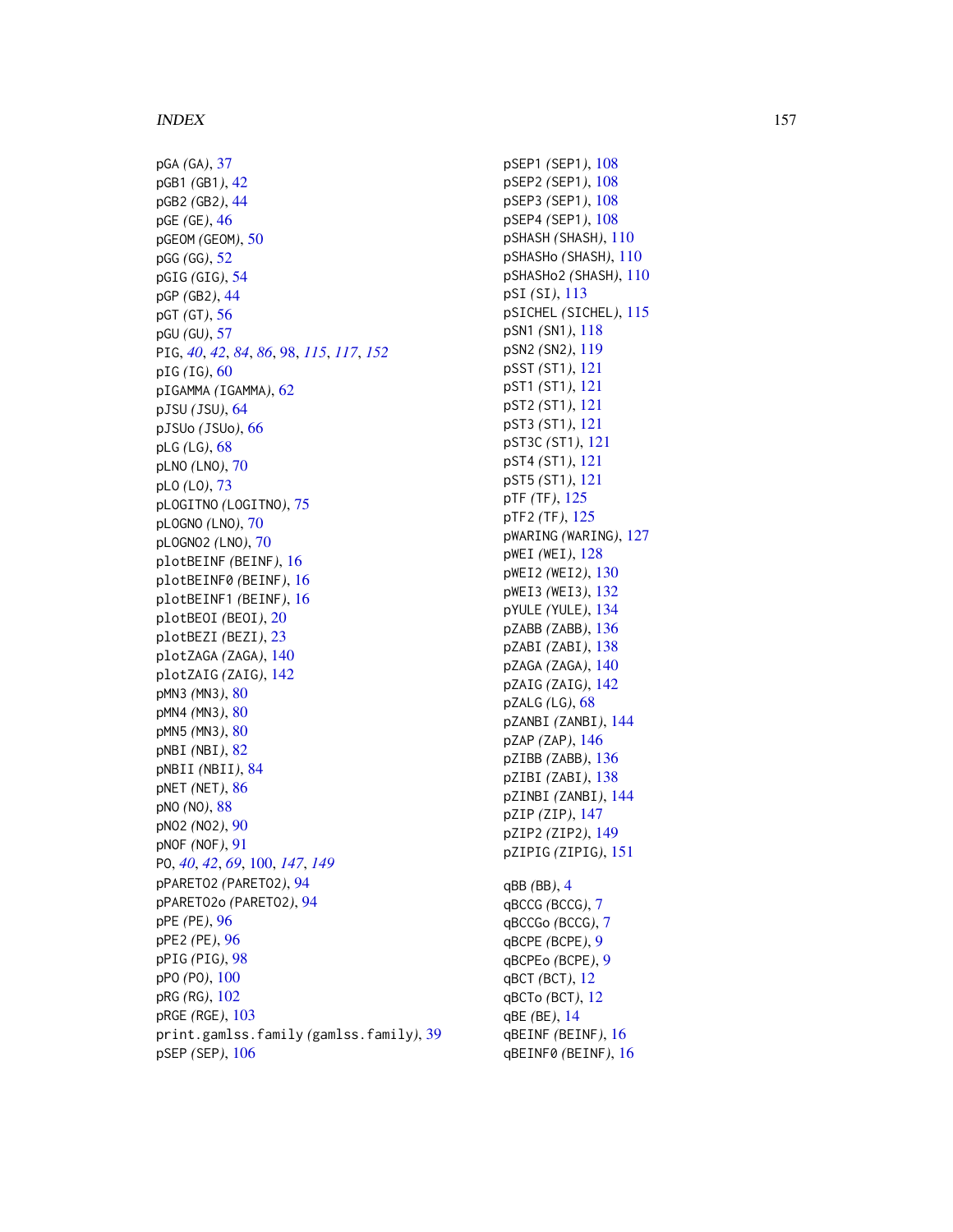pGA *(GA)*, 37
pGB1 *(GB1)*, 42
pGB2 *(GB2)*, 44
pGE *(GE)*, 46
pGEOM *(GEOM)*, 50
pGG *(GG)*, 52
pGIG *(GIG)*, 54
pGP *(GB2)*, 44
pGT *(GT)*, 56
pGU *(GU)*, 57
PIG, *40*, *42*, *84*, *86*, 98, *115*, *117*, *152*
pIG *(IG)*, 60
pIGAMMA *(IGAMMA)*, 62
pJSU *(JSU)*, 64
pJSUo *(JSUo)*, 66
pLG *(LG)*, 68
pLNO *(LNO)*, 70
pLO *(LO)*, 73
pLOGITNO *(LOGITNO)*, 75
pLOGNO *(LNO)*, 70
pLOGNO2 *(LNO)*, 70
plotBEINF *(BEINF)*, 16
plotBEINF0 *(BEINF)*, 16
plotBEINF1 *(BEINF)*, 16
plotBEOI *(BEOI)*, 20
plotBEZI *(BEZI)*, 23
plotZAGA *(ZAGA)*, 140
plotZAIG *(ZAIG)*, 142
pMN3 *(MN3)*, 80
pMN4 *(MN3)*, 80
pMN5 *(MN3)*, 80
pNBI *(NBI)*, 82
pNBII *(NBII)*, 84
pNET *(NET)*, 86
pNO *(NO)*, 88
pNO2 *(NO2)*, 90
pNOF *(NOF)*, 91
PO, *40*, *42*, *69*, 100, *147*, *149*
pPARETO2 *(PARETO2)*, 94
pPARETO2o *(PARETO2)*, 94
pPE *(PE)*, 96
pPE2 *(PE)*, 96
pPIG *(PIG)*, 98
pPO *(PO)*, 100
pRG *(RG)*, 102
pRGE *(RGE)*, 103
print.gamlss.family *(gamlss.family)*, 39
pSEP *(SEP)*, 106
pSEP1 *(SEP1)*, 108
pSEP2 *(SEP1)*, 108
pSEP3 *(SEP1)*, 108
pSEP4 *(SEP1)*, 108
pSHASH *(SHASH)*, 110
pSHASHo *(SHASH)*, 110
pSHASHo2 *(SHASH)*, 110
pSI *(SI)*, 113
pSICHEL *(SICHEL)*, 115
pSN1 *(SN1)*, 118
pSN2 *(SN2)*, 119
pSST *(ST1)*, 121
pST1 *(ST1)*, 121
pST2 *(ST1)*, 121
pST3 *(ST1)*, 121
pST3C *(ST1)*, 121
pST4 *(ST1)*, 121
pST5 *(ST1)*, 121
pTF *(TF)*, 125
pTF2 *(TF)*, 125
pWARING *(WARING)*, 127
pWEI *(WEI)*, 128
pWEI2 *(WEI2)*, 130
pWEI3 *(WEI3)*, 132
pYULE *(YULE)*, 134
pZABB *(ZABB)*, 136
pZABI *(ZABI)*, 138
pZAGA *(ZAGA)*, 140
pZAIG *(ZAIG)*, 142
pZALG *(LG)*, 68
pZANBI *(ZANBI)*, 144
pZAP *(ZAP)*, 146
pZIBB *(ZABB)*, 136
pZIBI *(ZABI)*, 138
pZINBI *(ZANBI)*, 144
pZIP *(ZIP)*, 147
pZIP2 *(ZIP2)*, 149
pZIPIG *(ZIPIG)*, 151

qBB *(BB)*, 4
qBCCG *(BCCG)*, 7
qBCCGo *(BCCG)*, 7
qBCPE *(BCPE)*, 9
qBCPEo *(BCPE)*, 9
qBCT *(BCT)*, 12
qBCTo *(BCT)*, 12
qBE *(BE)*, 14
qBEINF *(BEINF)*, 16
qBEINF0 *(BEINF)*, 16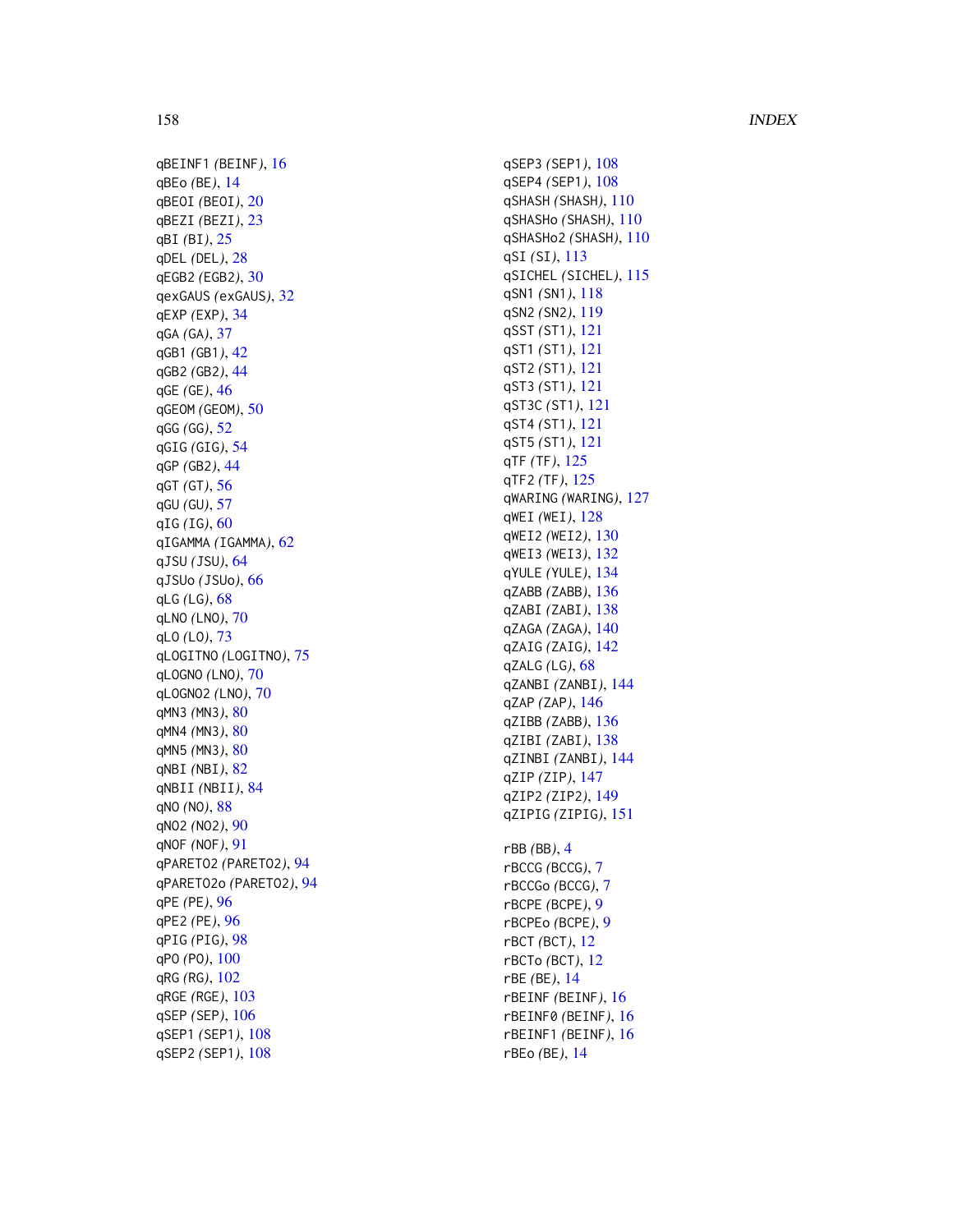qBEINF1 *(BEINF)*, 16
qBEo *(BE)*, 14
qBEOI *(BEOI)*, 20
qBEZI *(BEZI)*, 23
qBI *(BI)*, 25
qDEL *(DEL)*, 28
qEGB2 *(EGB2)*, 30
qexGAUS *(exGAUS)*, 32
qEXP *(EXP)*, 34
qGA *(GA)*, 37
qGB1 *(GB1)*, 42
qGB2 *(GB2)*, 44
qGE *(GE)*, 46
qGEOM *(GEOM)*, 50
qGG *(GG)*, 52
qGIG *(GIG)*, 54
qGP *(GB2)*, 44
qGT *(GT)*, 56
qGU *(GU)*, 57
qIG *(IG)*, 60
qIGAMMA *(IGAMMA)*, 62
qJSU *(JSU)*, 64
qJSUo *(JSUo)*, 66
qLG *(LG)*, 68
qLNO *(LNO)*, 70
qLO *(LO)*, 73
qLOGITNO *(LOGITNO)*, 75
qLOGNO *(LNO)*, 70
qLOGNO2 *(LNO)*, 70
qMN3 *(MN3)*, 80
qMN4 *(MN3)*, 80
qMN5 *(MN3)*, 80
qNBI *(NBI)*, 82
qNBII *(NBII)*, 84
qNO *(NO)*, 88
qNO2 *(NO2)*, 90
qNOF *(NOF)*, 91
qPARETO2 *(PARETO2)*, 94
qPARETO2o *(PARETO2)*, 94
qPE *(PE)*, 96
qPE2 *(PE)*, 96
qPIG *(PIG)*, 98
qPO *(PO)*, 100
qRG *(RG)*, 102
qRGE *(RGE)*, 103
qSEP *(SEP)*, 106
qSEP1 *(SEP1)*, 108
qSEP2 *(SEP1)*, 108
qSEP3 *(SEP1)*, 108
qSEP4 *(SEP1)*, 108
qSHASH *(SHASH)*, 110
qSHASHo *(SHASH)*, 110
qSHASHo2 *(SHASH)*, 110
qSI *(SI)*, 113
qSICHEL *(SICHEL)*, 115
qSN1 *(SN1)*, 118
qSN2 *(SN2)*, 119
qSST *(ST1)*, 121
qST1 *(ST1)*, 121
qST2 *(ST1)*, 121
qST3 *(ST1)*, 121
qST3C *(ST1)*, 121
qST4 *(ST1)*, 121
qST5 *(ST1)*, 121
qTF *(TF)*, 125
qTF2 *(TF)*, 125
qWARING *(WARING)*, 127
qWEI *(WEI)*, 128
qWEI2 *(WEI2)*, 130
qWEI3 *(WEI3)*, 132
qYULE *(YULE)*, 134
qZABB *(ZABB)*, 136
qZABI *(ZABI)*, 138
qZAGA *(ZAGA)*, 140
qZAIG *(ZAIG)*, 142
qZALG *(LG)*, 68
qZANBI *(ZANBI)*, 144
qZAP *(ZAP)*, 146
qZIBB *(ZABB)*, 136
qZIBI *(ZABI)*, 138
qZINBI *(ZANBI)*, 144
qZIP *(ZIP)*, 147
qZIP2 *(ZIP2)*, 149
qZIPIG *(ZIPIG)*, 151

rBB *(BB)*, 4
rBCCG *(BCCG)*, 7
rBCCGo *(BCCG)*, 7
rBCPE *(BCPE)*, 9
rBCPEo *(BCPE)*, 9
rBCT *(BCT)*, 12
rBCTo *(BCT)*, 12
rBE *(BE)*, 14
rBEINF *(BEINF)*, 16
rBEINF0 *(BEINF)*, 16
rBEINF1 *(BEINF)*, 16
rBEo *(BE)*, 14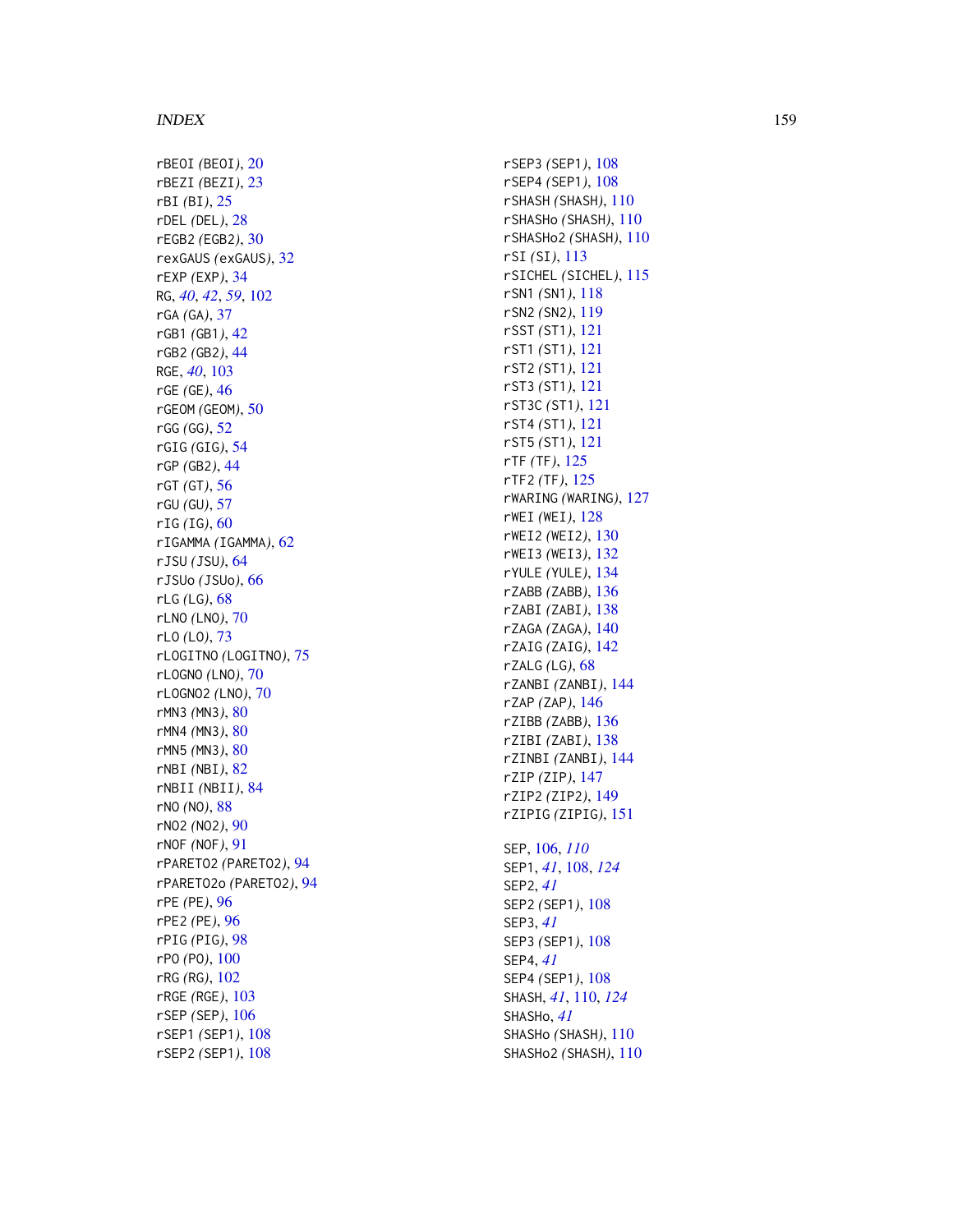rBEOI *(BEOI)*, 20
rBEZI *(BEZI)*, 23
rBI *(BI)*, 25
rDEL *(DEL)*, 28
rEGB2 *(EGB2)*, 30
rexGAUS *(exGAUS)*, 32
rEXP *(EXP)*, 34
RG, *40*, *42*, *59*, 102
rGA *(GA)*, 37
rGB1 *(GB1)*, 42
rGB2 *(GB2)*, 44
RGE, *40*, 103
rGE *(GE)*, 46
rGEOM *(GEOM)*, 50
rGG *(GG)*, 52
rGIG *(GIG)*, 54
rGP *(GB2)*, 44
rGT *(GT)*, 56
rGU *(GU)*, 57
rIG *(IG)*, 60
rIGAMMA *(IGAMMA)*, 62
rJSU *(JSU)*, 64
rJSUo *(JSUo)*, 66
rLG *(LG)*, 68
rLNO *(LNO)*, 70
rLO *(LO)*, 73
rLOGITNO *(LOGITNO)*, 75
rLOGNO *(LNO)*, 70
rLOGNO2 *(LNO)*, 70
rMN3 *(MN3)*, 80
rMN4 *(MN3)*, 80
rMN5 *(MN3)*, 80
rNBI *(NBI)*, 82
rNBII *(NBII)*, 84
rNO *(NO)*, 88
rNO2 *(NO2)*, 90
rNOF *(NOF)*, 91
rPARETO2 *(PARETO2)*, 94
rPARETO2o *(PARETO2)*, 94
rPE *(PE)*, 96
rPE2 *(PE)*, 96
rPIG *(PIG)*, 98
rPO *(PO)*, 100
rRG *(RG)*, 102
rRGE *(RGE)*, 103
rSEP *(SEP)*, 106
rSEP1 *(SEP1)*, 108
rSEP2 *(SEP1)*, 108
rSEP3 *(SEP1)*, 108
rSEP4 *(SEP1)*, 108
rSHASH *(SHASH)*, 110
rSHASHo *(SHASH)*, 110
rSHASHo2 *(SHASH)*, 110
rSI *(SI)*, 113
rSICHEL *(SICHEL)*, 115
rSN1 *(SN1)*, 118
rSN2 *(SN2)*, 119
rSST *(ST1)*, 121
rST1 *(ST1)*, 121
rST2 *(ST1)*, 121
rST3 *(ST1)*, 121
rST3C *(ST1)*, 121
rST4 *(ST1)*, 121
rST5 *(ST1)*, 121
rTF *(TF)*, 125
rTF2 *(TF)*, 125
rWARING *(WARING)*, 127
rWEI *(WEI)*, 128
rWEI2 *(WEI2)*, 130
rWEI3 *(WEI3)*, 132
rYULE *(YULE)*, 134
rZABB *(ZABB)*, 136
rZABI *(ZABI)*, 138
rZAGA *(ZAGA)*, 140
rZAIG *(ZAIG)*, 142
rZALG *(LG)*, 68
rZANBI *(ZANBI)*, 144
rZAP *(ZAP)*, 146
rZIBB *(ZABB)*, 136
rZIBI *(ZABI)*, 138
rZINBI *(ZANBI)*, 144
rZIP *(ZIP)*, 147
rZIP2 *(ZIP2)*, 149
rZIPIG *(ZIPIG)*, 151

SEP, 106, *110*
SEP1, *41*, 108, *124*
SEP2, *41*
SEP2 *(SEP1)*, 108
SEP3, *41*
SEP3 *(SEP1)*, 108
SEP4, *41*
SEP4 *(SEP1)*, 108
SHASH, *41*, 110, *124*
SHASHo, *41*
SHASHo *(SHASH)*, 110
SHASHo2 *(SHASH)*, 110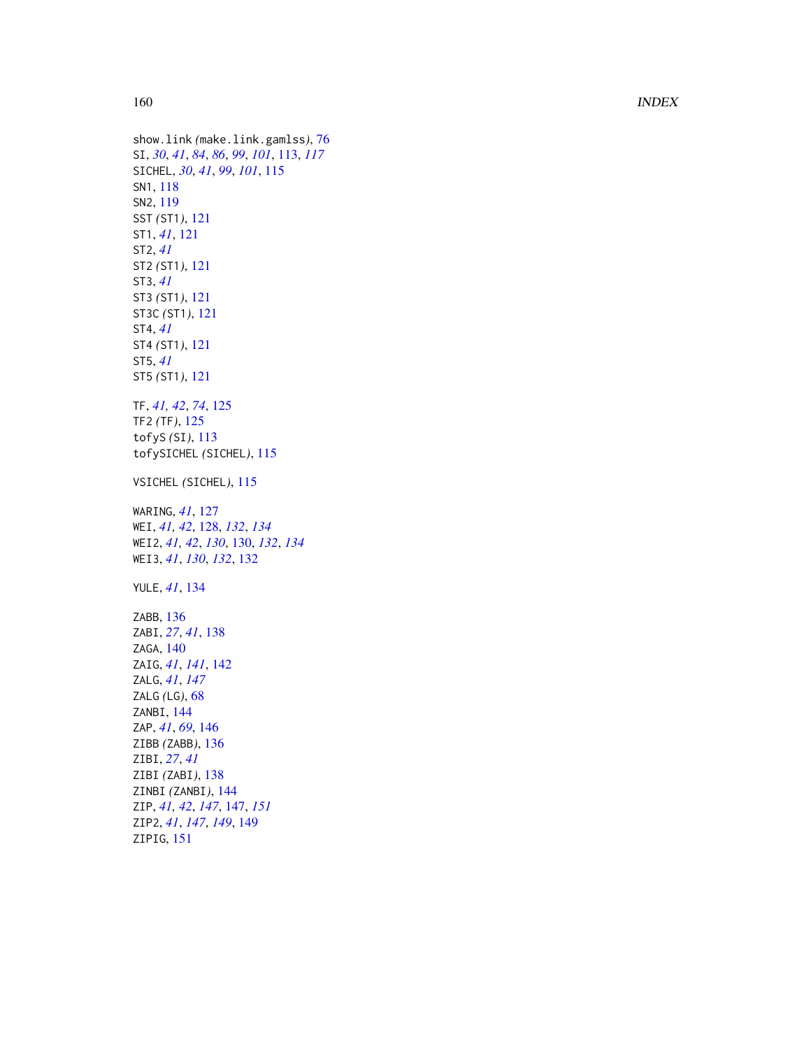show.link *(*make.link.gamlss*)*, 76
SI, *30*, *41*, *84*, *86*, *99*, *101*, 113, *117*
SICHEL, *30*, *41*, *99*, *101*, 115
SN1, 118
SN2, 119
SST *(*ST1*)*, 121
ST1, *41*, 121
ST2, *41*
ST2 *(*ST1*)*, 121
ST3, *41*
ST3 *(*ST1*)*, 121
ST3C *(*ST1*)*, 121
ST4, *41*
ST4 *(*ST1*)*, 121
ST5, *41*
ST5 *(*ST1*)*, 121

TF, *41, 42*, *74*, 125
TF2 *(*TF*)*, 125
tofyS *(*SI*)*, 113
tofySICHEL *(*SICHEL*)*, 115

VSICHEL *(*SICHEL*)*, 115

WARING, *41*, 127
WEI, *41, 42*, 128, *132*, *134*
WEI2, *41, 42*, *130*, 130, *132*, *134*
WEI3, *41*, *130*, *132*, 132

YULE, *41*, 134

ZABB, 136
ZABI, *27*, *41*, 138
ZAGA, 140
ZAIG, *41*, *141*, 142
ZALG, *41*, *147*
ZALG *(*LG*)*, 68
ZANBI, 144
ZAP, *41*, *69*, 146
ZIBB *(*ZABB*)*, 136
ZIBI, *27*, *41*
ZIBI *(*ZABI*)*, 138
ZINBI *(*ZANBI*)*, 144
ZIP, *41, 42*, *147*, 147, *151*
ZIP2, *41*, *147*, *149*, 149
ZIPIG, 151